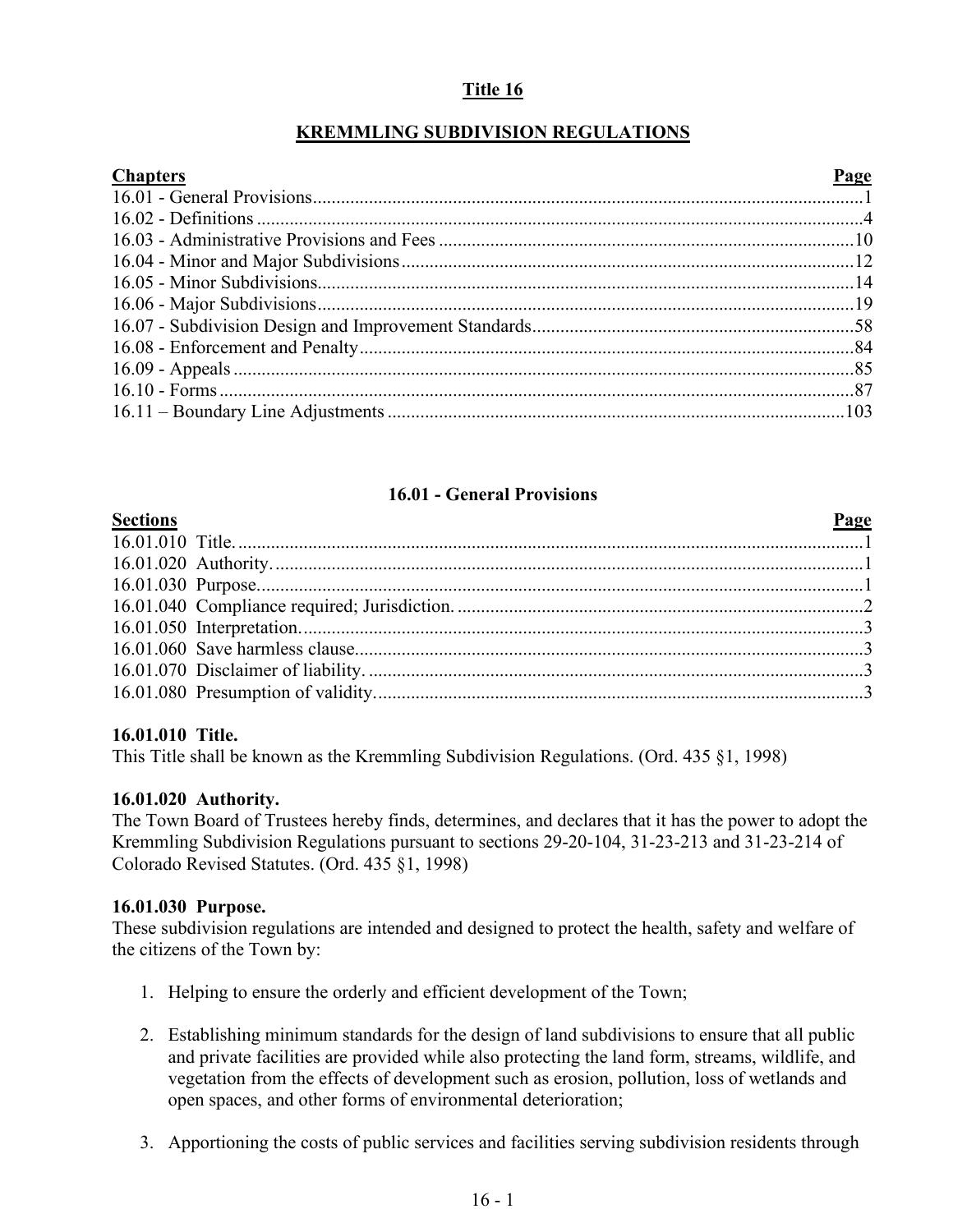# Title 16

## KREMMLING SUBDIVISION REGULATIONS

| Chapters | Page |
|---|---|
| 16.01 - General Provisions | 1 |
| 16.02 - Definitions | 4 |
| 16.03 - Administrative Provisions and Fees | 10 |
| 16.04 - Minor and Major Subdivisions | 12 |
| 16.05 - Minor Subdivisions | 14 |
| 16.06 - Major Subdivisions | 19 |
| 16.07 - Subdivision Design and Improvement Standards | 58 |
| 16.08 - Enforcement and Penalty | 84 |
| 16.09 - Appeals | 85 |
| 16.10 - Forms | 87 |
| 16.11 – Boundary Line Adjustments | 103 |

## 16.01 - General Provisions

| Sections | Page |
|---|---|
| 16.01.010 Title. | 1 |
| 16.01.020 Authority. | 1 |
| 16.01.030 Purpose. | 1 |
| 16.01.040 Compliance required; Jurisdiction. | 2 |
| 16.01.050 Interpretation. | 3 |
| 16.01.060 Save harmless clause. | 3 |
| 16.01.070 Disclaimer of liability. | 3 |
| 16.01.080 Presumption of validity. | 3 |

**16.01.010 Title.**
This Title shall be known as the Kremmling Subdivision Regulations. (Ord. 435 §1, 1998)

**16.01.020 Authority.**
The Town Board of Trustees hereby finds, determines, and declares that it has the power to adopt the Kremmling Subdivision Regulations pursuant to sections 29-20-104, 31-23-213 and 31-23-214 of Colorado Revised Statutes. (Ord. 435 §1, 1998)

**16.01.030 Purpose.**
These subdivision regulations are intended and designed to protect the health, safety and welfare of the citizens of the Town by:

1. Helping to ensure the orderly and efficient development of the Town;

2. Establishing minimum standards for the design of land subdivisions to ensure that all public and private facilities are provided while also protecting the land form, streams, wildlife, and vegetation from the effects of development such as erosion, pollution, loss of wetlands and open spaces, and other forms of environmental deterioration;

3. Apportioning the costs of public services and facilities serving subdivision residents through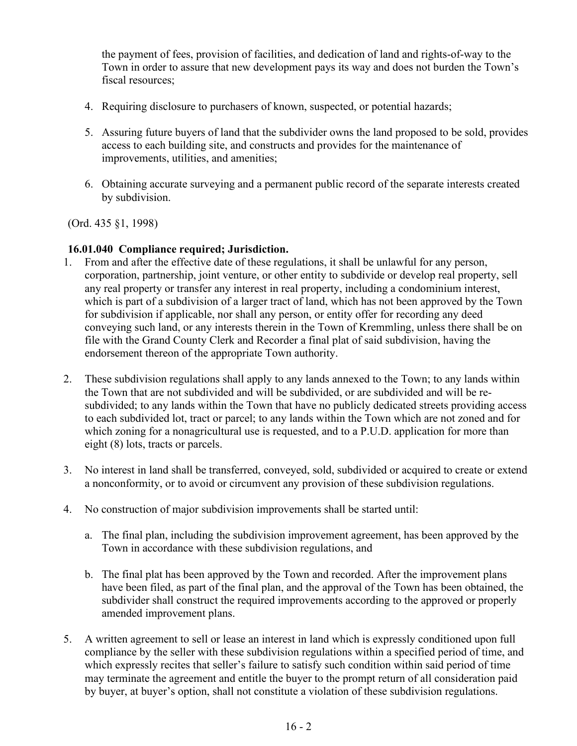the payment of fees, provision of facilities, and dedication of land and rights-of-way to the Town in order to assure that new development pays its way and does not burden the Town's fiscal resources;

4. Requiring disclosure to purchasers of known, suspected, or potential hazards;

5. Assuring future buyers of land that the subdivider owns the land proposed to be sold, provides access to each building site, and constructs and provides for the maintenance of improvements, utilities, and amenities;

6. Obtaining accurate surveying and a permanent public record of the separate interests created by subdivision.

(Ord. 435 §1, 1998)

**16.01.040 Compliance required; Jurisdiction.**

1. From and after the effective date of these regulations, it shall be unlawful for any person, corporation, partnership, joint venture, or other entity to subdivide or develop real property, sell any real property or transfer any interest in real property, including a condominium interest, which is part of a subdivision of a larger tract of land, which has not been approved by the Town for subdivision if applicable, nor shall any person, or entity offer for recording any deed conveying such land, or any interests therein in the Town of Kremmling, unless there shall be on file with the Grand County Clerk and Recorder a final plat of said subdivision, having the endorsement thereon of the appropriate Town authority.

2. These subdivision regulations shall apply to any lands annexed to the Town; to any lands within the Town that are not subdivided and will be subdivided, or are subdivided and will be re-subdivided; to any lands within the Town that have no publicly dedicated streets providing access to each subdivided lot, tract or parcel; to any lands within the Town which are not zoned and for which zoning for a nonagricultural use is requested, and to a P.U.D. application for more than eight (8) lots, tracts or parcels.

3. No interest in land shall be transferred, conveyed, sold, subdivided or acquired to create or extend a nonconformity, or to avoid or circumvent any provision of these subdivision regulations.

4. No construction of major subdivision improvements shall be started until:

   a. The final plan, including the subdivision improvement agreement, has been approved by the Town in accordance with these subdivision regulations, and

   b. The final plat has been approved by the Town and recorded. After the improvement plans have been filed, as part of the final plan, and the approval of the Town has been obtained, the subdivider shall construct the required improvements according to the approved or properly amended improvement plans.

5. A written agreement to sell or lease an interest in land which is expressly conditioned upon full compliance by the seller with these subdivision regulations within a specified period of time, and which expressly recites that seller's failure to satisfy such condition within said period of time may terminate the agreement and entitle the buyer to the prompt return of all consideration paid by buyer, at buyer's option, shall not constitute a violation of these subdivision regulations.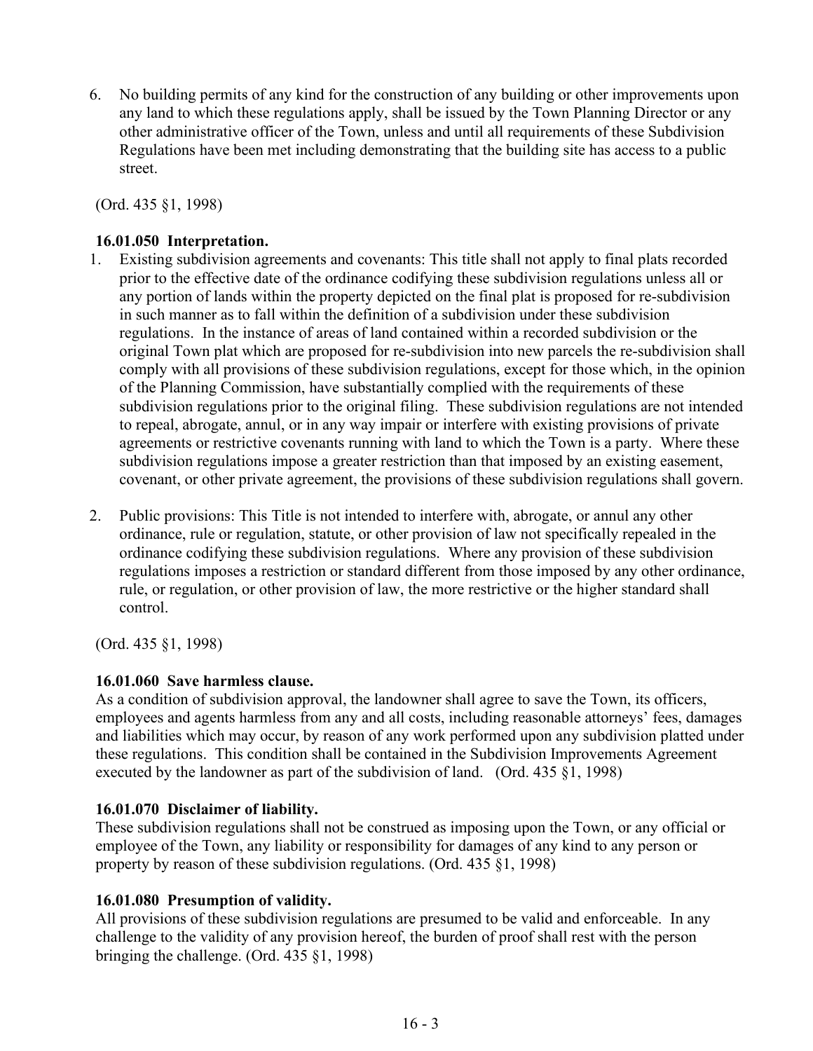6. No building permits of any kind for the construction of any building or other improvements upon any land to which these regulations apply, shall be issued by the Town Planning Director or any other administrative officer of the Town, unless and until all requirements of these Subdivision Regulations have been met including demonstrating that the building site has access to a public street.

(Ord. 435 §1, 1998)

**16.01.050 Interpretation.**

1. Existing subdivision agreements and covenants: This title shall not apply to final plats recorded prior to the effective date of the ordinance codifying these subdivision regulations unless all or any portion of lands within the property depicted on the final plat is proposed for re-subdivision in such manner as to fall within the definition of a subdivision under these subdivision regulations. In the instance of areas of land contained within a recorded subdivision or the original Town plat which are proposed for re-subdivision into new parcels the re-subdivision shall comply with all provisions of these subdivision regulations, except for those which, in the opinion of the Planning Commission, have substantially complied with the requirements of these subdivision regulations prior to the original filing. These subdivision regulations are not intended to repeal, abrogate, annul, or in any way impair or interfere with existing provisions of private agreements or restrictive covenants running with land to which the Town is a party. Where these subdivision regulations impose a greater restriction than that imposed by an existing easement, covenant, or other private agreement, the provisions of these subdivision regulations shall govern.

2. Public provisions: This Title is not intended to interfere with, abrogate, or annul any other ordinance, rule or regulation, statute, or other provision of law not specifically repealed in the ordinance codifying these subdivision regulations. Where any provision of these subdivision regulations imposes a restriction or standard different from those imposed by any other ordinance, rule, or regulation, or other provision of law, the more restrictive or the higher standard shall control.

(Ord. 435 §1, 1998)

**16.01.060 Save harmless clause.**

As a condition of subdivision approval, the landowner shall agree to save the Town, its officers, employees and agents harmless from any and all costs, including reasonable attorneys' fees, damages and liabilities which may occur, by reason of any work performed upon any subdivision platted under these regulations. This condition shall be contained in the Subdivision Improvements Agreement executed by the landowner as part of the subdivision of land. (Ord. 435 §1, 1998)

**16.01.070 Disclaimer of liability.**

These subdivision regulations shall not be construed as imposing upon the Town, or any official or employee of the Town, any liability or responsibility for damages of any kind to any person or property by reason of these subdivision regulations. (Ord. 435 §1, 1998)

**16.01.080 Presumption of validity.**

All provisions of these subdivision regulations are presumed to be valid and enforceable. In any challenge to the validity of any provision hereof, the burden of proof shall rest with the person bringing the challenge. (Ord. 435 §1, 1998)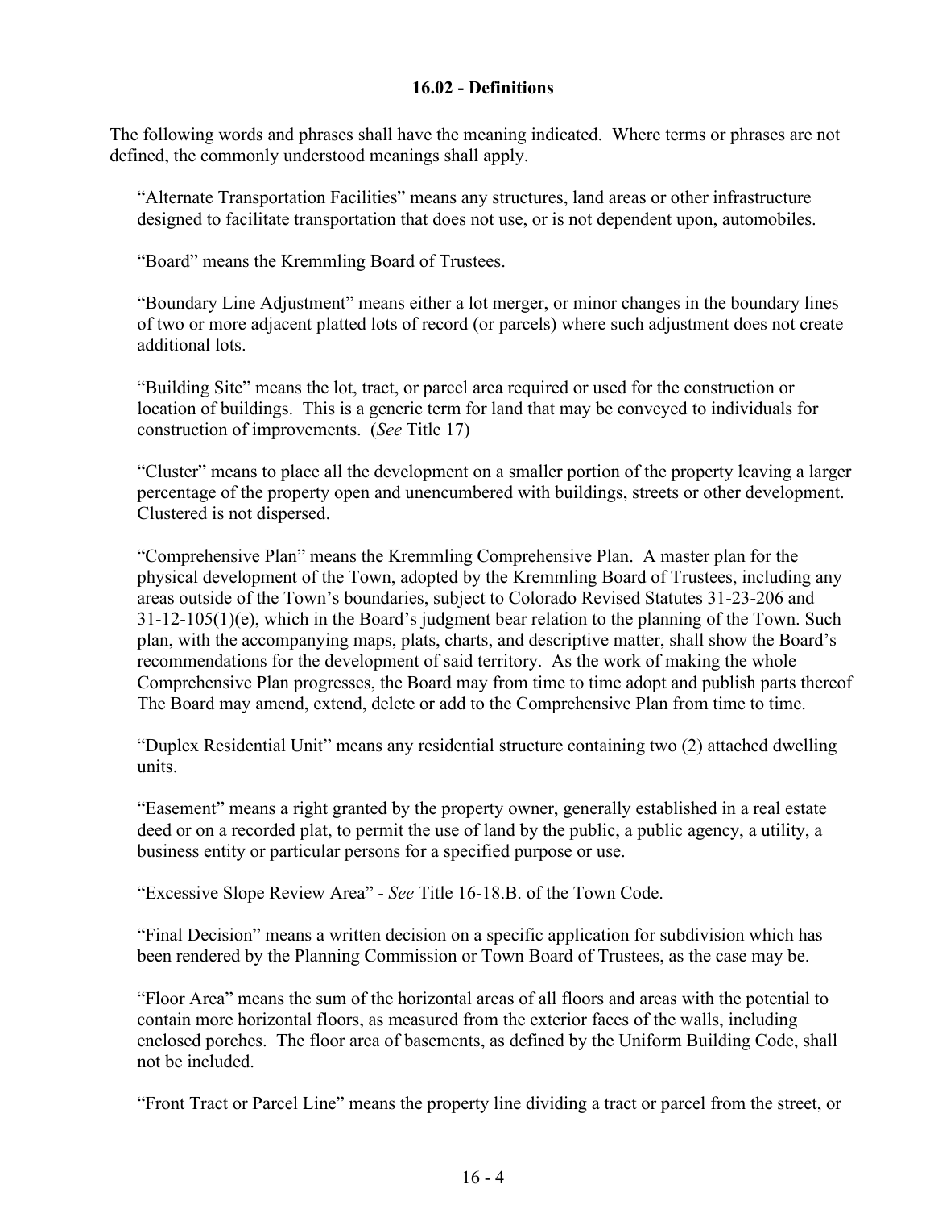## 16.02 - Definitions

The following words and phrases shall have the meaning indicated. Where terms or phrases are not defined, the commonly understood meanings shall apply.

"Alternate Transportation Facilities" means any structures, land areas or other infrastructure designed to facilitate transportation that does not use, or is not dependent upon, automobiles.

"Board" means the Kremmling Board of Trustees.

"Boundary Line Adjustment" means either a lot merger, or minor changes in the boundary lines of two or more adjacent platted lots of record (or parcels) where such adjustment does not create additional lots.

"Building Site" means the lot, tract, or parcel area required or used for the construction or location of buildings. This is a generic term for land that may be conveyed to individuals for construction of improvements. (*See* Title 17)

"Cluster" means to place all the development on a smaller portion of the property leaving a larger percentage of the property open and unencumbered with buildings, streets or other development. Clustered is not dispersed.

"Comprehensive Plan" means the Kremmling Comprehensive Plan. A master plan for the physical development of the Town, adopted by the Kremmling Board of Trustees, including any areas outside of the Town's boundaries, subject to Colorado Revised Statutes 31-23-206 and 31-12-105(1)(e), which in the Board's judgment bear relation to the planning of the Town. Such plan, with the accompanying maps, plats, charts, and descriptive matter, shall show the Board's recommendations for the development of said territory. As the work of making the whole Comprehensive Plan progresses, the Board may from time to time adopt and publish parts thereof The Board may amend, extend, delete or add to the Comprehensive Plan from time to time.

"Duplex Residential Unit" means any residential structure containing two (2) attached dwelling units.

"Easement" means a right granted by the property owner, generally established in a real estate deed or on a recorded plat, to permit the use of land by the public, a public agency, a utility, a business entity or particular persons for a specified purpose or use.

"Excessive Slope Review Area" - *See* Title 16-18.B. of the Town Code.

"Final Decision" means a written decision on a specific application for subdivision which has been rendered by the Planning Commission or Town Board of Trustees, as the case may be.

"Floor Area" means the sum of the horizontal areas of all floors and areas with the potential to contain more horizontal floors, as measured from the exterior faces of the walls, including enclosed porches. The floor area of basements, as defined by the Uniform Building Code, shall not be included.

"Front Tract or Parcel Line" means the property line dividing a tract or parcel from the street, or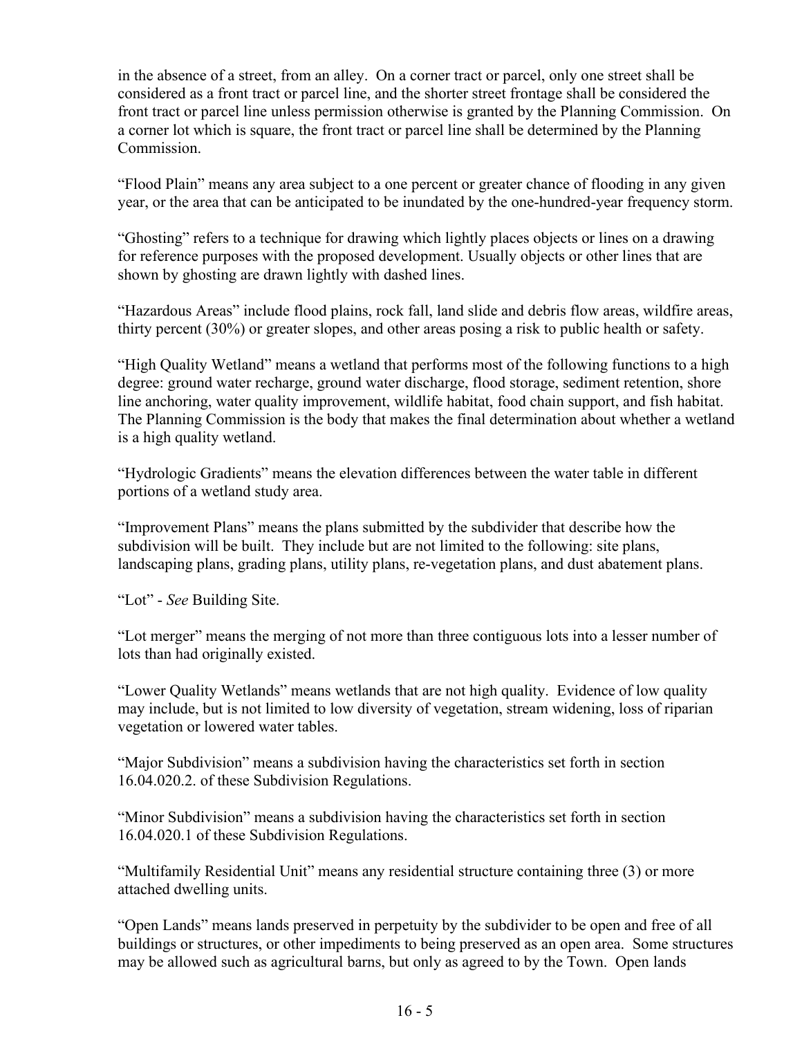in the absence of a street, from an alley. On a corner tract or parcel, only one street shall be considered as a front tract or parcel line, and the shorter street frontage shall be considered the front tract or parcel line unless permission otherwise is granted by the Planning Commission. On a corner lot which is square, the front tract or parcel line shall be determined by the Planning Commission.

"Flood Plain" means any area subject to a one percent or greater chance of flooding in any given year, or the area that can be anticipated to be inundated by the one-hundred-year frequency storm.

"Ghosting" refers to a technique for drawing which lightly places objects or lines on a drawing for reference purposes with the proposed development. Usually objects or other lines that are shown by ghosting are drawn lightly with dashed lines.

"Hazardous Areas" include flood plains, rock fall, land slide and debris flow areas, wildfire areas, thirty percent (30%) or greater slopes, and other areas posing a risk to public health or safety.

"High Quality Wetland" means a wetland that performs most of the following functions to a high degree: ground water recharge, ground water discharge, flood storage, sediment retention, shore line anchoring, water quality improvement, wildlife habitat, food chain support, and fish habitat. The Planning Commission is the body that makes the final determination about whether a wetland is a high quality wetland.

"Hydrologic Gradients" means the elevation differences between the water table in different portions of a wetland study area.

"Improvement Plans" means the plans submitted by the subdivider that describe how the subdivision will be built. They include but are not limited to the following: site plans, landscaping plans, grading plans, utility plans, re-vegetation plans, and dust abatement plans.

"Lot" - *See* Building Site.

"Lot merger" means the merging of not more than three contiguous lots into a lesser number of lots than had originally existed.

"Lower Quality Wetlands" means wetlands that are not high quality. Evidence of low quality may include, but is not limited to low diversity of vegetation, stream widening, loss of riparian vegetation or lowered water tables.

"Major Subdivision" means a subdivision having the characteristics set forth in section 16.04.020.2. of these Subdivision Regulations.

"Minor Subdivision" means a subdivision having the characteristics set forth in section 16.04.020.1 of these Subdivision Regulations.

"Multifamily Residential Unit" means any residential structure containing three (3) or more attached dwelling units.

"Open Lands" means lands preserved in perpetuity by the subdivider to be open and free of all buildings or structures, or other impediments to being preserved as an open area. Some structures may be allowed such as agricultural barns, but only as agreed to by the Town. Open lands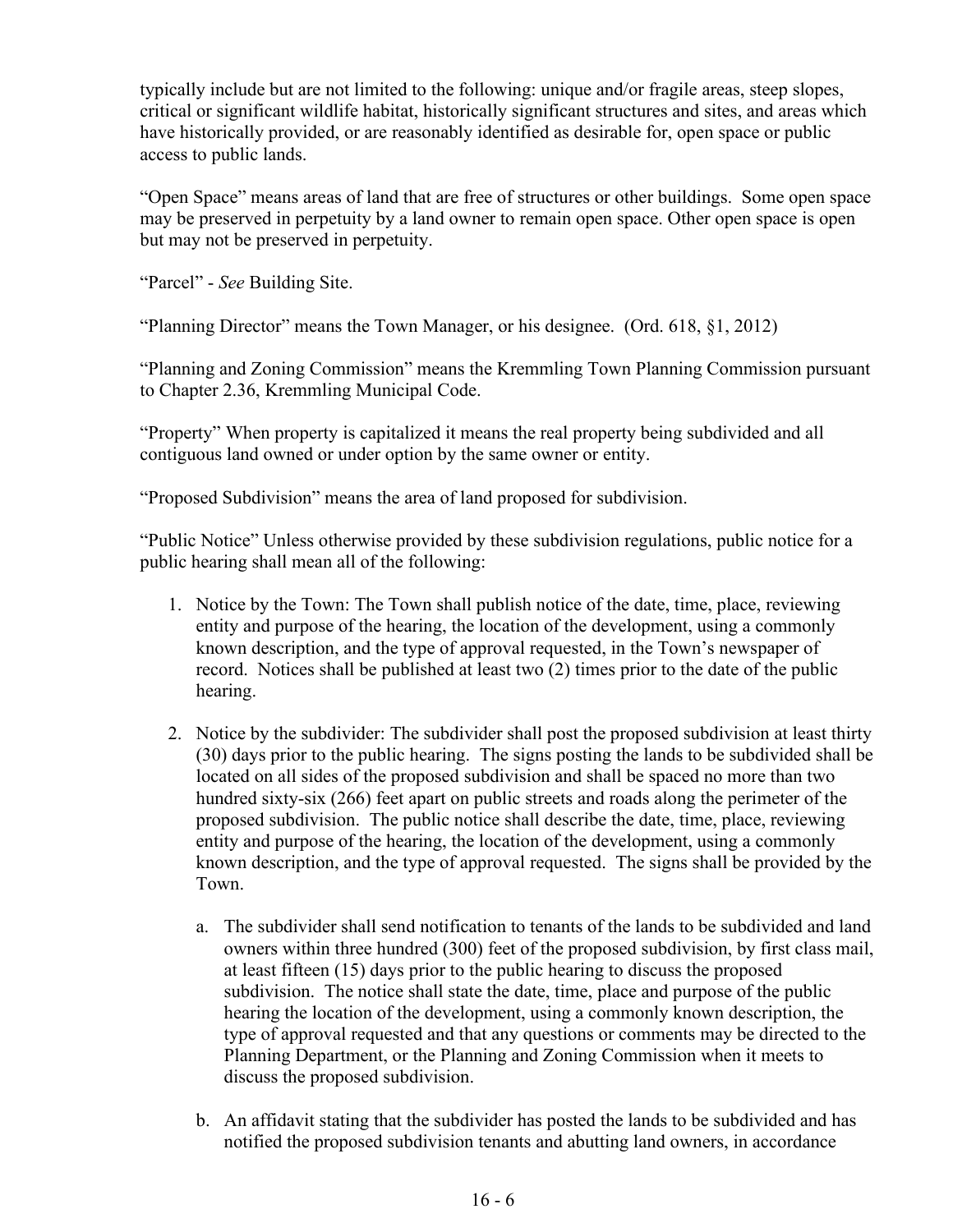typically include but are not limited to the following: unique and/or fragile areas, steep slopes, critical or significant wildlife habitat, historically significant structures and sites, and areas which have historically provided, or are reasonably identified as desirable for, open space or public access to public lands.

"Open Space" means areas of land that are free of structures or other buildings. Some open space may be preserved in perpetuity by a land owner to remain open space. Other open space is open but may not be preserved in perpetuity.

"Parcel" - *See* Building Site.

"Planning Director" means the Town Manager, or his designee. (Ord. 618, §1, 2012)

"Planning and Zoning Commission" means the Kremmling Town Planning Commission pursuant to Chapter 2.36, Kremmling Municipal Code.

"Property" When property is capitalized it means the real property being subdivided and all contiguous land owned or under option by the same owner or entity.

"Proposed Subdivision" means the area of land proposed for subdivision.

"Public Notice" Unless otherwise provided by these subdivision regulations, public notice for a public hearing shall mean all of the following:

1. Notice by the Town: The Town shall publish notice of the date, time, place, reviewing entity and purpose of the hearing, the location of the development, using a commonly known description, and the type of approval requested, in the Town's newspaper of record. Notices shall be published at least two (2) times prior to the date of the public hearing.

2. Notice by the subdivider: The subdivider shall post the proposed subdivision at least thirty (30) days prior to the public hearing. The signs posting the lands to be subdivided shall be located on all sides of the proposed subdivision and shall be spaced no more than two hundred sixty-six (266) feet apart on public streets and roads along the perimeter of the proposed subdivision. The public notice shall describe the date, time, place, reviewing entity and purpose of the hearing, the location of the development, using a commonly known description, and the type of approval requested. The signs shall be provided by the Town.

   a. The subdivider shall send notification to tenants of the lands to be subdivided and land owners within three hundred (300) feet of the proposed subdivision, by first class mail, at least fifteen (15) days prior to the public hearing to discuss the proposed subdivision. The notice shall state the date, time, place and purpose of the public hearing the location of the development, using a commonly known description, the type of approval requested and that any questions or comments may be directed to the Planning Department, or the Planning and Zoning Commission when it meets to discuss the proposed subdivision.

   b. An affidavit stating that the subdivider has posted the lands to be subdivided and has notified the proposed subdivision tenants and abutting land owners, in accordance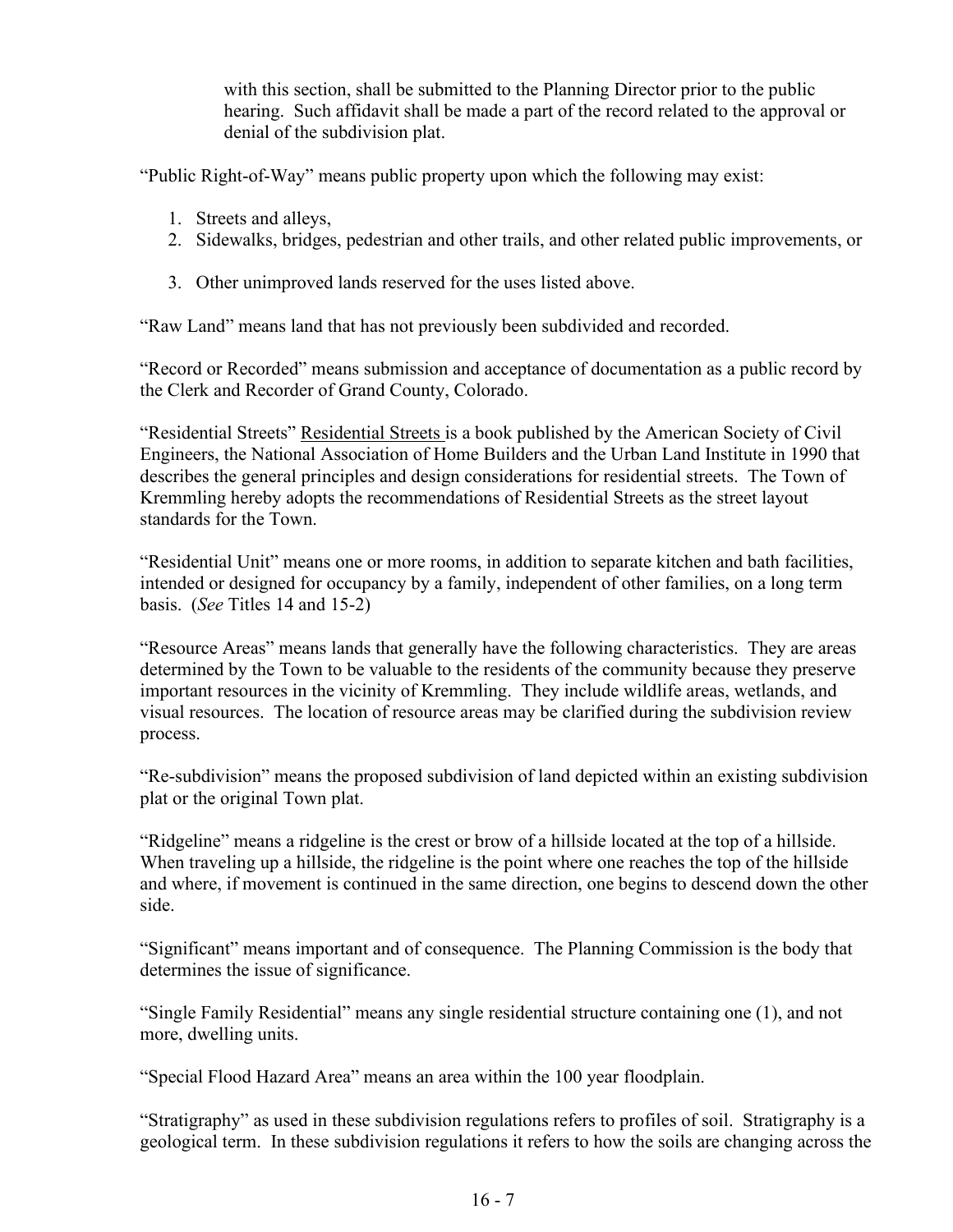with this section, shall be submitted to the Planning Director prior to the public hearing. Such affidavit shall be made a part of the record related to the approval or denial of the subdivision plat.

"Public Right-of-Way" means public property upon which the following may exist:

1. Streets and alleys,
2. Sidewalks, bridges, pedestrian and other trails, and other related public improvements, or
3. Other unimproved lands reserved for the uses listed above.

"Raw Land" means land that has not previously been subdivided and recorded.

"Record or Recorded" means submission and acceptance of documentation as a public record by the Clerk and Recorder of Grand County, Colorado.

"Residential Streets" <u>Residential Streets</u> is a book published by the American Society of Civil Engineers, the National Association of Home Builders and the Urban Land Institute in 1990 that describes the general principles and design considerations for residential streets. The Town of Kremmling hereby adopts the recommendations of Residential Streets as the street layout standards for the Town.

"Residential Unit" means one or more rooms, in addition to separate kitchen and bath facilities, intended or designed for occupancy by a family, independent of other families, on a long term basis. (*See* Titles 14 and 15-2)

"Resource Areas" means lands that generally have the following characteristics. They are areas determined by the Town to be valuable to the residents of the community because they preserve important resources in the vicinity of Kremmling. They include wildlife areas, wetlands, and visual resources. The location of resource areas may be clarified during the subdivision review process.

"Re-subdivision" means the proposed subdivision of land depicted within an existing subdivision plat or the original Town plat.

"Ridgeline" means a ridgeline is the crest or brow of a hillside located at the top of a hillside. When traveling up a hillside, the ridgeline is the point where one reaches the top of the hillside and where, if movement is continued in the same direction, one begins to descend down the other side.

"Significant" means important and of consequence. The Planning Commission is the body that determines the issue of significance.

"Single Family Residential" means any single residential structure containing one (1), and not more, dwelling units.

"Special Flood Hazard Area" means an area within the 100 year floodplain.

"Stratigraphy" as used in these subdivision regulations refers to profiles of soil. Stratigraphy is a geological term. In these subdivision regulations it refers to how the soils are changing across the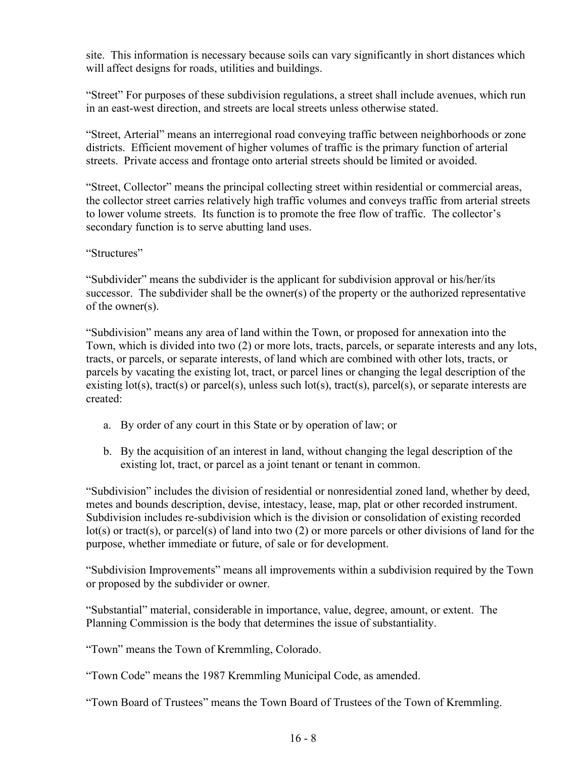site. This information is necessary because soils can vary significantly in short distances which will affect designs for roads, utilities and buildings.

"Street" For purposes of these subdivision regulations, a street shall include avenues, which run in an east-west direction, and streets are local streets unless otherwise stated.

"Street, Arterial" means an interregional road conveying traffic between neighborhoods or zone districts. Efficient movement of higher volumes of traffic is the primary function of arterial streets. Private access and frontage onto arterial streets should be limited or avoided.

"Street, Collector" means the principal collecting street within residential or commercial areas, the collector street carries relatively high traffic volumes and conveys traffic from arterial streets to lower volume streets. Its function is to promote the free flow of traffic. The collector's secondary function is to serve abutting land uses.

"Structures"

"Subdivider" means the subdivider is the applicant for subdivision approval or his/her/its successor. The subdivider shall be the owner(s) of the property or the authorized representative of the owner(s).

"Subdivision" means any area of land within the Town, or proposed for annexation into the Town, which is divided into two (2) or more lots, tracts, parcels, or separate interests and any lots, tracts, or parcels, or separate interests, of land which are combined with other lots, tracts, or parcels by vacating the existing lot, tract, or parcel lines or changing the legal description of the existing lot(s), tract(s) or parcel(s), unless such lot(s), tract(s), parcel(s), or separate interests are created:

a. By order of any court in this State or by operation of law; or

b. By the acquisition of an interest in land, without changing the legal description of the existing lot, tract, or parcel as a joint tenant or tenant in common.

"Subdivision" includes the division of residential or nonresidential zoned land, whether by deed, metes and bounds description, devise, intestacy, lease, map, plat or other recorded instrument. Subdivision includes re-subdivision which is the division or consolidation of existing recorded lot(s) or tract(s), or parcel(s) of land into two (2) or more parcels or other divisions of land for the purpose, whether immediate or future, of sale or for development.

"Subdivision Improvements" means all improvements within a subdivision required by the Town or proposed by the subdivider or owner.

"Substantial" material, considerable in importance, value, degree, amount, or extent. The Planning Commission is the body that determines the issue of substantiality.

"Town" means the Town of Kremmling, Colorado.

"Town Code" means the 1987 Kremmling Municipal Code, as amended.

"Town Board of Trustees" means the Town Board of Trustees of the Town of Kremmling.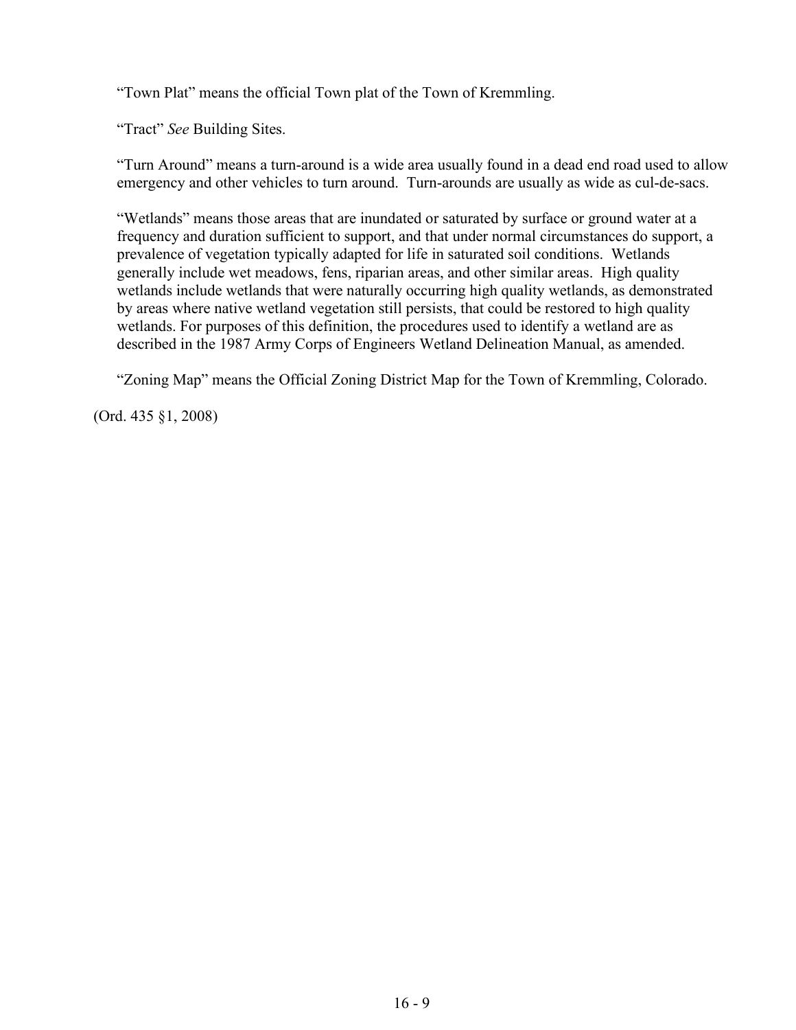"Town Plat" means the official Town plat of the Town of Kremmling.

"Tract" *See* Building Sites.

"Turn Around" means a turn-around is a wide area usually found in a dead end road used to allow emergency and other vehicles to turn around. Turn-arounds are usually as wide as cul-de-sacs.

"Wetlands" means those areas that are inundated or saturated by surface or ground water at a frequency and duration sufficient to support, and that under normal circumstances do support, a prevalence of vegetation typically adapted for life in saturated soil conditions. Wetlands generally include wet meadows, fens, riparian areas, and other similar areas. High quality wetlands include wetlands that were naturally occurring high quality wetlands, as demonstrated by areas where native wetland vegetation still persists, that could be restored to high quality wetlands. For purposes of this definition, the procedures used to identify a wetland are as described in the 1987 Army Corps of Engineers Wetland Delineation Manual, as amended.

"Zoning Map" means the Official Zoning District Map for the Town of Kremmling, Colorado.

(Ord. 435 §1, 2008)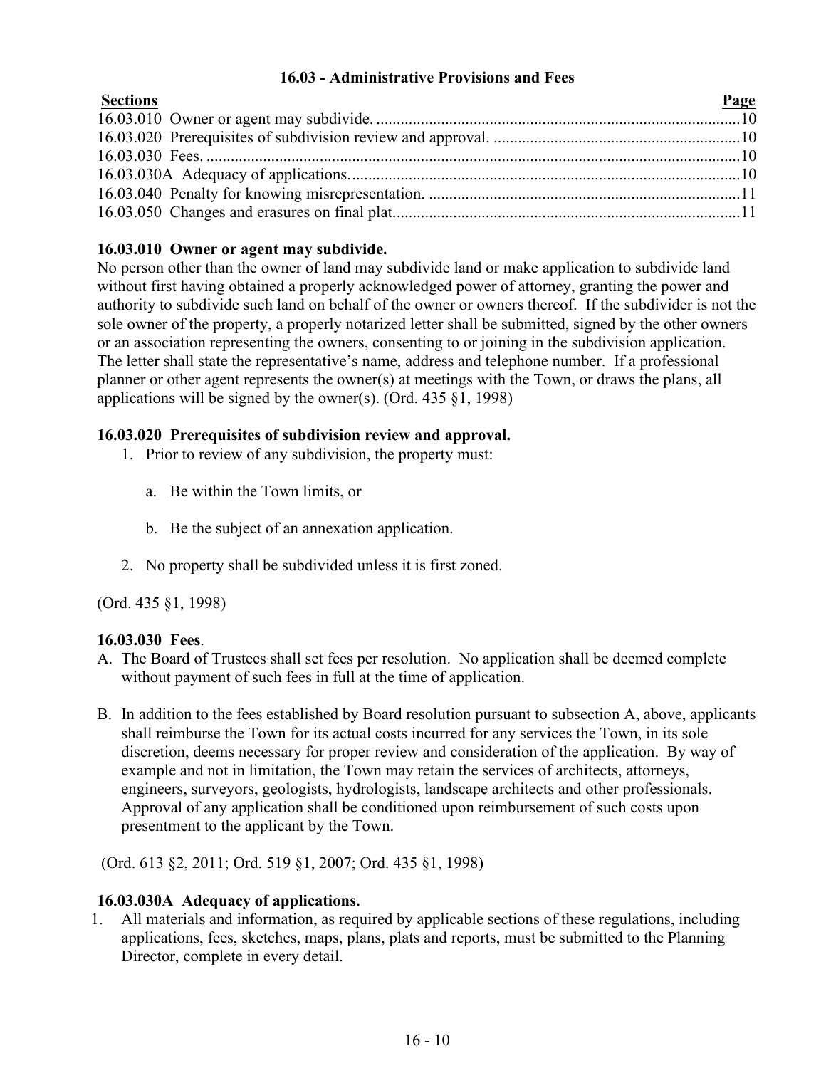## 16.03 - Administrative Provisions and Fees

| Sections | Page |
|---|---|
| 16.03.010 Owner or agent may subdivide. | 10 |
| 16.03.020 Prerequisites of subdivision review and approval. | 10 |
| 16.03.030 Fees. | 10 |
| 16.03.030A Adequacy of applications. | 10 |
| 16.03.040 Penalty for knowing misrepresentation. | 11 |
| 16.03.050 Changes and erasures on final plat. | 11 |

### 16.03.010 Owner or agent may subdivide.

No person other than the owner of land may subdivide land or make application to subdivide land without first having obtained a properly acknowledged power of attorney, granting the power and authority to subdivide such land on behalf of the owner or owners thereof. If the subdivider is not the sole owner of the property, a properly notarized letter shall be submitted, signed by the other owners or an association representing the owners, consenting to or joining in the subdivision application. The letter shall state the representative's name, address and telephone number. If a professional planner or other agent represents the owner(s) at meetings with the Town, or draws the plans, all applications will be signed by the owner(s). (Ord. 435 §1, 1998)

### 16.03.020 Prerequisites of subdivision review and approval.

1. Prior to review of any subdivision, the property must:

   a. Be within the Town limits, or

   b. Be the subject of an annexation application.

2. No property shall be subdivided unless it is first zoned.

(Ord. 435 §1, 1998)

### 16.03.030 Fees.

A. The Board of Trustees shall set fees per resolution. No application shall be deemed complete without payment of such fees in full at the time of application.

B. In addition to the fees established by Board resolution pursuant to subsection A, above, applicants shall reimburse the Town for its actual costs incurred for any services the Town, in its sole discretion, deems necessary for proper review and consideration of the application. By way of example and not in limitation, the Town may retain the services of architects, attorneys, engineers, surveyors, geologists, hydrologists, landscape architects and other professionals. Approval of any application shall be conditioned upon reimbursement of such costs upon presentment to the applicant by the Town.

(Ord. 613 §2, 2011; Ord. 519 §1, 2007; Ord. 435 §1, 1998)

### 16.03.030A Adequacy of applications.

1. All materials and information, as required by applicable sections of these regulations, including applications, fees, sketches, maps, plans, plats and reports, must be submitted to the Planning Director, complete in every detail.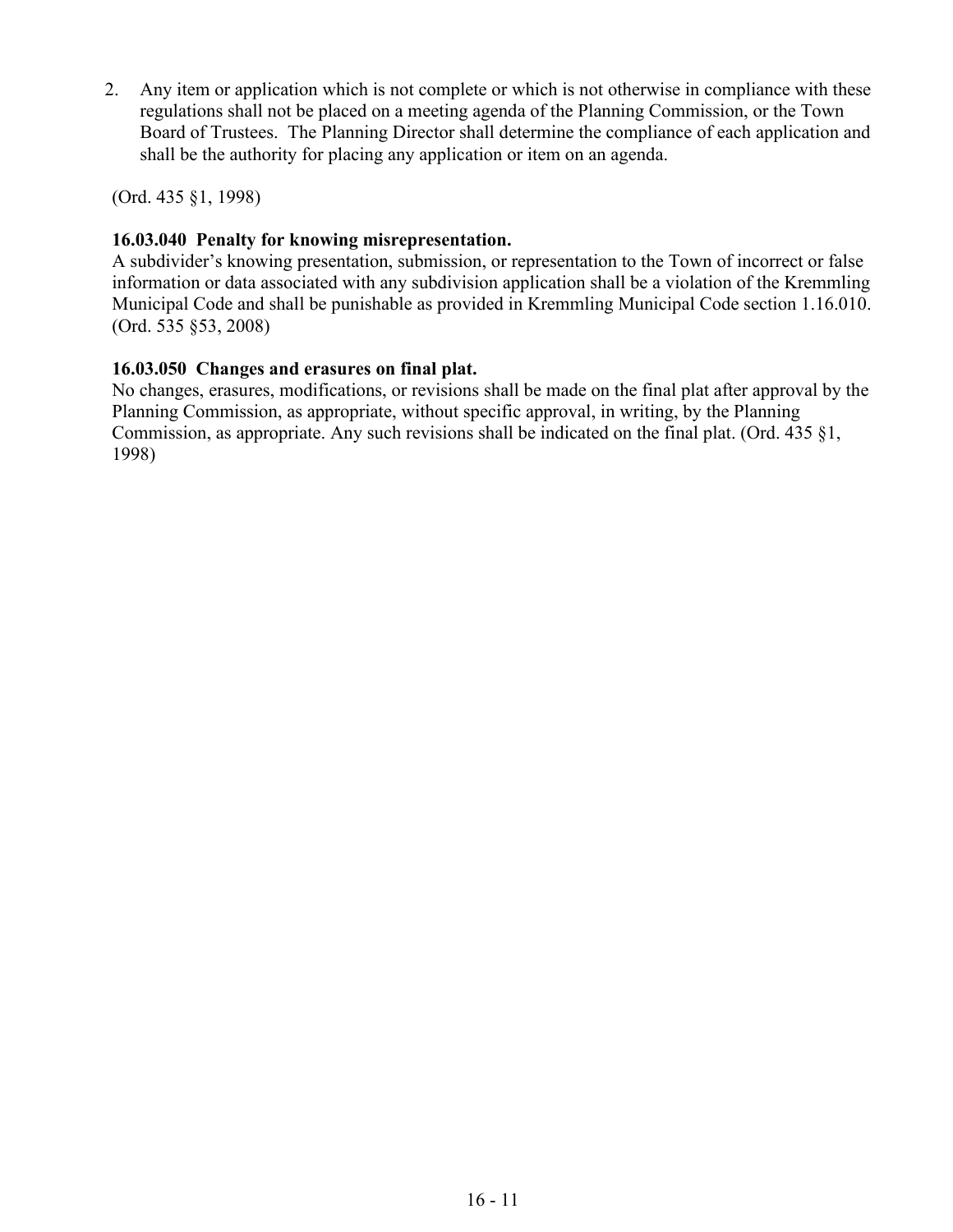2. Any item or application which is not complete or which is not otherwise in compliance with these regulations shall not be placed on a meeting agenda of the Planning Commission, or the Town Board of Trustees. The Planning Director shall determine the compliance of each application and shall be the authority for placing any application or item on an agenda.

(Ord. 435 §1, 1998)

**16.03.040 Penalty for knowing misrepresentation.**
A subdivider's knowing presentation, submission, or representation to the Town of incorrect or false information or data associated with any subdivision application shall be a violation of the Kremmling Municipal Code and shall be punishable as provided in Kremmling Municipal Code section 1.16.010. (Ord. 535 §53, 2008)

**16.03.050 Changes and erasures on final plat.**
No changes, erasures, modifications, or revisions shall be made on the final plat after approval by the Planning Commission, as appropriate, without specific approval, in writing, by the Planning Commission, as appropriate. Any such revisions shall be indicated on the final plat. (Ord. 435 §1, 1998)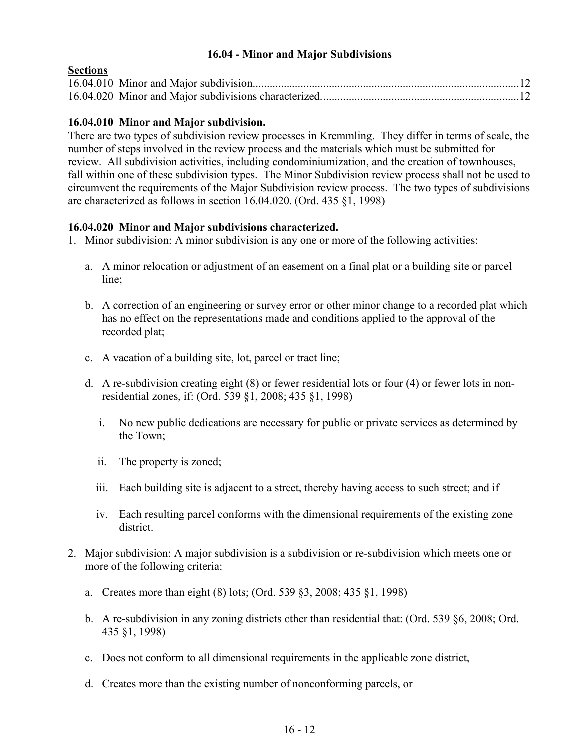## 16.04 - Minor and Major Subdivisions

**Sections**

16.04.010 Minor and Major subdivision....12
16.04.020 Minor and Major subdivisions characterized....12

### 16.04.010 Minor and Major subdivision.

There are two types of subdivision review processes in Kremmling. They differ in terms of scale, the number of steps involved in the review process and the materials which must be submitted for review. All subdivision activities, including condominiumization, and the creation of townhouses, fall within one of these subdivision types. The Minor Subdivision review process shall not be used to circumvent the requirements of the Major Subdivision review process. The two types of subdivisions are characterized as follows in section 16.04.020. (Ord. 435 §1, 1998)

### 16.04.020 Minor and Major subdivisions characterized.

1. Minor subdivision: A minor subdivision is any one or more of the following activities:

   a. A minor relocation or adjustment of an easement on a final plat or a building site or parcel line;

   b. A correction of an engineering or survey error or other minor change to a recorded plat which has no effect on the representations made and conditions applied to the approval of the recorded plat;

   c. A vacation of a building site, lot, parcel or tract line;

   d. A re-subdivision creating eight (8) or fewer residential lots or four (4) or fewer lots in non-residential zones, if: (Ord. 539 §1, 2008; 435 §1, 1998)

      i. No new public dedications are necessary for public or private services as determined by the Town;

      ii. The property is zoned;

      iii. Each building site is adjacent to a street, thereby having access to such street; and if

      iv. Each resulting parcel conforms with the dimensional requirements of the existing zone district.

2. Major subdivision: A major subdivision is a subdivision or re-subdivision which meets one or more of the following criteria:

   a. Creates more than eight (8) lots; (Ord. 539 §3, 2008; 435 §1, 1998)

   b. A re-subdivision in any zoning districts other than residential that: (Ord. 539 §6, 2008; Ord. 435 §1, 1998)

   c. Does not conform to all dimensional requirements in the applicable zone district,

   d. Creates more than the existing number of nonconforming parcels, or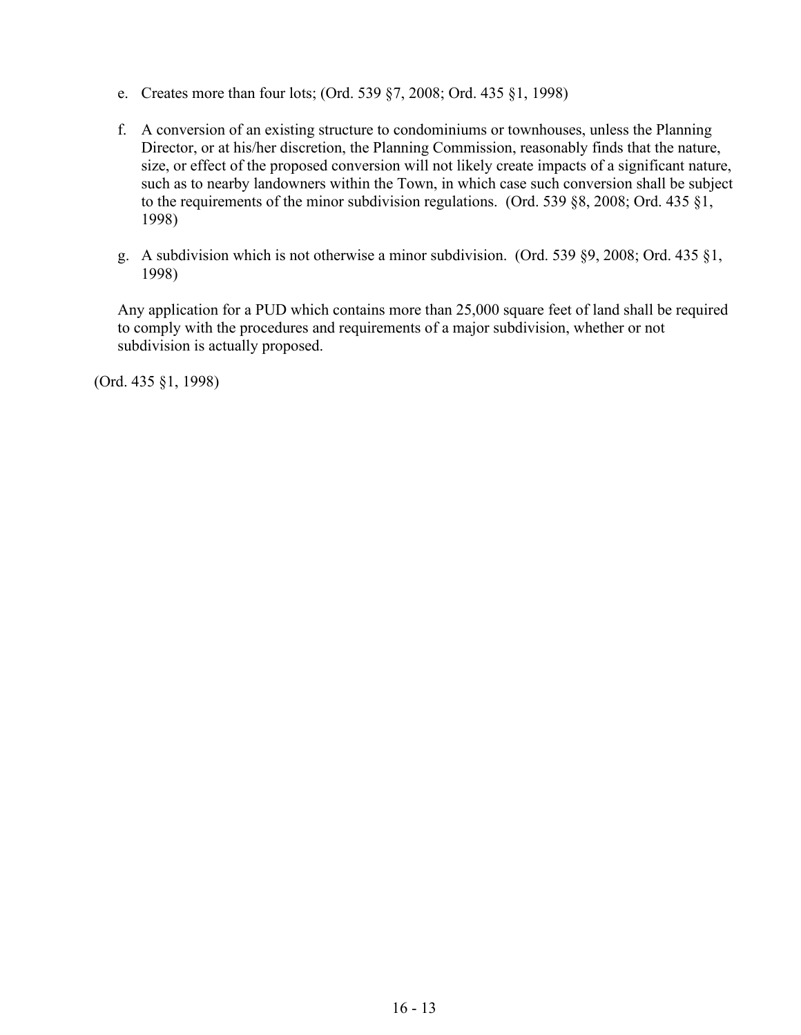e. Creates more than four lots; (Ord. 539 §7, 2008; Ord. 435 §1, 1998)

f. A conversion of an existing structure to condominiums or townhouses, unless the Planning Director, or at his/her discretion, the Planning Commission, reasonably finds that the nature, size, or effect of the proposed conversion will not likely create impacts of a significant nature, such as to nearby landowners within the Town, in which case such conversion shall be subject to the requirements of the minor subdivision regulations. (Ord. 539 §8, 2008; Ord. 435 §1, 1998)

g. A subdivision which is not otherwise a minor subdivision. (Ord. 539 §9, 2008; Ord. 435 §1, 1998)

Any application for a PUD which contains more than 25,000 square feet of land shall be required to comply with the procedures and requirements of a major subdivision, whether or not subdivision is actually proposed.

(Ord. 435 §1, 1998)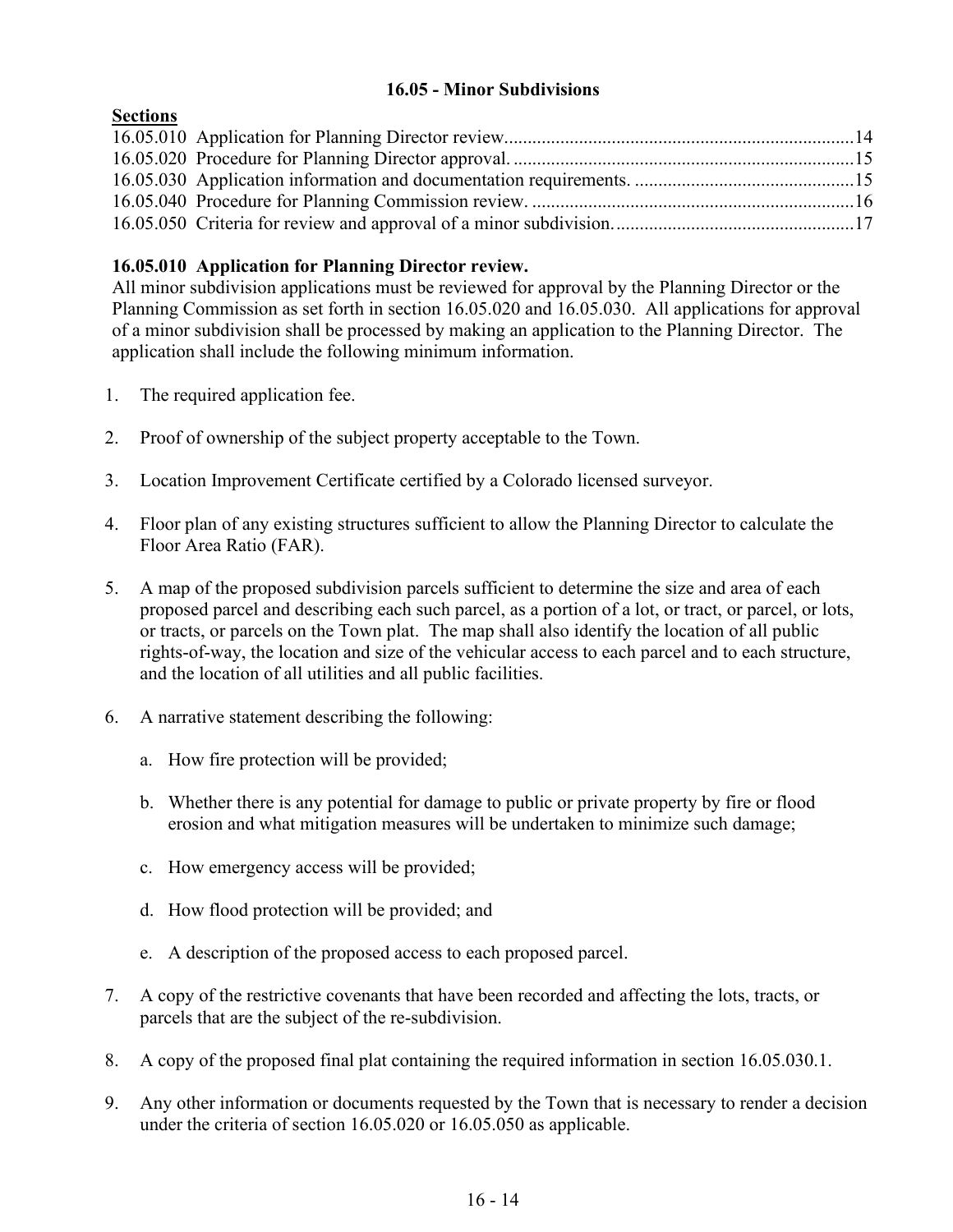## 16.05 - Minor Subdivisions

**Sections**

16.05.010 Application for Planning Director review............................................................................14
16.05.020 Procedure for Planning Director approval. ........................................................................15
16.05.030 Application information and documentation requirements. ...............................................15
16.05.040 Procedure for Planning Commission review. .....................................................................16
16.05.050 Criteria for review and approval of a minor subdivision....................................................17

### 16.05.010 Application for Planning Director review.

All minor subdivision applications must be reviewed for approval by the Planning Director or the Planning Commission as set forth in section 16.05.020 and 16.05.030. All applications for approval of a minor subdivision shall be processed by making an application to the Planning Director. The application shall include the following minimum information.

1. The required application fee.

2. Proof of ownership of the subject property acceptable to the Town.

3. Location Improvement Certificate certified by a Colorado licensed surveyor.

4. Floor plan of any existing structures sufficient to allow the Planning Director to calculate the Floor Area Ratio (FAR).

5. A map of the proposed subdivision parcels sufficient to determine the size and area of each proposed parcel and describing each such parcel, as a portion of a lot, or tract, or parcel, or lots, or tracts, or parcels on the Town plat. The map shall also identify the location of all public rights-of-way, the location and size of the vehicular access to each parcel and to each structure, and the location of all utilities and all public facilities.

6. A narrative statement describing the following:

   a. How fire protection will be provided;

   b. Whether there is any potential for damage to public or private property by fire or flood erosion and what mitigation measures will be undertaken to minimize such damage;

   c. How emergency access will be provided;

   d. How flood protection will be provided; and

   e. A description of the proposed access to each proposed parcel.

7. A copy of the restrictive covenants that have been recorded and affecting the lots, tracts, or parcels that are the subject of the re-subdivision.

8. A copy of the proposed final plat containing the required information in section 16.05.030.1.

9. Any other information or documents requested by the Town that is necessary to render a decision under the criteria of section 16.05.020 or 16.05.050 as applicable.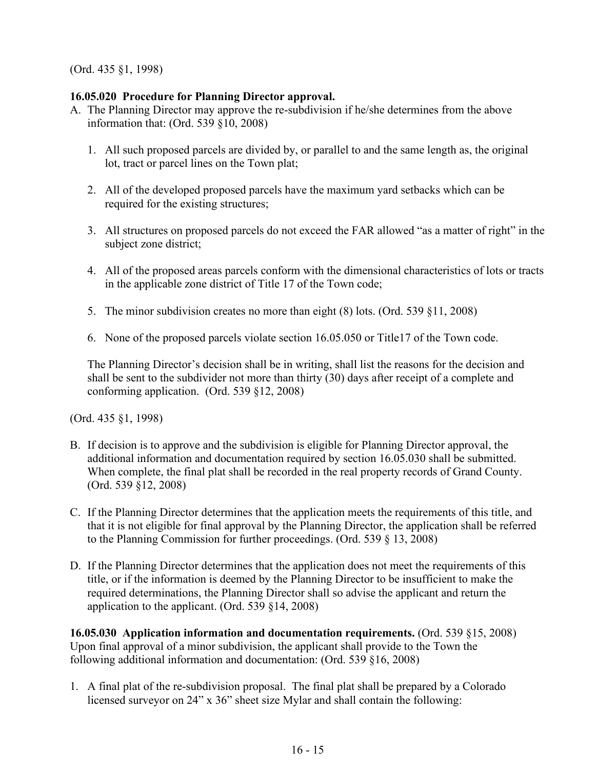(Ord. 435 §1, 1998)

**16.05.020 Procedure for Planning Director approval.**

A. The Planning Director may approve the re-subdivision if he/she determines from the above information that: (Ord. 539 §10, 2008)

   1. All such proposed parcels are divided by, or parallel to and the same length as, the original lot, tract or parcel lines on the Town plat;

   2. All of the developed proposed parcels have the maximum yard setbacks which can be required for the existing structures;

   3. All structures on proposed parcels do not exceed the FAR allowed "as a matter of right" in the subject zone district;

   4. All of the proposed areas parcels conform with the dimensional characteristics of lots or tracts in the applicable zone district of Title 17 of the Town code;

   5. The minor subdivision creates no more than eight (8) lots. (Ord. 539 §11, 2008)

   6. None of the proposed parcels violate section 16.05.050 or Title17 of the Town code.

   The Planning Director's decision shall be in writing, shall list the reasons for the decision and shall be sent to the subdivider not more than thirty (30) days after receipt of a complete and conforming application. (Ord. 539 §12, 2008)

(Ord. 435 §1, 1998)

B. If decision is to approve and the subdivision is eligible for Planning Director approval, the additional information and documentation required by section 16.05.030 shall be submitted. When complete, the final plat shall be recorded in the real property records of Grand County. (Ord. 539 §12, 2008)

C. If the Planning Director determines that the application meets the requirements of this title, and that it is not eligible for final approval by the Planning Director, the application shall be referred to the Planning Commission for further proceedings. (Ord. 539 § 13, 2008)

D. If the Planning Director determines that the application does not meet the requirements of this title, or if the information is deemed by the Planning Director to be insufficient to make the required determinations, the Planning Director shall so advise the applicant and return the application to the applicant. (Ord. 539 §14, 2008)

**16.05.030 Application information and documentation requirements.** (Ord. 539 §15, 2008)
Upon final approval of a minor subdivision, the applicant shall provide to the Town the following additional information and documentation: (Ord. 539 §16, 2008)

1. A final plat of the re-subdivision proposal. The final plat shall be prepared by a Colorado licensed surveyor on 24" x 36" sheet size Mylar and shall contain the following: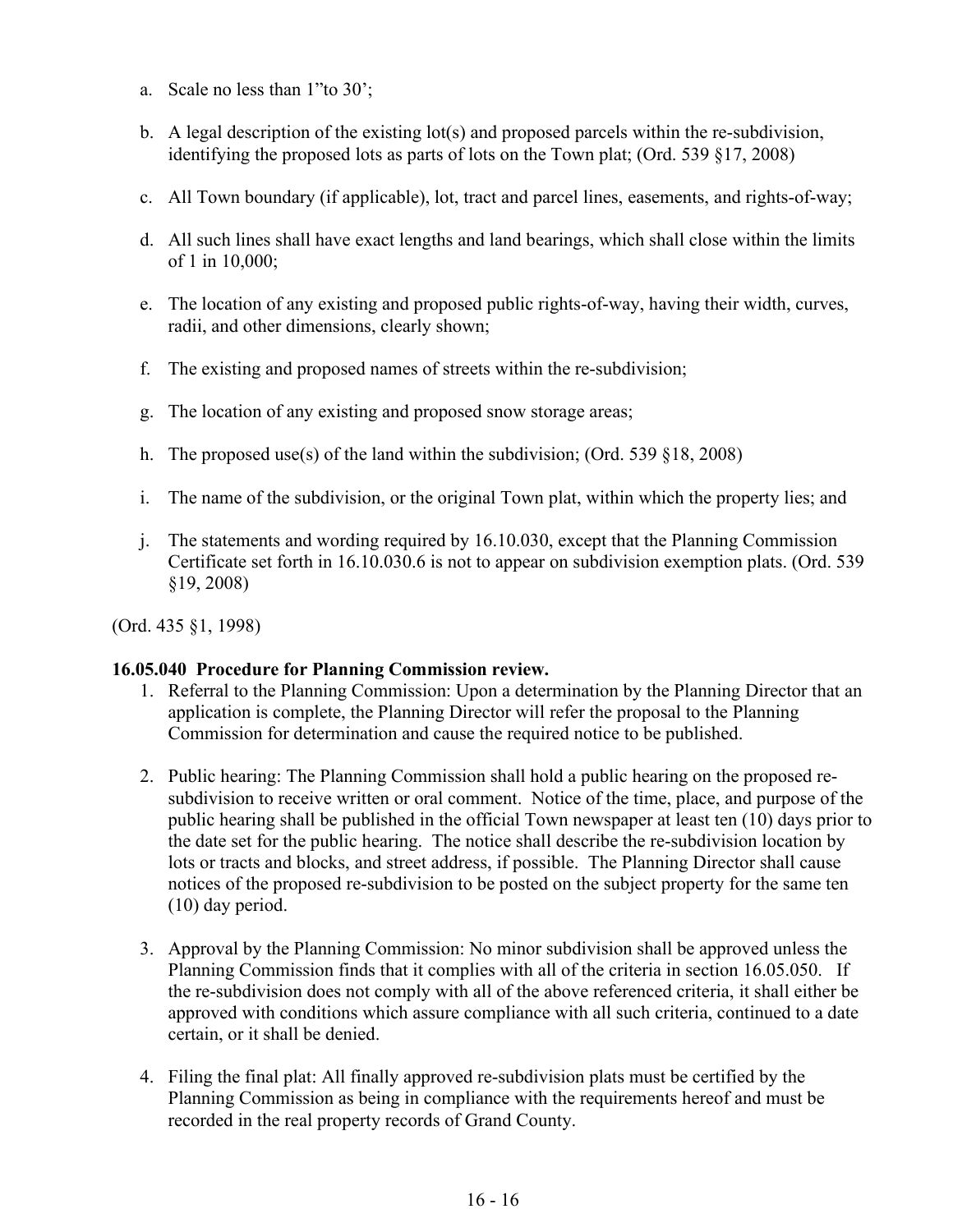a. Scale no less than 1”to 30’;

b. A legal description of the existing lot(s) and proposed parcels within the re-subdivision, identifying the proposed lots as parts of lots on the Town plat; (Ord. 539 §17, 2008)

c. All Town boundary (if applicable), lot, tract and parcel lines, easements, and rights-of-way;

d. All such lines shall have exact lengths and land bearings, which shall close within the limits of 1 in 10,000;

e. The location of any existing and proposed public rights-of-way, having their width, curves, radii, and other dimensions, clearly shown;

f. The existing and proposed names of streets within the re-subdivision;

g. The location of any existing and proposed snow storage areas;

h. The proposed use(s) of the land within the subdivision; (Ord. 539 §18, 2008)

i. The name of the subdivision, or the original Town plat, within which the property lies; and

j. The statements and wording required by 16.10.030, except that the Planning Commission Certificate set forth in 16.10.030.6 is not to appear on subdivision exemption plats. (Ord. 539 §19, 2008)

(Ord. 435 §1, 1998)

**16.05.040 Procedure for Planning Commission review.**

1. Referral to the Planning Commission: Upon a determination by the Planning Director that an application is complete, the Planning Director will refer the proposal to the Planning Commission for determination and cause the required notice to be published.

2. Public hearing: The Planning Commission shall hold a public hearing on the proposed re-subdivision to receive written or oral comment. Notice of the time, place, and purpose of the public hearing shall be published in the official Town newspaper at least ten (10) days prior to the date set for the public hearing. The notice shall describe the re-subdivision location by lots or tracts and blocks, and street address, if possible. The Planning Director shall cause notices of the proposed re-subdivision to be posted on the subject property for the same ten (10) day period.

3. Approval by the Planning Commission: No minor subdivision shall be approved unless the Planning Commission finds that it complies with all of the criteria in section 16.05.050. If the re-subdivision does not comply with all of the above referenced criteria, it shall either be approved with conditions which assure compliance with all such criteria, continued to a date certain, or it shall be denied.

4. Filing the final plat: All finally approved re-subdivision plats must be certified by the Planning Commission as being in compliance with the requirements hereof and must be recorded in the real property records of Grand County.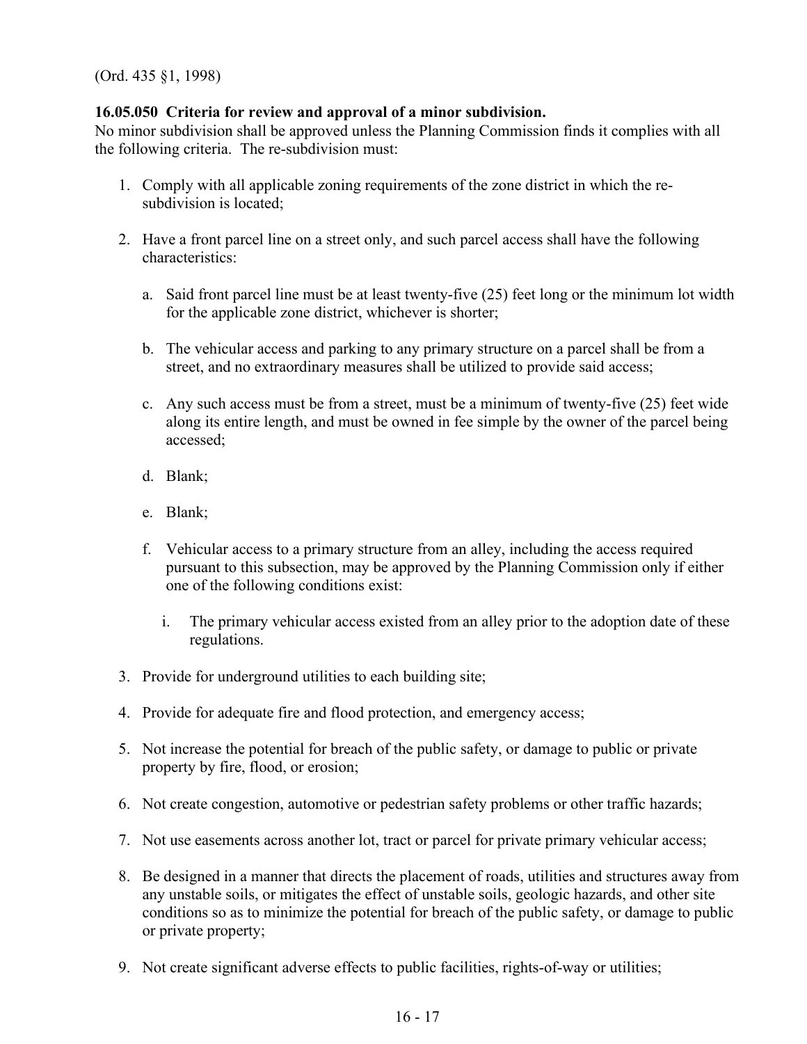(Ord. 435 §1, 1998)

**16.05.050 Criteria for review and approval of a minor subdivision.**
No minor subdivision shall be approved unless the Planning Commission finds it complies with all the following criteria. The re-subdivision must:

1. Comply with all applicable zoning requirements of the zone district in which the re-subdivision is located;

2. Have a front parcel line on a street only, and such parcel access shall have the following characteristics:

   a. Said front parcel line must be at least twenty-five (25) feet long or the minimum lot width for the applicable zone district, whichever is shorter;

   b. The vehicular access and parking to any primary structure on a parcel shall be from a street, and no extraordinary measures shall be utilized to provide said access;

   c. Any such access must be from a street, must be a minimum of twenty-five (25) feet wide along its entire length, and must be owned in fee simple by the owner of the parcel being accessed;

   d. Blank;

   e. Blank;

   f. Vehicular access to a primary structure from an alley, including the access required pursuant to this subsection, may be approved by the Planning Commission only if either one of the following conditions exist:

      i. The primary vehicular access existed from an alley prior to the adoption date of these regulations.

3. Provide for underground utilities to each building site;

4. Provide for adequate fire and flood protection, and emergency access;

5. Not increase the potential for breach of the public safety, or damage to public or private property by fire, flood, or erosion;

6. Not create congestion, automotive or pedestrian safety problems or other traffic hazards;

7. Not use easements across another lot, tract or parcel for private primary vehicular access;

8. Be designed in a manner that directs the placement of roads, utilities and structures away from any unstable soils, or mitigates the effect of unstable soils, geologic hazards, and other site conditions so as to minimize the potential for breach of the public safety, or damage to public or private property;

9. Not create significant adverse effects to public facilities, rights-of-way or utilities;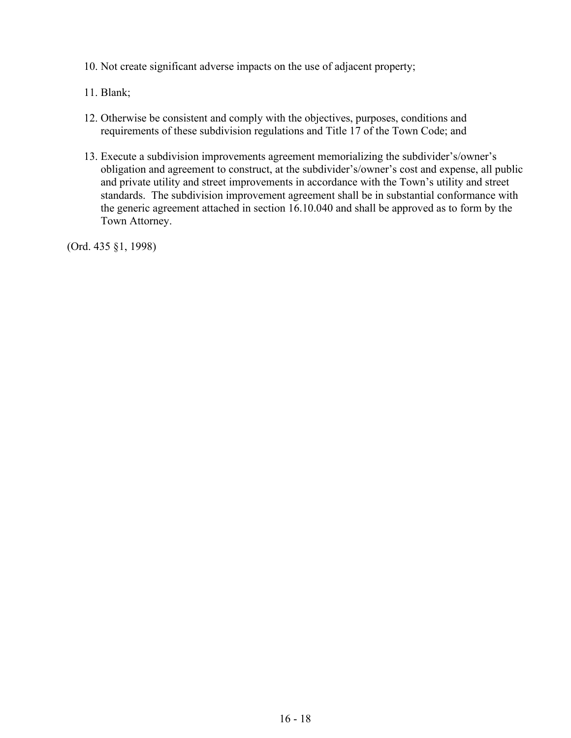10. Not create significant adverse impacts on the use of adjacent property;

11. Blank;

12. Otherwise be consistent and comply with the objectives, purposes, conditions and requirements of these subdivision regulations and Title 17 of the Town Code; and

13. Execute a subdivision improvements agreement memorializing the subdivider's/owner's obligation and agreement to construct, at the subdivider's/owner's cost and expense, all public and private utility and street improvements in accordance with the Town's utility and street standards. The subdivision improvement agreement shall be in substantial conformance with the generic agreement attached in section 16.10.040 and shall be approved as to form by the Town Attorney.

(Ord. 435 §1, 1998)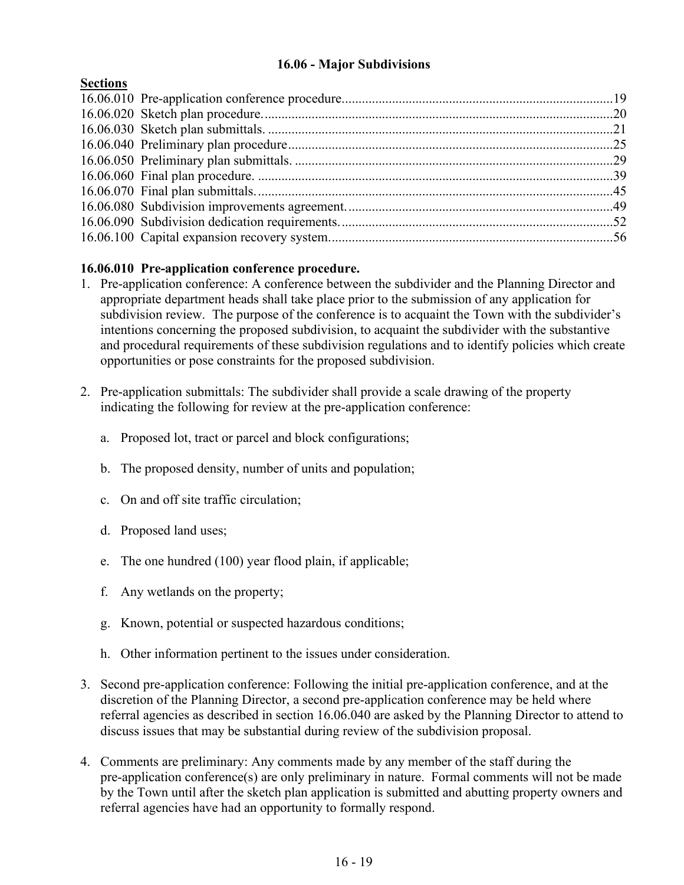# 16.06 - Major Subdivisions

**Sections**

16.06.010 Pre-application conference procedure................................................................................19
16.06.020 Sketch plan procedure........................................................................................................20
16.06.030 Sketch plan submittals. .......................................................................................................21
16.06.040 Preliminary plan procedure.................................................................................................25
16.06.050 Preliminary plan submittals. ...............................................................................................29
16.06.060 Final plan procedure. ..........................................................................................................39
16.06.070 Final plan submittals...........................................................................................................45
16.06.080 Subdivision improvements agreement...............................................................................49
16.06.090 Subdivision dedication requirements.................................................................................52
16.06.100 Capital expansion recovery system....................................................................................56

## 16.06.010 Pre-application conference procedure.

1. Pre-application conference: A conference between the subdivider and the Planning Director and appropriate department heads shall take place prior to the submission of any application for subdivision review. The purpose of the conference is to acquaint the Town with the subdivider's intentions concerning the proposed subdivision, to acquaint the subdivider with the substantive and procedural requirements of these subdivision regulations and to identify policies which create opportunities or pose constraints for the proposed subdivision.

2. Pre-application submittals: The subdivider shall provide a scale drawing of the property indicating the following for review at the pre-application conference:

   a. Proposed lot, tract or parcel and block configurations;

   b. The proposed density, number of units and population;

   c. On and off site traffic circulation;

   d. Proposed land uses;

   e. The one hundred (100) year flood plain, if applicable;

   f. Any wetlands on the property;

   g. Known, potential or suspected hazardous conditions;

   h. Other information pertinent to the issues under consideration.

3. Second pre-application conference: Following the initial pre-application conference, and at the discretion of the Planning Director, a second pre-application conference may be held where referral agencies as described in section 16.06.040 are asked by the Planning Director to attend to discuss issues that may be substantial during review of the subdivision proposal.

4. Comments are preliminary: Any comments made by any member of the staff during the pre-application conference(s) are only preliminary in nature. Formal comments will not be made by the Town until after the sketch plan application is submitted and abutting property owners and referral agencies have had an opportunity to formally respond.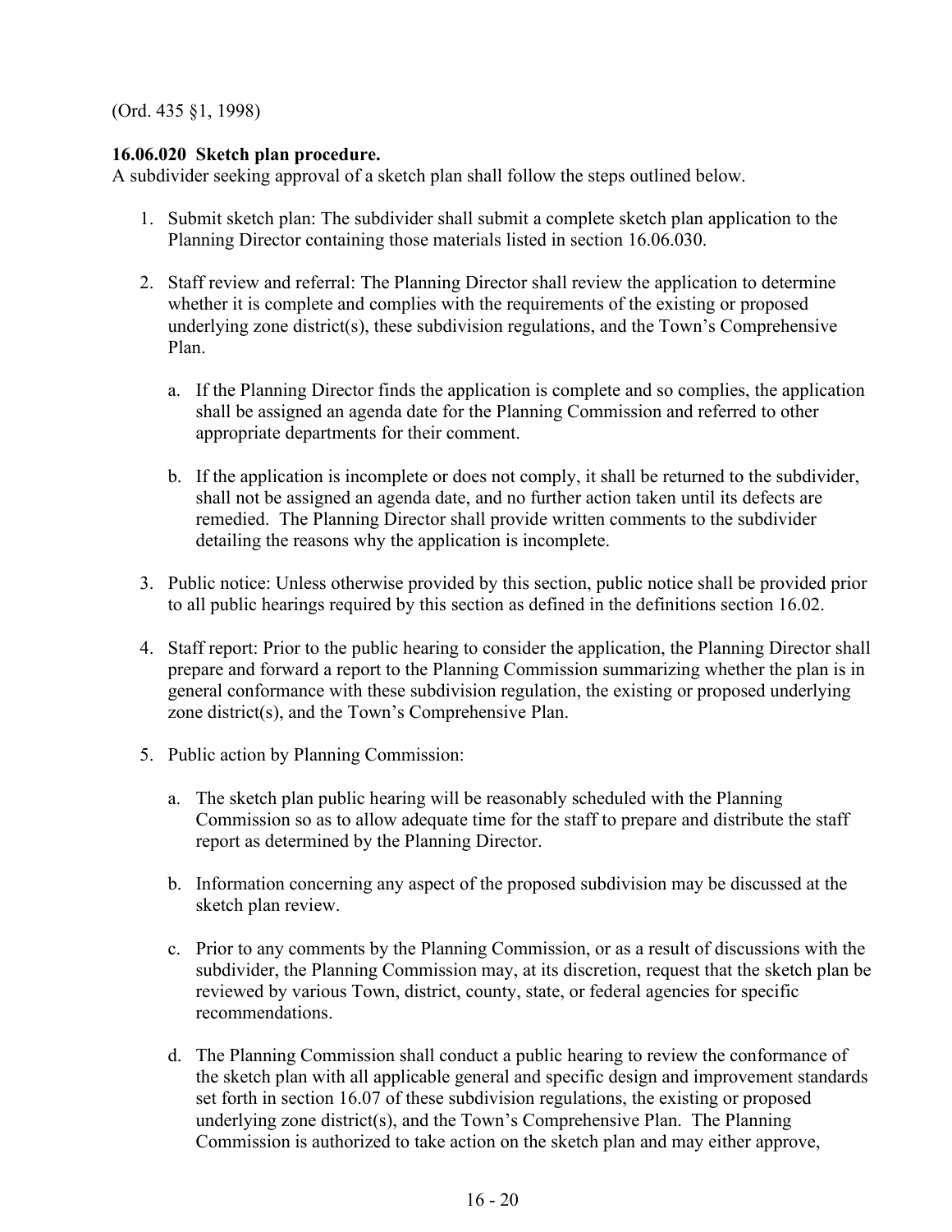(Ord. 435 §1, 1998)

**16.06.020 Sketch plan procedure.**
A subdivider seeking approval of a sketch plan shall follow the steps outlined below.

1. Submit sketch plan: The subdivider shall submit a complete sketch plan application to the Planning Director containing those materials listed in section 16.06.030.

2. Staff review and referral: The Planning Director shall review the application to determine whether it is complete and complies with the requirements of the existing or proposed underlying zone district(s), these subdivision regulations, and the Town's Comprehensive Plan.

   a. If the Planning Director finds the application is complete and so complies, the application shall be assigned an agenda date for the Planning Commission and referred to other appropriate departments for their comment.

   b. If the application is incomplete or does not comply, it shall be returned to the subdivider, shall not be assigned an agenda date, and no further action taken until its defects are remedied. The Planning Director shall provide written comments to the subdivider detailing the reasons why the application is incomplete.

3. Public notice: Unless otherwise provided by this section, public notice shall be provided prior to all public hearings required by this section as defined in the definitions section 16.02.

4. Staff report: Prior to the public hearing to consider the application, the Planning Director shall prepare and forward a report to the Planning Commission summarizing whether the plan is in general conformance with these subdivision regulation, the existing or proposed underlying zone district(s), and the Town's Comprehensive Plan.

5. Public action by Planning Commission:

   a. The sketch plan public hearing will be reasonably scheduled with the Planning Commission so as to allow adequate time for the staff to prepare and distribute the staff report as determined by the Planning Director.

   b. Information concerning any aspect of the proposed subdivision may be discussed at the sketch plan review.

   c. Prior to any comments by the Planning Commission, or as a result of discussions with the subdivider, the Planning Commission may, at its discretion, request that the sketch plan be reviewed by various Town, district, county, state, or federal agencies for specific recommendations.

   d. The Planning Commission shall conduct a public hearing to review the conformance of the sketch plan with all applicable general and specific design and improvement standards set forth in section 16.07 of these subdivision regulations, the existing or proposed underlying zone district(s), and the Town's Comprehensive Plan. The Planning Commission is authorized to take action on the sketch plan and may either approve,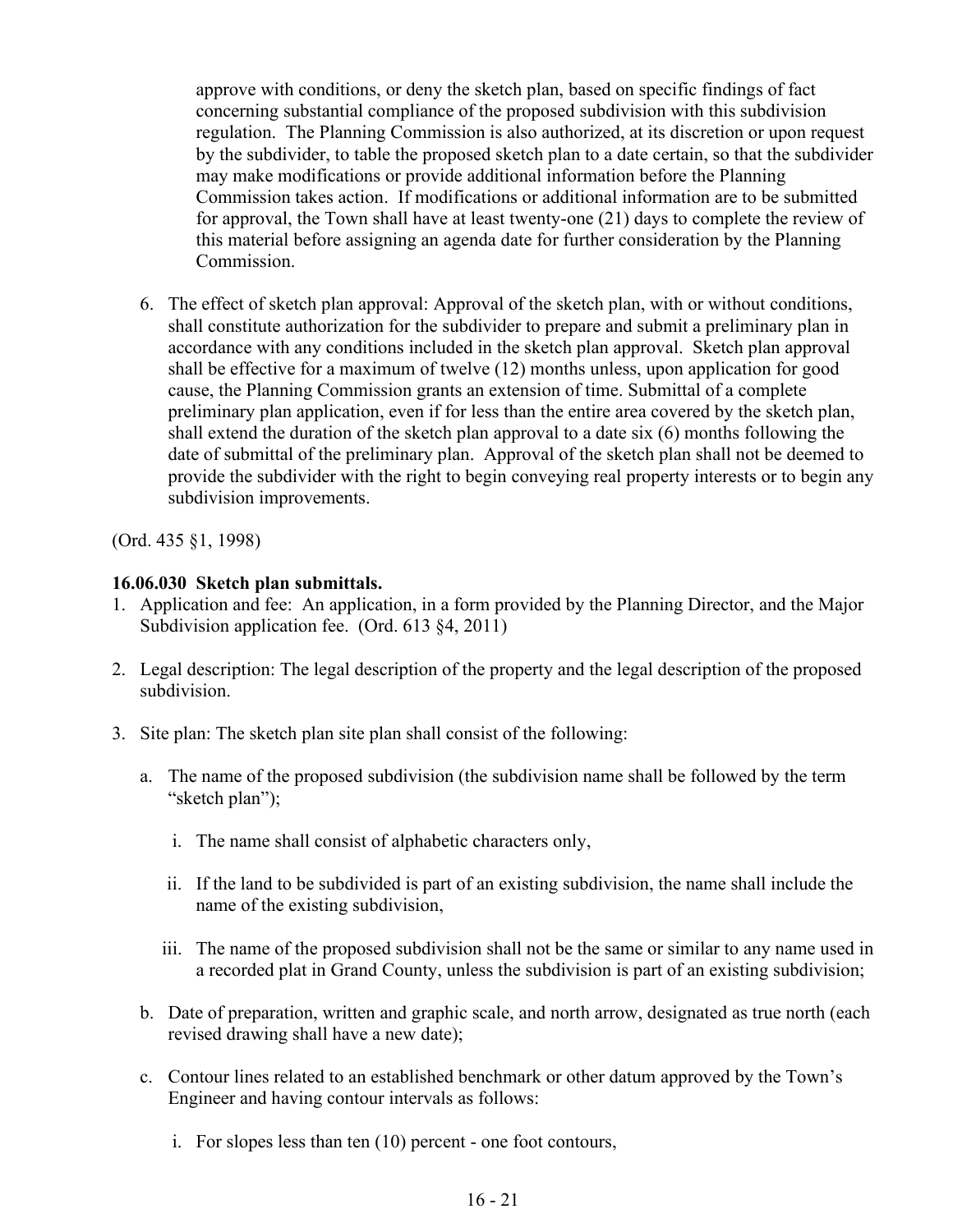approve with conditions, or deny the sketch plan, based on specific findings of fact concerning substantial compliance of the proposed subdivision with this subdivision regulation. The Planning Commission is also authorized, at its discretion or upon request by the subdivider, to table the proposed sketch plan to a date certain, so that the subdivider may make modifications or provide additional information before the Planning Commission takes action. If modifications or additional information are to be submitted for approval, the Town shall have at least twenty-one (21) days to complete the review of this material before assigning an agenda date for further consideration by the Planning Commission.

6. The effect of sketch plan approval: Approval of the sketch plan, with or without conditions, shall constitute authorization for the subdivider to prepare and submit a preliminary plan in accordance with any conditions included in the sketch plan approval. Sketch plan approval shall be effective for a maximum of twelve (12) months unless, upon application for good cause, the Planning Commission grants an extension of time. Submittal of a complete preliminary plan application, even if for less than the entire area covered by the sketch plan, shall extend the duration of the sketch plan approval to a date six (6) months following the date of submittal of the preliminary plan. Approval of the sketch plan shall not be deemed to provide the subdivider with the right to begin conveying real property interests or to begin any subdivision improvements.

(Ord. 435 §1, 1998)

**16.06.030 Sketch plan submittals.**

1. Application and fee: An application, in a form provided by the Planning Director, and the Major Subdivision application fee. (Ord. 613 §4, 2011)

2. Legal description: The legal description of the property and the legal description of the proposed subdivision.

3. Site plan: The sketch plan site plan shall consist of the following:

   a. The name of the proposed subdivision (the subdivision name shall be followed by the term "sketch plan");

      i. The name shall consist of alphabetic characters only,

      ii. If the land to be subdivided is part of an existing subdivision, the name shall include the name of the existing subdivision,

      iii. The name of the proposed subdivision shall not be the same or similar to any name used in a recorded plat in Grand County, unless the subdivision is part of an existing subdivision;

   b. Date of preparation, written and graphic scale, and north arrow, designated as true north (each revised drawing shall have a new date);

   c. Contour lines related to an established benchmark or other datum approved by the Town's Engineer and having contour intervals as follows:

      i. For slopes less than ten (10) percent - one foot contours,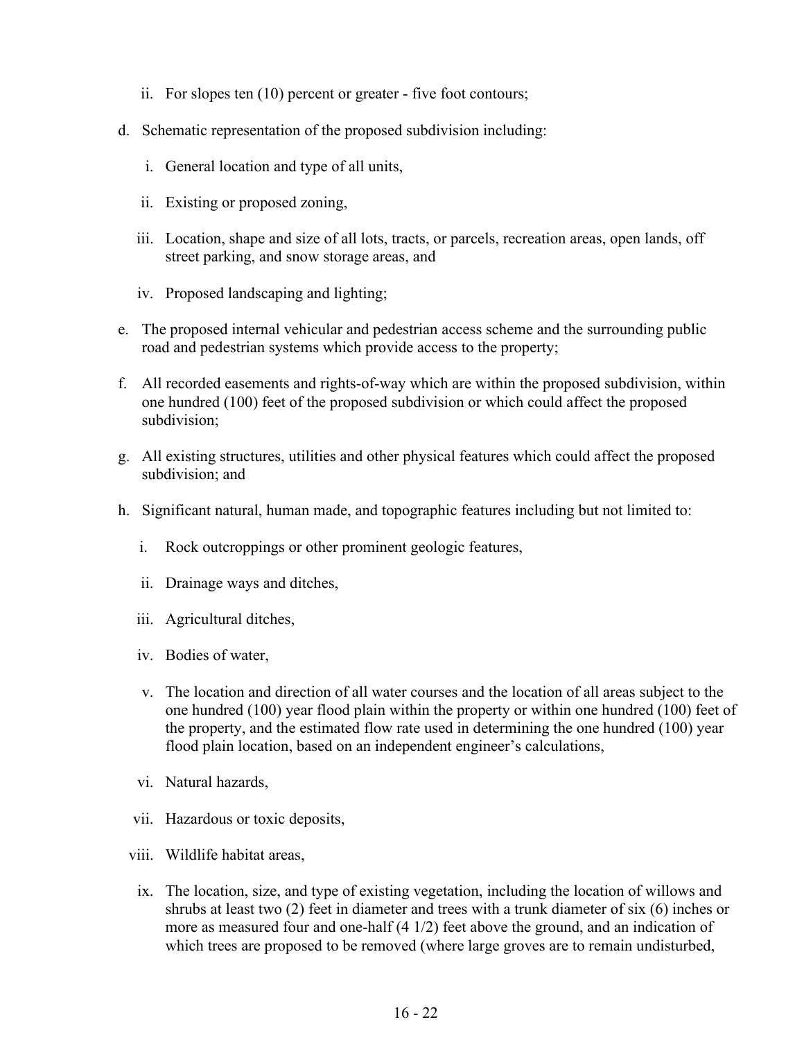ii. For slopes ten (10) percent or greater - five foot contours;

d. Schematic representation of the proposed subdivision including:

   i. General location and type of all units,

   ii. Existing or proposed zoning,

   iii. Location, shape and size of all lots, tracts, or parcels, recreation areas, open lands, off street parking, and snow storage areas, and

   iv. Proposed landscaping and lighting;

e. The proposed internal vehicular and pedestrian access scheme and the surrounding public road and pedestrian systems which provide access to the property;

f. All recorded easements and rights-of-way which are within the proposed subdivision, within one hundred (100) feet of the proposed subdivision or which could affect the proposed subdivision;

g. All existing structures, utilities and other physical features which could affect the proposed subdivision; and

h. Significant natural, human made, and topographic features including but not limited to:

   i. Rock outcroppings or other prominent geologic features,

   ii. Drainage ways and ditches,

   iii. Agricultural ditches,

   iv. Bodies of water,

   v. The location and direction of all water courses and the location of all areas subject to the one hundred (100) year flood plain within the property or within one hundred (100) feet of the property, and the estimated flow rate used in determining the one hundred (100) year flood plain location, based on an independent engineer's calculations,

   vi. Natural hazards,

   vii. Hazardous or toxic deposits,

   viii. Wildlife habitat areas,

   ix. The location, size, and type of existing vegetation, including the location of willows and shrubs at least two (2) feet in diameter and trees with a trunk diameter of six (6) inches or more as measured four and one-half (4 1/2) feet above the ground, and an indication of which trees are proposed to be removed (where large groves are to remain undisturbed,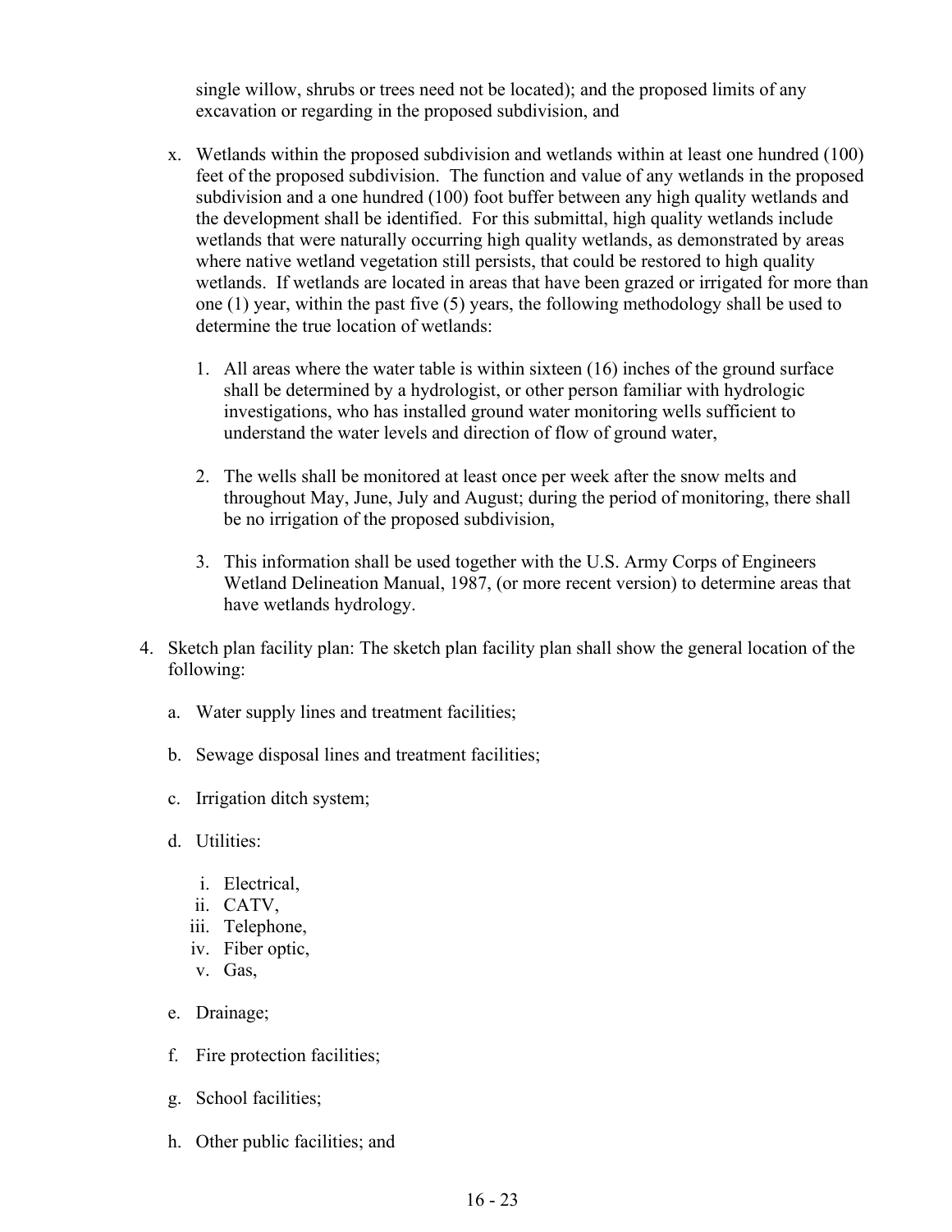single willow, shrubs or trees need not be located); and the proposed limits of any excavation or regarding in the proposed subdivision, and

x. Wetlands within the proposed subdivision and wetlands within at least one hundred (100) feet of the proposed subdivision. The function and value of any wetlands in the proposed subdivision and a one hundred (100) foot buffer between any high quality wetlands and the development shall be identified. For this submittal, high quality wetlands include wetlands that were naturally occurring high quality wetlands, as demonstrated by areas where native wetland vegetation still persists, that could be restored to high quality wetlands. If wetlands are located in areas that have been grazed or irrigated for more than one (1) year, within the past five (5) years, the following methodology shall be used to determine the true location of wetlands:

   1. All areas where the water table is within sixteen (16) inches of the ground surface shall be determined by a hydrologist, or other person familiar with hydrologic investigations, who has installed ground water monitoring wells sufficient to understand the water levels and direction of flow of ground water,

   2. The wells shall be monitored at least once per week after the snow melts and throughout May, June, July and August; during the period of monitoring, there shall be no irrigation of the proposed subdivision,

   3. This information shall be used together with the U.S. Army Corps of Engineers Wetland Delineation Manual, 1987, (or more recent version) to determine areas that have wetlands hydrology.

4. Sketch plan facility plan: The sketch plan facility plan shall show the general location of the following:

   a. Water supply lines and treatment facilities;

   b. Sewage disposal lines and treatment facilities;

   c. Irrigation ditch system;

   d. Utilities:

      i. Electrical,
      ii. CATV,
      iii. Telephone,
      iv. Fiber optic,
      v. Gas,

   e. Drainage;

   f. Fire protection facilities;

   g. School facilities;

   h. Other public facilities; and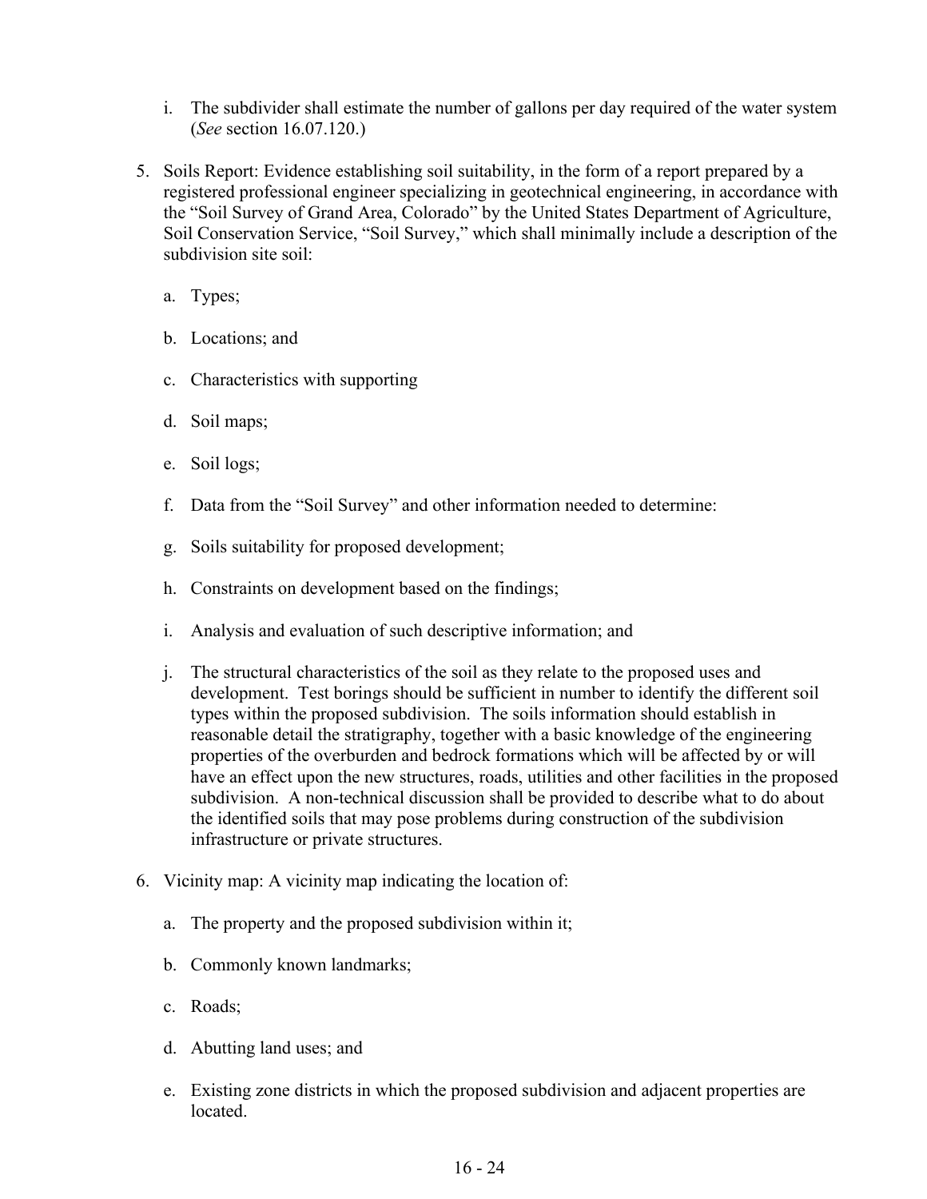i. The subdivider shall estimate the number of gallons per day required of the water system (*See* section 16.07.120.)

5. Soils Report: Evidence establishing soil suitability, in the form of a report prepared by a registered professional engineer specializing in geotechnical engineering, in accordance with the "Soil Survey of Grand Area, Colorado" by the United States Department of Agriculture, Soil Conservation Service, "Soil Survey," which shall minimally include a description of the subdivision site soil:

   a. Types;

   b. Locations; and

   c. Characteristics with supporting

   d. Soil maps;

   e. Soil logs;

   f. Data from the "Soil Survey" and other information needed to determine:

   g. Soils suitability for proposed development;

   h. Constraints on development based on the findings;

   i. Analysis and evaluation of such descriptive information; and

   j. The structural characteristics of the soil as they relate to the proposed uses and development. Test borings should be sufficient in number to identify the different soil types within the proposed subdivision. The soils information should establish in reasonable detail the stratigraphy, together with a basic knowledge of the engineering properties of the overburden and bedrock formations which will be affected by or will have an effect upon the new structures, roads, utilities and other facilities in the proposed subdivision. A non-technical discussion shall be provided to describe what to do about the identified soils that may pose problems during construction of the subdivision infrastructure or private structures.

6. Vicinity map: A vicinity map indicating the location of:

   a. The property and the proposed subdivision within it;

   b. Commonly known landmarks;

   c. Roads;

   d. Abutting land uses; and

   e. Existing zone districts in which the proposed subdivision and adjacent properties are located.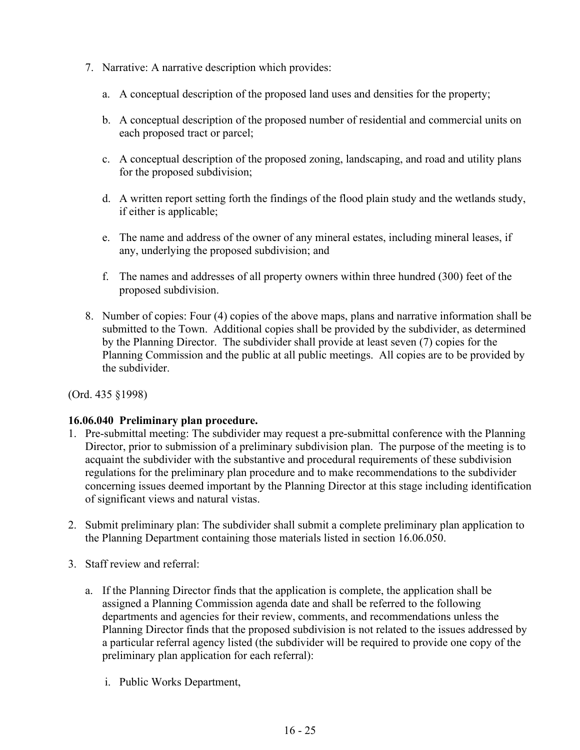7. Narrative: A narrative description which provides:

   a. A conceptual description of the proposed land uses and densities for the property;

   b. A conceptual description of the proposed number of residential and commercial units on each proposed tract or parcel;

   c. A conceptual description of the proposed zoning, landscaping, and road and utility plans for the proposed subdivision;

   d. A written report setting forth the findings of the flood plain study and the wetlands study, if either is applicable;

   e. The name and address of the owner of any mineral estates, including mineral leases, if any, underlying the proposed subdivision; and

   f. The names and addresses of all property owners within three hundred (300) feet of the proposed subdivision.

8. Number of copies: Four (4) copies of the above maps, plans and narrative information shall be submitted to the Town. Additional copies shall be provided by the subdivider, as determined by the Planning Director. The subdivider shall provide at least seven (7) copies for the Planning Commission and the public at all public meetings. All copies are to be provided by the subdivider.

(Ord. 435 §1998)

**16.06.040 Preliminary plan procedure.**

1. Pre-submittal meeting: The subdivider may request a pre-submittal conference with the Planning Director, prior to submission of a preliminary subdivision plan. The purpose of the meeting is to acquaint the subdivider with the substantive and procedural requirements of these subdivision regulations for the preliminary plan procedure and to make recommendations to the subdivider concerning issues deemed important by the Planning Director at this stage including identification of significant views and natural vistas.

2. Submit preliminary plan: The subdivider shall submit a complete preliminary plan application to the Planning Department containing those materials listed in section 16.06.050.

3. Staff review and referral:

   a. If the Planning Director finds that the application is complete, the application shall be assigned a Planning Commission agenda date and shall be referred to the following departments and agencies for their review, comments, and recommendations unless the Planning Director finds that the proposed subdivision is not related to the issues addressed by a particular referral agency listed (the subdivider will be required to provide one copy of the preliminary plan application for each referral):

      i. Public Works Department,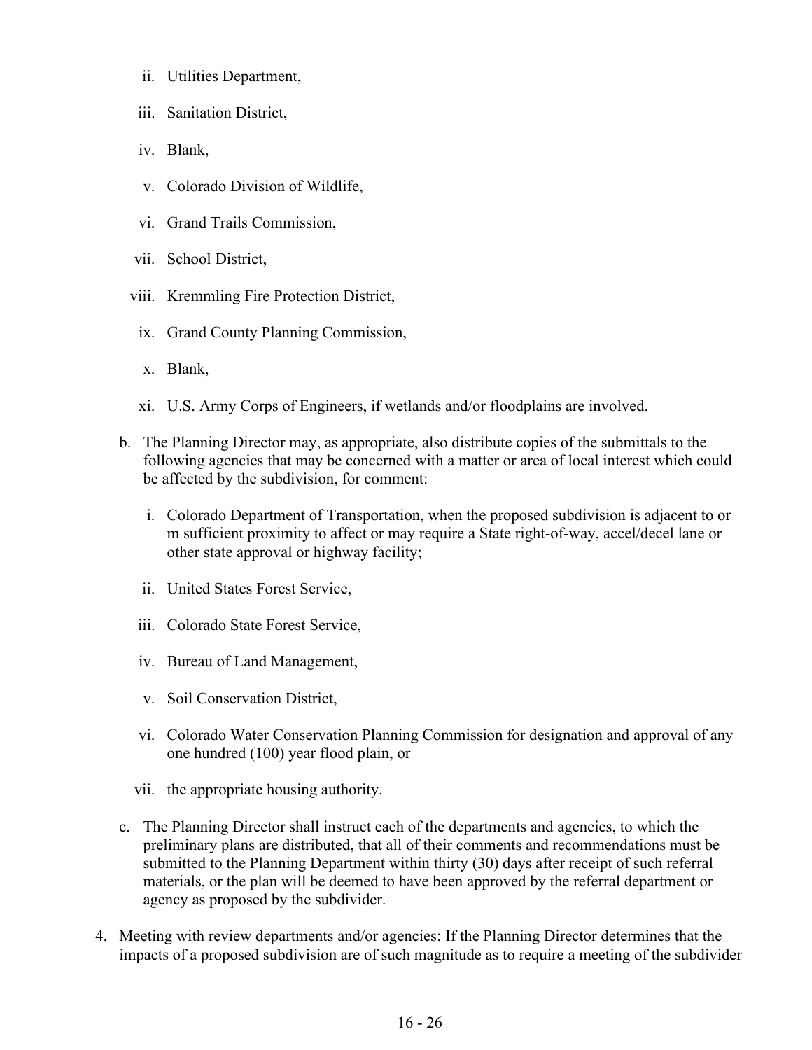- ii. Utilities Department,
   - iii. Sanitation District,
   - iv. Blank,
   - v. Colorado Division of Wildlife,
   - vi. Grand Trails Commission,
   - vii. School District,
   - viii. Kremmling Fire Protection District,
   - ix. Grand County Planning Commission,
   - x. Blank,
   - xi. U.S. Army Corps of Engineers, if wetlands and/or floodplains are involved.

b. The Planning Director may, as appropriate, also distribute copies of the submittals to the following agencies that may be concerned with a matter or area of local interest which could be affected by the subdivision, for comment:

   - i. Colorado Department of Transportation, when the proposed subdivision is adjacent to or m sufficient proximity to affect or may require a State right-of-way, accel/decel lane or other state approval or highway facility;
   - ii. United States Forest Service,
   - iii. Colorado State Forest Service,
   - iv. Bureau of Land Management,
   - v. Soil Conservation District,
   - vi. Colorado Water Conservation Planning Commission for designation and approval of any one hundred (100) year flood plain, or
   - vii. the appropriate housing authority.

c. The Planning Director shall instruct each of the departments and agencies, to which the preliminary plans are distributed, that all of their comments and recommendations must be submitted to the Planning Department within thirty (30) days after receipt of such referral materials, or the plan will be deemed to have been approved by the referral department or agency as proposed by the subdivider.

4. Meeting with review departments and/or agencies: If the Planning Director determines that the impacts of a proposed subdivision are of such magnitude as to require a meeting of the subdivider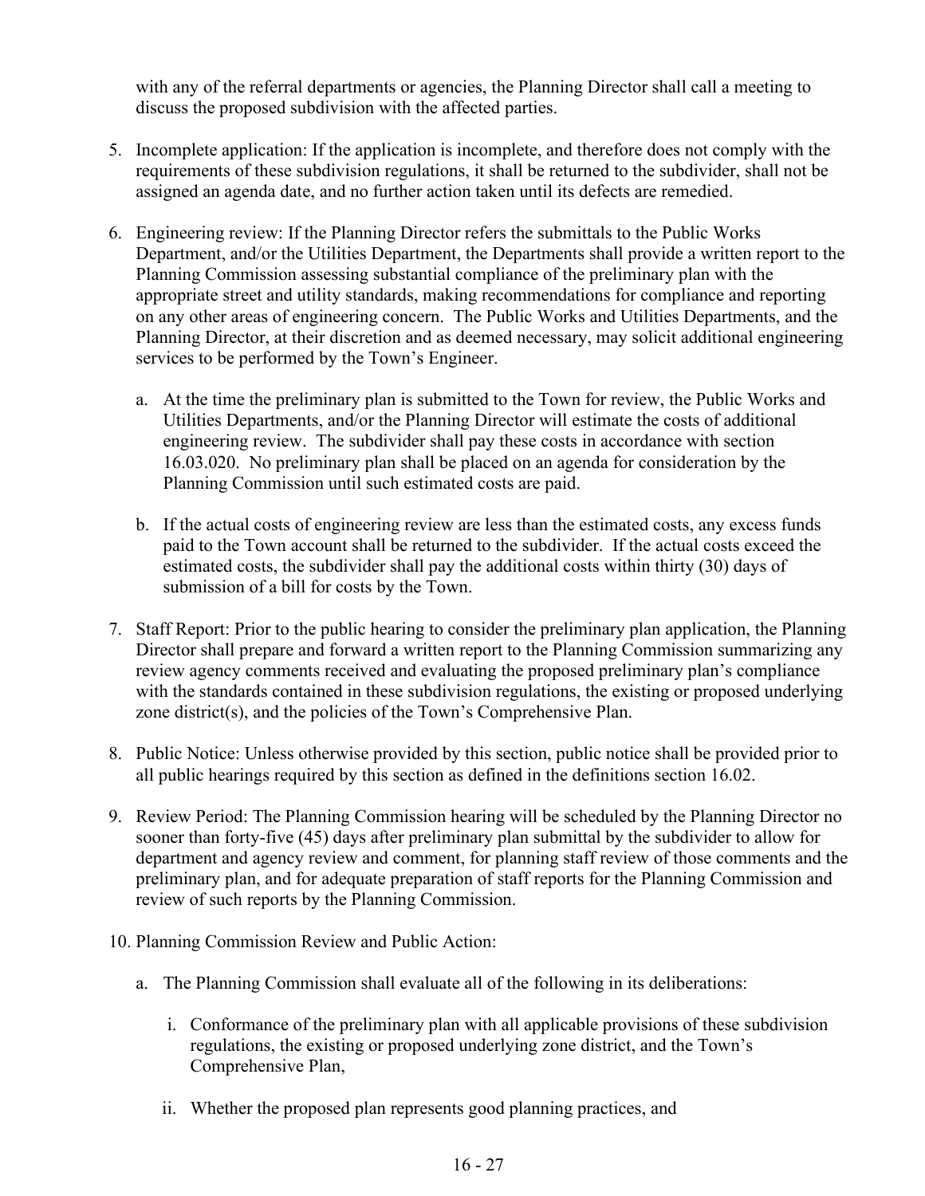with any of the referral departments or agencies, the Planning Director shall call a meeting to discuss the proposed subdivision with the affected parties.

5. Incomplete application: If the application is incomplete, and therefore does not comply with the requirements of these subdivision regulations, it shall be returned to the subdivider, shall not be assigned an agenda date, and no further action taken until its defects are remedied.

6. Engineering review: If the Planning Director refers the submittals to the Public Works Department, and/or the Utilities Department, the Departments shall provide a written report to the Planning Commission assessing substantial compliance of the preliminary plan with the appropriate street and utility standards, making recommendations for compliance and reporting on any other areas of engineering concern. The Public Works and Utilities Departments, and the Planning Director, at their discretion and as deemed necessary, may solicit additional engineering services to be performed by the Town's Engineer.

   a. At the time the preliminary plan is submitted to the Town for review, the Public Works and Utilities Departments, and/or the Planning Director will estimate the costs of additional engineering review. The subdivider shall pay these costs in accordance with section 16.03.020. No preliminary plan shall be placed on an agenda for consideration by the Planning Commission until such estimated costs are paid.

   b. If the actual costs of engineering review are less than the estimated costs, any excess funds paid to the Town account shall be returned to the subdivider. If the actual costs exceed the estimated costs, the subdivider shall pay the additional costs within thirty (30) days of submission of a bill for costs by the Town.

7. Staff Report: Prior to the public hearing to consider the preliminary plan application, the Planning Director shall prepare and forward a written report to the Planning Commission summarizing any review agency comments received and evaluating the proposed preliminary plan's compliance with the standards contained in these subdivision regulations, the existing or proposed underlying zone district(s), and the policies of the Town's Comprehensive Plan.

8. Public Notice: Unless otherwise provided by this section, public notice shall be provided prior to all public hearings required by this section as defined in the definitions section 16.02.

9. Review Period: The Planning Commission hearing will be scheduled by the Planning Director no sooner than forty-five (45) days after preliminary plan submittal by the subdivider to allow for department and agency review and comment, for planning staff review of those comments and the preliminary plan, and for adequate preparation of staff reports for the Planning Commission and review of such reports by the Planning Commission.

10. Planning Commission Review and Public Action:

    a. The Planning Commission shall evaluate all of the following in its deliberations:

       i. Conformance of the preliminary plan with all applicable provisions of these subdivision regulations, the existing or proposed underlying zone district, and the Town's Comprehensive Plan,

       ii. Whether the proposed plan represents good planning practices, and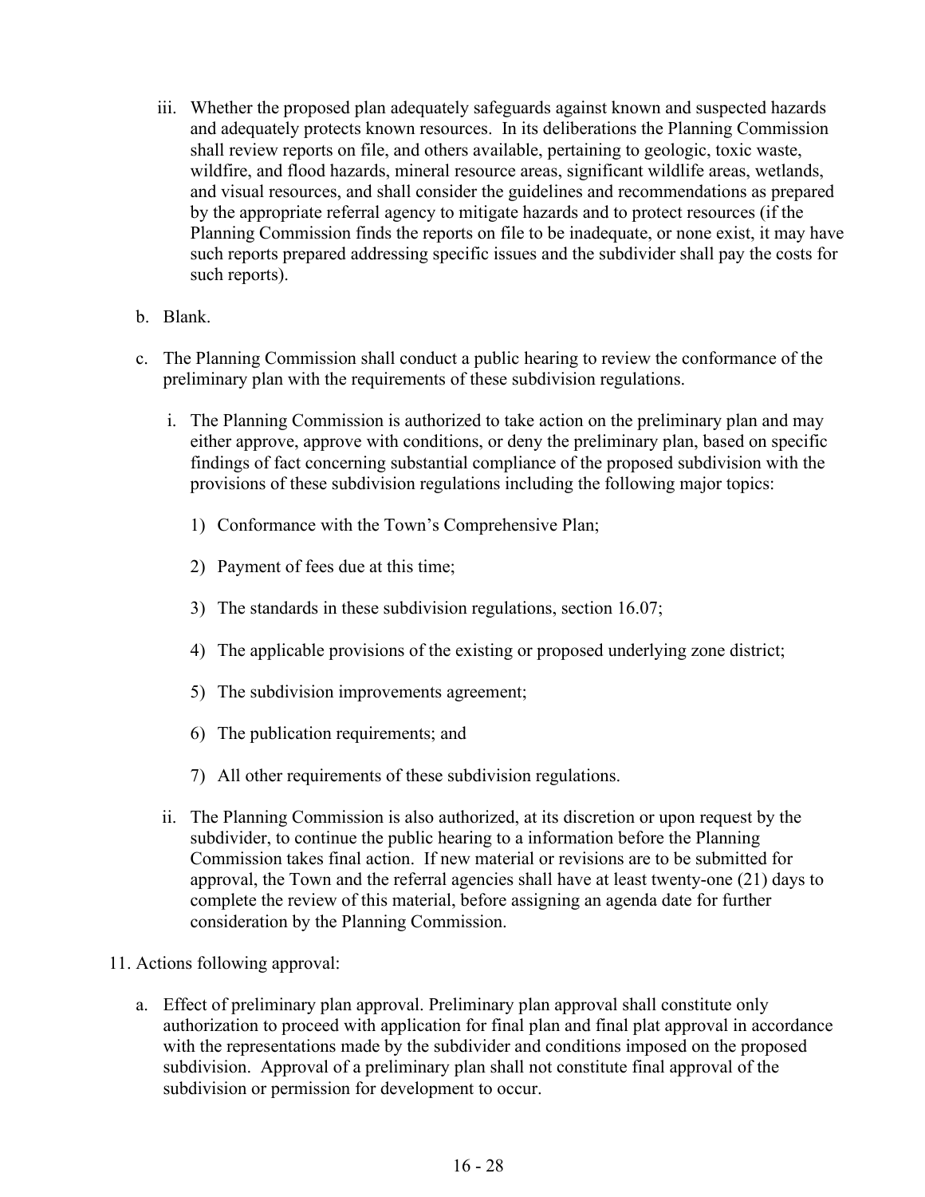iii. Whether the proposed plan adequately safeguards against known and suspected hazards and adequately protects known resources. In its deliberations the Planning Commission shall review reports on file, and others available, pertaining to geologic, toxic waste, wildfire, and flood hazards, mineral resource areas, significant wildlife areas, wetlands, and visual resources, and shall consider the guidelines and recommendations as prepared by the appropriate referral agency to mitigate hazards and to protect resources (if the Planning Commission finds the reports on file to be inadequate, or none exist, it may have such reports prepared addressing specific issues and the subdivider shall pay the costs for such reports).

b. Blank.

c. The Planning Commission shall conduct a public hearing to review the conformance of the preliminary plan with the requirements of these subdivision regulations.

   i. The Planning Commission is authorized to take action on the preliminary plan and may either approve, approve with conditions, or deny the preliminary plan, based on specific findings of fact concerning substantial compliance of the proposed subdivision with the provisions of these subdivision regulations including the following major topics:

      1) Conformance with the Town's Comprehensive Plan;

      2) Payment of fees due at this time;

      3) The standards in these subdivision regulations, section 16.07;

      4) The applicable provisions of the existing or proposed underlying zone district;

      5) The subdivision improvements agreement;

      6) The publication requirements; and

      7) All other requirements of these subdivision regulations.

   ii. The Planning Commission is also authorized, at its discretion or upon request by the subdivider, to continue the public hearing to a information before the Planning Commission takes final action. If new material or revisions are to be submitted for approval, the Town and the referral agencies shall have at least twenty-one (21) days to complete the review of this material, before assigning an agenda date for further consideration by the Planning Commission.

11. Actions following approval:

   a. Effect of preliminary plan approval. Preliminary plan approval shall constitute only authorization to proceed with application for final plan and final plat approval in accordance with the representations made by the subdivider and conditions imposed on the proposed subdivision. Approval of a preliminary plan shall not constitute final approval of the subdivision or permission for development to occur.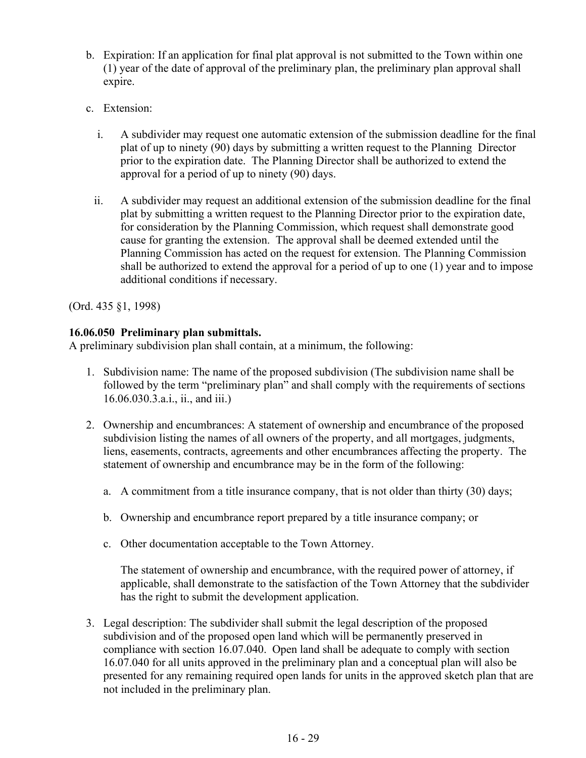b. Expiration: If an application for final plat approval is not submitted to the Town within one (1) year of the date of approval of the preliminary plan, the preliminary plan approval shall expire.

c. Extension:

   i. A subdivider may request one automatic extension of the submission deadline for the final plat of up to ninety (90) days by submitting a written request to the Planning Director prior to the expiration date. The Planning Director shall be authorized to extend the approval for a period of up to ninety (90) days.

   ii. A subdivider may request an additional extension of the submission deadline for the final plat by submitting a written request to the Planning Director prior to the expiration date, for consideration by the Planning Commission, which request shall demonstrate good cause for granting the extension. The approval shall be deemed extended until the Planning Commission has acted on the request for extension. The Planning Commission shall be authorized to extend the approval for a period of up to one (1) year and to impose additional conditions if necessary.

(Ord. 435 §1, 1998)

**16.06.050 Preliminary plan submittals.**
A preliminary subdivision plan shall contain, at a minimum, the following:

1. Subdivision name: The name of the proposed subdivision (The subdivision name shall be followed by the term "preliminary plan" and shall comply with the requirements of sections 16.06.030.3.a.i., ii., and iii.)

2. Ownership and encumbrances: A statement of ownership and encumbrance of the proposed subdivision listing the names of all owners of the property, and all mortgages, judgments, liens, easements, contracts, agreements and other encumbrances affecting the property. The statement of ownership and encumbrance may be in the form of the following:

   a. A commitment from a title insurance company, that is not older than thirty (30) days;

   b. Ownership and encumbrance report prepared by a title insurance company; or

   c. Other documentation acceptable to the Town Attorney.

   The statement of ownership and encumbrance, with the required power of attorney, if applicable, shall demonstrate to the satisfaction of the Town Attorney that the subdivider has the right to submit the development application.

3. Legal description: The subdivider shall submit the legal description of the proposed subdivision and of the proposed open land which will be permanently preserved in compliance with section 16.07.040. Open land shall be adequate to comply with section 16.07.040 for all units approved in the preliminary plan and a conceptual plan will also be presented for any remaining required open lands for units in the approved sketch plan that are not included in the preliminary plan.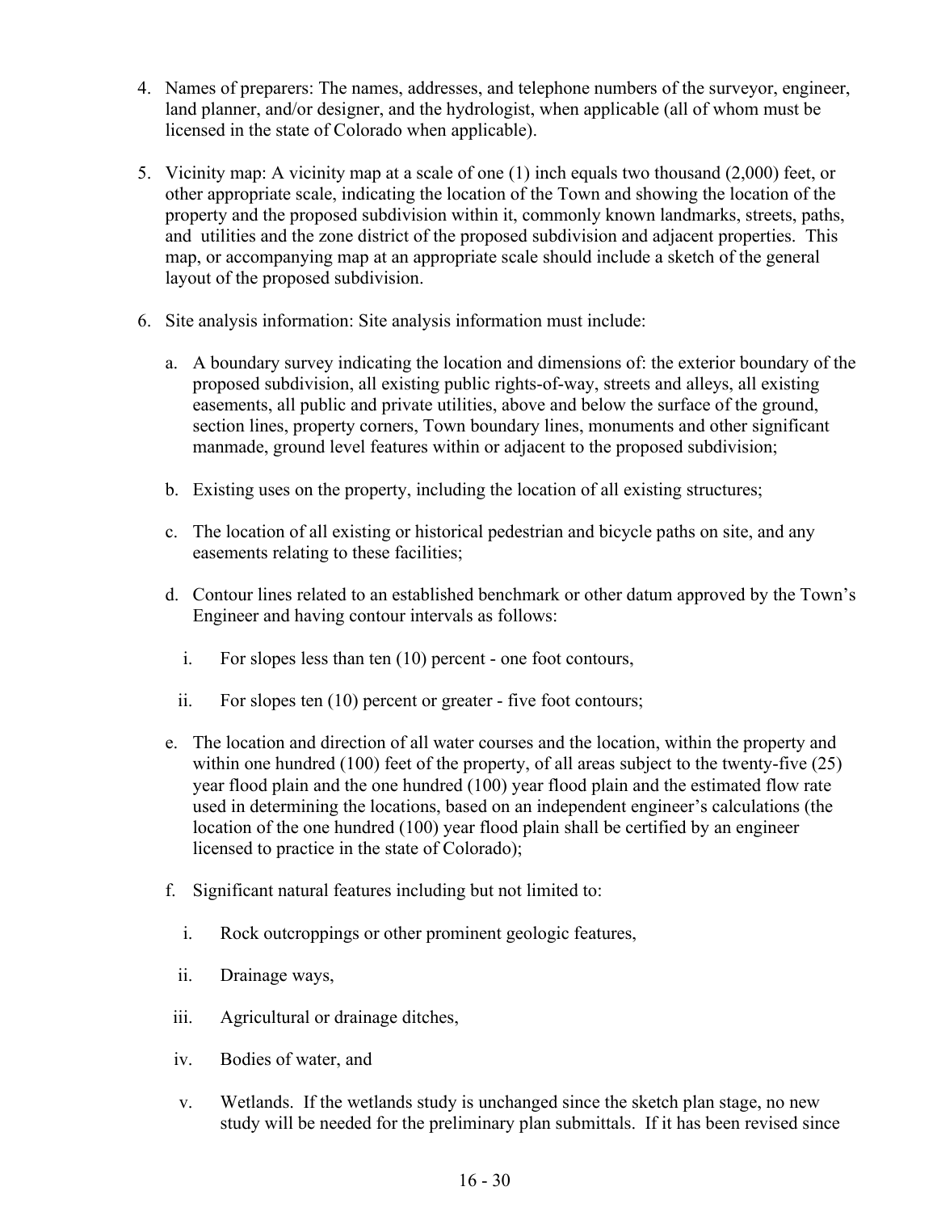4. Names of preparers: The names, addresses, and telephone numbers of the surveyor, engineer, land planner, and/or designer, and the hydrologist, when applicable (all of whom must be licensed in the state of Colorado when applicable).

5. Vicinity map: A vicinity map at a scale of one (1) inch equals two thousand (2,000) feet, or other appropriate scale, indicating the location of the Town and showing the location of the property and the proposed subdivision within it, commonly known landmarks, streets, paths, and utilities and the zone district of the proposed subdivision and adjacent properties. This map, or accompanying map at an appropriate scale should include a sketch of the general layout of the proposed subdivision.

6. Site analysis information: Site analysis information must include:

   a. A boundary survey indicating the location and dimensions of: the exterior boundary of the proposed subdivision, all existing public rights-of-way, streets and alleys, all existing easements, all public and private utilities, above and below the surface of the ground, section lines, property corners, Town boundary lines, monuments and other significant manmade, ground level features within or adjacent to the proposed subdivision;

   b. Existing uses on the property, including the location of all existing structures;

   c. The location of all existing or historical pedestrian and bicycle paths on site, and any easements relating to these facilities;

   d. Contour lines related to an established benchmark or other datum approved by the Town's Engineer and having contour intervals as follows:

      i. For slopes less than ten (10) percent - one foot contours,

      ii. For slopes ten (10) percent or greater - five foot contours;

   e. The location and direction of all water courses and the location, within the property and within one hundred (100) feet of the property, of all areas subject to the twenty-five (25) year flood plain and the one hundred (100) year flood plain and the estimated flow rate used in determining the locations, based on an independent engineer's calculations (the location of the one hundred (100) year flood plain shall be certified by an engineer licensed to practice in the state of Colorado);

   f. Significant natural features including but not limited to:

      i. Rock outcroppings or other prominent geologic features,

      ii. Drainage ways,

      iii. Agricultural or drainage ditches,

      iv. Bodies of water, and

      v. Wetlands. If the wetlands study is unchanged since the sketch plan stage, no new study will be needed for the preliminary plan submittals. If it has been revised since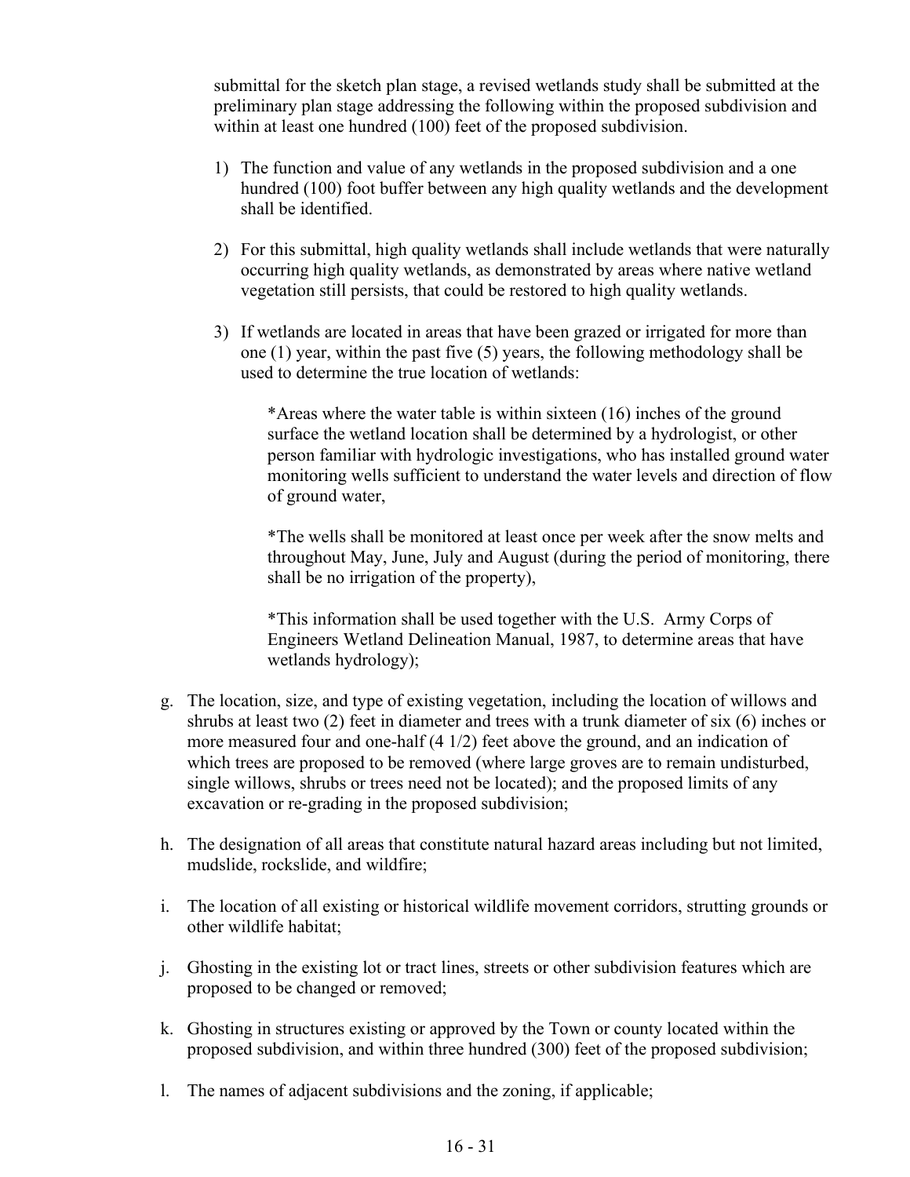submittal for the sketch plan stage, a revised wetlands study shall be submitted at the preliminary plan stage addressing the following within the proposed subdivision and within at least one hundred (100) feet of the proposed subdivision.

1) The function and value of any wetlands in the proposed subdivision and a one hundred (100) foot buffer between any high quality wetlands and the development shall be identified.

2) For this submittal, high quality wetlands shall include wetlands that were naturally occurring high quality wetlands, as demonstrated by areas where native wetland vegetation still persists, that could be restored to high quality wetlands.

3) If wetlands are located in areas that have been grazed or irrigated for more than one (1) year, within the past five (5) years, the following methodology shall be used to determine the true location of wetlands:

   *Areas where the water table is within sixteen (16) inches of the ground surface the wetland location shall be determined by a hydrologist, or other person familiar with hydrologic investigations, who has installed ground water monitoring wells sufficient to understand the water levels and direction of flow of ground water,

   *The wells shall be monitored at least once per week after the snow melts and throughout May, June, July and August (during the period of monitoring, there shall be no irrigation of the property),

   *This information shall be used together with the U.S. Army Corps of Engineers Wetland Delineation Manual, 1987, to determine areas that have wetlands hydrology);

g. The location, size, and type of existing vegetation, including the location of willows and shrubs at least two (2) feet in diameter and trees with a trunk diameter of six (6) inches or more measured four and one-half (4 1/2) feet above the ground, and an indication of which trees are proposed to be removed (where large groves are to remain undisturbed, single willows, shrubs or trees need not be located); and the proposed limits of any excavation or re-grading in the proposed subdivision;

h. The designation of all areas that constitute natural hazard areas including but not limited, mudslide, rockslide, and wildfire;

i. The location of all existing or historical wildlife movement corridors, strutting grounds or other wildlife habitat;

j. Ghosting in the existing lot or tract lines, streets or other subdivision features which are proposed to be changed or removed;

k. Ghosting in structures existing or approved by the Town or county located within the proposed subdivision, and within three hundred (300) feet of the proposed subdivision;

l. The names of adjacent subdivisions and the zoning, if applicable;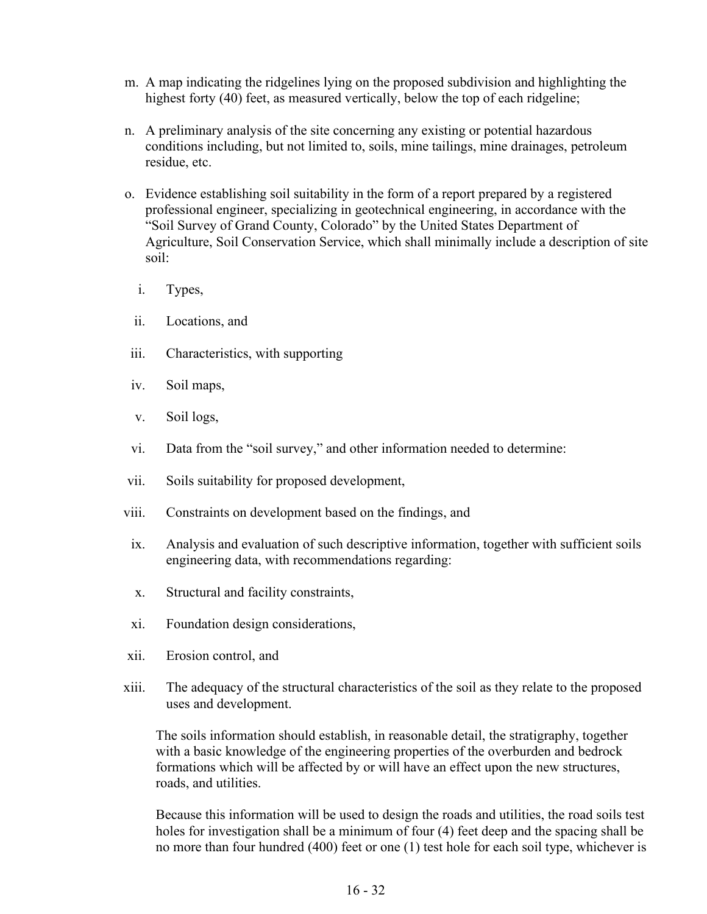m. A map indicating the ridgelines lying on the proposed subdivision and highlighting the highest forty (40) feet, as measured vertically, below the top of each ridgeline;

n. A preliminary analysis of the site concerning any existing or potential hazardous conditions including, but not limited to, soils, mine tailings, mine drainages, petroleum residue, etc.

o. Evidence establishing soil suitability in the form of a report prepared by a registered professional engineer, specializing in geotechnical engineering, in accordance with the "Soil Survey of Grand County, Colorado" by the United States Department of Agriculture, Soil Conservation Service, which shall minimally include a description of site soil:

   i. Types,

   ii. Locations, and

   iii. Characteristics, with supporting

   iv. Soil maps,

   v. Soil logs,

   vi. Data from the "soil survey," and other information needed to determine:

   vii. Soils suitability for proposed development,

   viii. Constraints on development based on the findings, and

   ix. Analysis and evaluation of such descriptive information, together with sufficient soils engineering data, with recommendations regarding:

   x. Structural and facility constraints,

   xi. Foundation design considerations,

   xii. Erosion control, and

   xiii. The adequacy of the structural characteristics of the soil as they relate to the proposed uses and development.

   The soils information should establish, in reasonable detail, the stratigraphy, together with a basic knowledge of the engineering properties of the overburden and bedrock formations which will be affected by or will have an effect upon the new structures, roads, and utilities.

   Because this information will be used to design the roads and utilities, the road soils test holes for investigation shall be a minimum of four (4) feet deep and the spacing shall be no more than four hundred (400) feet or one (1) test hole for each soil type, whichever is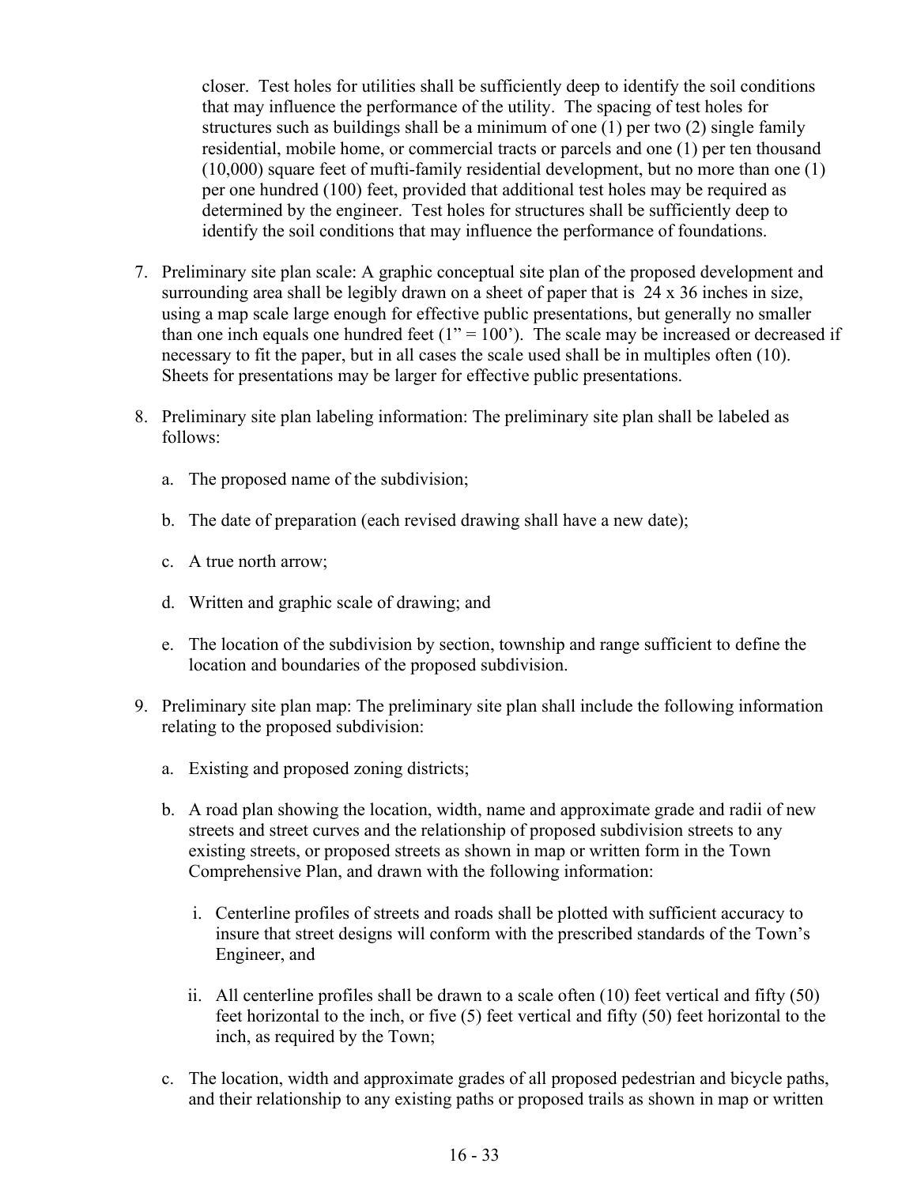closer. Test holes for utilities shall be sufficiently deep to identify the soil conditions that may influence the performance of the utility. The spacing of test holes for structures such as buildings shall be a minimum of one (1) per two (2) single family residential, mobile home, or commercial tracts or parcels and one (1) per ten thousand (10,000) square feet of mufti-family residential development, but no more than one (1) per one hundred (100) feet, provided that additional test holes may be required as determined by the engineer. Test holes for structures shall be sufficiently deep to identify the soil conditions that may influence the performance of foundations.

7. Preliminary site plan scale: A graphic conceptual site plan of the proposed development and surrounding area shall be legibly drawn on a sheet of paper that is 24 x 36 inches in size, using a map scale large enough for effective public presentations, but generally no smaller than one inch equals one hundred feet (1" = 100'). The scale may be increased or decreased if necessary to fit the paper, but in all cases the scale used shall be in multiples often (10). Sheets for presentations may be larger for effective public presentations.

8. Preliminary site plan labeling information: The preliminary site plan shall be labeled as follows:

   a. The proposed name of the subdivision;

   b. The date of preparation (each revised drawing shall have a new date);

   c. A true north arrow;

   d. Written and graphic scale of drawing; and

   e. The location of the subdivision by section, township and range sufficient to define the location and boundaries of the proposed subdivision.

9. Preliminary site plan map: The preliminary site plan shall include the following information relating to the proposed subdivision:

   a. Existing and proposed zoning districts;

   b. A road plan showing the location, width, name and approximate grade and radii of new streets and street curves and the relationship of proposed subdivision streets to any existing streets, or proposed streets as shown in map or written form in the Town Comprehensive Plan, and drawn with the following information:

      i. Centerline profiles of streets and roads shall be plotted with sufficient accuracy to insure that street designs will conform with the prescribed standards of the Town's Engineer, and

      ii. All centerline profiles shall be drawn to a scale often (10) feet vertical and fifty (50) feet horizontal to the inch, or five (5) feet vertical and fifty (50) feet horizontal to the inch, as required by the Town;

   c. The location, width and approximate grades of all proposed pedestrian and bicycle paths, and their relationship to any existing paths or proposed trails as shown in map or written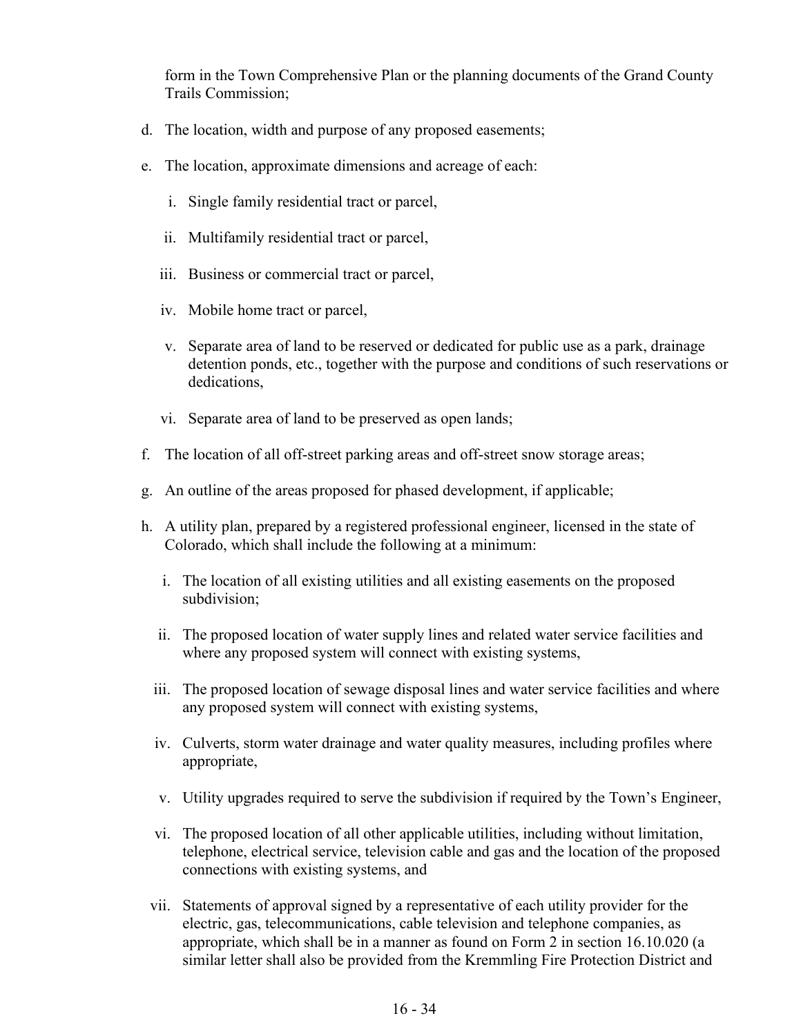form in the Town Comprehensive Plan or the planning documents of the Grand County Trails Commission;

d. The location, width and purpose of any proposed easements;

e. The location, approximate dimensions and acreage of each:

   i. Single family residential tract or parcel,

   ii. Multifamily residential tract or parcel,

   iii. Business or commercial tract or parcel,

   iv. Mobile home tract or parcel,

   v. Separate area of land to be reserved or dedicated for public use as a park, drainage detention ponds, etc., together with the purpose and conditions of such reservations or dedications,

   vi. Separate area of land to be preserved as open lands;

f. The location of all off-street parking areas and off-street snow storage areas;

g. An outline of the areas proposed for phased development, if applicable;

h. A utility plan, prepared by a registered professional engineer, licensed in the state of Colorado, which shall include the following at a minimum:

   i. The location of all existing utilities and all existing easements on the proposed subdivision;

   ii. The proposed location of water supply lines and related water service facilities and where any proposed system will connect with existing systems,

   iii. The proposed location of sewage disposal lines and water service facilities and where any proposed system will connect with existing systems,

   iv. Culverts, storm water drainage and water quality measures, including profiles where appropriate,

   v. Utility upgrades required to serve the subdivision if required by the Town's Engineer,

   vi. The proposed location of all other applicable utilities, including without limitation, telephone, electrical service, television cable and gas and the location of the proposed connections with existing systems, and

   vii. Statements of approval signed by a representative of each utility provider for the electric, gas, telecommunications, cable television and telephone companies, as appropriate, which shall be in a manner as found on Form 2 in section 16.10.020 (a similar letter shall also be provided from the Kremmling Fire Protection District and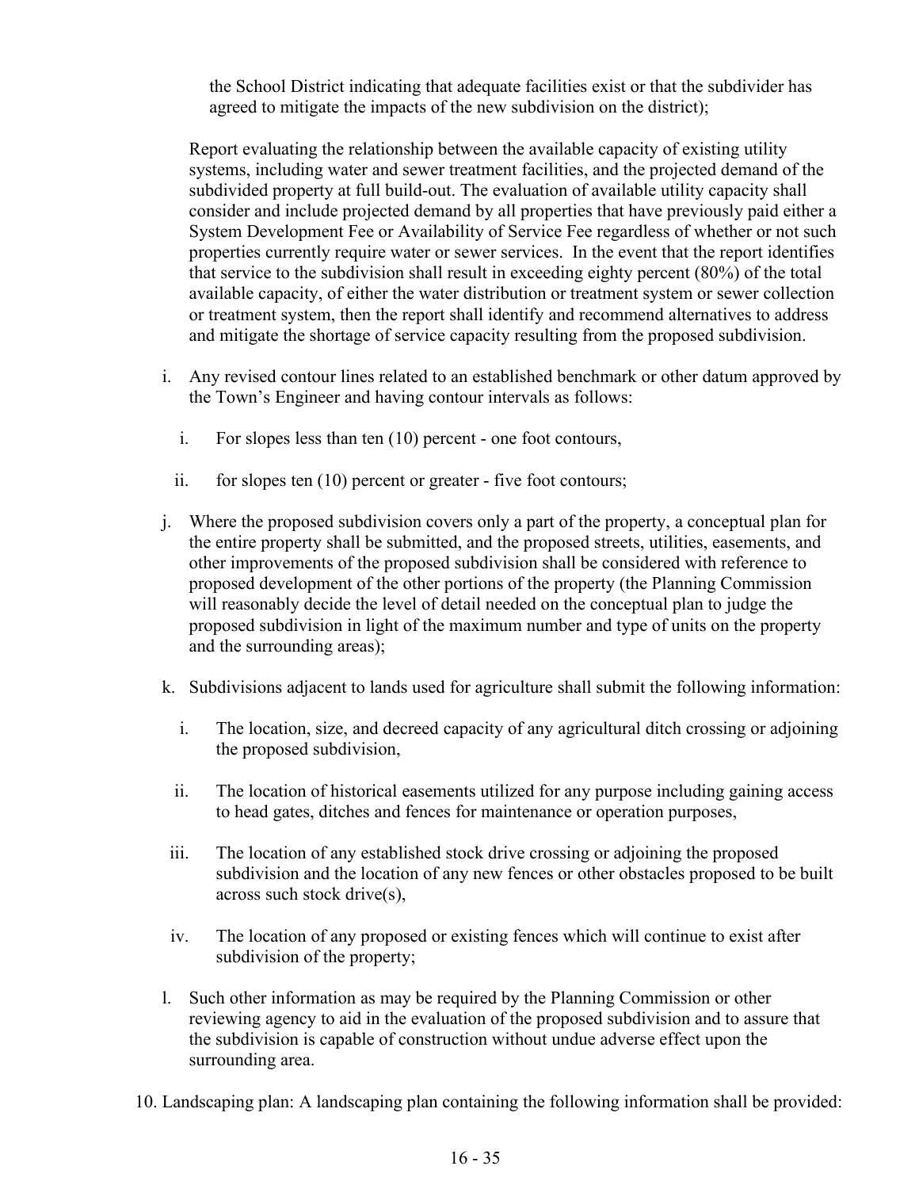the School District indicating that adequate facilities exist or that the subdivider has agreed to mitigate the impacts of the new subdivision on the district);

Report evaluating the relationship between the available capacity of existing utility systems, including water and sewer treatment facilities, and the projected demand of the subdivided property at full build-out. The evaluation of available utility capacity shall consider and include projected demand by all properties that have previously paid either a System Development Fee or Availability of Service Fee regardless of whether or not such properties currently require water or sewer services. In the event that the report identifies that service to the subdivision shall result in exceeding eighty percent (80%) of the total available capacity, of either the water distribution or treatment system or sewer collection or treatment system, then the report shall identify and recommend alternatives to address and mitigate the shortage of service capacity resulting from the proposed subdivision.

i. Any revised contour lines related to an established benchmark or other datum approved by the Town's Engineer and having contour intervals as follows:

   i. For slopes less than ten (10) percent - one foot contours,

   ii. for slopes ten (10) percent or greater - five foot contours;

j. Where the proposed subdivision covers only a part of the property, a conceptual plan for the entire property shall be submitted, and the proposed streets, utilities, easements, and other improvements of the proposed subdivision shall be considered with reference to proposed development of the other portions of the property (the Planning Commission will reasonably decide the level of detail needed on the conceptual plan to judge the proposed subdivision in light of the maximum number and type of units on the property and the surrounding areas);

k. Subdivisions adjacent to lands used for agriculture shall submit the following information:

   i. The location, size, and decreed capacity of any agricultural ditch crossing or adjoining the proposed subdivision,

   ii. The location of historical easements utilized for any purpose including gaining access to head gates, ditches and fences for maintenance or operation purposes,

   iii. The location of any established stock drive crossing or adjoining the proposed subdivision and the location of any new fences or other obstacles proposed to be built across such stock drive(s),

   iv. The location of any proposed or existing fences which will continue to exist after subdivision of the property;

l. Such other information as may be required by the Planning Commission or other reviewing agency to aid in the evaluation of the proposed subdivision and to assure that the subdivision is capable of construction without undue adverse effect upon the surrounding area.

10. Landscaping plan: A landscaping plan containing the following information shall be provided: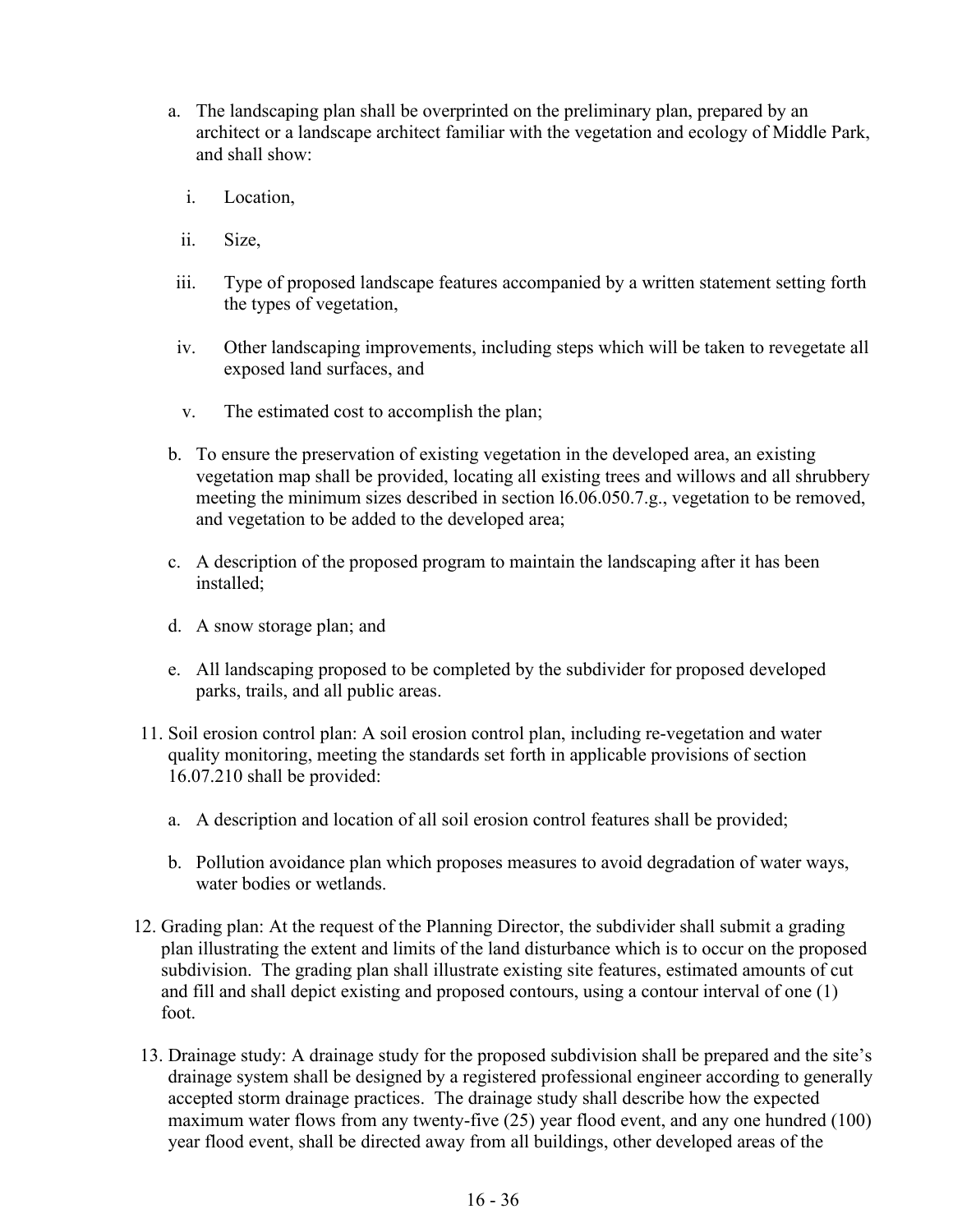a. The landscaping plan shall be overprinted on the preliminary plan, prepared by an architect or a landscape architect familiar with the vegetation and ecology of Middle Park, and shall show:

   i. Location,

   ii. Size,

   iii. Type of proposed landscape features accompanied by a written statement setting forth the types of vegetation,

   iv. Other landscaping improvements, including steps which will be taken to revegetate all exposed land surfaces, and

   v. The estimated cost to accomplish the plan;

b. To ensure the preservation of existing vegetation in the developed area, an existing vegetation map shall be provided, locating all existing trees and willows and all shrubbery meeting the minimum sizes described in section l6.06.050.7.g., vegetation to be removed, and vegetation to be added to the developed area;

c. A description of the proposed program to maintain the landscaping after it has been installed;

d. A snow storage plan; and

e. All landscaping proposed to be completed by the subdivider for proposed developed parks, trails, and all public areas.

11. Soil erosion control plan: A soil erosion control plan, including re-vegetation and water quality monitoring, meeting the standards set forth in applicable provisions of section 16.07.210 shall be provided:

   a. A description and location of all soil erosion control features shall be provided;

   b. Pollution avoidance plan which proposes measures to avoid degradation of water ways, water bodies or wetlands.

12. Grading plan: At the request of the Planning Director, the subdivider shall submit a grading plan illustrating the extent and limits of the land disturbance which is to occur on the proposed subdivision. The grading plan shall illustrate existing site features, estimated amounts of cut and fill and shall depict existing and proposed contours, using a contour interval of one (1) foot.

13. Drainage study: A drainage study for the proposed subdivision shall be prepared and the site's drainage system shall be designed by a registered professional engineer according to generally accepted storm drainage practices. The drainage study shall describe how the expected maximum water flows from any twenty-five (25) year flood event, and any one hundred (100) year flood event, shall be directed away from all buildings, other developed areas of the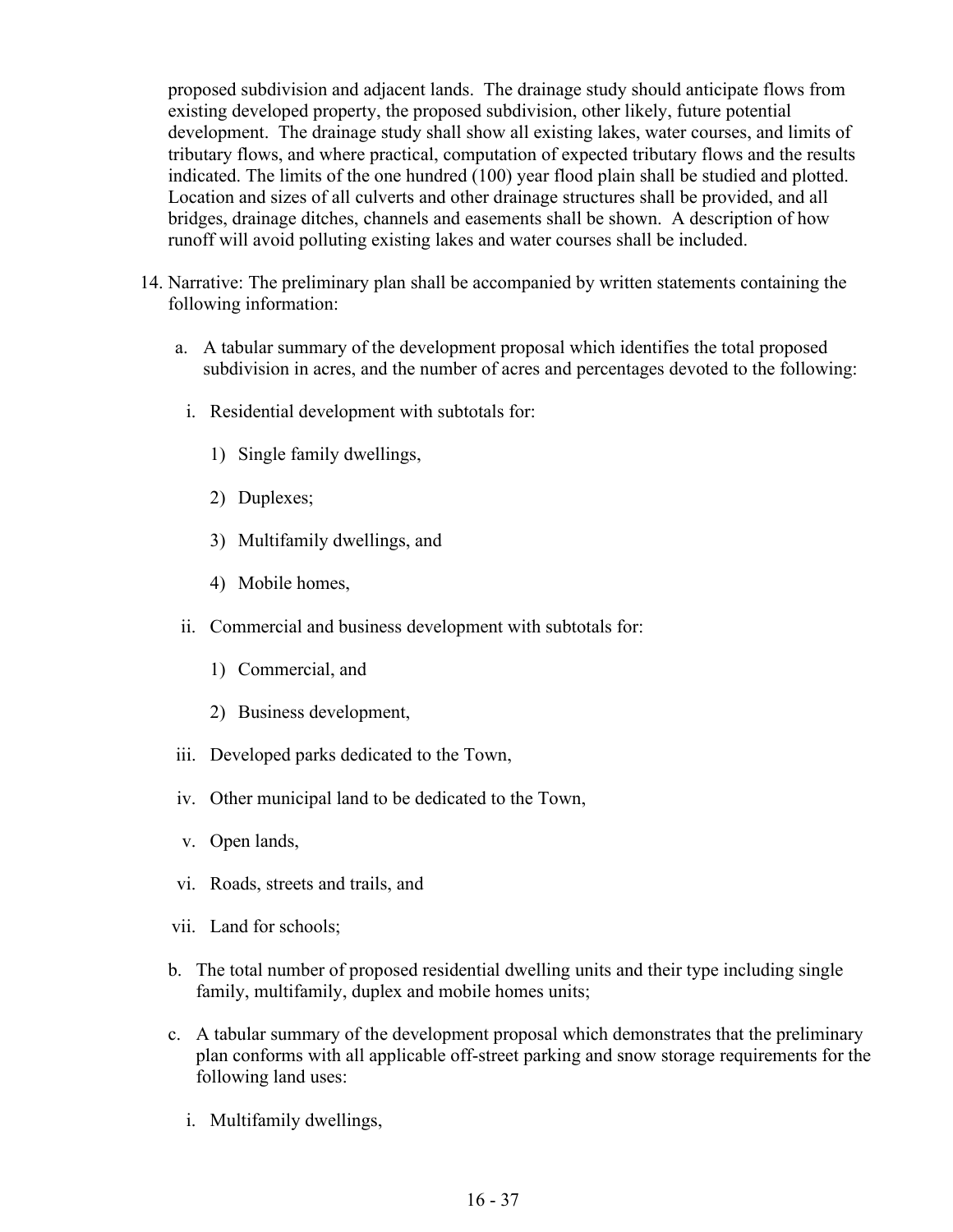proposed subdivision and adjacent lands. The drainage study should anticipate flows from existing developed property, the proposed subdivision, other likely, future potential development. The drainage study shall show all existing lakes, water courses, and limits of tributary flows, and where practical, computation of expected tributary flows and the results indicated. The limits of the one hundred (100) year flood plain shall be studied and plotted. Location and sizes of all culverts and other drainage structures shall be provided, and all bridges, drainage ditches, channels and easements shall be shown. A description of how runoff will avoid polluting existing lakes and water courses shall be included.

14. Narrative: The preliminary plan shall be accompanied by written statements containing the following information:

    a. A tabular summary of the development proposal which identifies the total proposed subdivision in acres, and the number of acres and percentages devoted to the following:

       i. Residential development with subtotals for:

          1) Single family dwellings,

          2) Duplexes;

          3) Multifamily dwellings, and

          4) Mobile homes,

       ii. Commercial and business development with subtotals for:

          1) Commercial, and

          2) Business development,

       iii. Developed parks dedicated to the Town,

       iv. Other municipal land to be dedicated to the Town,

       v. Open lands,

       vi. Roads, streets and trails, and

       vii. Land for schools;

    b. The total number of proposed residential dwelling units and their type including single family, multifamily, duplex and mobile homes units;

    c. A tabular summary of the development proposal which demonstrates that the preliminary plan conforms with all applicable off-street parking and snow storage requirements for the following land uses:

       i. Multifamily dwellings,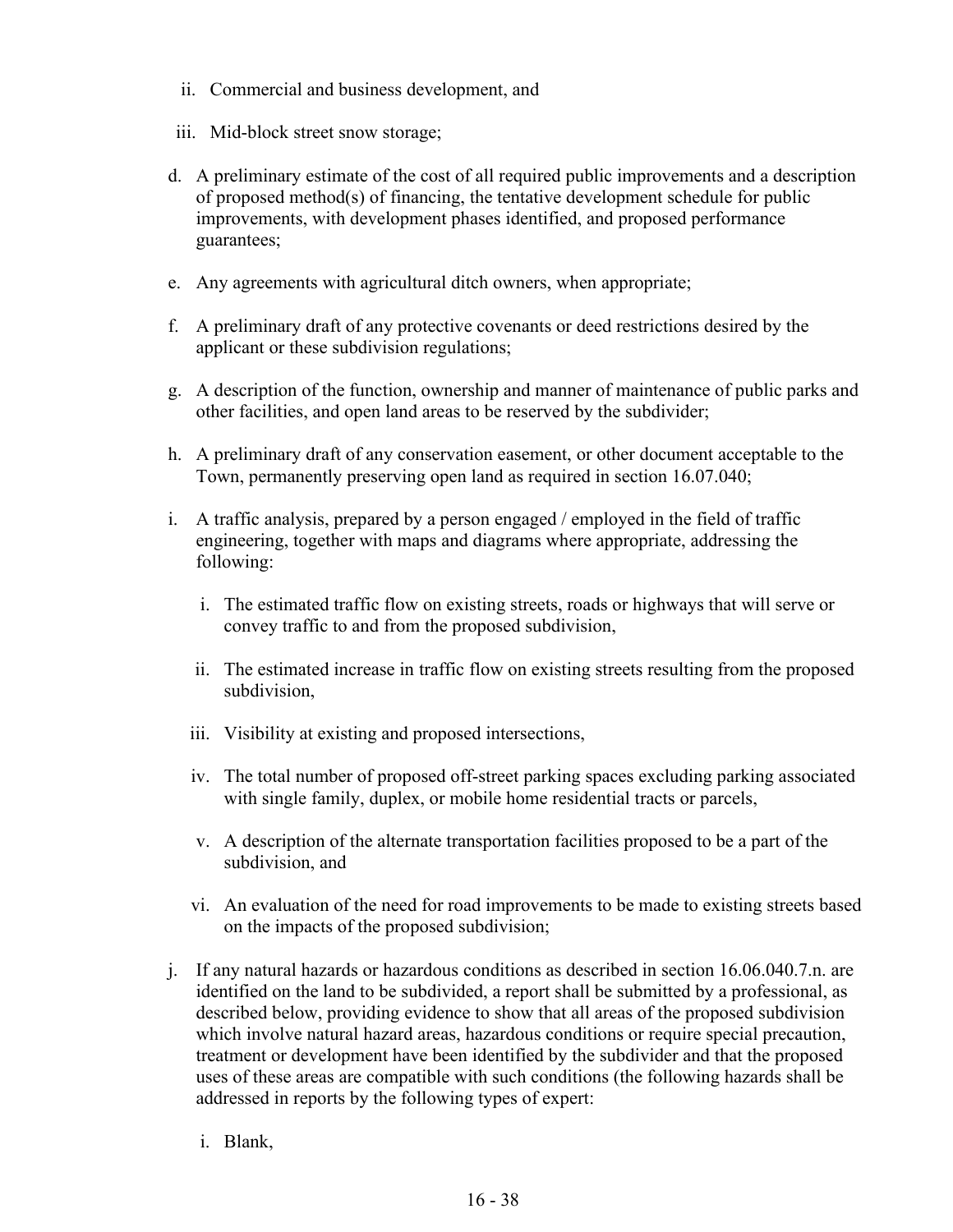ii. Commercial and business development, and

   iii. Mid-block street snow storage;

d. A preliminary estimate of the cost of all required public improvements and a description of proposed method(s) of financing, the tentative development schedule for public improvements, with development phases identified, and proposed performance guarantees;

e. Any agreements with agricultural ditch owners, when appropriate;

f. A preliminary draft of any protective covenants or deed restrictions desired by the applicant or these subdivision regulations;

g. A description of the function, ownership and manner of maintenance of public parks and other facilities, and open land areas to be reserved by the subdivider;

h. A preliminary draft of any conservation easement, or other document acceptable to the Town, permanently preserving open land as required in section 16.07.040;

i. A traffic analysis, prepared by a person engaged / employed in the field of traffic engineering, together with maps and diagrams where appropriate, addressing the following:

   i. The estimated traffic flow on existing streets, roads or highways that will serve or convey traffic to and from the proposed subdivision,

   ii. The estimated increase in traffic flow on existing streets resulting from the proposed subdivision,

   iii. Visibility at existing and proposed intersections,

   iv. The total number of proposed off-street parking spaces excluding parking associated with single family, duplex, or mobile home residential tracts or parcels,

   v. A description of the alternate transportation facilities proposed to be a part of the subdivision, and

   vi. An evaluation of the need for road improvements to be made to existing streets based on the impacts of the proposed subdivision;

j. If any natural hazards or hazardous conditions as described in section 16.06.040.7.n. are identified on the land to be subdivided, a report shall be submitted by a professional, as described below, providing evidence to show that all areas of the proposed subdivision which involve natural hazard areas, hazardous conditions or require special precaution, treatment or development have been identified by the subdivider and that the proposed uses of these areas are compatible with such conditions (the following hazards shall be addressed in reports by the following types of expert:

   i. Blank,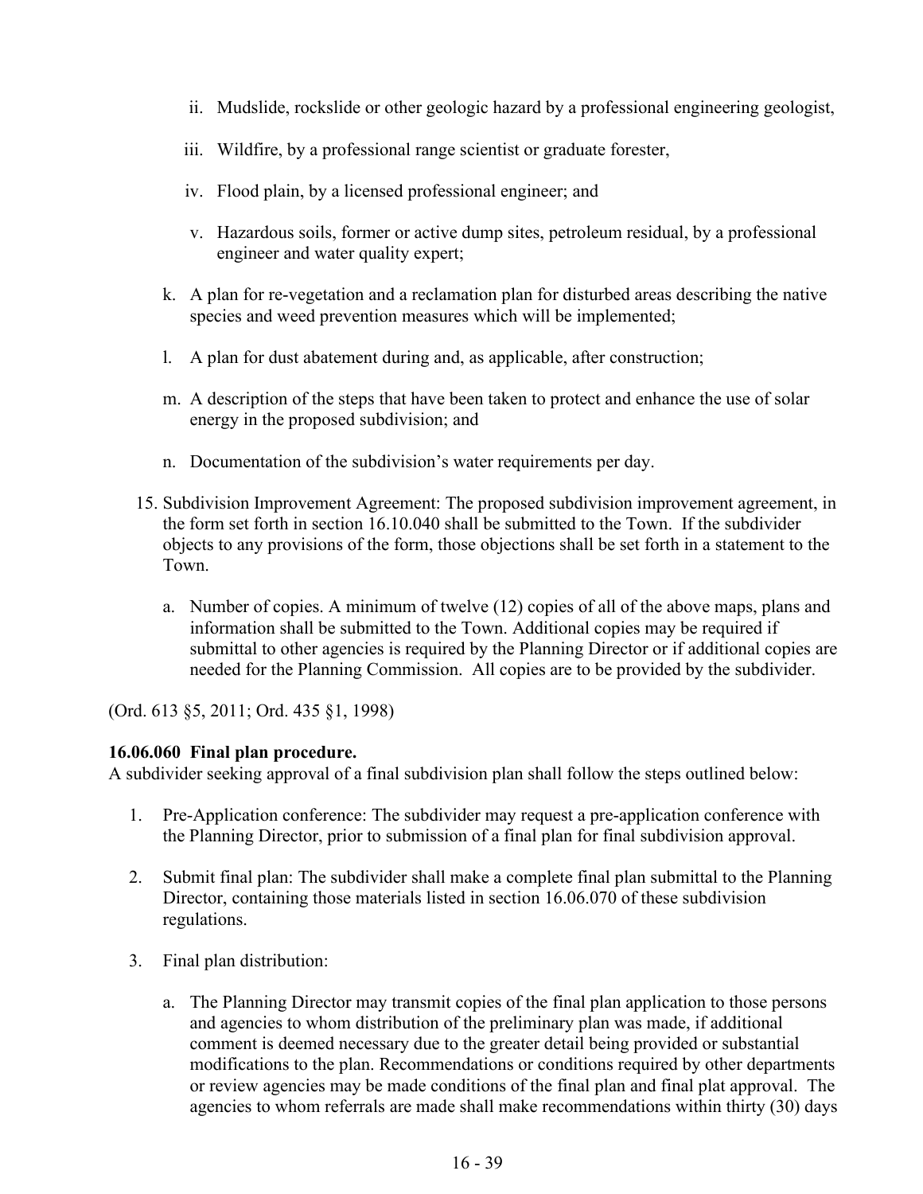ii. Mudslide, rockslide or other geologic hazard by a professional engineering geologist,

   iii. Wildfire, by a professional range scientist or graduate forester,

   iv. Flood plain, by a licensed professional engineer; and

   v. Hazardous soils, former or active dump sites, petroleum residual, by a professional engineer and water quality expert;

   k. A plan for re-vegetation and a reclamation plan for disturbed areas describing the native species and weed prevention measures which will be implemented;

   l. A plan for dust abatement during and, as applicable, after construction;

   m. A description of the steps that have been taken to protect and enhance the use of solar energy in the proposed subdivision; and

   n. Documentation of the subdivision's water requirements per day.

15. Subdivision Improvement Agreement: The proposed subdivision improvement agreement, in the form set forth in section 16.10.040 shall be submitted to the Town. If the subdivider objects to any provisions of the form, those objections shall be set forth in a statement to the Town.

   a. Number of copies. A minimum of twelve (12) copies of all of the above maps, plans and information shall be submitted to the Town. Additional copies may be required if submittal to other agencies is required by the Planning Director or if additional copies are needed for the Planning Commission. All copies are to be provided by the subdivider.

(Ord. 613 §5, 2011; Ord. 435 §1, 1998)

**16.06.060 Final plan procedure.**
A subdivider seeking approval of a final subdivision plan shall follow the steps outlined below:

1. Pre-Application conference: The subdivider may request a pre-application conference with the Planning Director, prior to submission of a final plan for final subdivision approval.

2. Submit final plan: The subdivider shall make a complete final plan submittal to the Planning Director, containing those materials listed in section 16.06.070 of these subdivision regulations.

3. Final plan distribution:

   a. The Planning Director may transmit copies of the final plan application to those persons and agencies to whom distribution of the preliminary plan was made, if additional comment is deemed necessary due to the greater detail being provided or substantial modifications to the plan. Recommendations or conditions required by other departments or review agencies may be made conditions of the final plan and final plat approval. The agencies to whom referrals are made shall make recommendations within thirty (30) days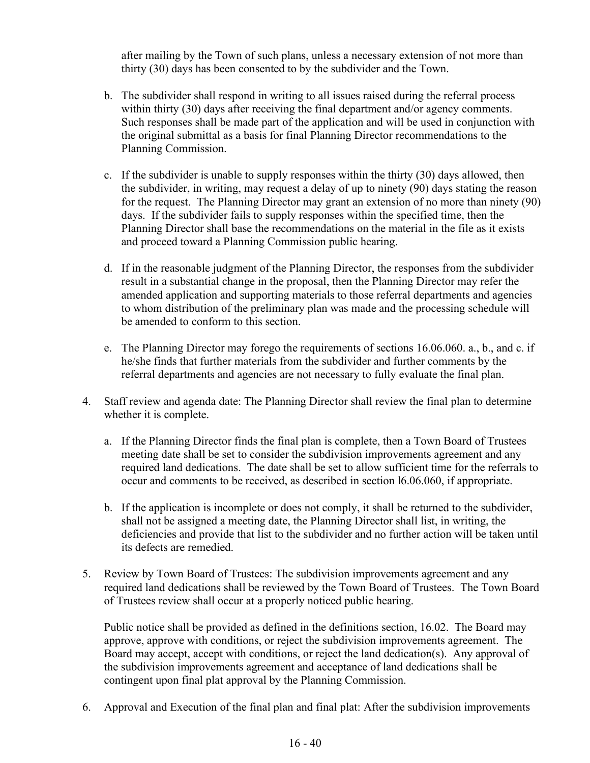after mailing by the Town of such plans, unless a necessary extension of not more than thirty (30) days has been consented to by the subdivider and the Town.

b. The subdivider shall respond in writing to all issues raised during the referral process within thirty (30) days after receiving the final department and/or agency comments. Such responses shall be made part of the application and will be used in conjunction with the original submittal as a basis for final Planning Director recommendations to the Planning Commission.

c. If the subdivider is unable to supply responses within the thirty (30) days allowed, then the subdivider, in writing, may request a delay of up to ninety (90) days stating the reason for the request. The Planning Director may grant an extension of no more than ninety (90) days. If the subdivider fails to supply responses within the specified time, then the Planning Director shall base the recommendations on the material in the file as it exists and proceed toward a Planning Commission public hearing.

d. If in the reasonable judgment of the Planning Director, the responses from the subdivider result in a substantial change in the proposal, then the Planning Director may refer the amended application and supporting materials to those referral departments and agencies to whom distribution of the preliminary plan was made and the processing schedule will be amended to conform to this section.

e. The Planning Director may forego the requirements of sections 16.06.060. a., b., and c. if he/she finds that further materials from the subdivider and further comments by the referral departments and agencies are not necessary to fully evaluate the final plan.

4. Staff review and agenda date: The Planning Director shall review the final plan to determine whether it is complete.

   a. If the Planning Director finds the final plan is complete, then a Town Board of Trustees meeting date shall be set to consider the subdivision improvements agreement and any required land dedications. The date shall be set to allow sufficient time for the referrals to occur and comments to be received, as described in section l6.06.060, if appropriate.

   b. If the application is incomplete or does not comply, it shall be returned to the subdivider, shall not be assigned a meeting date, the Planning Director shall list, in writing, the deficiencies and provide that list to the subdivider and no further action will be taken until its defects are remedied.

5. Review by Town Board of Trustees: The subdivision improvements agreement and any required land dedications shall be reviewed by the Town Board of Trustees. The Town Board of Trustees review shall occur at a properly noticed public hearing.

   Public notice shall be provided as defined in the definitions section, 16.02. The Board may approve, approve with conditions, or reject the subdivision improvements agreement. The Board may accept, accept with conditions, or reject the land dedication(s). Any approval of the subdivision improvements agreement and acceptance of land dedications shall be contingent upon final plat approval by the Planning Commission.

6. Approval and Execution of the final plan and final plat: After the subdivision improvements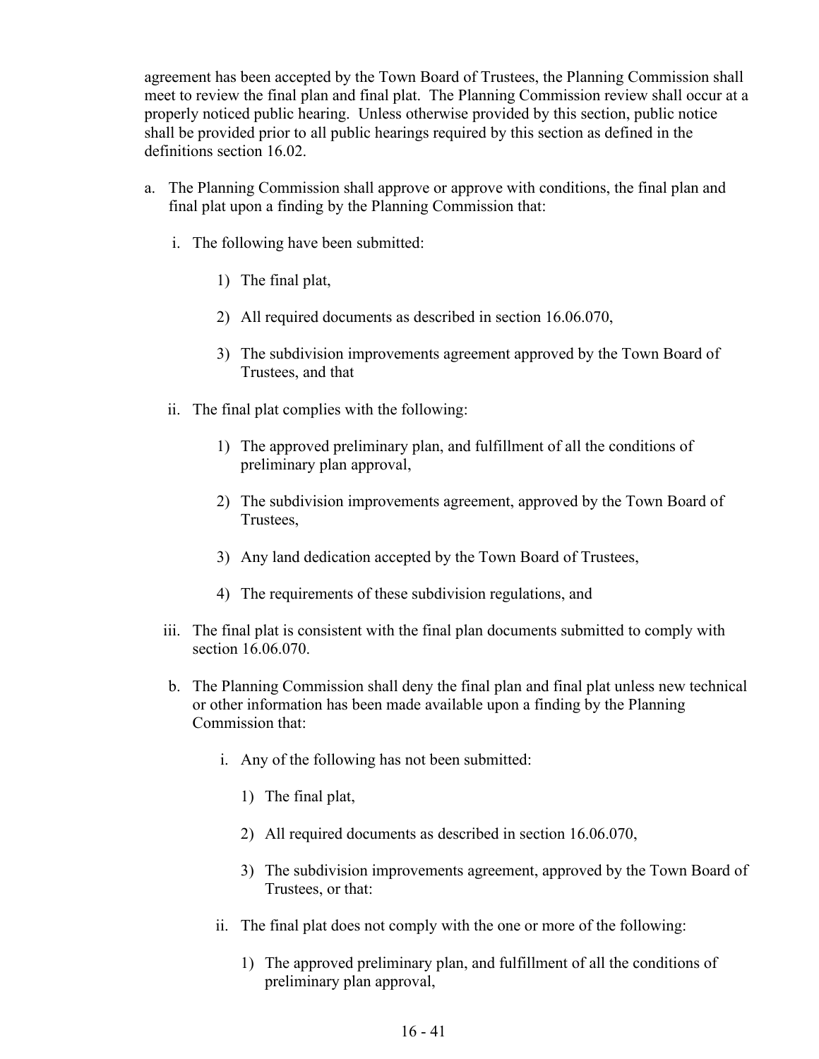agreement has been accepted by the Town Board of Trustees, the Planning Commission shall meet to review the final plan and final plat. The Planning Commission review shall occur at a properly noticed public hearing. Unless otherwise provided by this section, public notice shall be provided prior to all public hearings required by this section as defined in the definitions section 16.02.

a. The Planning Commission shall approve or approve with conditions, the final plan and final plat upon a finding by the Planning Commission that:

   i. The following have been submitted:

      1) The final plat,

      2) All required documents as described in section 16.06.070,

      3) The subdivision improvements agreement approved by the Town Board of Trustees, and that

   ii. The final plat complies with the following:

      1) The approved preliminary plan, and fulfillment of all the conditions of preliminary plan approval,

      2) The subdivision improvements agreement, approved by the Town Board of Trustees,

      3) Any land dedication accepted by the Town Board of Trustees,

      4) The requirements of these subdivision regulations, and

   iii. The final plat is consistent with the final plan documents submitted to comply with section 16.06.070.

b. The Planning Commission shall deny the final plan and final plat unless new technical or other information has been made available upon a finding by the Planning Commission that:

   i. Any of the following has not been submitted:

      1) The final plat,

      2) All required documents as described in section 16.06.070,

      3) The subdivision improvements agreement, approved by the Town Board of Trustees, or that:

   ii. The final plat does not comply with the one or more of the following:

      1) The approved preliminary plan, and fulfillment of all the conditions of preliminary plan approval,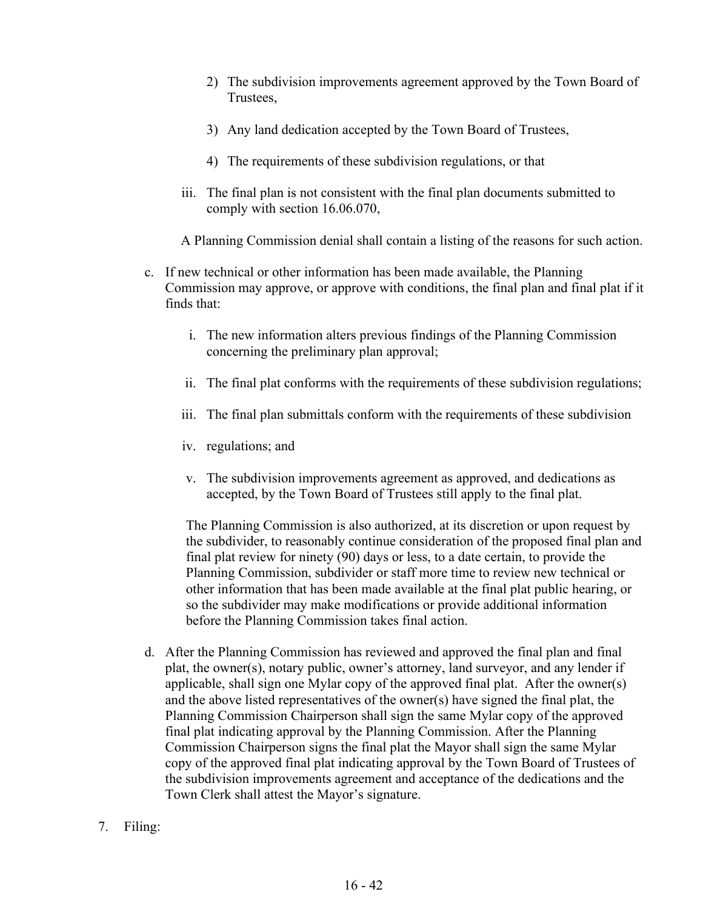2) The subdivision improvements agreement approved by the Town Board of Trustees,

3) Any land dedication accepted by the Town Board of Trustees,

4) The requirements of these subdivision regulations, or that

iii. The final plan is not consistent with the final plan documents submitted to comply with section 16.06.070,

A Planning Commission denial shall contain a listing of the reasons for such action.

c. If new technical or other information has been made available, the Planning Commission may approve, or approve with conditions, the final plan and final plat if it finds that:

   i. The new information alters previous findings of the Planning Commission concerning the preliminary plan approval;

   ii. The final plat conforms with the requirements of these subdivision regulations;

   iii. The final plan submittals conform with the requirements of these subdivision

   iv. regulations; and

   v. The subdivision improvements agreement as approved, and dedications as accepted, by the Town Board of Trustees still apply to the final plat.

   The Planning Commission is also authorized, at its discretion or upon request by the subdivider, to reasonably continue consideration of the proposed final plan and final plat review for ninety (90) days or less, to a date certain, to provide the Planning Commission, subdivider or staff more time to review new technical or other information that has been made available at the final plat public hearing, or so the subdivider may make modifications or provide additional information before the Planning Commission takes final action.

d. After the Planning Commission has reviewed and approved the final plan and final plat, the owner(s), notary public, owner's attorney, land surveyor, and any lender if applicable, shall sign one Mylar copy of the approved final plat. After the owner(s) and the above listed representatives of the owner(s) have signed the final plat, the Planning Commission Chairperson shall sign the same Mylar copy of the approved final plat indicating approval by the Planning Commission. After the Planning Commission Chairperson signs the final plat the Mayor shall sign the same Mylar copy of the approved final plat indicating approval by the Town Board of Trustees of the subdivision improvements agreement and acceptance of the dedications and the Town Clerk shall attest the Mayor's signature.

7. Filing: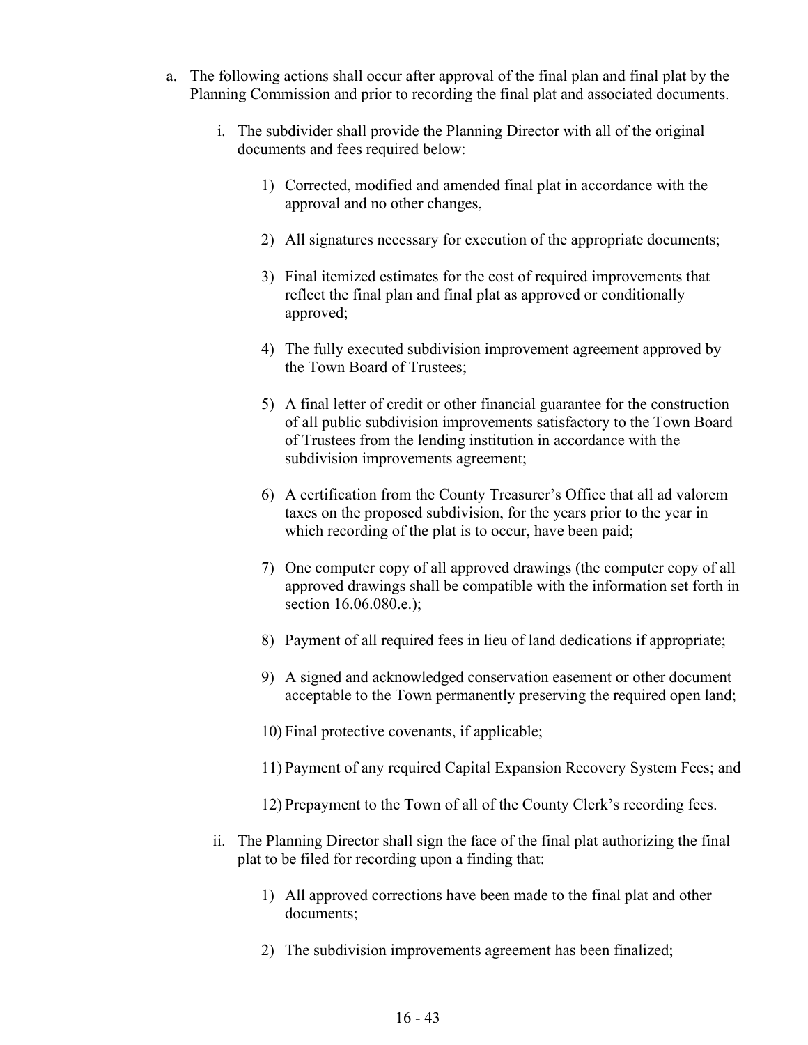a. The following actions shall occur after approval of the final plan and final plat by the Planning Commission and prior to recording the final plat and associated documents.

    i. The subdivider shall provide the Planning Director with all of the original documents and fees required below:

        1) Corrected, modified and amended final plat in accordance with the approval and no other changes,

        2) All signatures necessary for execution of the appropriate documents;

        3) Final itemized estimates for the cost of required improvements that reflect the final plan and final plat as approved or conditionally approved;

        4) The fully executed subdivision improvement agreement approved by the Town Board of Trustees;

        5) A final letter of credit or other financial guarantee for the construction of all public subdivision improvements satisfactory to the Town Board of Trustees from the lending institution in accordance with the subdivision improvements agreement;

        6) A certification from the County Treasurer's Office that all ad valorem taxes on the proposed subdivision, for the years prior to the year in which recording of the plat is to occur, have been paid;

        7) One computer copy of all approved drawings (the computer copy of all approved drawings shall be compatible with the information set forth in section 16.06.080.e.);

        8) Payment of all required fees in lieu of land dedications if appropriate;

        9) A signed and acknowledged conservation easement or other document acceptable to the Town permanently preserving the required open land;

        10) Final protective covenants, if applicable;

        11) Payment of any required Capital Expansion Recovery System Fees; and

        12) Prepayment to the Town of all of the County Clerk's recording fees.

    ii. The Planning Director shall sign the face of the final plat authorizing the final plat to be filed for recording upon a finding that:

        1) All approved corrections have been made to the final plat and other documents;

        2) The subdivision improvements agreement has been finalized;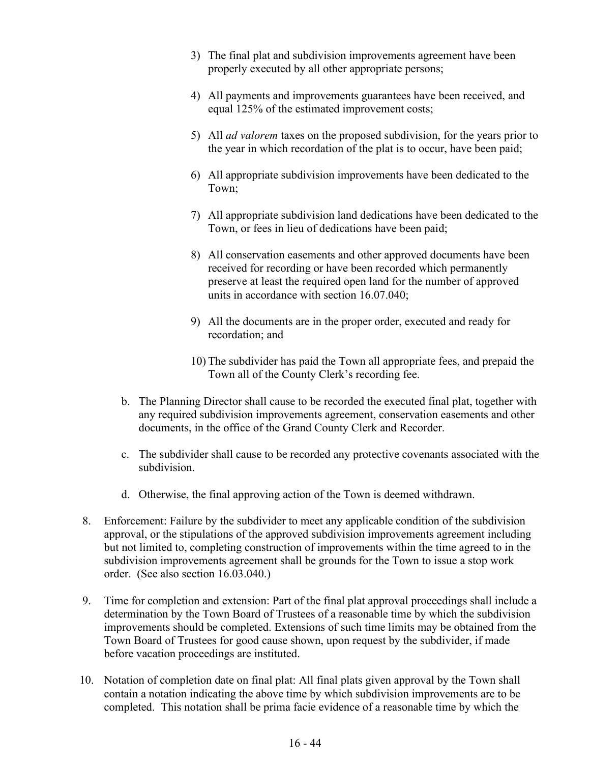3) The final plat and subdivision improvements agreement have been properly executed by all other appropriate persons;

4) All payments and improvements guarantees have been received, and equal 125% of the estimated improvement costs;

5) All *ad valorem* taxes on the proposed subdivision, for the years prior to the year in which recordation of the plat is to occur, have been paid;

6) All appropriate subdivision improvements have been dedicated to the Town;

7) All appropriate subdivision land dedications have been dedicated to the Town, or fees in lieu of dedications have been paid;

8) All conservation easements and other approved documents have been received for recording or have been recorded which permanently preserve at least the required open land for the number of approved units in accordance with section 16.07.040;

9) All the documents are in the proper order, executed and ready for recordation; and

10) The subdivider has paid the Town all appropriate fees, and prepaid the Town all of the County Clerk's recording fee.

b. The Planning Director shall cause to be recorded the executed final plat, together with any required subdivision improvements agreement, conservation easements and other documents, in the office of the Grand County Clerk and Recorder.

c. The subdivider shall cause to be recorded any protective covenants associated with the subdivision.

d. Otherwise, the final approving action of the Town is deemed withdrawn.

8. Enforcement: Failure by the subdivider to meet any applicable condition of the subdivision approval, or the stipulations of the approved subdivision improvements agreement including but not limited to, completing construction of improvements within the time agreed to in the subdivision improvements agreement shall be grounds for the Town to issue a stop work order. (See also section 16.03.040.)

9. Time for completion and extension: Part of the final plat approval proceedings shall include a determination by the Town Board of Trustees of a reasonable time by which the subdivision improvements should be completed. Extensions of such time limits may be obtained from the Town Board of Trustees for good cause shown, upon request by the subdivider, if made before vacation proceedings are instituted.

10. Notation of completion date on final plat: All final plats given approval by the Town shall contain a notation indicating the above time by which subdivision improvements are to be completed. This notation shall be prima facie evidence of a reasonable time by which the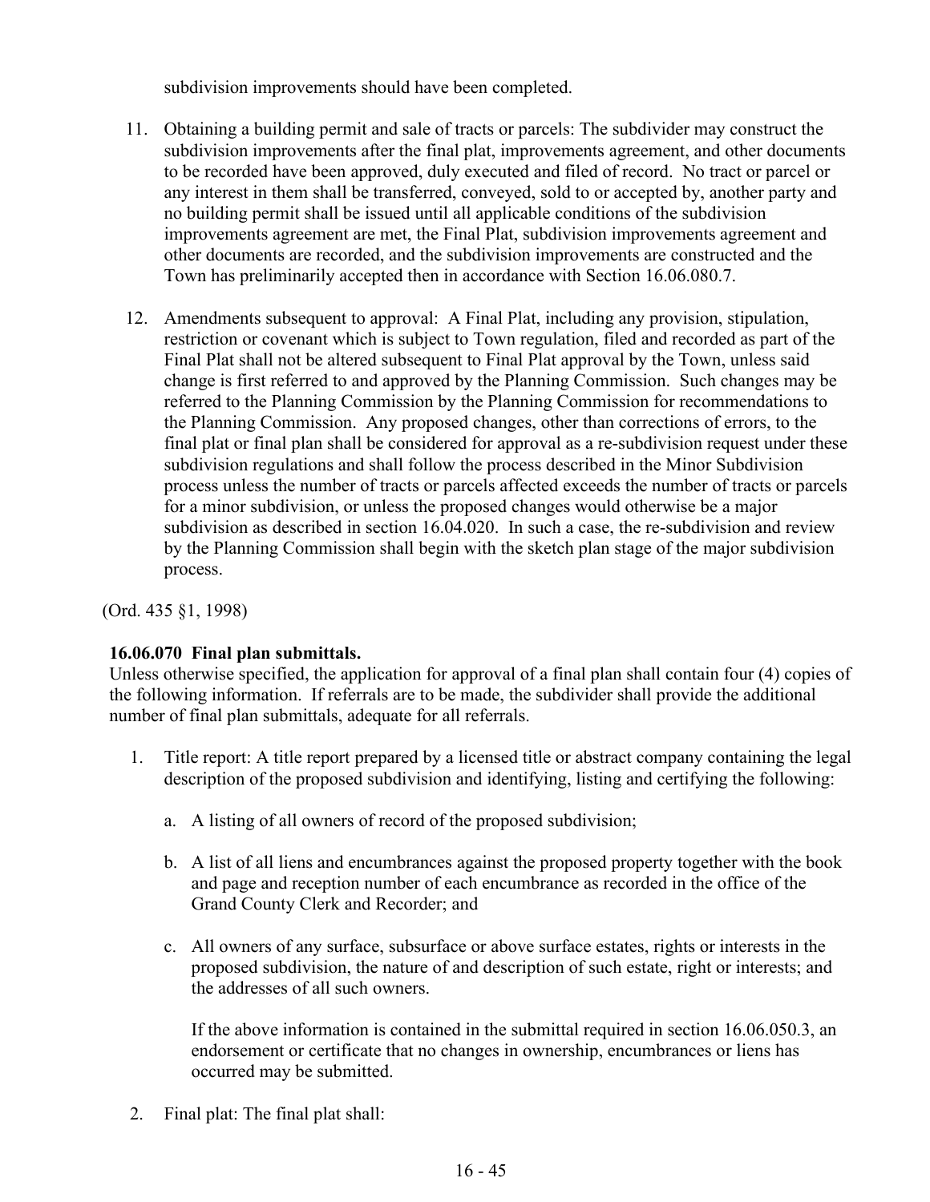subdivision improvements should have been completed.

11. Obtaining a building permit and sale of tracts or parcels: The subdivider may construct the subdivision improvements after the final plat, improvements agreement, and other documents to be recorded have been approved, duly executed and filed of record. No tract or parcel or any interest in them shall be transferred, conveyed, sold to or accepted by, another party and no building permit shall be issued until all applicable conditions of the subdivision improvements agreement are met, the Final Plat, subdivision improvements agreement and other documents are recorded, and the subdivision improvements are constructed and the Town has preliminarily accepted then in accordance with Section 16.06.080.7.

12. Amendments subsequent to approval: A Final Plat, including any provision, stipulation, restriction or covenant which is subject to Town regulation, filed and recorded as part of the Final Plat shall not be altered subsequent to Final Plat approval by the Town, unless said change is first referred to and approved by the Planning Commission. Such changes may be referred to the Planning Commission by the Planning Commission for recommendations to the Planning Commission. Any proposed changes, other than corrections of errors, to the final plat or final plan shall be considered for approval as a re-subdivision request under these subdivision regulations and shall follow the process described in the Minor Subdivision process unless the number of tracts or parcels affected exceeds the number of tracts or parcels for a minor subdivision, or unless the proposed changes would otherwise be a major subdivision as described in section 16.04.020. In such a case, the re-subdivision and review by the Planning Commission shall begin with the sketch plan stage of the major subdivision process.

(Ord. 435 §1, 1998)

**16.06.070 Final plan submittals.**
Unless otherwise specified, the application for approval of a final plan shall contain four (4) copies of the following information. If referrals are to be made, the subdivider shall provide the additional number of final plan submittals, adequate for all referrals.

1. Title report: A title report prepared by a licensed title or abstract company containing the legal description of the proposed subdivision and identifying, listing and certifying the following:

   a. A listing of all owners of record of the proposed subdivision;

   b. A list of all liens and encumbrances against the proposed property together with the book and page and reception number of each encumbrance as recorded in the office of the Grand County Clerk and Recorder; and

   c. All owners of any surface, subsurface or above surface estates, rights or interests in the proposed subdivision, the nature of and description of such estate, right or interests; and the addresses of all such owners.

   If the above information is contained in the submittal required in section 16.06.050.3, an endorsement or certificate that no changes in ownership, encumbrances or liens has occurred may be submitted.

2. Final plat: The final plat shall: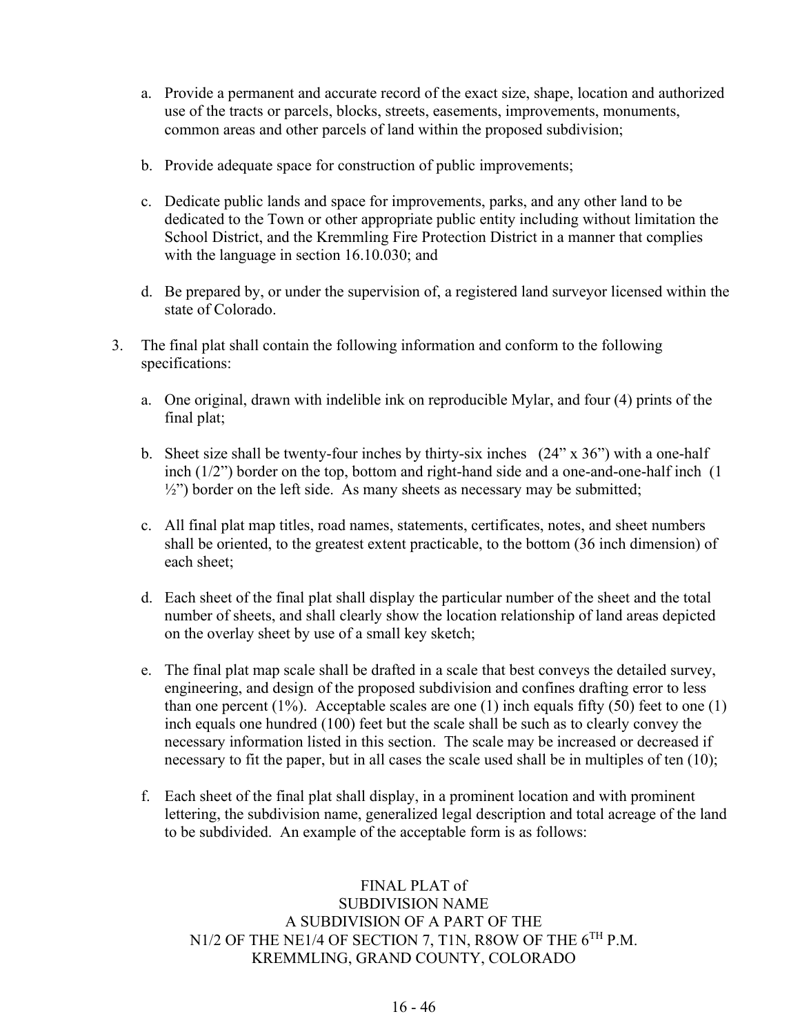a. Provide a permanent and accurate record of the exact size, shape, location and authorized use of the tracts or parcels, blocks, streets, easements, improvements, monuments, common areas and other parcels of land within the proposed subdivision;

b. Provide adequate space for construction of public improvements;

c. Dedicate public lands and space for improvements, parks, and any other land to be dedicated to the Town or other appropriate public entity including without limitation the School District, and the Kremmling Fire Protection District in a manner that complies with the language in section 16.10.030; and

d. Be prepared by, or under the supervision of, a registered land surveyor licensed within the state of Colorado.

3. The final plat shall contain the following information and conform to the following specifications:

   a. One original, drawn with indelible ink on reproducible Mylar, and four (4) prints of the final plat;

   b. Sheet size shall be twenty-four inches by thirty-six inches (24" x 36") with a one-half inch (1/2") border on the top, bottom and right-hand side and a one-and-one-half inch (1 ½") border on the left side. As many sheets as necessary may be submitted;

   c. All final plat map titles, road names, statements, certificates, notes, and sheet numbers shall be oriented, to the greatest extent practicable, to the bottom (36 inch dimension) of each sheet;

   d. Each sheet of the final plat shall display the particular number of the sheet and the total number of sheets, and shall clearly show the location relationship of land areas depicted on the overlay sheet by use of a small key sketch;

   e. The final plat map scale shall be drafted in a scale that best conveys the detailed survey, engineering, and design of the proposed subdivision and confines drafting error to less than one percent (1%). Acceptable scales are one (1) inch equals fifty (50) feet to one (1) inch equals one hundred (100) feet but the scale shall be such as to clearly convey the necessary information listed in this section. The scale may be increased or decreased if necessary to fit the paper, but in all cases the scale used shall be in multiples of ten (10);

   f. Each sheet of the final plat shall display, in a prominent location and with prominent lettering, the subdivision name, generalized legal description and total acreage of the land to be subdivided. An example of the acceptable form is as follows:

FINAL PLAT of
SUBDIVISION NAME
A SUBDIVISION OF A PART OF THE
N1/2 OF THE NE1/4 OF SECTION 7, T1N, R8OW OF THE $6^{TH}$ P.M.
KREMMLING, GRAND COUNTY, COLORADO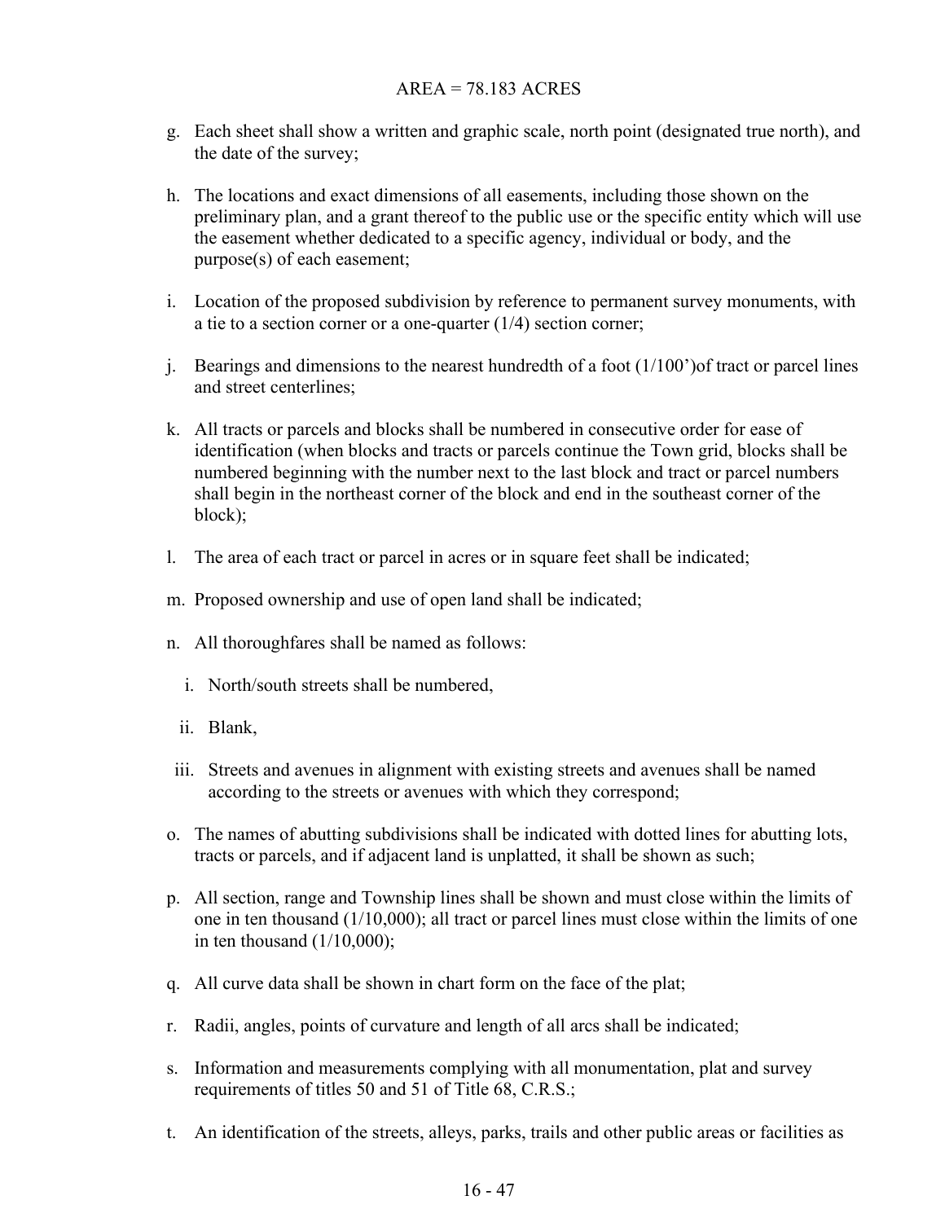AREA = 78.183 ACRES

g. Each sheet shall show a written and graphic scale, north point (designated true north), and the date of the survey;

h. The locations and exact dimensions of all easements, including those shown on the preliminary plan, and a grant thereof to the public use or the specific entity which will use the easement whether dedicated to a specific agency, individual or body, and the purpose(s) of each easement;

i. Location of the proposed subdivision by reference to permanent survey monuments, with a tie to a section corner or a one-quarter (1/4) section corner;

j. Bearings and dimensions to the nearest hundredth of a foot (1/100')of tract or parcel lines and street centerlines;

k. All tracts or parcels and blocks shall be numbered in consecutive order for ease of identification (when blocks and tracts or parcels continue the Town grid, blocks shall be numbered beginning with the number next to the last block and tract or parcel numbers shall begin in the northeast corner of the block and end in the southeast corner of the block);

l. The area of each tract or parcel in acres or in square feet shall be indicated;

m. Proposed ownership and use of open land shall be indicated;

n. All thoroughfares shall be named as follows:

   i. North/south streets shall be numbered,

   ii. Blank,

   iii. Streets and avenues in alignment with existing streets and avenues shall be named according to the streets or avenues with which they correspond;

o. The names of abutting subdivisions shall be indicated with dotted lines for abutting lots, tracts or parcels, and if adjacent land is unplatted, it shall be shown as such;

p. All section, range and Township lines shall be shown and must close within the limits of one in ten thousand (1/10,000); all tract or parcel lines must close within the limits of one in ten thousand (1/10,000);

q. All curve data shall be shown in chart form on the face of the plat;

r. Radii, angles, points of curvature and length of all arcs shall be indicated;

s. Information and measurements complying with all monumentation, plat and survey requirements of titles 50 and 51 of Title 68, C.R.S.;

t. An identification of the streets, alleys, parks, trails and other public areas or facilities as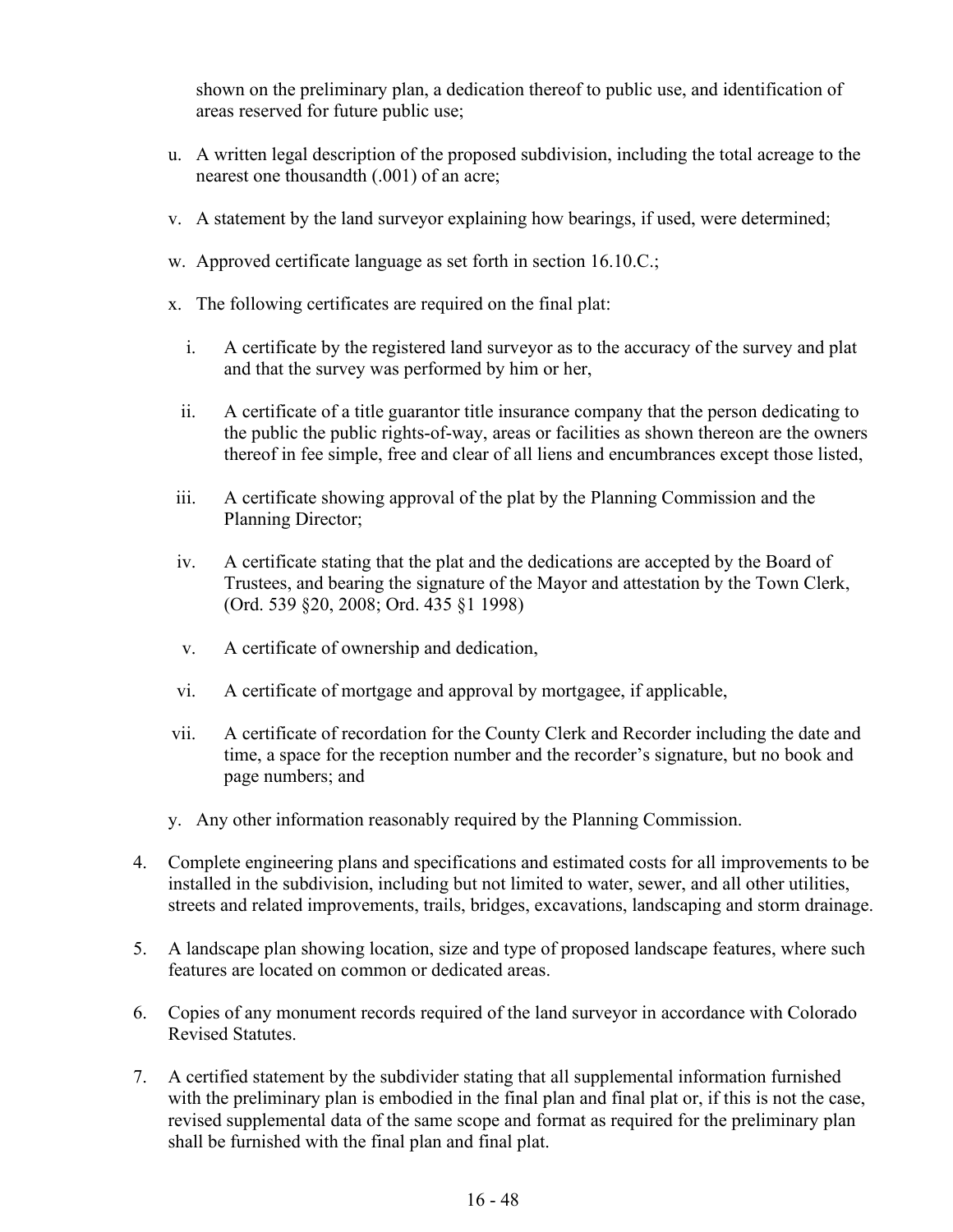shown on the preliminary plan, a dedication thereof to public use, and identification of areas reserved for future public use;

u. A written legal description of the proposed subdivision, including the total acreage to the nearest one thousandth (.001) of an acre;

v. A statement by the land surveyor explaining how bearings, if used, were determined;

w. Approved certificate language as set forth in section 16.10.C.;

x. The following certificates are required on the final plat:

   i. A certificate by the registered land surveyor as to the accuracy of the survey and plat and that the survey was performed by him or her,

   ii. A certificate of a title guarantor title insurance company that the person dedicating to the public the public rights-of-way, areas or facilities as shown thereon are the owners thereof in fee simple, free and clear of all liens and encumbrances except those listed,

   iii. A certificate showing approval of the plat by the Planning Commission and the Planning Director;

   iv. A certificate stating that the plat and the dedications are accepted by the Board of Trustees, and bearing the signature of the Mayor and attestation by the Town Clerk, (Ord. 539 §20, 2008; Ord. 435 §1 1998)

   v. A certificate of ownership and dedication,

   vi. A certificate of mortgage and approval by mortgagee, if applicable,

   vii. A certificate of recordation for the County Clerk and Recorder including the date and time, a space for the reception number and the recorder's signature, but no book and page numbers; and

y. Any other information reasonably required by the Planning Commission.

4. Complete engineering plans and specifications and estimated costs for all improvements to be installed in the subdivision, including but not limited to water, sewer, and all other utilities, streets and related improvements, trails, bridges, excavations, landscaping and storm drainage.

5. A landscape plan showing location, size and type of proposed landscape features, where such features are located on common or dedicated areas.

6. Copies of any monument records required of the land surveyor in accordance with Colorado Revised Statutes.

7. A certified statement by the subdivider stating that all supplemental information furnished with the preliminary plan is embodied in the final plan and final plat or, if this is not the case, revised supplemental data of the same scope and format as required for the preliminary plan shall be furnished with the final plan and final plat.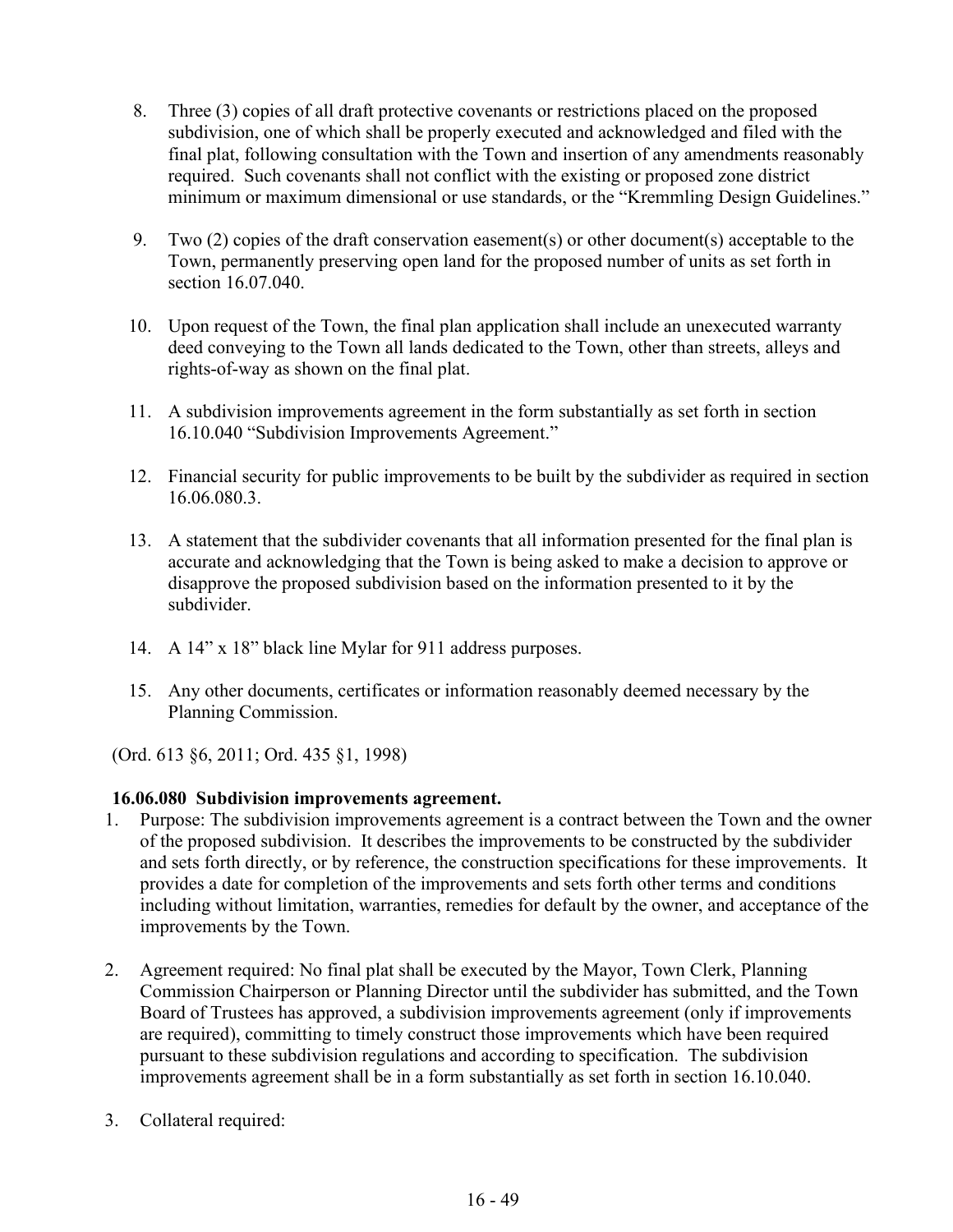8. Three (3) copies of all draft protective covenants or restrictions placed on the proposed subdivision, one of which shall be properly executed and acknowledged and filed with the final plat, following consultation with the Town and insertion of any amendments reasonably required. Such covenants shall not conflict with the existing or proposed zone district minimum or maximum dimensional or use standards, or the "Kremmling Design Guidelines."

9. Two (2) copies of the draft conservation easement(s) or other document(s) acceptable to the Town, permanently preserving open land for the proposed number of units as set forth in section 16.07.040.

10. Upon request of the Town, the final plan application shall include an unexecuted warranty deed conveying to the Town all lands dedicated to the Town, other than streets, alleys and rights-of-way as shown on the final plat.

11. A subdivision improvements agreement in the form substantially as set forth in section 16.10.040 "Subdivision Improvements Agreement."

12. Financial security for public improvements to be built by the subdivider as required in section 16.06.080.3.

13. A statement that the subdivider covenants that all information presented for the final plan is accurate and acknowledging that the Town is being asked to make a decision to approve or disapprove the proposed subdivision based on the information presented to it by the subdivider.

14. A 14" x 18" black line Mylar for 911 address purposes.

15. Any other documents, certificates or information reasonably deemed necessary by the Planning Commission.

(Ord. 613 §6, 2011; Ord. 435 §1, 1998)

**16.06.080 Subdivision improvements agreement.**

1. Purpose: The subdivision improvements agreement is a contract between the Town and the owner of the proposed subdivision. It describes the improvements to be constructed by the subdivider and sets forth directly, or by reference, the construction specifications for these improvements. It provides a date for completion of the improvements and sets forth other terms and conditions including without limitation, warranties, remedies for default by the owner, and acceptance of the improvements by the Town.

2. Agreement required: No final plat shall be executed by the Mayor, Town Clerk, Planning Commission Chairperson or Planning Director until the subdivider has submitted, and the Town Board of Trustees has approved, a subdivision improvements agreement (only if improvements are required), committing to timely construct those improvements which have been required pursuant to these subdivision regulations and according to specification. The subdivision improvements agreement shall be in a form substantially as set forth in section 16.10.040.

3. Collateral required: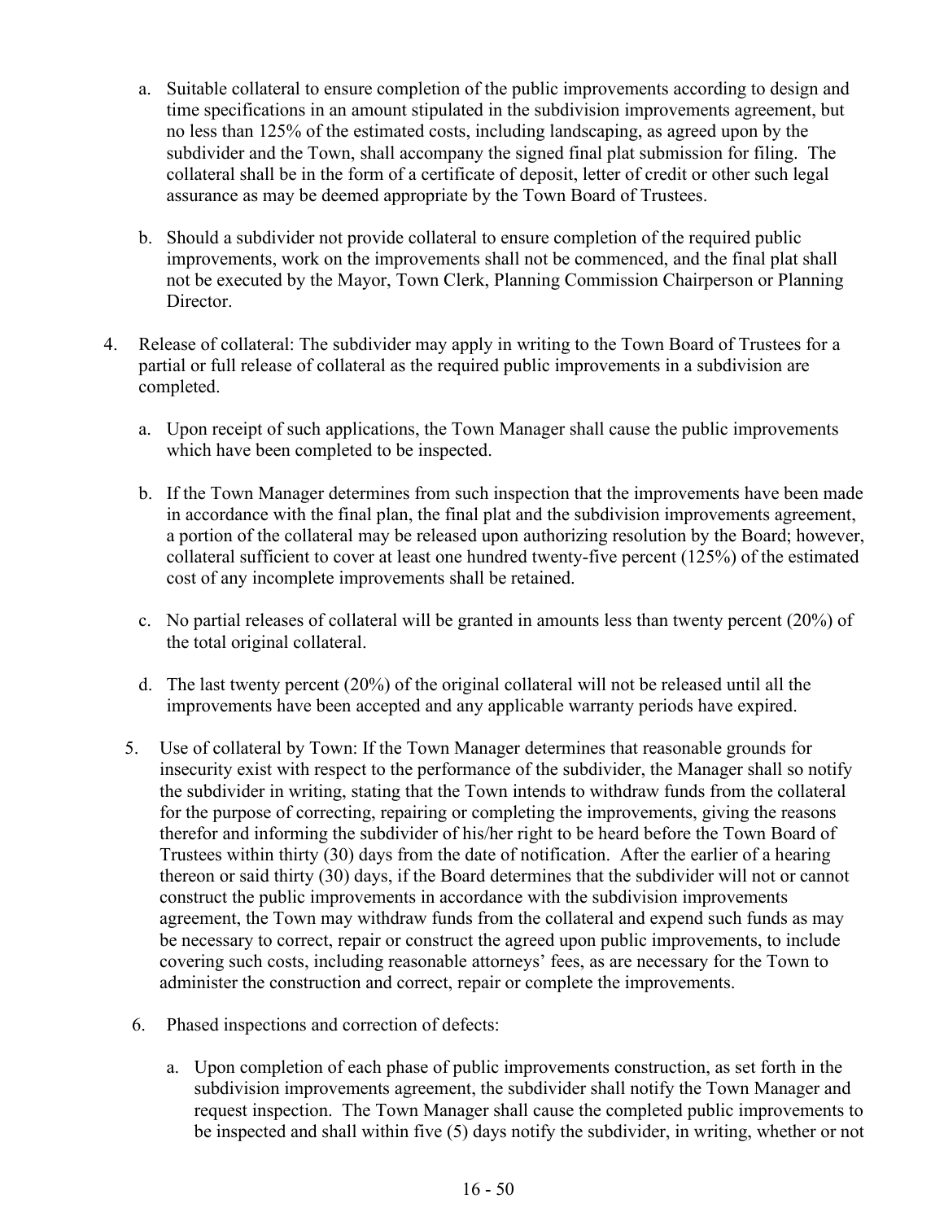a. Suitable collateral to ensure completion of the public improvements according to design and time specifications in an amount stipulated in the subdivision improvements agreement, but no less than 125% of the estimated costs, including landscaping, as agreed upon by the subdivider and the Town, shall accompany the signed final plat submission for filing. The collateral shall be in the form of a certificate of deposit, letter of credit or other such legal assurance as may be deemed appropriate by the Town Board of Trustees.

b. Should a subdivider not provide collateral to ensure completion of the required public improvements, work on the improvements shall not be commenced, and the final plat shall not be executed by the Mayor, Town Clerk, Planning Commission Chairperson or Planning Director.

4. Release of collateral: The subdivider may apply in writing to the Town Board of Trustees for a partial or full release of collateral as the required public improvements in a subdivision are completed.

   a. Upon receipt of such applications, the Town Manager shall cause the public improvements which have been completed to be inspected.

   b. If the Town Manager determines from such inspection that the improvements have been made in accordance with the final plan, the final plat and the subdivision improvements agreement, a portion of the collateral may be released upon authorizing resolution by the Board; however, collateral sufficient to cover at least one hundred twenty-five percent (125%) of the estimated cost of any incomplete improvements shall be retained.

   c. No partial releases of collateral will be granted in amounts less than twenty percent (20%) of the total original collateral.

   d. The last twenty percent (20%) of the original collateral will not be released until all the improvements have been accepted and any applicable warranty periods have expired.

5. Use of collateral by Town: If the Town Manager determines that reasonable grounds for insecurity exist with respect to the performance of the subdivider, the Manager shall so notify the subdivider in writing, stating that the Town intends to withdraw funds from the collateral for the purpose of correcting, repairing or completing the improvements, giving the reasons therefor and informing the subdivider of his/her right to be heard before the Town Board of Trustees within thirty (30) days from the date of notification. After the earlier of a hearing thereon or said thirty (30) days, if the Board determines that the subdivider will not or cannot construct the public improvements in accordance with the subdivision improvements agreement, the Town may withdraw funds from the collateral and expend such funds as may be necessary to correct, repair or construct the agreed upon public improvements, to include covering such costs, including reasonable attorneys' fees, as are necessary for the Town to administer the construction and correct, repair or complete the improvements.

6. Phased inspections and correction of defects:

   a. Upon completion of each phase of public improvements construction, as set forth in the subdivision improvements agreement, the subdivider shall notify the Town Manager and request inspection. The Town Manager shall cause the completed public improvements to be inspected and shall within five (5) days notify the subdivider, in writing, whether or not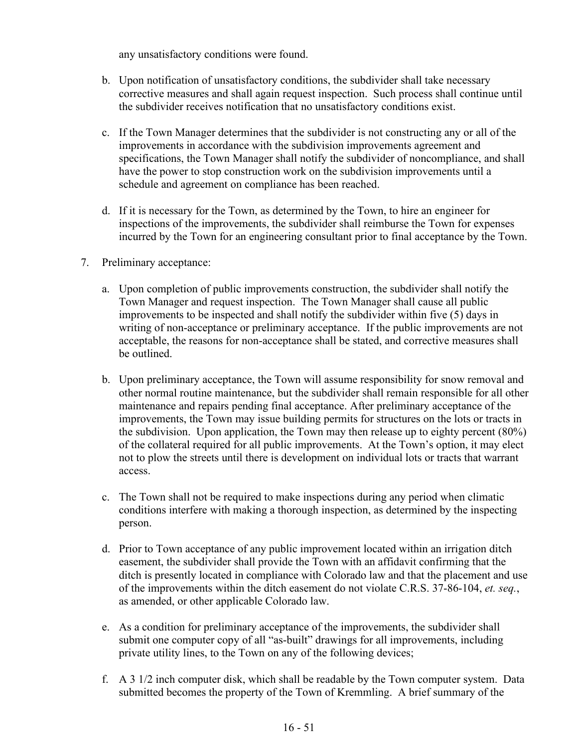any unsatisfactory conditions were found.

b. Upon notification of unsatisfactory conditions, the subdivider shall take necessary corrective measures and shall again request inspection. Such process shall continue until the subdivider receives notification that no unsatisfactory conditions exist.

c. If the Town Manager determines that the subdivider is not constructing any or all of the improvements in accordance with the subdivision improvements agreement and specifications, the Town Manager shall notify the subdivider of noncompliance, and shall have the power to stop construction work on the subdivision improvements until a schedule and agreement on compliance has been reached.

d. If it is necessary for the Town, as determined by the Town, to hire an engineer for inspections of the improvements, the subdivider shall reimburse the Town for expenses incurred by the Town for an engineering consultant prior to final acceptance by the Town.

7. Preliminary acceptance:

   a. Upon completion of public improvements construction, the subdivider shall notify the Town Manager and request inspection. The Town Manager shall cause all public improvements to be inspected and shall notify the subdivider within five (5) days in writing of non-acceptance or preliminary acceptance. If the public improvements are not acceptable, the reasons for non-acceptance shall be stated, and corrective measures shall be outlined.

   b. Upon preliminary acceptance, the Town will assume responsibility for snow removal and other normal routine maintenance, but the subdivider shall remain responsible for all other maintenance and repairs pending final acceptance. After preliminary acceptance of the improvements, the Town may issue building permits for structures on the lots or tracts in the subdivision. Upon application, the Town may then release up to eighty percent (80%) of the collateral required for all public improvements. At the Town's option, it may elect not to plow the streets until there is development on individual lots or tracts that warrant access.

   c. The Town shall not be required to make inspections during any period when climatic conditions interfere with making a thorough inspection, as determined by the inspecting person.

   d. Prior to Town acceptance of any public improvement located within an irrigation ditch easement, the subdivider shall provide the Town with an affidavit confirming that the ditch is presently located in compliance with Colorado law and that the placement and use of the improvements within the ditch easement do not violate C.R.S. 37-86-104, *et. seq.*, as amended, or other applicable Colorado law.

   e. As a condition for preliminary acceptance of the improvements, the subdivider shall submit one computer copy of all "as-built" drawings for all improvements, including private utility lines, to the Town on any of the following devices;

   f. A 3 1/2 inch computer disk, which shall be readable by the Town computer system. Data submitted becomes the property of the Town of Kremmling. A brief summary of the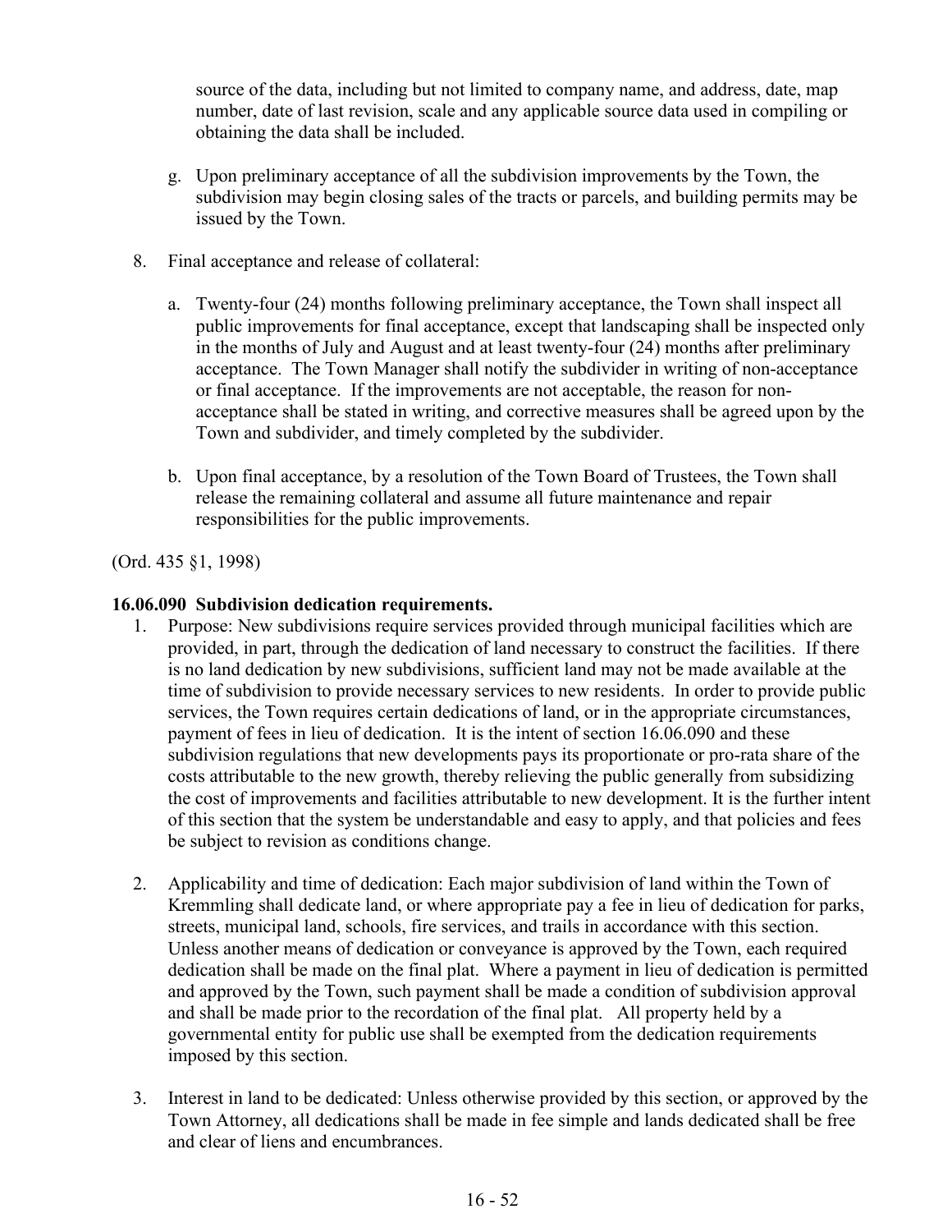source of the data, including but not limited to company name, and address, date, map number, date of last revision, scale and any applicable source data used in compiling or obtaining the data shall be included.

g. Upon preliminary acceptance of all the subdivision improvements by the Town, the subdivision may begin closing sales of the tracts or parcels, and building permits may be issued by the Town.

8. Final acceptance and release of collateral:

   a. Twenty-four (24) months following preliminary acceptance, the Town shall inspect all public improvements for final acceptance, except that landscaping shall be inspected only in the months of July and August and at least twenty-four (24) months after preliminary acceptance. The Town Manager shall notify the subdivider in writing of non-acceptance or final acceptance. If the improvements are not acceptable, the reason for non-acceptance shall be stated in writing, and corrective measures shall be agreed upon by the Town and subdivider, and timely completed by the subdivider.

   b. Upon final acceptance, by a resolution of the Town Board of Trustees, the Town shall release the remaining collateral and assume all future maintenance and repair responsibilities for the public improvements.

(Ord. 435 §1, 1998)

**16.06.090 Subdivision dedication requirements.**

1. Purpose: New subdivisions require services provided through municipal facilities which are provided, in part, through the dedication of land necessary to construct the facilities. If there is no land dedication by new subdivisions, sufficient land may not be made available at the time of subdivision to provide necessary services to new residents. In order to provide public services, the Town requires certain dedications of land, or in the appropriate circumstances, payment of fees in lieu of dedication. It is the intent of section 16.06.090 and these subdivision regulations that new developments pays its proportionate or pro-rata share of the costs attributable to the new growth, thereby relieving the public generally from subsidizing the cost of improvements and facilities attributable to new development. It is the further intent of this section that the system be understandable and easy to apply, and that policies and fees be subject to revision as conditions change.

2. Applicability and time of dedication: Each major subdivision of land within the Town of Kremmling shall dedicate land, or where appropriate pay a fee in lieu of dedication for parks, streets, municipal land, schools, fire services, and trails in accordance with this section. Unless another means of dedication or conveyance is approved by the Town, each required dedication shall be made on the final plat. Where a payment in lieu of dedication is permitted and approved by the Town, such payment shall be made a condition of subdivision approval and shall be made prior to the recordation of the final plat. All property held by a governmental entity for public use shall be exempted from the dedication requirements imposed by this section.

3. Interest in land to be dedicated: Unless otherwise provided by this section, or approved by the Town Attorney, all dedications shall be made in fee simple and lands dedicated shall be free and clear of liens and encumbrances.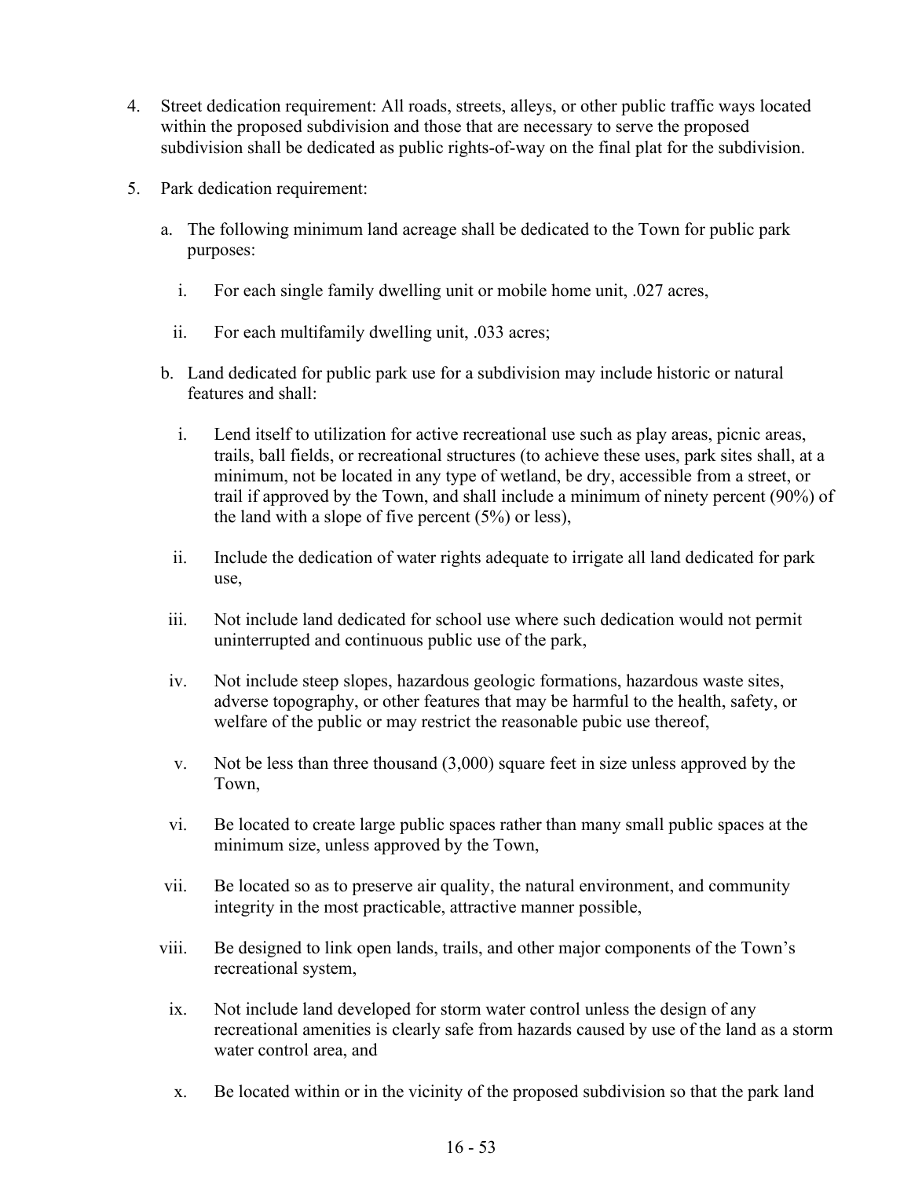4. Street dedication requirement: All roads, streets, alleys, or other public traffic ways located within the proposed subdivision and those that are necessary to serve the proposed subdivision shall be dedicated as public rights-of-way on the final plat for the subdivision.

5. Park dedication requirement:

   a. The following minimum land acreage shall be dedicated to the Town for public park purposes:

      i. For each single family dwelling unit or mobile home unit, .027 acres,

      ii. For each multifamily dwelling unit, .033 acres;

   b. Land dedicated for public park use for a subdivision may include historic or natural features and shall:

      i. Lend itself to utilization for active recreational use such as play areas, picnic areas, trails, ball fields, or recreational structures (to achieve these uses, park sites shall, at a minimum, not be located in any type of wetland, be dry, accessible from a street, or trail if approved by the Town, and shall include a minimum of ninety percent (90%) of the land with a slope of five percent (5%) or less),

      ii. Include the dedication of water rights adequate to irrigate all land dedicated for park use,

      iii. Not include land dedicated for school use where such dedication would not permit uninterrupted and continuous public use of the park,

      iv. Not include steep slopes, hazardous geologic formations, hazardous waste sites, adverse topography, or other features that may be harmful to the health, safety, or welfare of the public or may restrict the reasonable pubic use thereof,

      v. Not be less than three thousand (3,000) square feet in size unless approved by the Town,

      vi. Be located to create large public spaces rather than many small public spaces at the minimum size, unless approved by the Town,

      vii. Be located so as to preserve air quality, the natural environment, and community integrity in the most practicable, attractive manner possible,

      viii. Be designed to link open lands, trails, and other major components of the Town's recreational system,

      ix. Not include land developed for storm water control unless the design of any recreational amenities is clearly safe from hazards caused by use of the land as a storm water control area, and

      x. Be located within or in the vicinity of the proposed subdivision so that the park land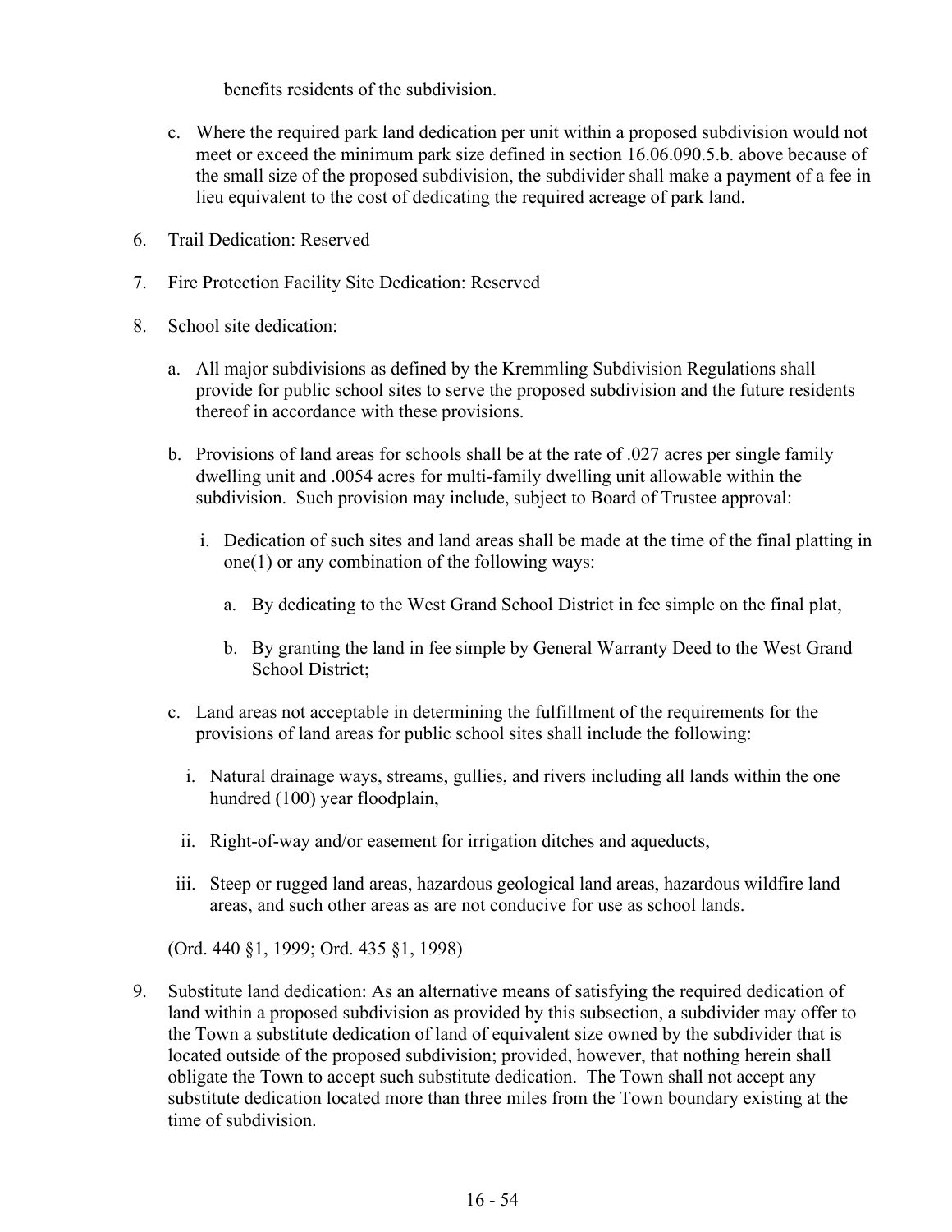benefits residents of the subdivision.

c. Where the required park land dedication per unit within a proposed subdivision would not meet or exceed the minimum park size defined in section 16.06.090.5.b. above because of the small size of the proposed subdivision, the subdivider shall make a payment of a fee in lieu equivalent to the cost of dedicating the required acreage of park land.

6. Trail Dedication: Reserved

7. Fire Protection Facility Site Dedication: Reserved

8. School site dedication:

   a. All major subdivisions as defined by the Kremmling Subdivision Regulations shall provide for public school sites to serve the proposed subdivision and the future residents thereof in accordance with these provisions.

   b. Provisions of land areas for schools shall be at the rate of .027 acres per single family dwelling unit and .0054 acres for multi-family dwelling unit allowable within the subdivision. Such provision may include, subject to Board of Trustee approval:

      i. Dedication of such sites and land areas shall be made at the time of the final platting in one(1) or any combination of the following ways:

         a. By dedicating to the West Grand School District in fee simple on the final plat,

         b. By granting the land in fee simple by General Warranty Deed to the West Grand School District;

   c. Land areas not acceptable in determining the fulfillment of the requirements for the provisions of land areas for public school sites shall include the following:

      i. Natural drainage ways, streams, gullies, and rivers including all lands within the one hundred (100) year floodplain,

      ii. Right-of-way and/or easement for irrigation ditches and aqueducts,

      iii. Steep or rugged land areas, hazardous geological land areas, hazardous wildfire land areas, and such other areas as are not conducive for use as school lands.

   (Ord. 440 §1, 1999; Ord. 435 §1, 1998)

9. Substitute land dedication: As an alternative means of satisfying the required dedication of land within a proposed subdivision as provided by this subsection, a subdivider may offer to the Town a substitute dedication of land of equivalent size owned by the subdivider that is located outside of the proposed subdivision; provided, however, that nothing herein shall obligate the Town to accept such substitute dedication. The Town shall not accept any substitute dedication located more than three miles from the Town boundary existing at the time of subdivision.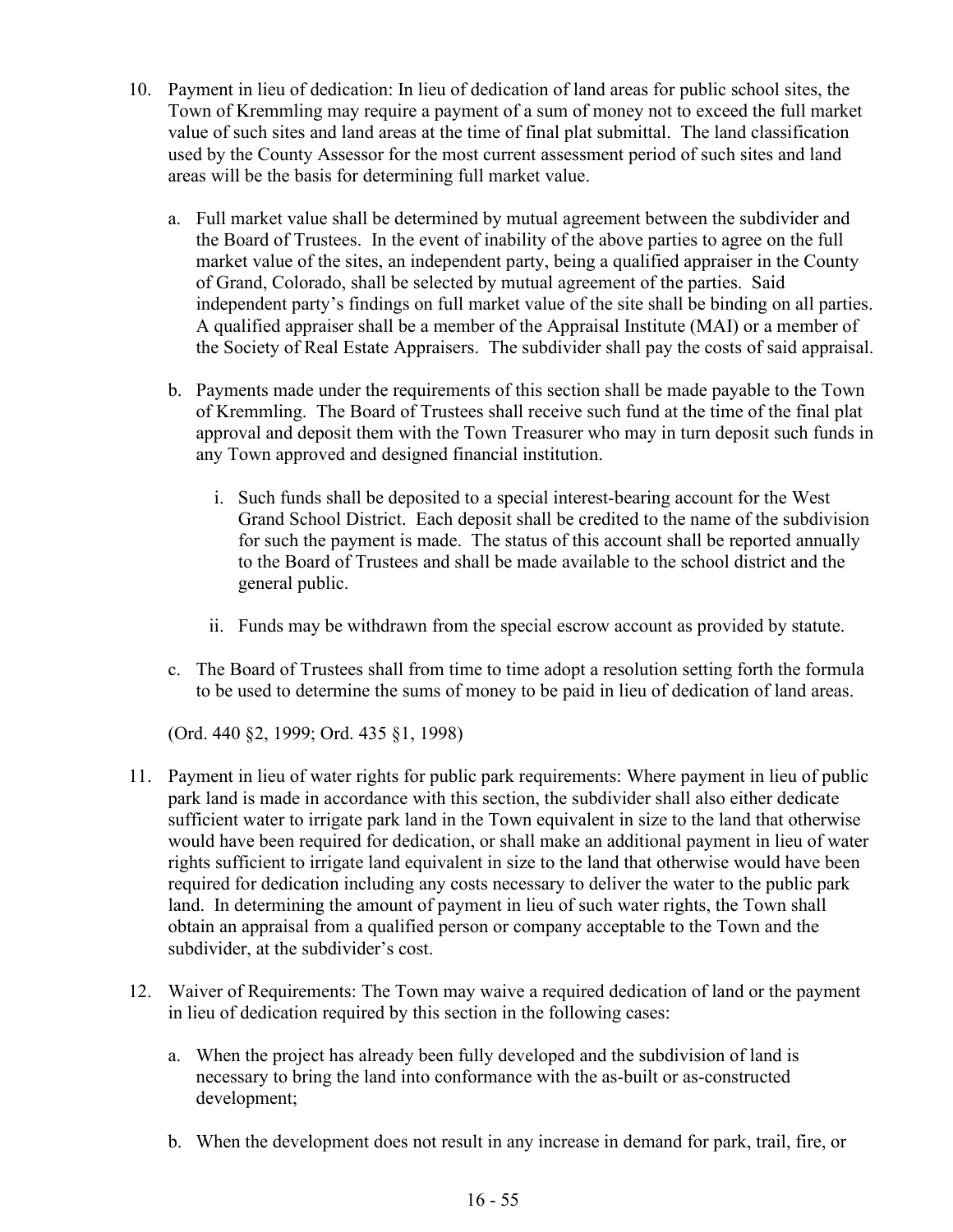10. Payment in lieu of dedication: In lieu of dedication of land areas for public school sites, the Town of Kremmling may require a payment of a sum of money not to exceed the full market value of such sites and land areas at the time of final plat submittal. The land classification used by the County Assessor for the most current assessment period of such sites and land areas will be the basis for determining full market value.

    a. Full market value shall be determined by mutual agreement between the subdivider and the Board of Trustees. In the event of inability of the above parties to agree on the full market value of the sites, an independent party, being a qualified appraiser in the County of Grand, Colorado, shall be selected by mutual agreement of the parties. Said independent party's findings on full market value of the site shall be binding on all parties. A qualified appraiser shall be a member of the Appraisal Institute (MAI) or a member of the Society of Real Estate Appraisers. The subdivider shall pay the costs of said appraisal.

    b. Payments made under the requirements of this section shall be made payable to the Town of Kremmling. The Board of Trustees shall receive such fund at the time of the final plat approval and deposit them with the Town Treasurer who may in turn deposit such funds in any Town approved and designed financial institution.

        i. Such funds shall be deposited to a special interest-bearing account for the West Grand School District. Each deposit shall be credited to the name of the subdivision for such the payment is made. The status of this account shall be reported annually to the Board of Trustees and shall be made available to the school district and the general public.

        ii. Funds may be withdrawn from the special escrow account as provided by statute.

    c. The Board of Trustees shall from time to time adopt a resolution setting forth the formula to be used to determine the sums of money to be paid in lieu of dedication of land areas.

    (Ord. 440 §2, 1999; Ord. 435 §1, 1998)

11. Payment in lieu of water rights for public park requirements: Where payment in lieu of public park land is made in accordance with this section, the subdivider shall also either dedicate sufficient water to irrigate park land in the Town equivalent in size to the land that otherwise would have been required for dedication, or shall make an additional payment in lieu of water rights sufficient to irrigate land equivalent in size to the land that otherwise would have been required for dedication including any costs necessary to deliver the water to the public park land. In determining the amount of payment in lieu of such water rights, the Town shall obtain an appraisal from a qualified person or company acceptable to the Town and the subdivider, at the subdivider's cost.

12. Waiver of Requirements: The Town may waive a required dedication of land or the payment in lieu of dedication required by this section in the following cases:

    a. When the project has already been fully developed and the subdivision of land is necessary to bring the land into conformance with the as-built or as-constructed development;

    b. When the development does not result in any increase in demand for park, trail, fire, or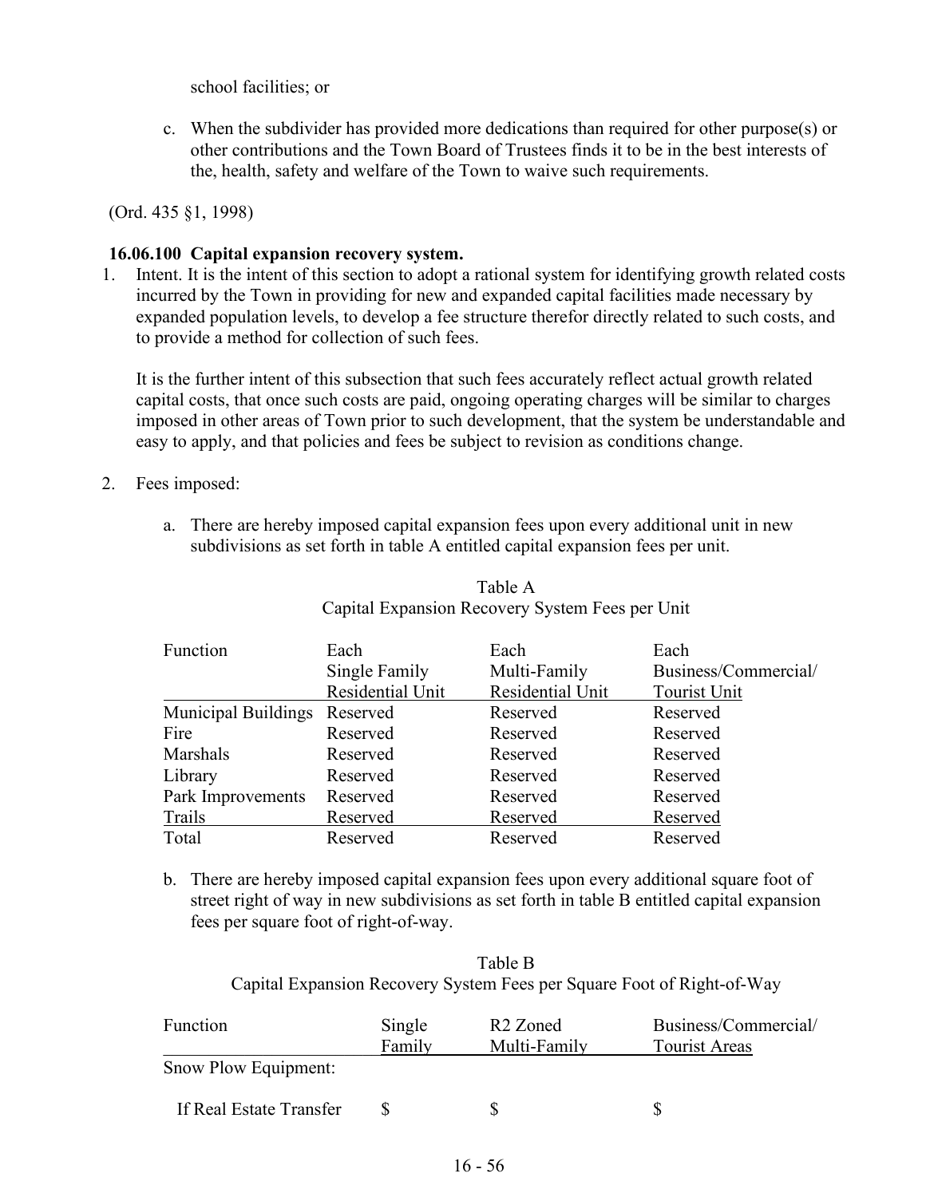school facilities; or

c. When the subdivider has provided more dedications than required for other purpose(s) or other contributions and the Town Board of Trustees finds it to be in the best interests of the, health, safety and welfare of the Town to waive such requirements.

(Ord. 435 §1, 1998)

**16.06.100 Capital expansion recovery system.**

1. Intent. It is the intent of this section to adopt a rational system for identifying growth related costs incurred by the Town in providing for new and expanded capital facilities made necessary by expanded population levels, to develop a fee structure therefor directly related to such costs, and to provide a method for collection of such fees.

   It is the further intent of this subsection that such fees accurately reflect actual growth related capital costs, that once such costs are paid, ongoing operating charges will be similar to charges imposed in other areas of Town prior to such development, that the system be understandable and easy to apply, and that policies and fees be subject to revision as conditions change.

2. Fees imposed:

   a. There are hereby imposed capital expansion fees upon every additional unit in new subdivisions as set forth in table A entitled capital expansion fees per unit.

Table A
Capital Expansion Recovery System Fees per Unit

| Function | Each Single Family Residential Unit | Each Multi-Family Residential Unit | Each Business/Commercial/ Tourist Unit |
|---|---|---|---|
| Municipal Buildings | Reserved | Reserved | Reserved |
| Fire | Reserved | Reserved | Reserved |
| Marshals | Reserved | Reserved | Reserved |
| Library | Reserved | Reserved | Reserved |
| Park Improvements | Reserved | Reserved | Reserved |
| Trails | Reserved | Reserved | Reserved |
| Total | Reserved | Reserved | Reserved |

   b. There are hereby imposed capital expansion fees upon every additional square foot of street right of way in new subdivisions as set forth in table B entitled capital expansion fees per square foot of right-of-way.

Table B
Capital Expansion Recovery System Fees per Square Foot of Right-of-Way

| Function | Single Family | R2 Zoned Multi-Family | Business/Commercial/ Tourist Areas |
|---|---|---|---|
| Snow Plow Equipment: | | | |
| If Real Estate Transfer | $ | $ | $ |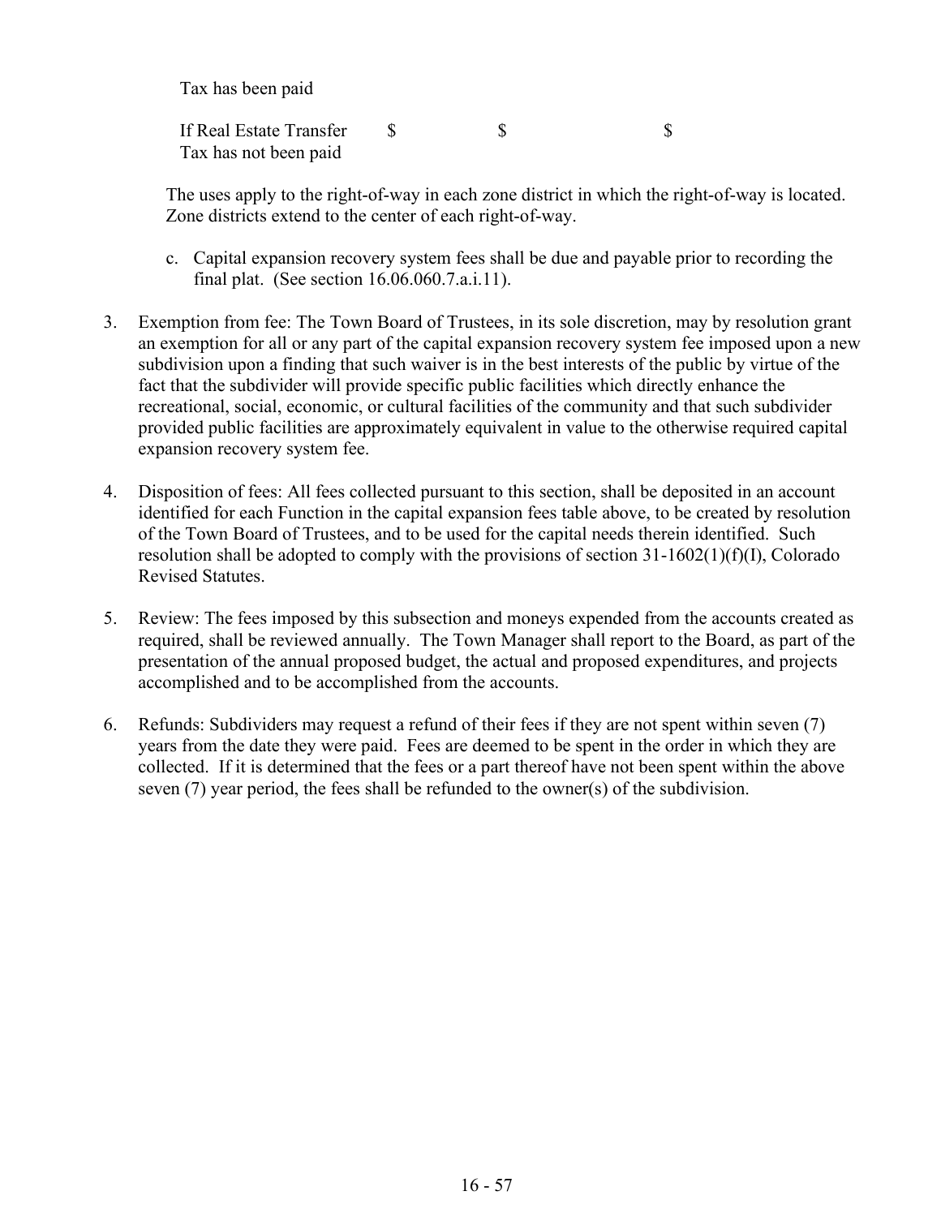| | | | |
|---|---|---|---|
| Tax has been paid | | | |
| If Real Estate Transfer Tax has not been paid | $ | $ | $ |

The uses apply to the right-of-way in each zone district in which the right-of-way is located. Zone districts extend to the center of each right-of-way.

c. Capital expansion recovery system fees shall be due and payable prior to recording the final plat. (See section 16.06.060.7.a.i.11).

3. Exemption from fee: The Town Board of Trustees, in its sole discretion, may by resolution grant an exemption for all or any part of the capital expansion recovery system fee imposed upon a new subdivision upon a finding that such waiver is in the best interests of the public by virtue of the fact that the subdivider will provide specific public facilities which directly enhance the recreational, social, economic, or cultural facilities of the community and that such subdivider provided public facilities are approximately equivalent in value to the otherwise required capital expansion recovery system fee.

4. Disposition of fees: All fees collected pursuant to this section, shall be deposited in an account identified for each Function in the capital expansion fees table above, to be created by resolution of the Town Board of Trustees, and to be used for the capital needs therein identified. Such resolution shall be adopted to comply with the provisions of section 31-1602(1)(f)(I), Colorado Revised Statutes.

5. Review: The fees imposed by this subsection and moneys expended from the accounts created as required, shall be reviewed annually. The Town Manager shall report to the Board, as part of the presentation of the annual proposed budget, the actual and proposed expenditures, and projects accomplished and to be accomplished from the accounts.

6. Refunds: Subdividers may request a refund of their fees if they are not spent within seven (7) years from the date they were paid. Fees are deemed to be spent in the order in which they are collected. If it is determined that the fees or a part thereof have not been spent within the above seven (7) year period, the fees shall be refunded to the owner(s) of the subdivision.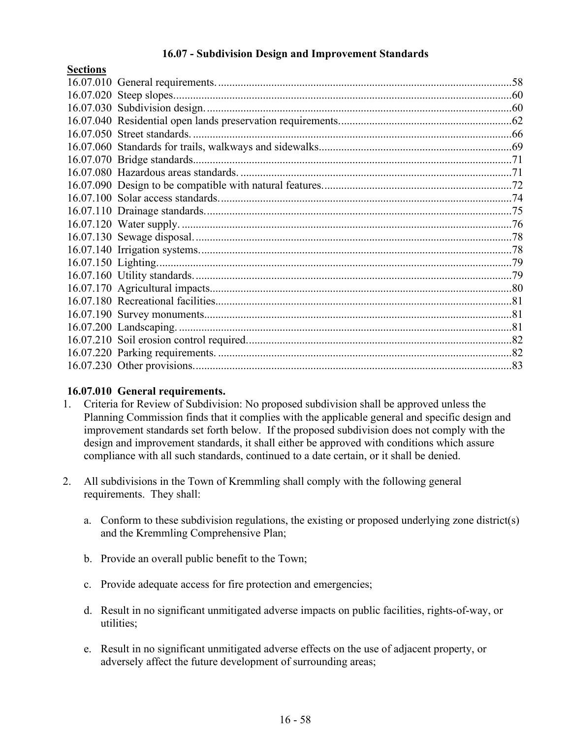## 16.07 - Subdivision Design and Improvement Standards

**Sections**

| | | |
|---|---|---|
| 16.07.010 | General requirements. | 58 |
| 16.07.020 | Steep slopes. | 60 |
| 16.07.030 | Subdivision design. | 60 |
| 16.07.040 | Residential open lands preservation requirements. | 62 |
| 16.07.050 | Street standards. | 66 |
| 16.07.060 | Standards for trails, walkways and sidewalks. | 69 |
| 16.07.070 | Bridge standards. | 71 |
| 16.07.080 | Hazardous areas standards. | 71 |
| 16.07.090 | Design to be compatible with natural features. | 72 |
| 16.07.100 | Solar access standards. | 74 |
| 16.07.110 | Drainage standards. | 75 |
| 16.07.120 | Water supply. | 76 |
| 16.07.130 | Sewage disposal. | 78 |
| 16.07.140 | Irrigation systems. | 78 |
| 16.07.150 | Lighting. | 79 |
| 16.07.160 | Utility standards. | 79 |
| 16.07.170 | Agricultural impacts. | 80 |
| 16.07.180 | Recreational facilities. | 81 |
| 16.07.190 | Survey monuments. | 81 |
| 16.07.200 | Landscaping. | 81 |
| 16.07.210 | Soil erosion control required. | 82 |
| 16.07.220 | Parking requirements. | 82 |
| 16.07.230 | Other provisions. | 83 |

### 16.07.010 General requirements.

1. Criteria for Review of Subdivision: No proposed subdivision shall be approved unless the Planning Commission finds that it complies with the applicable general and specific design and improvement standards set forth below. If the proposed subdivision does not comply with the design and improvement standards, it shall either be approved with conditions which assure compliance with all such standards, continued to a date certain, or it shall be denied.

2. All subdivisions in the Town of Kremmling shall comply with the following general requirements. They shall:

   a. Conform to these subdivision regulations, the existing or proposed underlying zone district(s) and the Kremmling Comprehensive Plan;

   b. Provide an overall public benefit to the Town;

   c. Provide adequate access for fire protection and emergencies;

   d. Result in no significant unmitigated adverse impacts on public facilities, rights-of-way, or utilities;

   e. Result in no significant unmitigated adverse effects on the use of adjacent property, or adversely affect the future development of surrounding areas;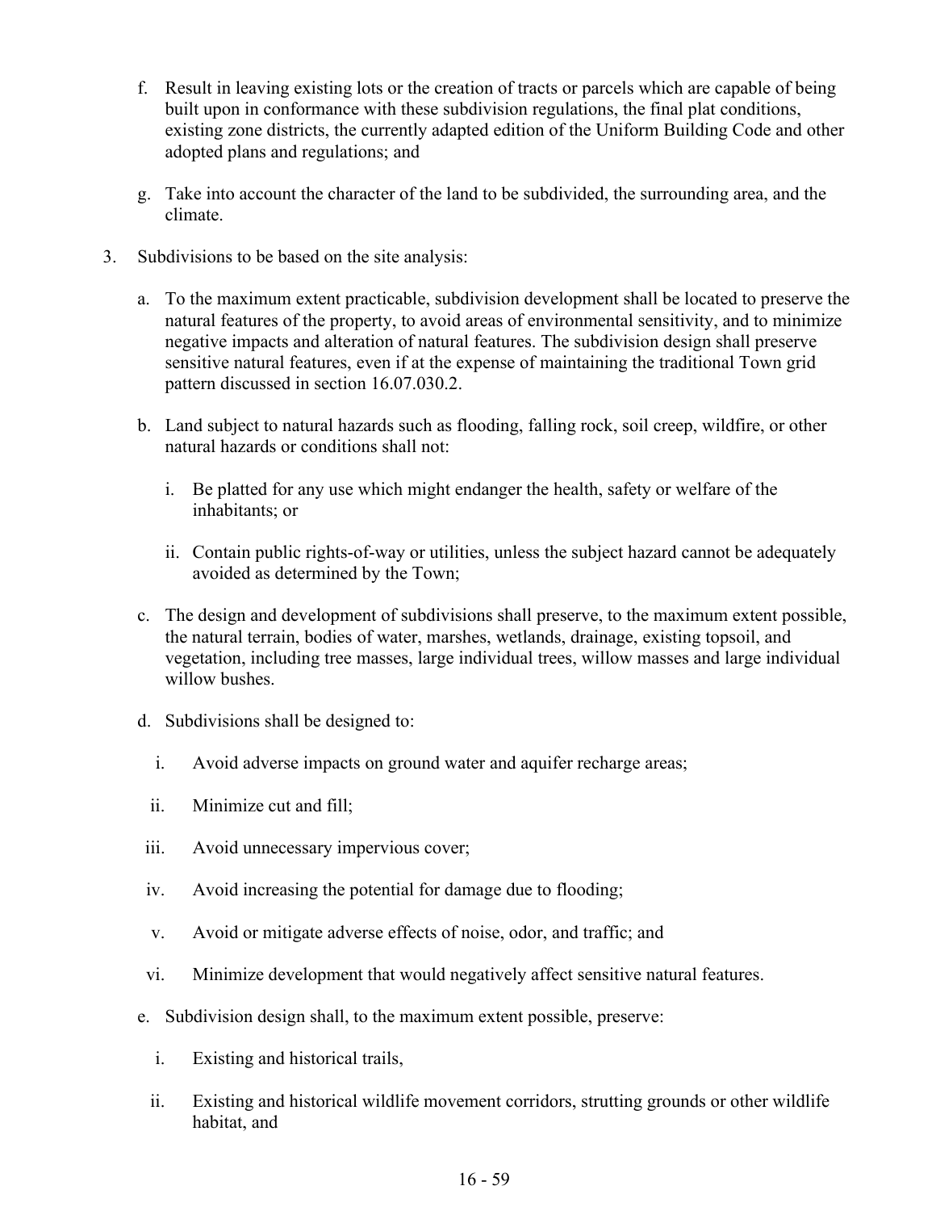f. Result in leaving existing lots or the creation of tracts or parcels which are capable of being built upon in conformance with these subdivision regulations, the final plat conditions, existing zone districts, the currently adapted edition of the Uniform Building Code and other adopted plans and regulations; and

g. Take into account the character of the land to be subdivided, the surrounding area, and the climate.

3. Subdivisions to be based on the site analysis:

   a. To the maximum extent practicable, subdivision development shall be located to preserve the natural features of the property, to avoid areas of environmental sensitivity, and to minimize negative impacts and alteration of natural features. The subdivision design shall preserve sensitive natural features, even if at the expense of maintaining the traditional Town grid pattern discussed in section 16.07.030.2.

   b. Land subject to natural hazards such as flooding, falling rock, soil creep, wildfire, or other natural hazards or conditions shall not:

      i. Be platted for any use which might endanger the health, safety or welfare of the inhabitants; or

      ii. Contain public rights-of-way or utilities, unless the subject hazard cannot be adequately avoided as determined by the Town;

   c. The design and development of subdivisions shall preserve, to the maximum extent possible, the natural terrain, bodies of water, marshes, wetlands, drainage, existing topsoil, and vegetation, including tree masses, large individual trees, willow masses and large individual willow bushes.

   d. Subdivisions shall be designed to:

      i. Avoid adverse impacts on ground water and aquifer recharge areas;

      ii. Minimize cut and fill;

      iii. Avoid unnecessary impervious cover;

      iv. Avoid increasing the potential for damage due to flooding;

      v. Avoid or mitigate adverse effects of noise, odor, and traffic; and

      vi. Minimize development that would negatively affect sensitive natural features.

   e. Subdivision design shall, to the maximum extent possible, preserve:

      i. Existing and historical trails,

      ii. Existing and historical wildlife movement corridors, strutting grounds or other wildlife habitat, and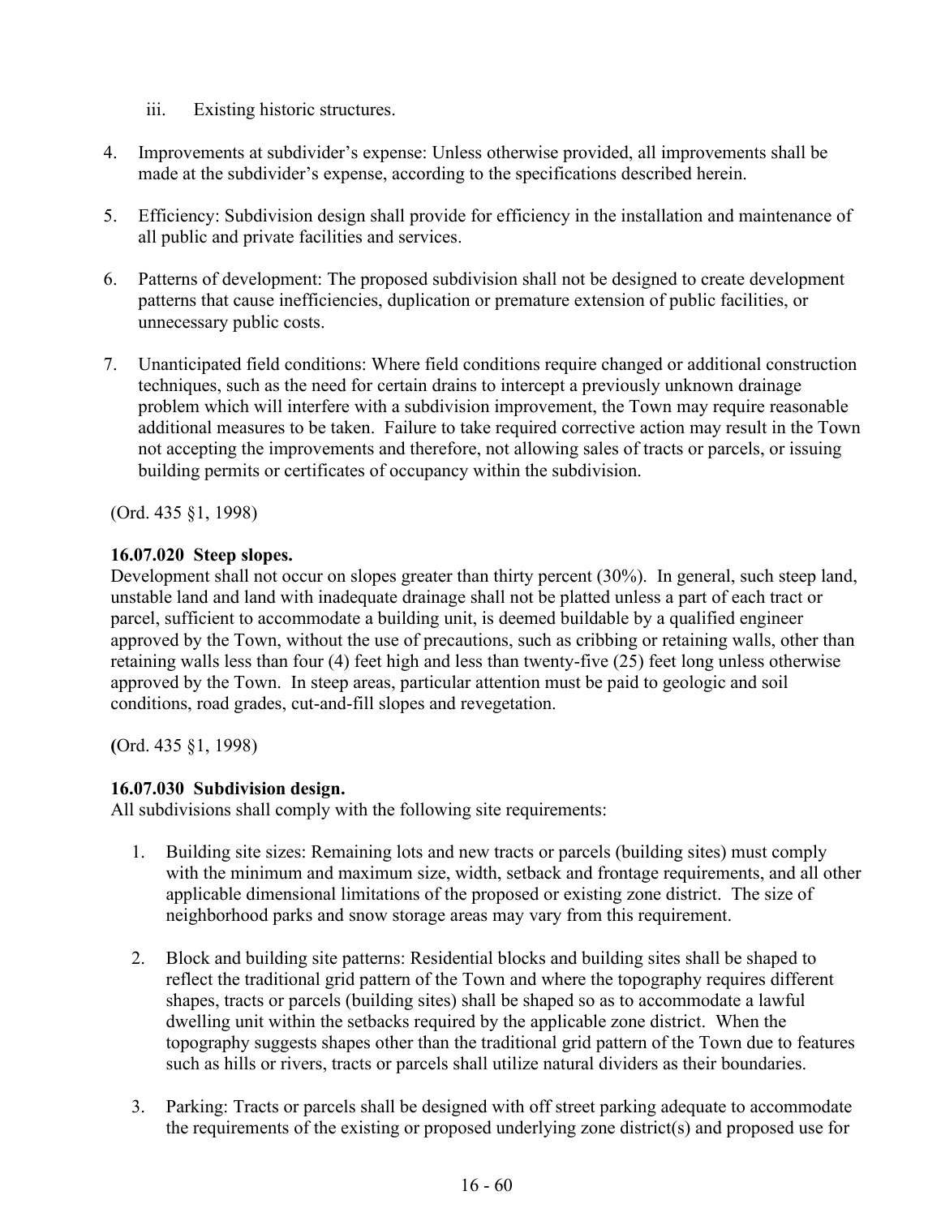iii. Existing historic structures.

4. Improvements at subdivider's expense: Unless otherwise provided, all improvements shall be made at the subdivider's expense, according to the specifications described herein.

5. Efficiency: Subdivision design shall provide for efficiency in the installation and maintenance of all public and private facilities and services.

6. Patterns of development: The proposed subdivision shall not be designed to create development patterns that cause inefficiencies, duplication or premature extension of public facilities, or unnecessary public costs.

7. Unanticipated field conditions: Where field conditions require changed or additional construction techniques, such as the need for certain drains to intercept a previously unknown drainage problem which will interfere with a subdivision improvement, the Town may require reasonable additional measures to be taken. Failure to take required corrective action may result in the Town not accepting the improvements and therefore, not allowing sales of tracts or parcels, or issuing building permits or certificates of occupancy within the subdivision.

(Ord. 435 §1, 1998)

**16.07.020 Steep slopes.**
Development shall not occur on slopes greater than thirty percent (30%). In general, such steep land, unstable land and land with inadequate drainage shall not be platted unless a part of each tract or parcel, sufficient to accommodate a building unit, is deemed buildable by a qualified engineer approved by the Town, without the use of precautions, such as cribbing or retaining walls, other than retaining walls less than four (4) feet high and less than twenty-five (25) feet long unless otherwise approved by the Town. In steep areas, particular attention must be paid to geologic and soil conditions, road grades, cut-and-fill slopes and revegetation.

**(**Ord. 435 §1, 1998)

**16.07.030 Subdivision design.**
All subdivisions shall comply with the following site requirements:

1. Building site sizes: Remaining lots and new tracts or parcels (building sites) must comply with the minimum and maximum size, width, setback and frontage requirements, and all other applicable dimensional limitations of the proposed or existing zone district. The size of neighborhood parks and snow storage areas may vary from this requirement.

2. Block and building site patterns: Residential blocks and building sites shall be shaped to reflect the traditional grid pattern of the Town and where the topography requires different shapes, tracts or parcels (building sites) shall be shaped so as to accommodate a lawful dwelling unit within the setbacks required by the applicable zone district. When the topography suggests shapes other than the traditional grid pattern of the Town due to features such as hills or rivers, tracts or parcels shall utilize natural dividers as their boundaries.

3. Parking: Tracts or parcels shall be designed with off street parking adequate to accommodate the requirements of the existing or proposed underlying zone district(s) and proposed use for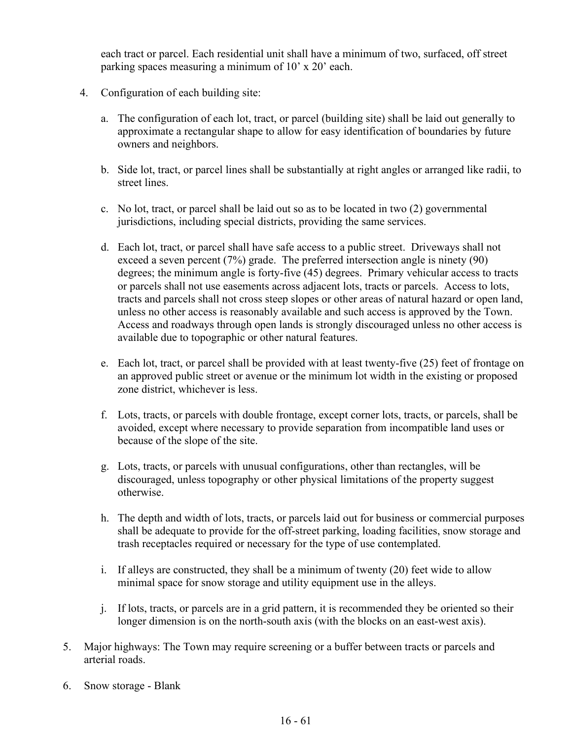each tract or parcel. Each residential unit shall have a minimum of two, surfaced, off street parking spaces measuring a minimum of 10' x 20' each.

4. Configuration of each building site:

   a. The configuration of each lot, tract, or parcel (building site) shall be laid out generally to approximate a rectangular shape to allow for easy identification of boundaries by future owners and neighbors.

   b. Side lot, tract, or parcel lines shall be substantially at right angles or arranged like radii, to street lines.

   c. No lot, tract, or parcel shall be laid out so as to be located in two (2) governmental jurisdictions, including special districts, providing the same services.

   d. Each lot, tract, or parcel shall have safe access to a public street. Driveways shall not exceed a seven percent (7%) grade. The preferred intersection angle is ninety (90) degrees; the minimum angle is forty-five (45) degrees. Primary vehicular access to tracts or parcels shall not use easements across adjacent lots, tracts or parcels. Access to lots, tracts and parcels shall not cross steep slopes or other areas of natural hazard or open land, unless no other access is reasonably available and such access is approved by the Town. Access and roadways through open lands is strongly discouraged unless no other access is available due to topographic or other natural features.

   e. Each lot, tract, or parcel shall be provided with at least twenty-five (25) feet of frontage on an approved public street or avenue or the minimum lot width in the existing or proposed zone district, whichever is less.

   f. Lots, tracts, or parcels with double frontage, except corner lots, tracts, or parcels, shall be avoided, except where necessary to provide separation from incompatible land uses or because of the slope of the site.

   g. Lots, tracts, or parcels with unusual configurations, other than rectangles, will be discouraged, unless topography or other physical limitations of the property suggest otherwise.

   h. The depth and width of lots, tracts, or parcels laid out for business or commercial purposes shall be adequate to provide for the off-street parking, loading facilities, snow storage and trash receptacles required or necessary for the type of use contemplated.

   i. If alleys are constructed, they shall be a minimum of twenty (20) feet wide to allow minimal space for snow storage and utility equipment use in the alleys.

   j. If lots, tracts, or parcels are in a grid pattern, it is recommended they be oriented so their longer dimension is on the north-south axis (with the blocks on an east-west axis).

5. Major highways: The Town may require screening or a buffer between tracts or parcels and arterial roads.

6. Snow storage - Blank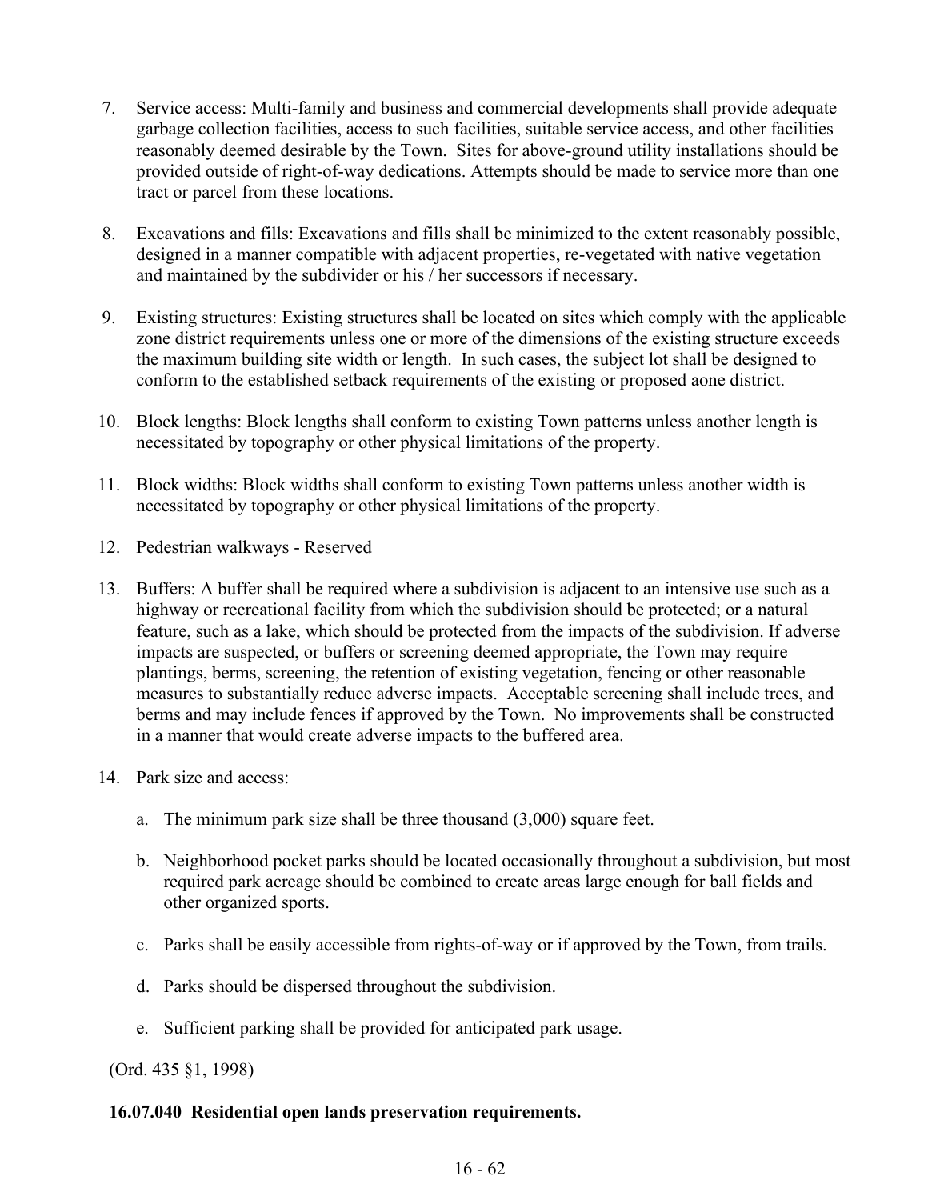7. Service access: Multi-family and business and commercial developments shall provide adequate garbage collection facilities, access to such facilities, suitable service access, and other facilities reasonably deemed desirable by the Town. Sites for above-ground utility installations should be provided outside of right-of-way dedications. Attempts should be made to service more than one tract or parcel from these locations.

8. Excavations and fills: Excavations and fills shall be minimized to the extent reasonably possible, designed in a manner compatible with adjacent properties, re-vegetated with native vegetation and maintained by the subdivider or his / her successors if necessary.

9. Existing structures: Existing structures shall be located on sites which comply with the applicable zone district requirements unless one or more of the dimensions of the existing structure exceeds the maximum building site width or length. In such cases, the subject lot shall be designed to conform to the established setback requirements of the existing or proposed aone district.

10. Block lengths: Block lengths shall conform to existing Town patterns unless another length is necessitated by topography or other physical limitations of the property.

11. Block widths: Block widths shall conform to existing Town patterns unless another width is necessitated by topography or other physical limitations of the property.

12. Pedestrian walkways - Reserved

13. Buffers: A buffer shall be required where a subdivision is adjacent to an intensive use such as a highway or recreational facility from which the subdivision should be protected; or a natural feature, such as a lake, which should be protected from the impacts of the subdivision. If adverse impacts are suspected, or buffers or screening deemed appropriate, the Town may require plantings, berms, screening, the retention of existing vegetation, fencing or other reasonable measures to substantially reduce adverse impacts. Acceptable screening shall include trees, and berms and may include fences if approved by the Town. No improvements shall be constructed in a manner that would create adverse impacts to the buffered area.

14. Park size and access:

    a. The minimum park size shall be three thousand (3,000) square feet.

    b. Neighborhood pocket parks should be located occasionally throughout a subdivision, but most required park acreage should be combined to create areas large enough for ball fields and other organized sports.

    c. Parks shall be easily accessible from rights-of-way or if approved by the Town, from trails.

    d. Parks should be dispersed throughout the subdivision.

    e. Sufficient parking shall be provided for anticipated park usage.

(Ord. 435 §1, 1998)

**16.07.040 Residential open lands preservation requirements.**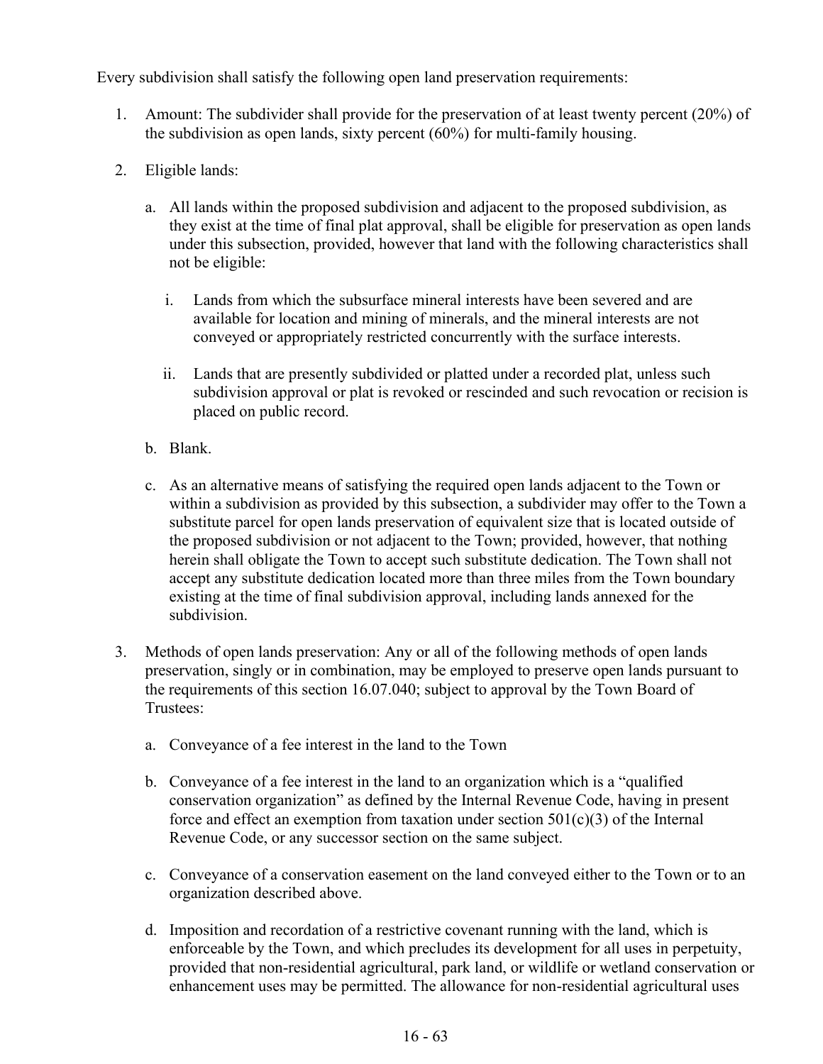Every subdivision shall satisfy the following open land preservation requirements:

1. Amount: The subdivider shall provide for the preservation of at least twenty percent (20%) of the subdivision as open lands, sixty percent (60%) for multi-family housing.

2. Eligible lands:

   a. All lands within the proposed subdivision and adjacent to the proposed subdivision, as they exist at the time of final plat approval, shall be eligible for preservation as open lands under this subsection, provided, however that land with the following characteristics shall not be eligible:

      i. Lands from which the subsurface mineral interests have been severed and are available for location and mining of minerals, and the mineral interests are not conveyed or appropriately restricted concurrently with the surface interests.

      ii. Lands that are presently subdivided or platted under a recorded plat, unless such subdivision approval or plat is revoked or rescinded and such revocation or recision is placed on public record.

   b. Blank.

   c. As an alternative means of satisfying the required open lands adjacent to the Town or within a subdivision as provided by this subsection, a subdivider may offer to the Town a substitute parcel for open lands preservation of equivalent size that is located outside of the proposed subdivision or not adjacent to the Town; provided, however, that nothing herein shall obligate the Town to accept such substitute dedication. The Town shall not accept any substitute dedication located more than three miles from the Town boundary existing at the time of final subdivision approval, including lands annexed for the subdivision.

3. Methods of open lands preservation: Any or all of the following methods of open lands preservation, singly or in combination, may be employed to preserve open lands pursuant to the requirements of this section 16.07.040; subject to approval by the Town Board of Trustees:

   a. Conveyance of a fee interest in the land to the Town

   b. Conveyance of a fee interest in the land to an organization which is a "qualified conservation organization" as defined by the Internal Revenue Code, having in present force and effect an exemption from taxation under section 501(c)(3) of the Internal Revenue Code, or any successor section on the same subject.

   c. Conveyance of a conservation easement on the land conveyed either to the Town or to an organization described above.

   d. Imposition and recordation of a restrictive covenant running with the land, which is enforceable by the Town, and which precludes its development for all uses in perpetuity, provided that non-residential agricultural, park land, or wildlife or wetland conservation or enhancement uses may be permitted. The allowance for non-residential agricultural uses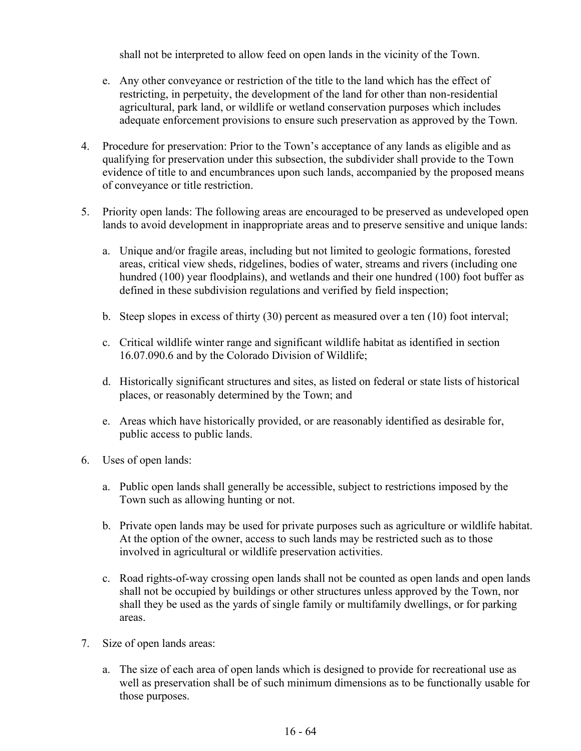shall not be interpreted to allow feed on open lands in the vicinity of the Town.

   e. Any other conveyance or restriction of the title to the land which has the effect of restricting, in perpetuity, the development of the land for other than non-residential agricultural, park land, or wildlife or wetland conservation purposes which includes adequate enforcement provisions to ensure such preservation as approved by the Town.

4. Procedure for preservation: Prior to the Town's acceptance of any lands as eligible and as qualifying for preservation under this subsection, the subdivider shall provide to the Town evidence of title to and encumbrances upon such lands, accompanied by the proposed means of conveyance or title restriction.

5. Priority open lands: The following areas are encouraged to be preserved as undeveloped open lands to avoid development in inappropriate areas and to preserve sensitive and unique lands:

   a. Unique and/or fragile areas, including but not limited to geologic formations, forested areas, critical view sheds, ridgelines, bodies of water, streams and rivers (including one hundred (100) year floodplains), and wetlands and their one hundred (100) foot buffer as defined in these subdivision regulations and verified by field inspection;

   b. Steep slopes in excess of thirty (30) percent as measured over a ten (10) foot interval;

   c. Critical wildlife winter range and significant wildlife habitat as identified in section 16.07.090.6 and by the Colorado Division of Wildlife;

   d. Historically significant structures and sites, as listed on federal or state lists of historical places, or reasonably determined by the Town; and

   e. Areas which have historically provided, or are reasonably identified as desirable for, public access to public lands.

6. Uses of open lands:

   a. Public open lands shall generally be accessible, subject to restrictions imposed by the Town such as allowing hunting or not.

   b. Private open lands may be used for private purposes such as agriculture or wildlife habitat. At the option of the owner, access to such lands may be restricted such as to those involved in agricultural or wildlife preservation activities.

   c. Road rights-of-way crossing open lands shall not be counted as open lands and open lands shall not be occupied by buildings or other structures unless approved by the Town, nor shall they be used as the yards of single family or multifamily dwellings, or for parking areas.

7. Size of open lands areas:

   a. The size of each area of open lands which is designed to provide for recreational use as well as preservation shall be of such minimum dimensions as to be functionally usable for those purposes.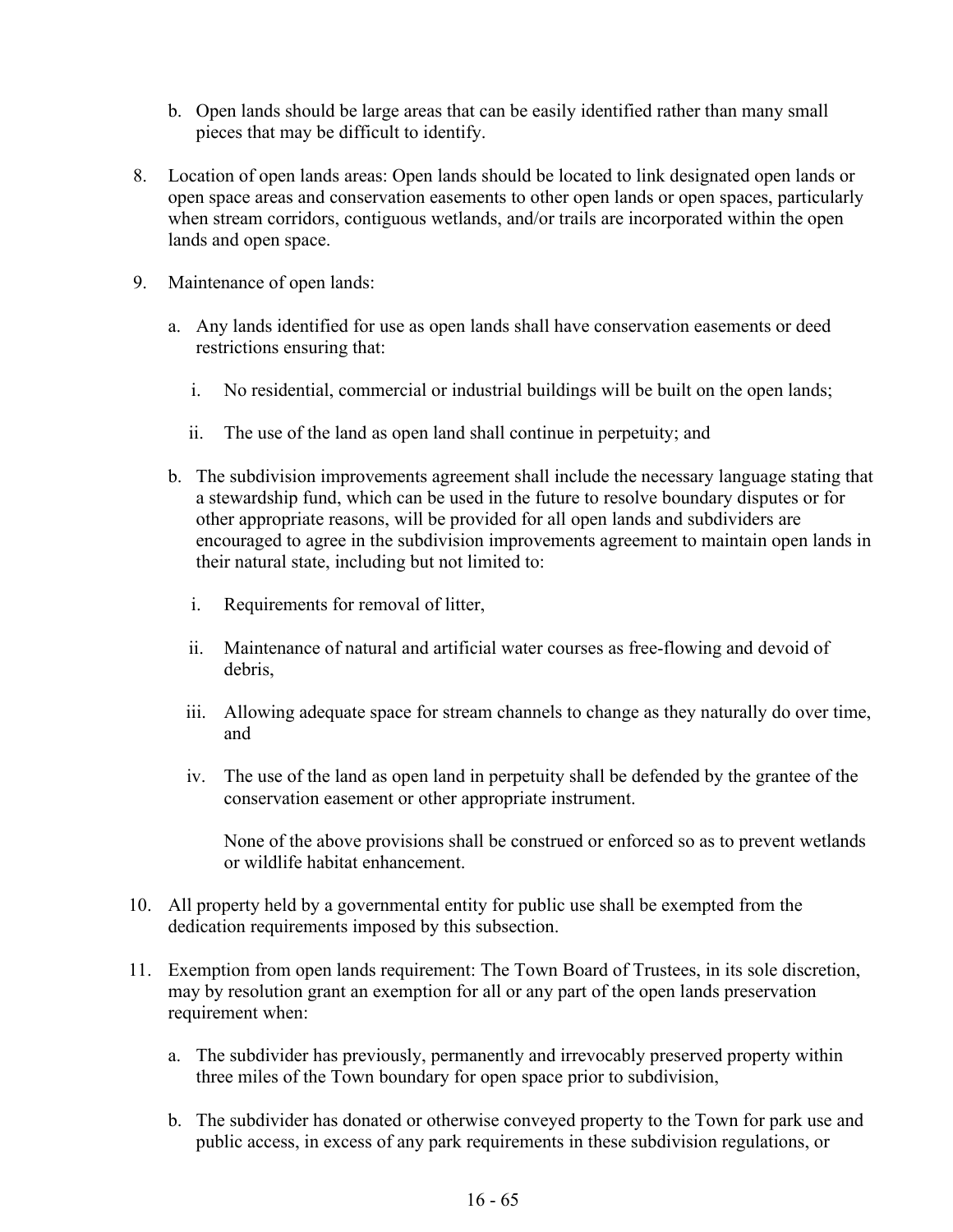b. Open lands should be large areas that can be easily identified rather than many small pieces that may be difficult to identify.

8. Location of open lands areas: Open lands should be located to link designated open lands or open space areas and conservation easements to other open lands or open spaces, particularly when stream corridors, contiguous wetlands, and/or trails are incorporated within the open lands and open space.

9. Maintenance of open lands:

   a. Any lands identified for use as open lands shall have conservation easements or deed restrictions ensuring that:

      i. No residential, commercial or industrial buildings will be built on the open lands;

      ii. The use of the land as open land shall continue in perpetuity; and

   b. The subdivision improvements agreement shall include the necessary language stating that a stewardship fund, which can be used in the future to resolve boundary disputes or for other appropriate reasons, will be provided for all open lands and subdividers are encouraged to agree in the subdivision improvements agreement to maintain open lands in their natural state, including but not limited to:

      i. Requirements for removal of litter,

      ii. Maintenance of natural and artificial water courses as free-flowing and devoid of debris,

      iii. Allowing adequate space for stream channels to change as they naturally do over time, and

      iv. The use of the land as open land in perpetuity shall be defended by the grantee of the conservation easement or other appropriate instrument.

      None of the above provisions shall be construed or enforced so as to prevent wetlands or wildlife habitat enhancement.

10. All property held by a governmental entity for public use shall be exempted from the dedication requirements imposed by this subsection.

11. Exemption from open lands requirement: The Town Board of Trustees, in its sole discretion, may by resolution grant an exemption for all or any part of the open lands preservation requirement when:

    a. The subdivider has previously, permanently and irrevocably preserved property within three miles of the Town boundary for open space prior to subdivision,

    b. The subdivider has donated or otherwise conveyed property to the Town for park use and public access, in excess of any park requirements in these subdivision regulations, or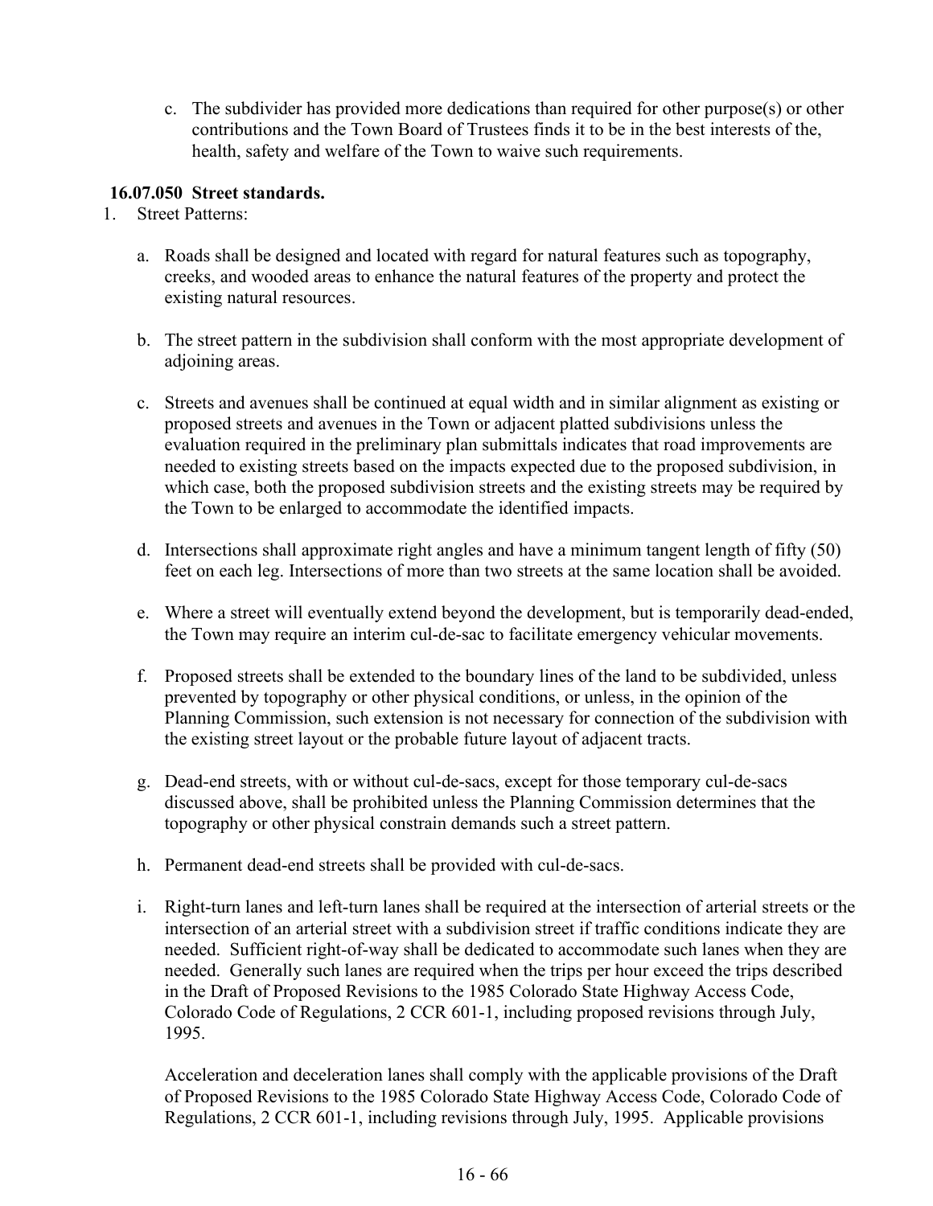c. The subdivider has provided more dedications than required for other purpose(s) or other contributions and the Town Board of Trustees finds it to be in the best interests of the, health, safety and welfare of the Town to waive such requirements.

**16.07.050 Street standards.**

1. Street Patterns:

   a. Roads shall be designed and located with regard for natural features such as topography, creeks, and wooded areas to enhance the natural features of the property and protect the existing natural resources.

   b. The street pattern in the subdivision shall conform with the most appropriate development of adjoining areas.

   c. Streets and avenues shall be continued at equal width and in similar alignment as existing or proposed streets and avenues in the Town or adjacent platted subdivisions unless the evaluation required in the preliminary plan submittals indicates that road improvements are needed to existing streets based on the impacts expected due to the proposed subdivision, in which case, both the proposed subdivision streets and the existing streets may be required by the Town to be enlarged to accommodate the identified impacts.

   d. Intersections shall approximate right angles and have a minimum tangent length of fifty (50) feet on each leg. Intersections of more than two streets at the same location shall be avoided.

   e. Where a street will eventually extend beyond the development, but is temporarily dead-ended, the Town may require an interim cul-de-sac to facilitate emergency vehicular movements.

   f. Proposed streets shall be extended to the boundary lines of the land to be subdivided, unless prevented by topography or other physical conditions, or unless, in the opinion of the Planning Commission, such extension is not necessary for connection of the subdivision with the existing street layout or the probable future layout of adjacent tracts.

   g. Dead-end streets, with or without cul-de-sacs, except for those temporary cul-de-sacs discussed above, shall be prohibited unless the Planning Commission determines that the topography or other physical constrain demands such a street pattern.

   h. Permanent dead-end streets shall be provided with cul-de-sacs.

   i. Right-turn lanes and left-turn lanes shall be required at the intersection of arterial streets or the intersection of an arterial street with a subdivision street if traffic conditions indicate they are needed. Sufficient right-of-way shall be dedicated to accommodate such lanes when they are needed. Generally such lanes are required when the trips per hour exceed the trips described in the Draft of Proposed Revisions to the 1985 Colorado State Highway Access Code, Colorado Code of Regulations, 2 CCR 601-1, including proposed revisions through July, 1995.

      Acceleration and deceleration lanes shall comply with the applicable provisions of the Draft of Proposed Revisions to the 1985 Colorado State Highway Access Code, Colorado Code of Regulations, 2 CCR 601-1, including revisions through July, 1995. Applicable provisions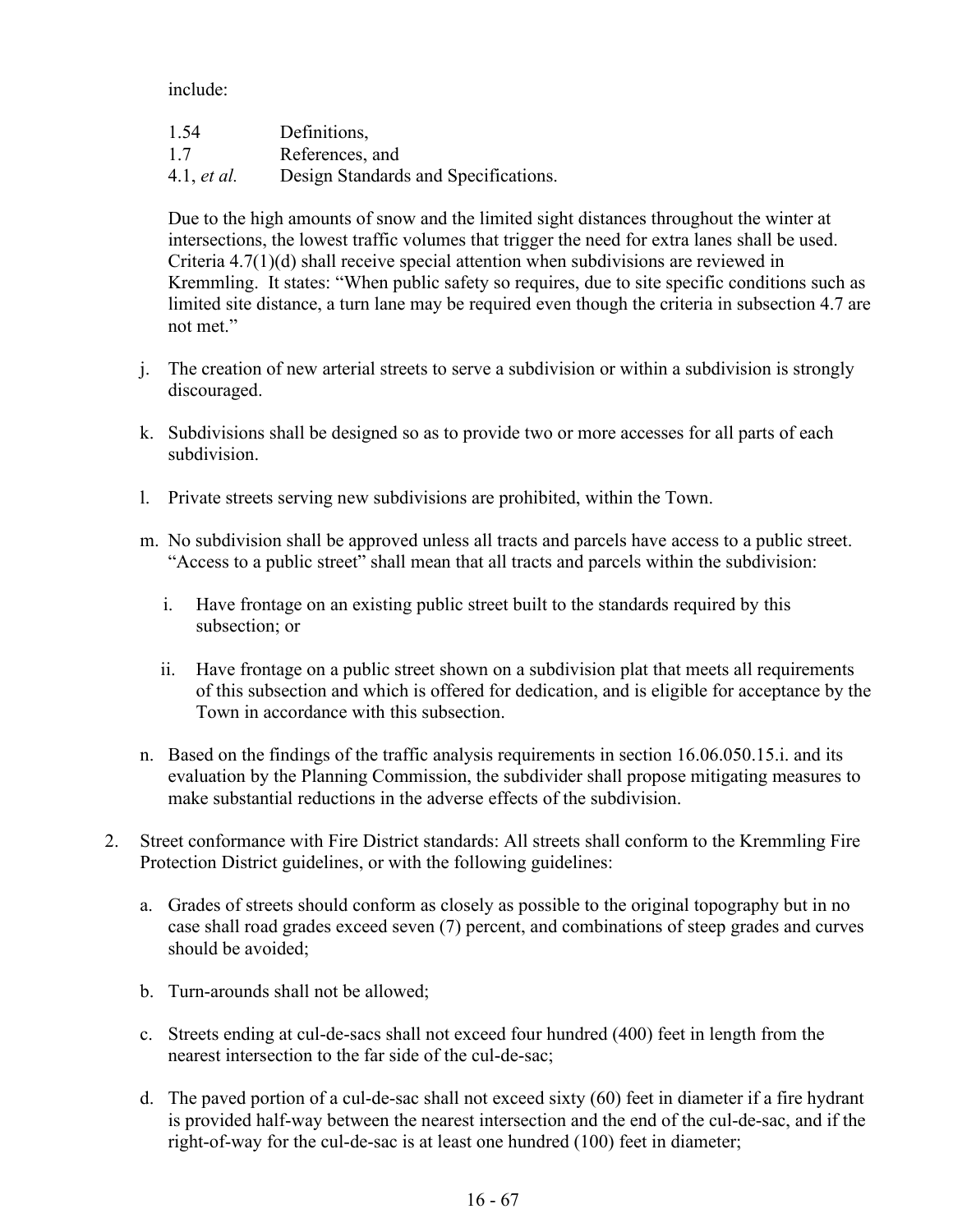include:

| | |
|---|---|
| 1.54 | Definitions, |
| 1.7 | References, and |
| 4.1, *et al.* | Design Standards and Specifications. |

Due to the high amounts of snow and the limited sight distances throughout the winter at intersections, the lowest traffic volumes that trigger the need for extra lanes shall be used. Criteria 4.7(1)(d) shall receive special attention when subdivisions are reviewed in Kremmling. It states: "When public safety so requires, due to site specific conditions such as limited site distance, a turn lane may be required even though the criteria in subsection 4.7 are not met."

j. The creation of new arterial streets to serve a subdivision or within a subdivision is strongly discouraged.

k. Subdivisions shall be designed so as to provide two or more accesses for all parts of each subdivision.

l. Private streets serving new subdivisions are prohibited, within the Town.

m. No subdivision shall be approved unless all tracts and parcels have access to a public street. "Access to a public street" shall mean that all tracts and parcels within the subdivision:

   i. Have frontage on an existing public street built to the standards required by this subsection; or

   ii. Have frontage on a public street shown on a subdivision plat that meets all requirements of this subsection and which is offered for dedication, and is eligible for acceptance by the Town in accordance with this subsection.

n. Based on the findings of the traffic analysis requirements in section 16.06.050.15.i. and its evaluation by the Planning Commission, the subdivider shall propose mitigating measures to make substantial reductions in the adverse effects of the subdivision.

2. Street conformance with Fire District standards: All streets shall conform to the Kremmling Fire Protection District guidelines, or with the following guidelines:

   a. Grades of streets should conform as closely as possible to the original topography but in no case shall road grades exceed seven (7) percent, and combinations of steep grades and curves should be avoided;

   b. Turn-arounds shall not be allowed;

   c. Streets ending at cul-de-sacs shall not exceed four hundred (400) feet in length from the nearest intersection to the far side of the cul-de-sac;

   d. The paved portion of a cul-de-sac shall not exceed sixty (60) feet in diameter if a fire hydrant is provided half-way between the nearest intersection and the end of the cul-de-sac, and if the right-of-way for the cul-de-sac is at least one hundred (100) feet in diameter;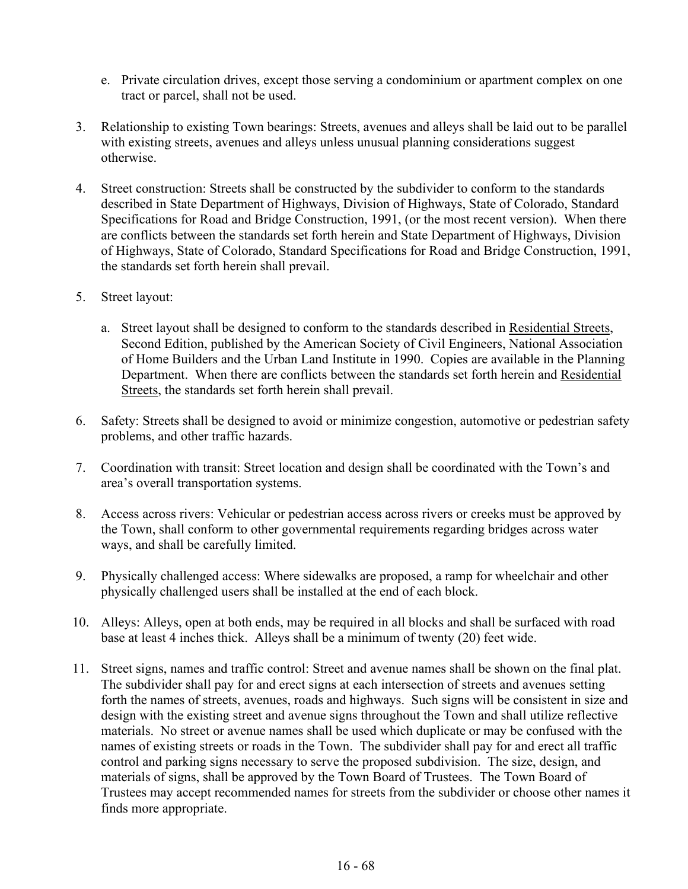e. Private circulation drives, except those serving a condominium or apartment complex on one tract or parcel, shall not be used.

3. Relationship to existing Town bearings: Streets, avenues and alleys shall be laid out to be parallel with existing streets, avenues and alleys unless unusual planning considerations suggest otherwise.

4. Street construction: Streets shall be constructed by the subdivider to conform to the standards described in State Department of Highways, Division of Highways, State of Colorado, Standard Specifications for Road and Bridge Construction, 1991, (or the most recent version). When there are conflicts between the standards set forth herein and State Department of Highways, Division of Highways, State of Colorado, Standard Specifications for Road and Bridge Construction, 1991, the standards set forth herein shall prevail.

5. Street layout:

   a. Street layout shall be designed to conform to the standards described in <u>Residential Streets</u>, Second Edition, published by the American Society of Civil Engineers, National Association of Home Builders and the Urban Land Institute in 1990. Copies are available in the Planning Department. When there are conflicts between the standards set forth herein and <u>Residential Streets</u>, the standards set forth herein shall prevail.

6. Safety: Streets shall be designed to avoid or minimize congestion, automotive or pedestrian safety problems, and other traffic hazards.

7. Coordination with transit: Street location and design shall be coordinated with the Town's and area's overall transportation systems.

8. Access across rivers: Vehicular or pedestrian access across rivers or creeks must be approved by the Town, shall conform to other governmental requirements regarding bridges across water ways, and shall be carefully limited.

9. Physically challenged access: Where sidewalks are proposed, a ramp for wheelchair and other physically challenged users shall be installed at the end of each block.

10. Alleys: Alleys, open at both ends, may be required in all blocks and shall be surfaced with road base at least 4 inches thick. Alleys shall be a minimum of twenty (20) feet wide.

11. Street signs, names and traffic control: Street and avenue names shall be shown on the final plat. The subdivider shall pay for and erect signs at each intersection of streets and avenues setting forth the names of streets, avenues, roads and highways. Such signs will be consistent in size and design with the existing street and avenue signs throughout the Town and shall utilize reflective materials. No street or avenue names shall be used which duplicate or may be confused with the names of existing streets or roads in the Town. The subdivider shall pay for and erect all traffic control and parking signs necessary to serve the proposed subdivision. The size, design, and materials of signs, shall be approved by the Town Board of Trustees. The Town Board of Trustees may accept recommended names for streets from the subdivider or choose other names it finds more appropriate.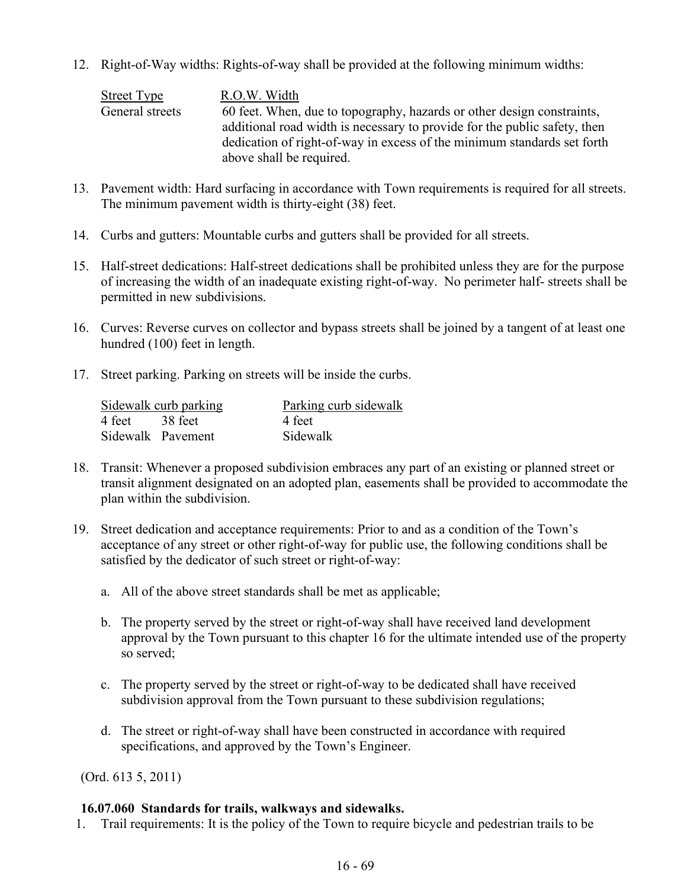12. Right-of-Way widths: Rights-of-way shall be provided at the following minimum widths:

| Street Type | R.O.W. Width |
|---|---|
| General streets | 60 feet. When, due to topography, hazards or other design constraints, additional road width is necessary to provide for the public safety, then dedication of right-of-way in excess of the minimum standards set forth above shall be required. |

13. Pavement width: Hard surfacing in accordance with Town requirements is required for all streets. The minimum pavement width is thirty-eight (38) feet.

14. Curbs and gutters: Mountable curbs and gutters shall be provided for all streets.

15. Half-street dedications: Half-street dedications shall be prohibited unless they are for the purpose of increasing the width of an inadequate existing right-of-way. No perimeter half- streets shall be permitted in new subdivisions.

16. Curves: Reverse curves on collector and bypass streets shall be joined by a tangent of at least one hundred (100) feet in length.

17. Street parking. Parking on streets will be inside the curbs.

| Sidewalk curb parking | | Parking curb sidewalk |
|---|---|---|
| 4 feet | 38 feet | 4 feet |
| Sidewalk | Pavement | Sidewalk |

18. Transit: Whenever a proposed subdivision embraces any part of an existing or planned street or transit alignment designated on an adopted plan, easements shall be provided to accommodate the plan within the subdivision.

19. Street dedication and acceptance requirements: Prior to and as a condition of the Town's acceptance of any street or other right-of-way for public use, the following conditions shall be satisfied by the dedicator of such street or right-of-way:

    a. All of the above street standards shall be met as applicable;

    b. The property served by the street or right-of-way shall have received land development approval by the Town pursuant to this chapter 16 for the ultimate intended use of the property so served;

    c. The property served by the street or right-of-way to be dedicated shall have received subdivision approval from the Town pursuant to these subdivision regulations;

    d. The street or right-of-way shall have been constructed in accordance with required specifications, and approved by the Town's Engineer.

(Ord. 613 5, 2011)

**16.07.060 Standards for trails, walkways and sidewalks.**

1. Trail requirements: It is the policy of the Town to require bicycle and pedestrian trails to be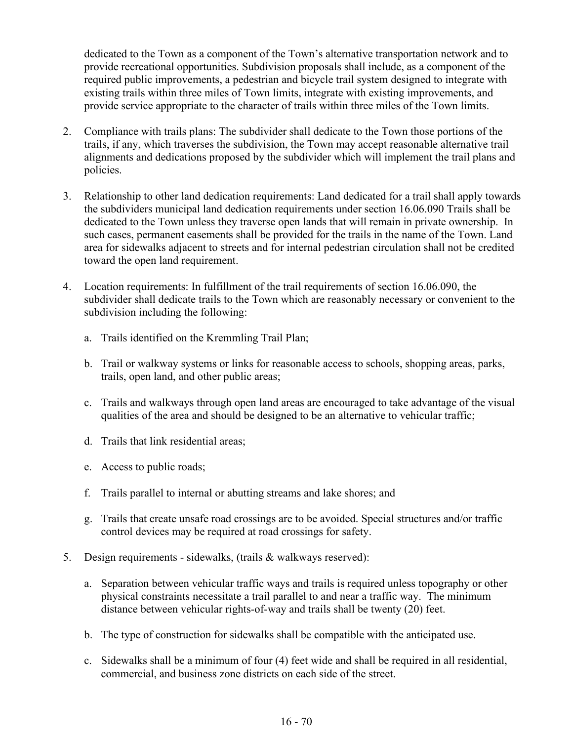dedicated to the Town as a component of the Town's alternative transportation network and to provide recreational opportunities. Subdivision proposals shall include, as a component of the required public improvements, a pedestrian and bicycle trail system designed to integrate with existing trails within three miles of Town limits, integrate with existing improvements, and provide service appropriate to the character of trails within three miles of the Town limits.

2. Compliance with trails plans: The subdivider shall dedicate to the Town those portions of the trails, if any, which traverses the subdivision, the Town may accept reasonable alternative trail alignments and dedications proposed by the subdivider which will implement the trail plans and policies.

3. Relationship to other land dedication requirements: Land dedicated for a trail shall apply towards the subdividers municipal land dedication requirements under section 16.06.090 Trails shall be dedicated to the Town unless they traverse open lands that will remain in private ownership. In such cases, permanent easements shall be provided for the trails in the name of the Town. Land area for sidewalks adjacent to streets and for internal pedestrian circulation shall not be credited toward the open land requirement.

4. Location requirements: In fulfillment of the trail requirements of section 16.06.090, the subdivider shall dedicate trails to the Town which are reasonably necessary or convenient to the subdivision including the following:

   a. Trails identified on the Kremmling Trail Plan;

   b. Trail or walkway systems or links for reasonable access to schools, shopping areas, parks, trails, open land, and other public areas;

   c. Trails and walkways through open land areas are encouraged to take advantage of the visual qualities of the area and should be designed to be an alternative to vehicular traffic;

   d. Trails that link residential areas;

   e. Access to public roads;

   f. Trails parallel to internal or abutting streams and lake shores; and

   g. Trails that create unsafe road crossings are to be avoided. Special structures and/or traffic control devices may be required at road crossings for safety.

5. Design requirements - sidewalks, (trails & walkways reserved):

   a. Separation between vehicular traffic ways and trails is required unless topography or other physical constraints necessitate a trail parallel to and near a traffic way. The minimum distance between vehicular rights-of-way and trails shall be twenty (20) feet.

   b. The type of construction for sidewalks shall be compatible with the anticipated use.

   c. Sidewalks shall be a minimum of four (4) feet wide and shall be required in all residential, commercial, and business zone districts on each side of the street.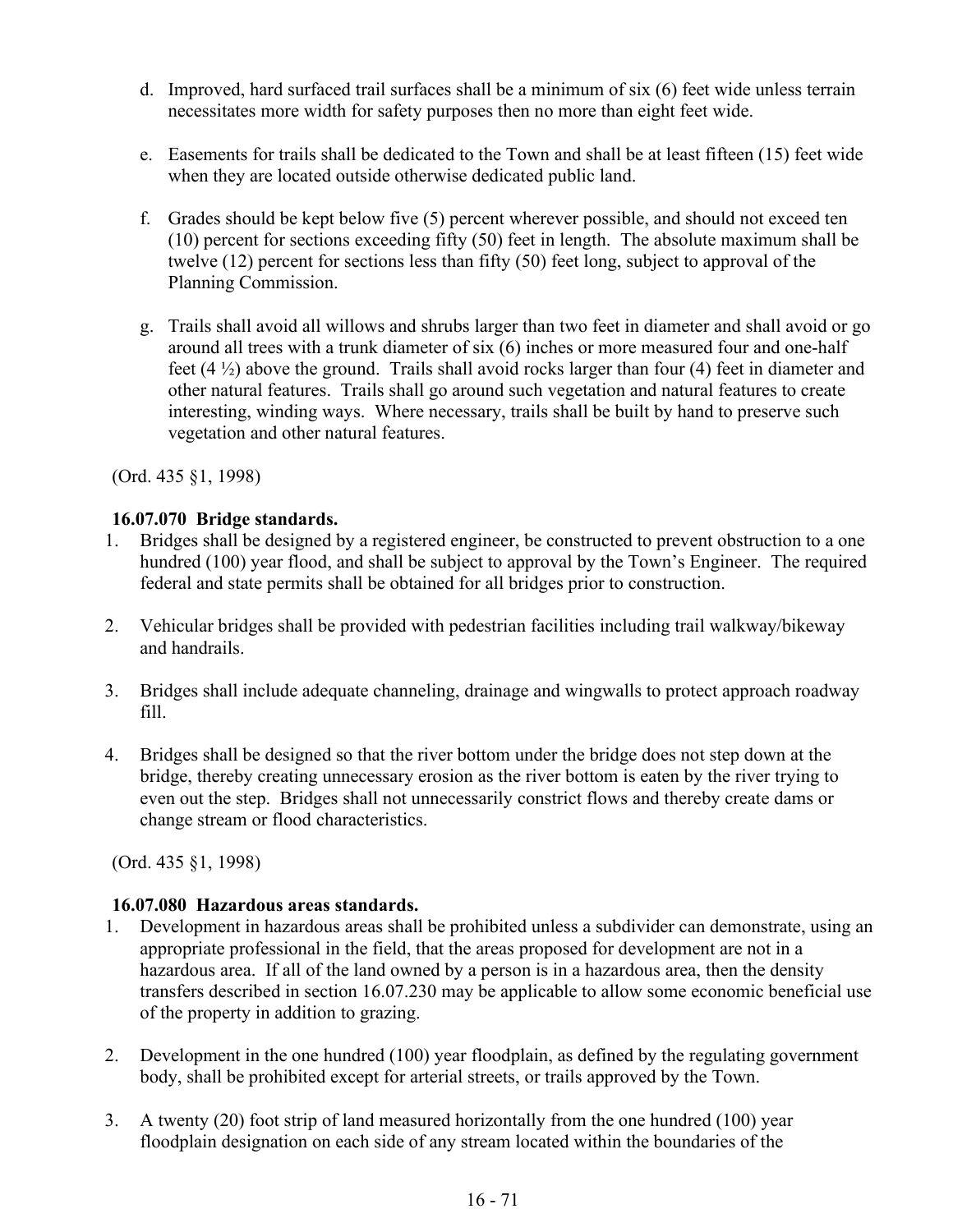d. Improved, hard surfaced trail surfaces shall be a minimum of six (6) feet wide unless terrain necessitates more width for safety purposes then no more than eight feet wide.

e. Easements for trails shall be dedicated to the Town and shall be at least fifteen (15) feet wide when they are located outside otherwise dedicated public land.

f. Grades should be kept below five (5) percent wherever possible, and should not exceed ten (10) percent for sections exceeding fifty (50) feet in length. The absolute maximum shall be twelve (12) percent for sections less than fifty (50) feet long, subject to approval of the Planning Commission.

g. Trails shall avoid all willows and shrubs larger than two feet in diameter and shall avoid or go around all trees with a trunk diameter of six (6) inches or more measured four and one-half feet (4 ½) above the ground. Trails shall avoid rocks larger than four (4) feet in diameter and other natural features. Trails shall go around such vegetation and natural features to create interesting, winding ways. Where necessary, trails shall be built by hand to preserve such vegetation and other natural features.

(Ord. 435 §1, 1998)

**16.07.070 Bridge standards.**

1. Bridges shall be designed by a registered engineer, be constructed to prevent obstruction to a one hundred (100) year flood, and shall be subject to approval by the Town's Engineer. The required federal and state permits shall be obtained for all bridges prior to construction.

2. Vehicular bridges shall be provided with pedestrian facilities including trail walkway/bikeway and handrails.

3. Bridges shall include adequate channeling, drainage and wingwalls to protect approach roadway fill.

4. Bridges shall be designed so that the river bottom under the bridge does not step down at the bridge, thereby creating unnecessary erosion as the river bottom is eaten by the river trying to even out the step. Bridges shall not unnecessarily constrict flows and thereby create dams or change stream or flood characteristics.

(Ord. 435 §1, 1998)

**16.07.080 Hazardous areas standards.**

1. Development in hazardous areas shall be prohibited unless a subdivider can demonstrate, using an appropriate professional in the field, that the areas proposed for development are not in a hazardous area. If all of the land owned by a person is in a hazardous area, then the density transfers described in section 16.07.230 may be applicable to allow some economic beneficial use of the property in addition to grazing.

2. Development in the one hundred (100) year floodplain, as defined by the regulating government body, shall be prohibited except for arterial streets, or trails approved by the Town.

3. A twenty (20) foot strip of land measured horizontally from the one hundred (100) year floodplain designation on each side of any stream located within the boundaries of the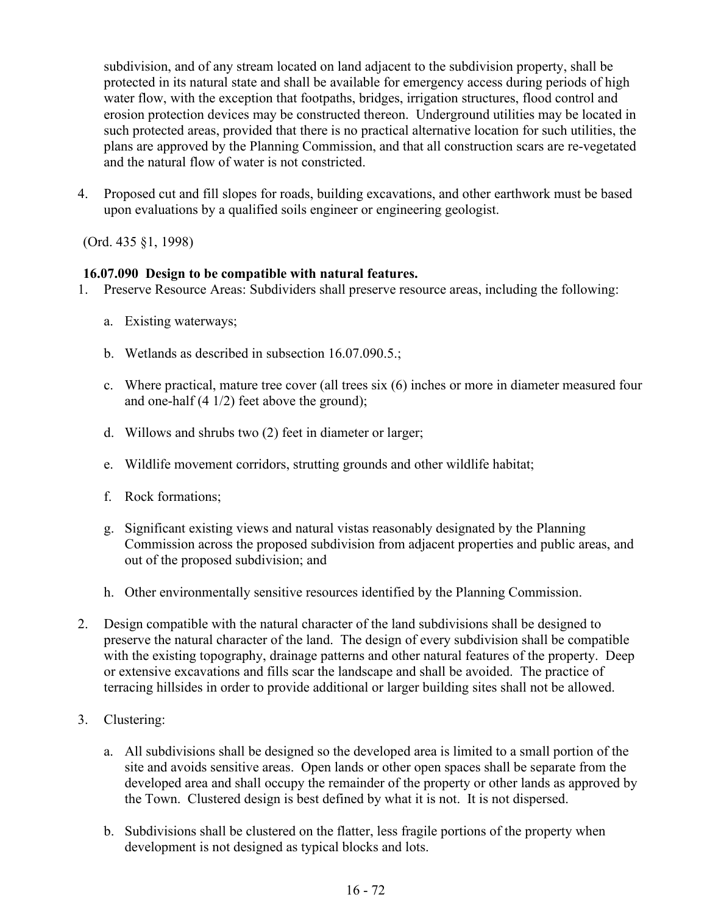subdivision, and of any stream located on land adjacent to the subdivision property, shall be protected in its natural state and shall be available for emergency access during periods of high water flow, with the exception that footpaths, bridges, irrigation structures, flood control and erosion protection devices may be constructed thereon. Underground utilities may be located in such protected areas, provided that there is no practical alternative location for such utilities, the plans are approved by the Planning Commission, and that all construction scars are re-vegetated and the natural flow of water is not constricted.

4. Proposed cut and fill slopes for roads, building excavations, and other earthwork must be based upon evaluations by a qualified soils engineer or engineering geologist.

(Ord. 435 §1, 1998)

**16.07.090 Design to be compatible with natural features.**

1. Preserve Resource Areas: Subdividers shall preserve resource areas, including the following:

   a. Existing waterways;

   b. Wetlands as described in subsection 16.07.090.5.;

   c. Where practical, mature tree cover (all trees six (6) inches or more in diameter measured four and one-half (4 1/2) feet above the ground);

   d. Willows and shrubs two (2) feet in diameter or larger;

   e. Wildlife movement corridors, strutting grounds and other wildlife habitat;

   f. Rock formations;

   g. Significant existing views and natural vistas reasonably designated by the Planning Commission across the proposed subdivision from adjacent properties and public areas, and out of the proposed subdivision; and

   h. Other environmentally sensitive resources identified by the Planning Commission.

2. Design compatible with the natural character of the land subdivisions shall be designed to preserve the natural character of the land. The design of every subdivision shall be compatible with the existing topography, drainage patterns and other natural features of the property. Deep or extensive excavations and fills scar the landscape and shall be avoided. The practice of terracing hillsides in order to provide additional or larger building sites shall not be allowed.

3. Clustering:

   a. All subdivisions shall be designed so the developed area is limited to a small portion of the site and avoids sensitive areas. Open lands or other open spaces shall be separate from the developed area and shall occupy the remainder of the property or other lands as approved by the Town. Clustered design is best defined by what it is not. It is not dispersed.

   b. Subdivisions shall be clustered on the flatter, less fragile portions of the property when development is not designed as typical blocks and lots.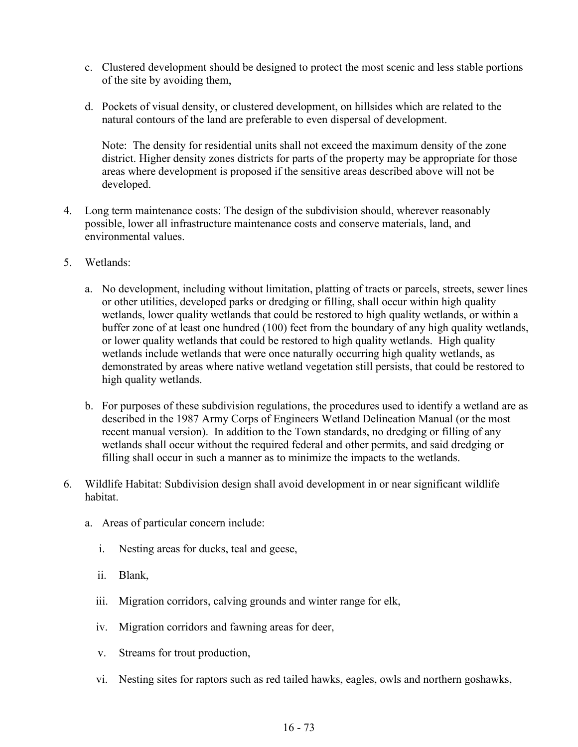c. Clustered development should be designed to protect the most scenic and less stable portions of the site by avoiding them,

d. Pockets of visual density, or clustered development, on hillsides which are related to the natural contours of the land are preferable to even dispersal of development.

   Note: The density for residential units shall not exceed the maximum density of the zone district. Higher density zones districts for parts of the property may be appropriate for those areas where development is proposed if the sensitive areas described above will not be developed.

4. Long term maintenance costs: The design of the subdivision should, wherever reasonably possible, lower all infrastructure maintenance costs and conserve materials, land, and environmental values.

5. Wetlands:

   a. No development, including without limitation, platting of tracts or parcels, streets, sewer lines or other utilities, developed parks or dredging or filling, shall occur within high quality wetlands, lower quality wetlands that could be restored to high quality wetlands, or within a buffer zone of at least one hundred (100) feet from the boundary of any high quality wetlands, or lower quality wetlands that could be restored to high quality wetlands. High quality wetlands include wetlands that were once naturally occurring high quality wetlands, as demonstrated by areas where native wetland vegetation still persists, that could be restored to high quality wetlands.

   b. For purposes of these subdivision regulations, the procedures used to identify a wetland are as described in the 1987 Army Corps of Engineers Wetland Delineation Manual (or the most recent manual version). In addition to the Town standards, no dredging or filling of any wetlands shall occur without the required federal and other permits, and said dredging or filling shall occur in such a manner as to minimize the impacts to the wetlands.

6. Wildlife Habitat: Subdivision design shall avoid development in or near significant wildlife habitat.

   a. Areas of particular concern include:

      i. Nesting areas for ducks, teal and geese,

      ii. Blank,

      iii. Migration corridors, calving grounds and winter range for elk,

      iv. Migration corridors and fawning areas for deer,

      v. Streams for trout production,

      vi. Nesting sites for raptors such as red tailed hawks, eagles, owls and northern goshawks,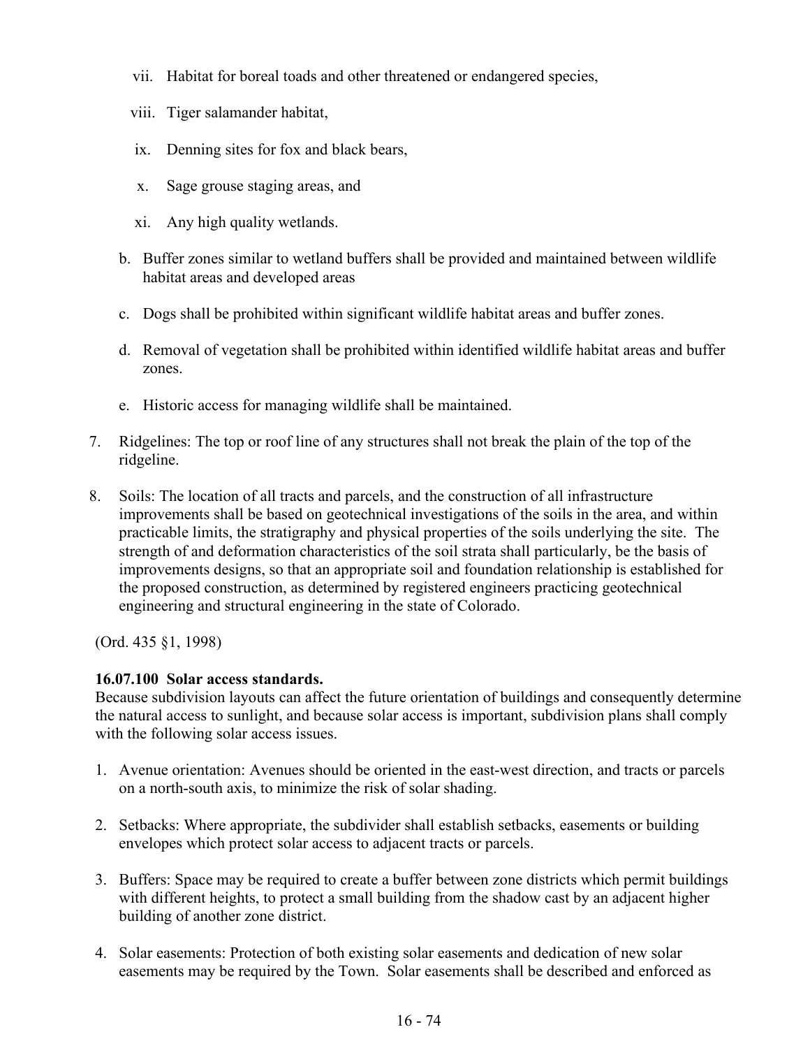vii. Habitat for boreal toads and other threatened or endangered species,

   viii. Tiger salamander habitat,

   ix. Denning sites for fox and black bears,

   x. Sage grouse staging areas, and

   xi. Any high quality wetlands.

   b. Buffer zones similar to wetland buffers shall be provided and maintained between wildlife habitat areas and developed areas

   c. Dogs shall be prohibited within significant wildlife habitat areas and buffer zones.

   d. Removal of vegetation shall be prohibited within identified wildlife habitat areas and buffer zones.

   e. Historic access for managing wildlife shall be maintained.

7. Ridgelines: The top or roof line of any structures shall not break the plain of the top of the ridgeline.

8. Soils: The location of all tracts and parcels, and the construction of all infrastructure improvements shall be based on geotechnical investigations of the soils in the area, and within practicable limits, the stratigraphy and physical properties of the soils underlying the site. The strength of and deformation characteristics of the soil strata shall particularly, be the basis of improvements designs, so that an appropriate soil and foundation relationship is established for the proposed construction, as determined by registered engineers practicing geotechnical engineering and structural engineering in the state of Colorado.

(Ord. 435 §1, 1998)

**16.07.100 Solar access standards.**
Because subdivision layouts can affect the future orientation of buildings and consequently determine the natural access to sunlight, and because solar access is important, subdivision plans shall comply with the following solar access issues.

1. Avenue orientation: Avenues should be oriented in the east-west direction, and tracts or parcels on a north-south axis, to minimize the risk of solar shading.

2. Setbacks: Where appropriate, the subdivider shall establish setbacks, easements or building envelopes which protect solar access to adjacent tracts or parcels.

3. Buffers: Space may be required to create a buffer between zone districts which permit buildings with different heights, to protect a small building from the shadow cast by an adjacent higher building of another zone district.

4. Solar easements: Protection of both existing solar easements and dedication of new solar easements may be required by the Town. Solar easements shall be described and enforced as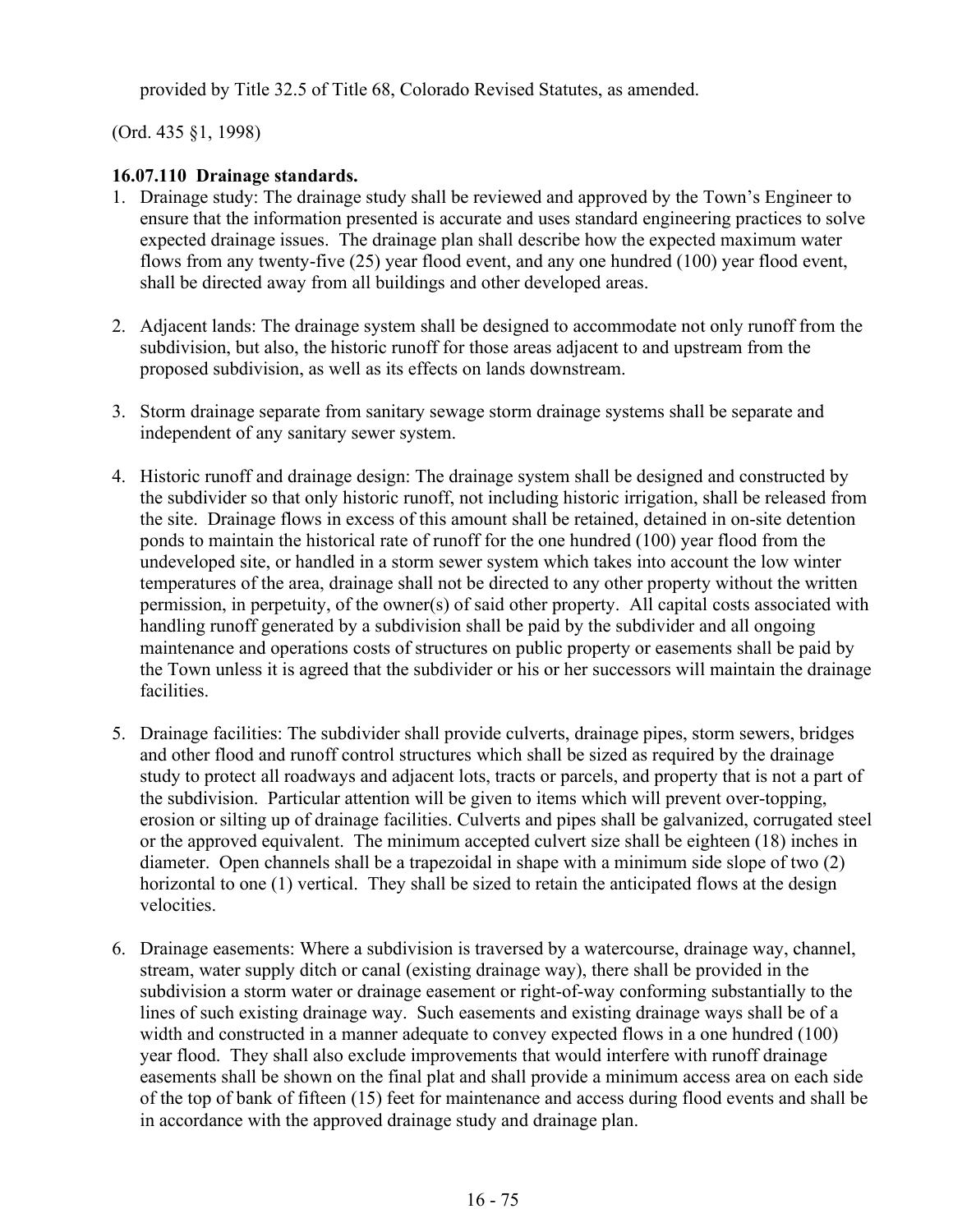provided by Title 32.5 of Title 68, Colorado Revised Statutes, as amended.

(Ord. 435 §1, 1998)

**16.07.110 Drainage standards.**

1. Drainage study: The drainage study shall be reviewed and approved by the Town's Engineer to ensure that the information presented is accurate and uses standard engineering practices to solve expected drainage issues. The drainage plan shall describe how the expected maximum water flows from any twenty-five (25) year flood event, and any one hundred (100) year flood event, shall be directed away from all buildings and other developed areas.

2. Adjacent lands: The drainage system shall be designed to accommodate not only runoff from the subdivision, but also, the historic runoff for those areas adjacent to and upstream from the proposed subdivision, as well as its effects on lands downstream.

3. Storm drainage separate from sanitary sewage storm drainage systems shall be separate and independent of any sanitary sewer system.

4. Historic runoff and drainage design: The drainage system shall be designed and constructed by the subdivider so that only historic runoff, not including historic irrigation, shall be released from the site. Drainage flows in excess of this amount shall be retained, detained in on-site detention ponds to maintain the historical rate of runoff for the one hundred (100) year flood from the undeveloped site, or handled in a storm sewer system which takes into account the low winter temperatures of the area, drainage shall not be directed to any other property without the written permission, in perpetuity, of the owner(s) of said other property. All capital costs associated with handling runoff generated by a subdivision shall be paid by the subdivider and all ongoing maintenance and operations costs of structures on public property or easements shall be paid by the Town unless it is agreed that the subdivider or his or her successors will maintain the drainage facilities.

5. Drainage facilities: The subdivider shall provide culverts, drainage pipes, storm sewers, bridges and other flood and runoff control structures which shall be sized as required by the drainage study to protect all roadways and adjacent lots, tracts or parcels, and property that is not a part of the subdivision. Particular attention will be given to items which will prevent over-topping, erosion or silting up of drainage facilities. Culverts and pipes shall be galvanized, corrugated steel or the approved equivalent. The minimum accepted culvert size shall be eighteen (18) inches in diameter. Open channels shall be a trapezoidal in shape with a minimum side slope of two (2) horizontal to one (1) vertical. They shall be sized to retain the anticipated flows at the design velocities.

6. Drainage easements: Where a subdivision is traversed by a watercourse, drainage way, channel, stream, water supply ditch or canal (existing drainage way), there shall be provided in the subdivision a storm water or drainage easement or right-of-way conforming substantially to the lines of such existing drainage way. Such easements and existing drainage ways shall be of a width and constructed in a manner adequate to convey expected flows in a one hundred (100) year flood. They shall also exclude improvements that would interfere with runoff drainage easements shall be shown on the final plat and shall provide a minimum access area on each side of the top of bank of fifteen (15) feet for maintenance and access during flood events and shall be in accordance with the approved drainage study and drainage plan.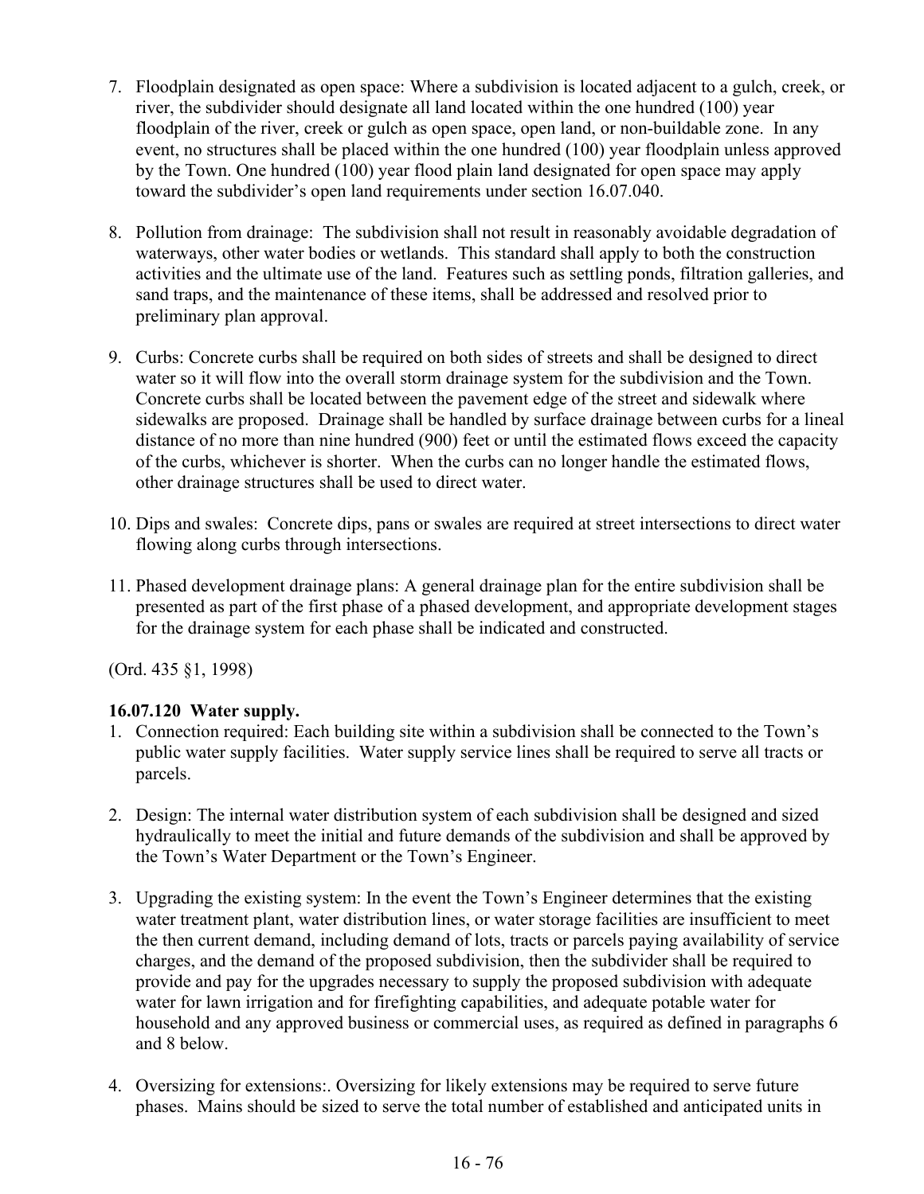7. Floodplain designated as open space: Where a subdivision is located adjacent to a gulch, creek, or river, the subdivider should designate all land located within the one hundred (100) year floodplain of the river, creek or gulch as open space, open land, or non-buildable zone. In any event, no structures shall be placed within the one hundred (100) year floodplain unless approved by the Town. One hundred (100) year flood plain land designated for open space may apply toward the subdivider's open land requirements under section 16.07.040.

8. Pollution from drainage: The subdivision shall not result in reasonably avoidable degradation of waterways, other water bodies or wetlands. This standard shall apply to both the construction activities and the ultimate use of the land. Features such as settling ponds, filtration galleries, and sand traps, and the maintenance of these items, shall be addressed and resolved prior to preliminary plan approval.

9. Curbs: Concrete curbs shall be required on both sides of streets and shall be designed to direct water so it will flow into the overall storm drainage system for the subdivision and the Town. Concrete curbs shall be located between the pavement edge of the street and sidewalk where sidewalks are proposed. Drainage shall be handled by surface drainage between curbs for a lineal distance of no more than nine hundred (900) feet or until the estimated flows exceed the capacity of the curbs, whichever is shorter. When the curbs can no longer handle the estimated flows, other drainage structures shall be used to direct water.

10. Dips and swales: Concrete dips, pans or swales are required at street intersections to direct water flowing along curbs through intersections.

11. Phased development drainage plans: A general drainage plan for the entire subdivision shall be presented as part of the first phase of a phased development, and appropriate development stages for the drainage system for each phase shall be indicated and constructed.

(Ord. 435 §1, 1998)

**16.07.120 Water supply.**

1. Connection required: Each building site within a subdivision shall be connected to the Town's public water supply facilities. Water supply service lines shall be required to serve all tracts or parcels.

2. Design: The internal water distribution system of each subdivision shall be designed and sized hydraulically to meet the initial and future demands of the subdivision and shall be approved by the Town's Water Department or the Town's Engineer.

3. Upgrading the existing system: In the event the Town's Engineer determines that the existing water treatment plant, water distribution lines, or water storage facilities are insufficient to meet the then current demand, including demand of lots, tracts or parcels paying availability of service charges, and the demand of the proposed subdivision, then the subdivider shall be required to provide and pay for the upgrades necessary to supply the proposed subdivision with adequate water for lawn irrigation and for firefighting capabilities, and adequate potable water for household and any approved business or commercial uses, as required as defined in paragraphs 6 and 8 below.

4. Oversizing for extensions:. Oversizing for likely extensions may be required to serve future phases. Mains should be sized to serve the total number of established and anticipated units in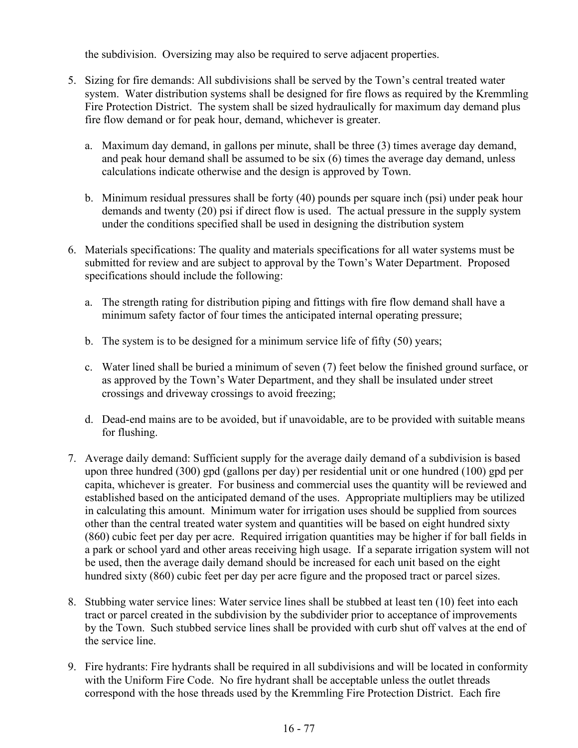the subdivision. Oversizing may also be required to serve adjacent properties.

5. Sizing for fire demands: All subdivisions shall be served by the Town's central treated water system. Water distribution systems shall be designed for fire flows as required by the Kremmling Fire Protection District. The system shall be sized hydraulically for maximum day demand plus fire flow demand or for peak hour, demand, whichever is greater.

   a. Maximum day demand, in gallons per minute, shall be three (3) times average day demand, and peak hour demand shall be assumed to be six (6) times the average day demand, unless calculations indicate otherwise and the design is approved by Town.

   b. Minimum residual pressures shall be forty (40) pounds per square inch (psi) under peak hour demands and twenty (20) psi if direct flow is used. The actual pressure in the supply system under the conditions specified shall be used in designing the distribution system

6. Materials specifications: The quality and materials specifications for all water systems must be submitted for review and are subject to approval by the Town's Water Department. Proposed specifications should include the following:

   a. The strength rating for distribution piping and fittings with fire flow demand shall have a minimum safety factor of four times the anticipated internal operating pressure;

   b. The system is to be designed for a minimum service life of fifty (50) years;

   c. Water lined shall be buried a minimum of seven (7) feet below the finished ground surface, or as approved by the Town's Water Department, and they shall be insulated under street crossings and driveway crossings to avoid freezing;

   d. Dead-end mains are to be avoided, but if unavoidable, are to be provided with suitable means for flushing.

7. Average daily demand: Sufficient supply for the average daily demand of a subdivision is based upon three hundred (300) gpd (gallons per day) per residential unit or one hundred (100) gpd per capita, whichever is greater. For business and commercial uses the quantity will be reviewed and established based on the anticipated demand of the uses. Appropriate multipliers may be utilized in calculating this amount. Minimum water for irrigation uses should be supplied from sources other than the central treated water system and quantities will be based on eight hundred sixty (860) cubic feet per day per acre. Required irrigation quantities may be higher if for ball fields in a park or school yard and other areas receiving high usage. If a separate irrigation system will not be used, then the average daily demand should be increased for each unit based on the eight hundred sixty (860) cubic feet per day per acre figure and the proposed tract or parcel sizes.

8. Stubbing water service lines: Water service lines shall be stubbed at least ten (10) feet into each tract or parcel created in the subdivision by the subdivider prior to acceptance of improvements by the Town. Such stubbed service lines shall be provided with curb shut off valves at the end of the service line.

9. Fire hydrants: Fire hydrants shall be required in all subdivisions and will be located in conformity with the Uniform Fire Code. No fire hydrant shall be acceptable unless the outlet threads correspond with the hose threads used by the Kremmling Fire Protection District. Each fire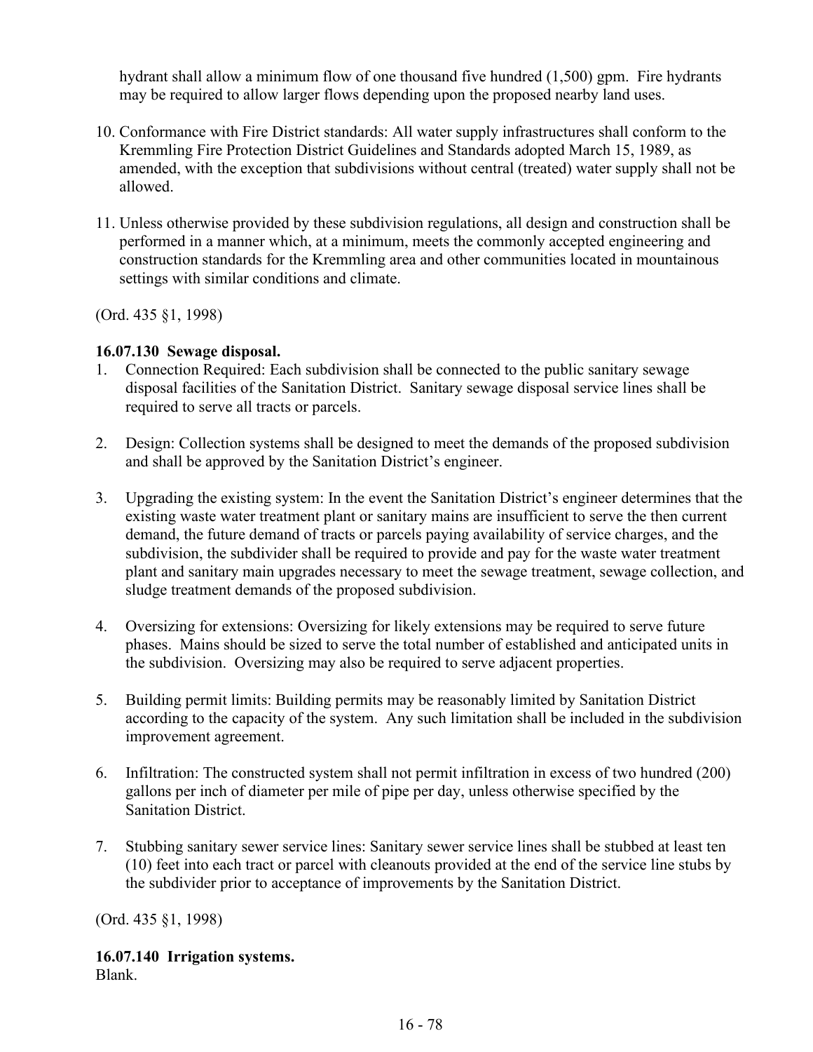hydrant shall allow a minimum flow of one thousand five hundred (1,500) gpm. Fire hydrants may be required to allow larger flows depending upon the proposed nearby land uses.

10. Conformance with Fire District standards: All water supply infrastructures shall conform to the Kremmling Fire Protection District Guidelines and Standards adopted March 15, 1989, as amended, with the exception that subdivisions without central (treated) water supply shall not be allowed.

11. Unless otherwise provided by these subdivision regulations, all design and construction shall be performed in a manner which, at a minimum, meets the commonly accepted engineering and construction standards for the Kremmling area and other communities located in mountainous settings with similar conditions and climate.

(Ord. 435 §1, 1998)

**16.07.130 Sewage disposal.**

1. Connection Required: Each subdivision shall be connected to the public sanitary sewage disposal facilities of the Sanitation District. Sanitary sewage disposal service lines shall be required to serve all tracts or parcels.

2. Design: Collection systems shall be designed to meet the demands of the proposed subdivision and shall be approved by the Sanitation District's engineer.

3. Upgrading the existing system: In the event the Sanitation District's engineer determines that the existing waste water treatment plant or sanitary mains are insufficient to serve the then current demand, the future demand of tracts or parcels paying availability of service charges, and the subdivision, the subdivider shall be required to provide and pay for the waste water treatment plant and sanitary main upgrades necessary to meet the sewage treatment, sewage collection, and sludge treatment demands of the proposed subdivision.

4. Oversizing for extensions: Oversizing for likely extensions may be required to serve future phases. Mains should be sized to serve the total number of established and anticipated units in the subdivision. Oversizing may also be required to serve adjacent properties.

5. Building permit limits: Building permits may be reasonably limited by Sanitation District according to the capacity of the system. Any such limitation shall be included in the subdivision improvement agreement.

6. Infiltration: The constructed system shall not permit infiltration in excess of two hundred (200) gallons per inch of diameter per mile of pipe per day, unless otherwise specified by the Sanitation District.

7. Stubbing sanitary sewer service lines: Sanitary sewer service lines shall be stubbed at least ten (10) feet into each tract or parcel with cleanouts provided at the end of the service line stubs by the subdivider prior to acceptance of improvements by the Sanitation District.

(Ord. 435 §1, 1998)

**16.07.140 Irrigation systems.**
Blank.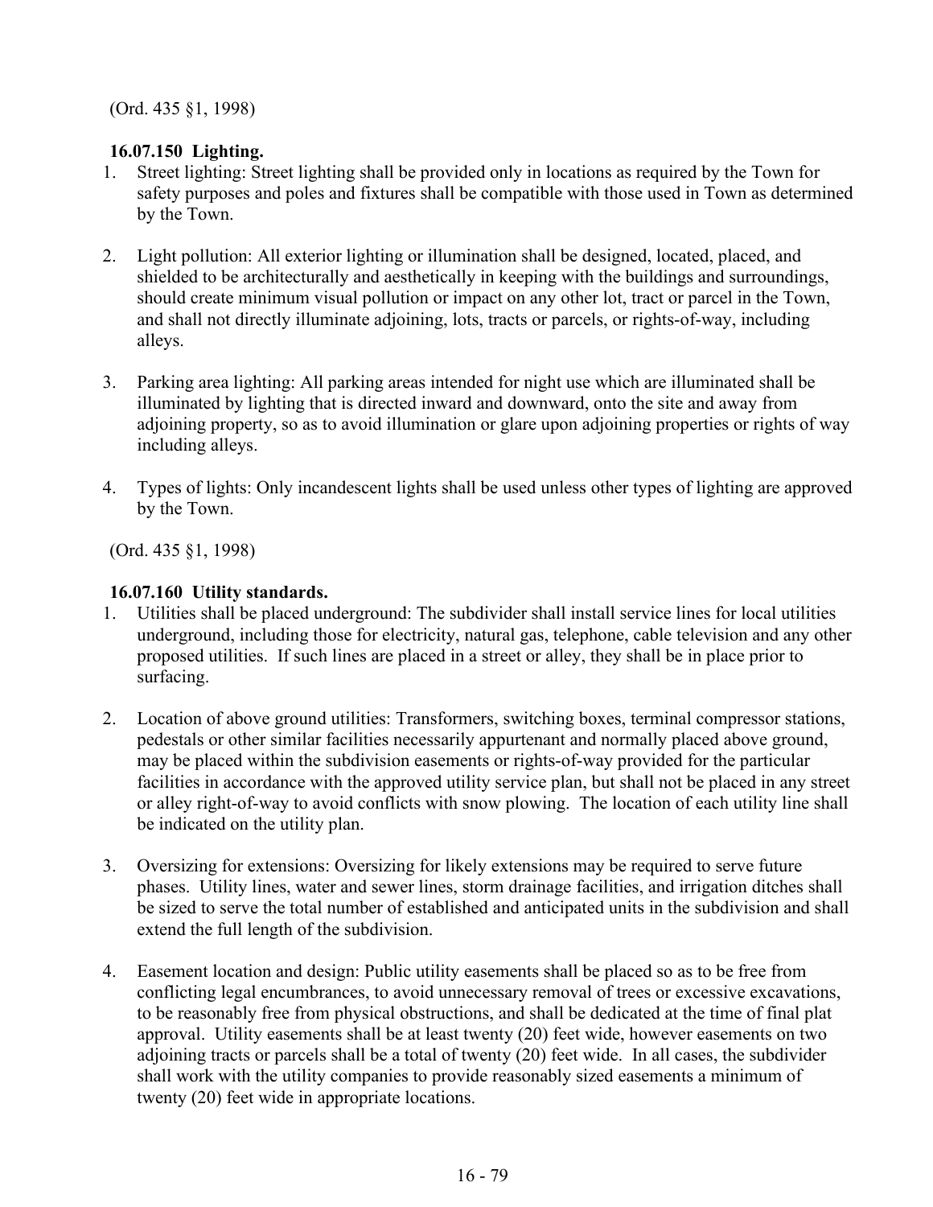(Ord. 435 §1, 1998)

**16.07.150 Lighting.**

1. Street lighting: Street lighting shall be provided only in locations as required by the Town for safety purposes and poles and fixtures shall be compatible with those used in Town as determined by the Town.

2. Light pollution: All exterior lighting or illumination shall be designed, located, placed, and shielded to be architecturally and aesthetically in keeping with the buildings and surroundings, should create minimum visual pollution or impact on any other lot, tract or parcel in the Town, and shall not directly illuminate adjoining, lots, tracts or parcels, or rights-of-way, including alleys.

3. Parking area lighting: All parking areas intended for night use which are illuminated shall be illuminated by lighting that is directed inward and downward, onto the site and away from adjoining property, so as to avoid illumination or glare upon adjoining properties or rights of way including alleys.

4. Types of lights: Only incandescent lights shall be used unless other types of lighting are approved by the Town.

(Ord. 435 §1, 1998)

**16.07.160 Utility standards.**

1. Utilities shall be placed underground: The subdivider shall install service lines for local utilities underground, including those for electricity, natural gas, telephone, cable television and any other proposed utilities. If such lines are placed in a street or alley, they shall be in place prior to surfacing.

2. Location of above ground utilities: Transformers, switching boxes, terminal compressor stations, pedestals or other similar facilities necessarily appurtenant and normally placed above ground, may be placed within the subdivision easements or rights-of-way provided for the particular facilities in accordance with the approved utility service plan, but shall not be placed in any street or alley right-of-way to avoid conflicts with snow plowing. The location of each utility line shall be indicated on the utility plan.

3. Oversizing for extensions: Oversizing for likely extensions may be required to serve future phases. Utility lines, water and sewer lines, storm drainage facilities, and irrigation ditches shall be sized to serve the total number of established and anticipated units in the subdivision and shall extend the full length of the subdivision.

4. Easement location and design: Public utility easements shall be placed so as to be free from conflicting legal encumbrances, to avoid unnecessary removal of trees or excessive excavations, to be reasonably free from physical obstructions, and shall be dedicated at the time of final plat approval. Utility easements shall be at least twenty (20) feet wide, however easements on two adjoining tracts or parcels shall be a total of twenty (20) feet wide. In all cases, the subdivider shall work with the utility companies to provide reasonably sized easements a minimum of twenty (20) feet wide in appropriate locations.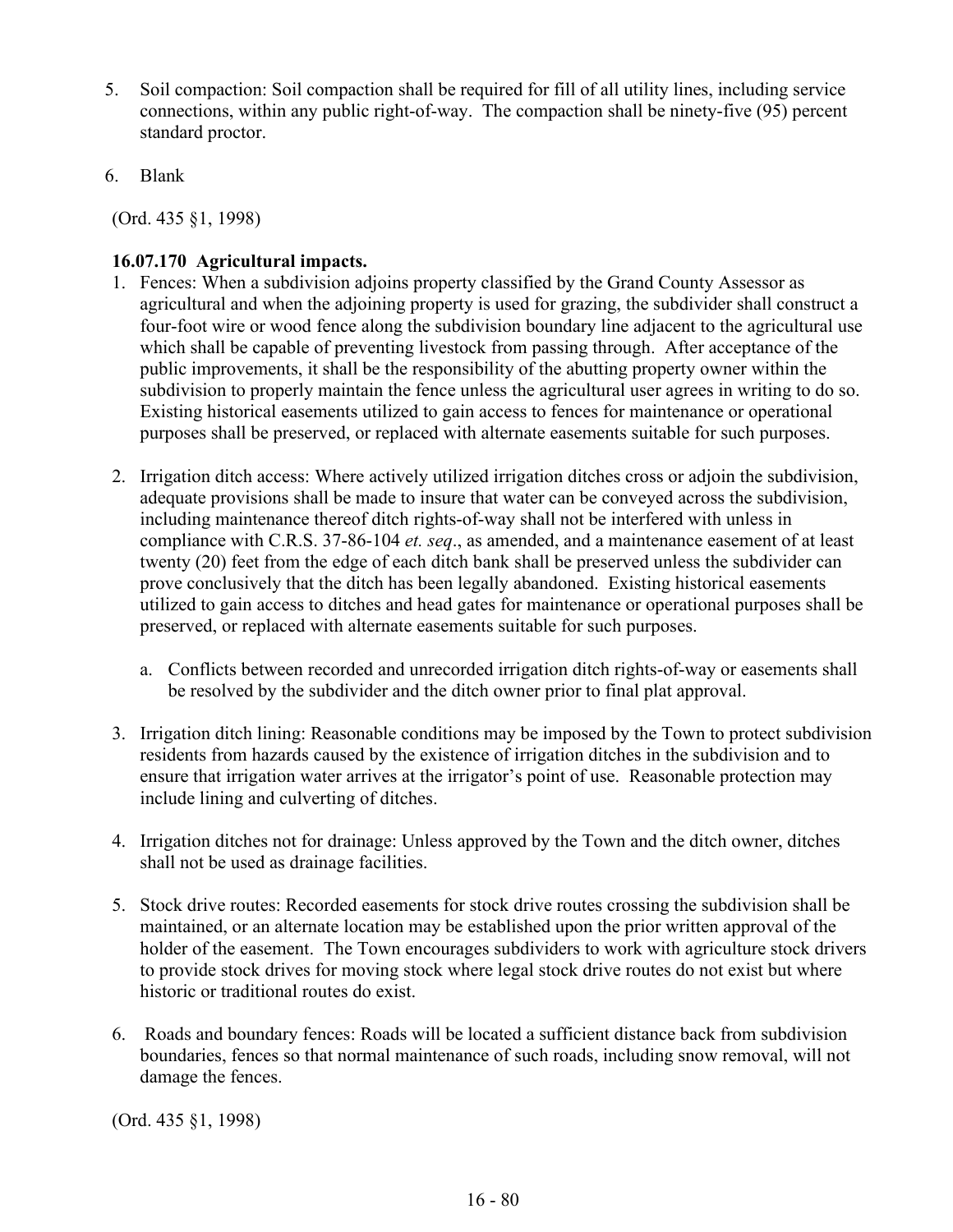5. Soil compaction: Soil compaction shall be required for fill of all utility lines, including service connections, within any public right-of-way. The compaction shall be ninety-five (95) percent standard proctor.

6. Blank

(Ord. 435 §1, 1998)

### 16.07.170 Agricultural impacts.

1. Fences: When a subdivision adjoins property classified by the Grand County Assessor as agricultural and when the adjoining property is used for grazing, the subdivider shall construct a four-foot wire or wood fence along the subdivision boundary line adjacent to the agricultural use which shall be capable of preventing livestock from passing through. After acceptance of the public improvements, it shall be the responsibility of the abutting property owner within the subdivision to properly maintain the fence unless the agricultural user agrees in writing to do so. Existing historical easements utilized to gain access to fences for maintenance or operational purposes shall be preserved, or replaced with alternate easements suitable for such purposes.

2. Irrigation ditch access: Where actively utilized irrigation ditches cross or adjoin the subdivision, adequate provisions shall be made to insure that water can be conveyed across the subdivision, including maintenance thereof ditch rights-of-way shall not be interfered with unless in compliance with C.R.S. 37-86-104 *et. seq*., as amended, and a maintenance easement of at least twenty (20) feet from the edge of each ditch bank shall be preserved unless the subdivider can prove conclusively that the ditch has been legally abandoned. Existing historical easements utilized to gain access to ditches and head gates for maintenance or operational purposes shall be preserved, or replaced with alternate easements suitable for such purposes.

   a. Conflicts between recorded and unrecorded irrigation ditch rights-of-way or easements shall be resolved by the subdivider and the ditch owner prior to final plat approval.

3. Irrigation ditch lining: Reasonable conditions may be imposed by the Town to protect subdivision residents from hazards caused by the existence of irrigation ditches in the subdivision and to ensure that irrigation water arrives at the irrigator's point of use. Reasonable protection may include lining and culverting of ditches.

4. Irrigation ditches not for drainage: Unless approved by the Town and the ditch owner, ditches shall not be used as drainage facilities.

5. Stock drive routes: Recorded easements for stock drive routes crossing the subdivision shall be maintained, or an alternate location may be established upon the prior written approval of the holder of the easement. The Town encourages subdividers to work with agriculture stock drivers to provide stock drives for moving stock where legal stock drive routes do not exist but where historic or traditional routes do exist.

6. Roads and boundary fences: Roads will be located a sufficient distance back from subdivision boundaries, fences so that normal maintenance of such roads, including snow removal, will not damage the fences.

(Ord. 435 §1, 1998)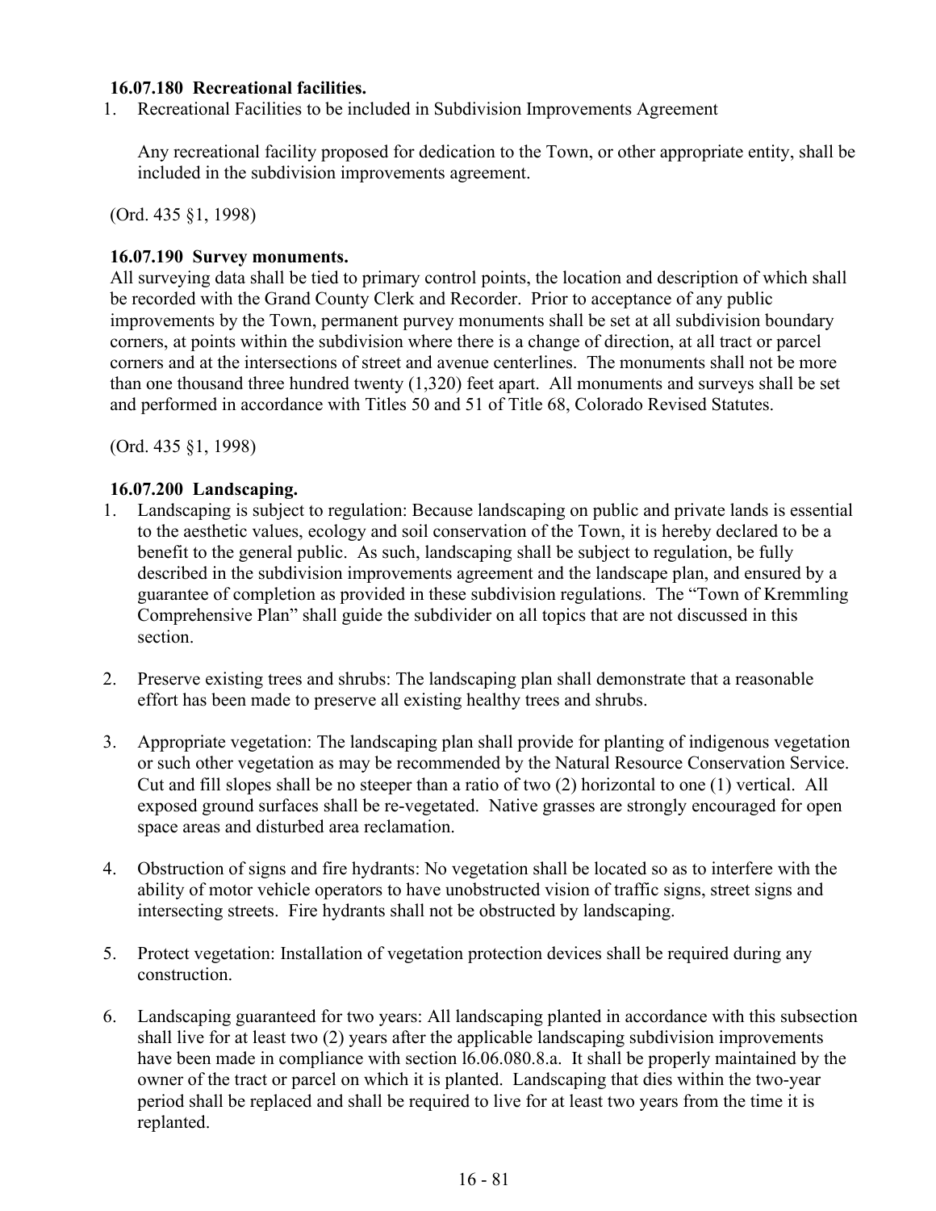**16.07.180 Recreational facilities.**

1. Recreational Facilities to be included in Subdivision Improvements Agreement

   Any recreational facility proposed for dedication to the Town, or other appropriate entity, shall be included in the subdivision improvements agreement.

(Ord. 435 §1, 1998)

**16.07.190 Survey monuments.**

All surveying data shall be tied to primary control points, the location and description of which shall be recorded with the Grand County Clerk and Recorder. Prior to acceptance of any public improvements by the Town, permanent purvey monuments shall be set at all subdivision boundary corners, at points within the subdivision where there is a change of direction, at all tract or parcel corners and at the intersections of street and avenue centerlines. The monuments shall not be more than one thousand three hundred twenty (1,320) feet apart. All monuments and surveys shall be set and performed in accordance with Titles 50 and 51 of Title 68, Colorado Revised Statutes.

(Ord. 435 §1, 1998)

**16.07.200 Landscaping.**

1. Landscaping is subject to regulation: Because landscaping on public and private lands is essential to the aesthetic values, ecology and soil conservation of the Town, it is hereby declared to be a benefit to the general public. As such, landscaping shall be subject to regulation, be fully described in the subdivision improvements agreement and the landscape plan, and ensured by a guarantee of completion as provided in these subdivision regulations. The "Town of Kremmling Comprehensive Plan" shall guide the subdivider on all topics that are not discussed in this section.

2. Preserve existing trees and shrubs: The landscaping plan shall demonstrate that a reasonable effort has been made to preserve all existing healthy trees and shrubs.

3. Appropriate vegetation: The landscaping plan shall provide for planting of indigenous vegetation or such other vegetation as may be recommended by the Natural Resource Conservation Service. Cut and fill slopes shall be no steeper than a ratio of two (2) horizontal to one (1) vertical. All exposed ground surfaces shall be re-vegetated. Native grasses are strongly encouraged for open space areas and disturbed area reclamation.

4. Obstruction of signs and fire hydrants: No vegetation shall be located so as to interfere with the ability of motor vehicle operators to have unobstructed vision of traffic signs, street signs and intersecting streets. Fire hydrants shall not be obstructed by landscaping.

5. Protect vegetation: Installation of vegetation protection devices shall be required during any construction.

6. Landscaping guaranteed for two years: All landscaping planted in accordance with this subsection shall live for at least two (2) years after the applicable landscaping subdivision improvements have been made in compliance with section l6.06.080.8.a. It shall be properly maintained by the owner of the tract or parcel on which it is planted. Landscaping that dies within the two-year period shall be replaced and shall be required to live for at least two years from the time it is replanted.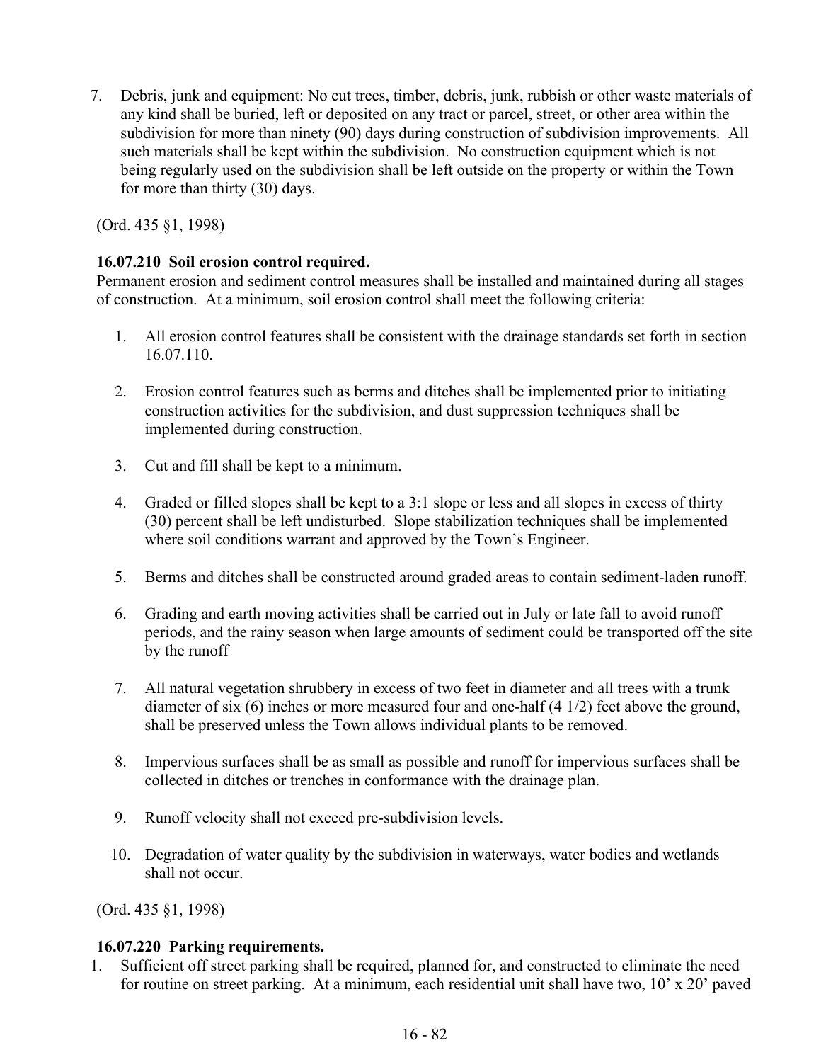7. Debris, junk and equipment: No cut trees, timber, debris, junk, rubbish or other waste materials of any kind shall be buried, left or deposited on any tract or parcel, street, or other area within the subdivision for more than ninety (90) days during construction of subdivision improvements. All such materials shall be kept within the subdivision. No construction equipment which is not being regularly used on the subdivision shall be left outside on the property or within the Town for more than thirty (30) days.

(Ord. 435 §1, 1998)

**16.07.210 Soil erosion control required.**

Permanent erosion and sediment control measures shall be installed and maintained during all stages of construction. At a minimum, soil erosion control shall meet the following criteria:

1. All erosion control features shall be consistent with the drainage standards set forth in section 16.07.110.

2. Erosion control features such as berms and ditches shall be implemented prior to initiating construction activities for the subdivision, and dust suppression techniques shall be implemented during construction.

3. Cut and fill shall be kept to a minimum.

4. Graded or filled slopes shall be kept to a 3:1 slope or less and all slopes in excess of thirty (30) percent shall be left undisturbed. Slope stabilization techniques shall be implemented where soil conditions warrant and approved by the Town's Engineer.

5. Berms and ditches shall be constructed around graded areas to contain sediment-laden runoff.

6. Grading and earth moving activities shall be carried out in July or late fall to avoid runoff periods, and the rainy season when large amounts of sediment could be transported off the site by the runoff

7. All natural vegetation shrubbery in excess of two feet in diameter and all trees with a trunk diameter of six (6) inches or more measured four and one-half (4 1/2) feet above the ground, shall be preserved unless the Town allows individual plants to be removed.

8. Impervious surfaces shall be as small as possible and runoff for impervious surfaces shall be collected in ditches or trenches in conformance with the drainage plan.

9. Runoff velocity shall not exceed pre-subdivision levels.

10. Degradation of water quality by the subdivision in waterways, water bodies and wetlands shall not occur.

(Ord. 435 §1, 1998)

**16.07.220 Parking requirements.**

1. Sufficient off street parking shall be required, planned for, and constructed to eliminate the need for routine on street parking. At a minimum, each residential unit shall have two, 10' x 20' paved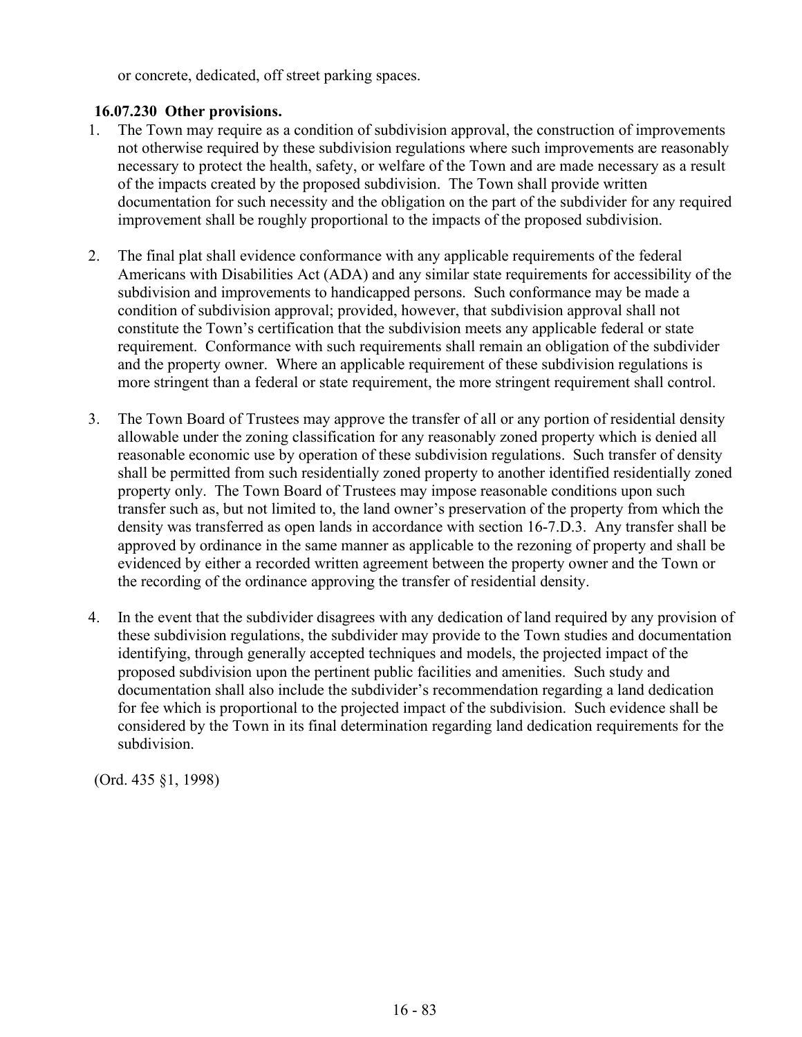or concrete, dedicated, off street parking spaces.

**16.07.230 Other provisions.**

1. The Town may require as a condition of subdivision approval, the construction of improvements not otherwise required by these subdivision regulations where such improvements are reasonably necessary to protect the health, safety, or welfare of the Town and are made necessary as a result of the impacts created by the proposed subdivision. The Town shall provide written documentation for such necessity and the obligation on the part of the subdivider for any required improvement shall be roughly proportional to the impacts of the proposed subdivision.

2. The final plat shall evidence conformance with any applicable requirements of the federal Americans with Disabilities Act (ADA) and any similar state requirements for accessibility of the subdivision and improvements to handicapped persons. Such conformance may be made a condition of subdivision approval; provided, however, that subdivision approval shall not constitute the Town's certification that the subdivision meets any applicable federal or state requirement. Conformance with such requirements shall remain an obligation of the subdivider and the property owner. Where an applicable requirement of these subdivision regulations is more stringent than a federal or state requirement, the more stringent requirement shall control.

3. The Town Board of Trustees may approve the transfer of all or any portion of residential density allowable under the zoning classification for any reasonably zoned property which is denied all reasonable economic use by operation of these subdivision regulations. Such transfer of density shall be permitted from such residentially zoned property to another identified residentially zoned property only. The Town Board of Trustees may impose reasonable conditions upon such transfer such as, but not limited to, the land owner's preservation of the property from which the density was transferred as open lands in accordance with section 16-7.D.3. Any transfer shall be approved by ordinance in the same manner as applicable to the rezoning of property and shall be evidenced by either a recorded written agreement between the property owner and the Town or the recording of the ordinance approving the transfer of residential density.

4. In the event that the subdivider disagrees with any dedication of land required by any provision of these subdivision regulations, the subdivider may provide to the Town studies and documentation identifying, through generally accepted techniques and models, the projected impact of the proposed subdivision upon the pertinent public facilities and amenities. Such study and documentation shall also include the subdivider's recommendation regarding a land dedication for fee which is proportional to the projected impact of the subdivision. Such evidence shall be considered by the Town in its final determination regarding land dedication requirements for the subdivision.

(Ord. 435 §1, 1998)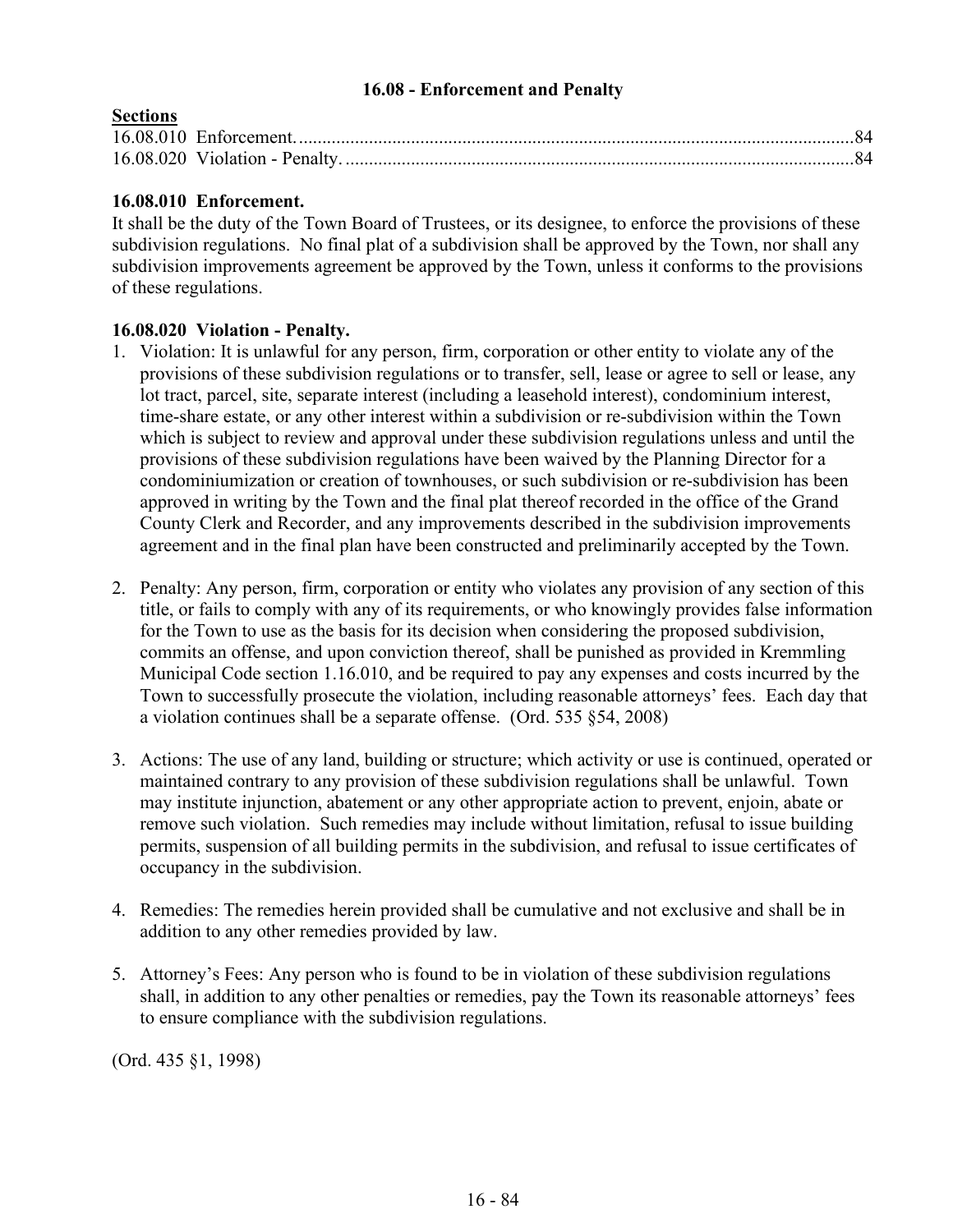## 16.08 - Enforcement and Penalty

**Sections**

16.08.010 Enforcement....84
16.08.020 Violation - Penalty....84

### 16.08.010 Enforcement.

It shall be the duty of the Town Board of Trustees, or its designee, to enforce the provisions of these subdivision regulations. No final plat of a subdivision shall be approved by the Town, nor shall any subdivision improvements agreement be approved by the Town, unless it conforms to the provisions of these regulations.

### 16.08.020 Violation - Penalty.

1. Violation: It is unlawful for any person, firm, corporation or other entity to violate any of the provisions of these subdivision regulations or to transfer, sell, lease or agree to sell or lease, any lot tract, parcel, site, separate interest (including a leasehold interest), condominium interest, time-share estate, or any other interest within a subdivision or re-subdivision within the Town which is subject to review and approval under these subdivision regulations unless and until the provisions of these subdivision regulations have been waived by the Planning Director for a condominiumization or creation of townhouses, or such subdivision or re-subdivision has been approved in writing by the Town and the final plat thereof recorded in the office of the Grand County Clerk and Recorder, and any improvements described in the subdivision improvements agreement and in the final plan have been constructed and preliminarily accepted by the Town.

2. Penalty: Any person, firm, corporation or entity who violates any provision of any section of this title, or fails to comply with any of its requirements, or who knowingly provides false information for the Town to use as the basis for its decision when considering the proposed subdivision, commits an offense, and upon conviction thereof, shall be punished as provided in Kremmling Municipal Code section 1.16.010, and be required to pay any expenses and costs incurred by the Town to successfully prosecute the violation, including reasonable attorneys' fees. Each day that a violation continues shall be a separate offense. (Ord. 535 §54, 2008)

3. Actions: The use of any land, building or structure; which activity or use is continued, operated or maintained contrary to any provision of these subdivision regulations shall be unlawful. Town may institute injunction, abatement or any other appropriate action to prevent, enjoin, abate or remove such violation. Such remedies may include without limitation, refusal to issue building permits, suspension of all building permits in the subdivision, and refusal to issue certificates of occupancy in the subdivision.

4. Remedies: The remedies herein provided shall be cumulative and not exclusive and shall be in addition to any other remedies provided by law.

5. Attorney's Fees: Any person who is found to be in violation of these subdivision regulations shall, in addition to any other penalties or remedies, pay the Town its reasonable attorneys' fees to ensure compliance with the subdivision regulations.

(Ord. 435 §1, 1998)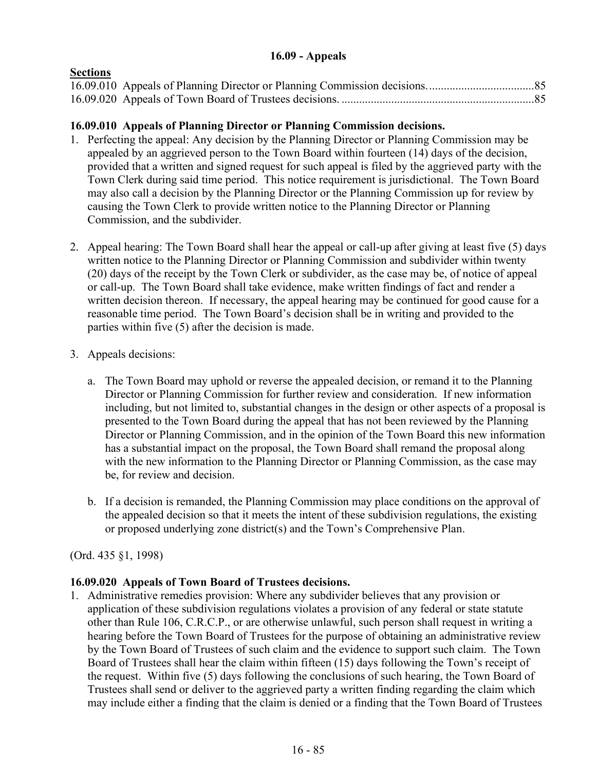## 16.09 - Appeals

**Sections**

16.09.010 Appeals of Planning Director or Planning Commission decisions. ....................................85
16.09.020 Appeals of Town Board of Trustees decisions. .................................................................85

### 16.09.010 Appeals of Planning Director or Planning Commission decisions.

1. Perfecting the appeal: Any decision by the Planning Director or Planning Commission may be appealed by an aggrieved person to the Town Board within fourteen (14) days of the decision, provided that a written and signed request for such appeal is filed by the aggrieved party with the Town Clerk during said time period. This notice requirement is jurisdictional. The Town Board may also call a decision by the Planning Director or the Planning Commission up for review by causing the Town Clerk to provide written notice to the Planning Director or Planning Commission, and the subdivider.

2. Appeal hearing: The Town Board shall hear the appeal or call-up after giving at least five (5) days written notice to the Planning Director or Planning Commission and subdivider within twenty (20) days of the receipt by the Town Clerk or subdivider, as the case may be, of notice of appeal or call-up. The Town Board shall take evidence, make written findings of fact and render a written decision thereon. If necessary, the appeal hearing may be continued for good cause for a reasonable time period. The Town Board's decision shall be in writing and provided to the parties within five (5) after the decision is made.

3. Appeals decisions:

   a. The Town Board may uphold or reverse the appealed decision, or remand it to the Planning Director or Planning Commission for further review and consideration. If new information including, but not limited to, substantial changes in the design or other aspects of a proposal is presented to the Town Board during the appeal that has not been reviewed by the Planning Director or Planning Commission, and in the opinion of the Town Board this new information has a substantial impact on the proposal, the Town Board shall remand the proposal along with the new information to the Planning Director or Planning Commission, as the case may be, for review and decision.

   b. If a decision is remanded, the Planning Commission may place conditions on the approval of the appealed decision so that it meets the intent of these subdivision regulations, the existing or proposed underlying zone district(s) and the Town's Comprehensive Plan.

(Ord. 435 §1, 1998)

### 16.09.020 Appeals of Town Board of Trustees decisions.

1. Administrative remedies provision: Where any subdivider believes that any provision or application of these subdivision regulations violates a provision of any federal or state statute other than Rule 106, C.R.C.P., or are otherwise unlawful, such person shall request in writing a hearing before the Town Board of Trustees for the purpose of obtaining an administrative review by the Town Board of Trustees of such claim and the evidence to support such claim. The Town Board of Trustees shall hear the claim within fifteen (15) days following the Town's receipt of the request. Within five (5) days following the conclusions of such hearing, the Town Board of Trustees shall send or deliver to the aggrieved party a written finding regarding the claim which may include either a finding that the claim is denied or a finding that the Town Board of Trustees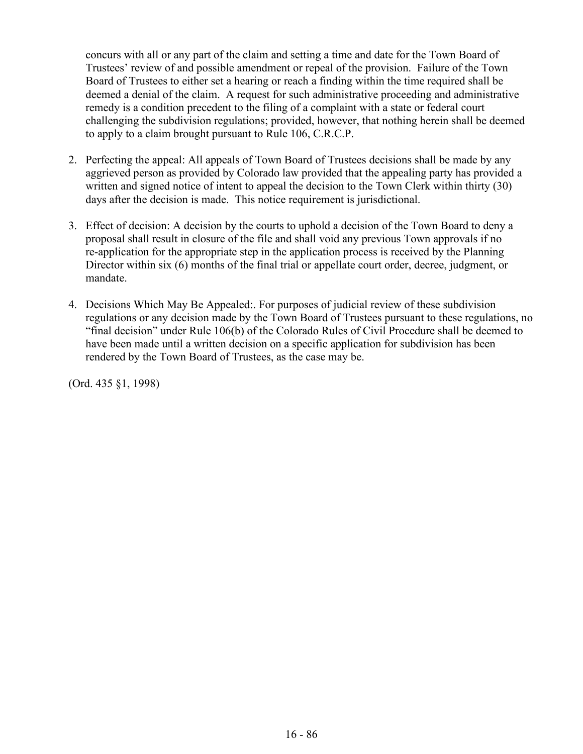concurs with all or any part of the claim and setting a time and date for the Town Board of Trustees' review of and possible amendment or repeal of the provision. Failure of the Town Board of Trustees to either set a hearing or reach a finding within the time required shall be deemed a denial of the claim. A request for such administrative proceeding and administrative remedy is a condition precedent to the filing of a complaint with a state or federal court challenging the subdivision regulations; provided, however, that nothing herein shall be deemed to apply to a claim brought pursuant to Rule 106, C.R.C.P.

2. Perfecting the appeal: All appeals of Town Board of Trustees decisions shall be made by any aggrieved person as provided by Colorado law provided that the appealing party has provided a written and signed notice of intent to appeal the decision to the Town Clerk within thirty (30) days after the decision is made. This notice requirement is jurisdictional.

3. Effect of decision: A decision by the courts to uphold a decision of the Town Board to deny a proposal shall result in closure of the file and shall void any previous Town approvals if no re-application for the appropriate step in the application process is received by the Planning Director within six (6) months of the final trial or appellate court order, decree, judgment, or mandate.

4. Decisions Which May Be Appealed:. For purposes of judicial review of these subdivision regulations or any decision made by the Town Board of Trustees pursuant to these regulations, no "final decision" under Rule 106(b) of the Colorado Rules of Civil Procedure shall be deemed to have been made until a written decision on a specific application for subdivision has been rendered by the Town Board of Trustees, as the case may be.

(Ord. 435 §1, 1998)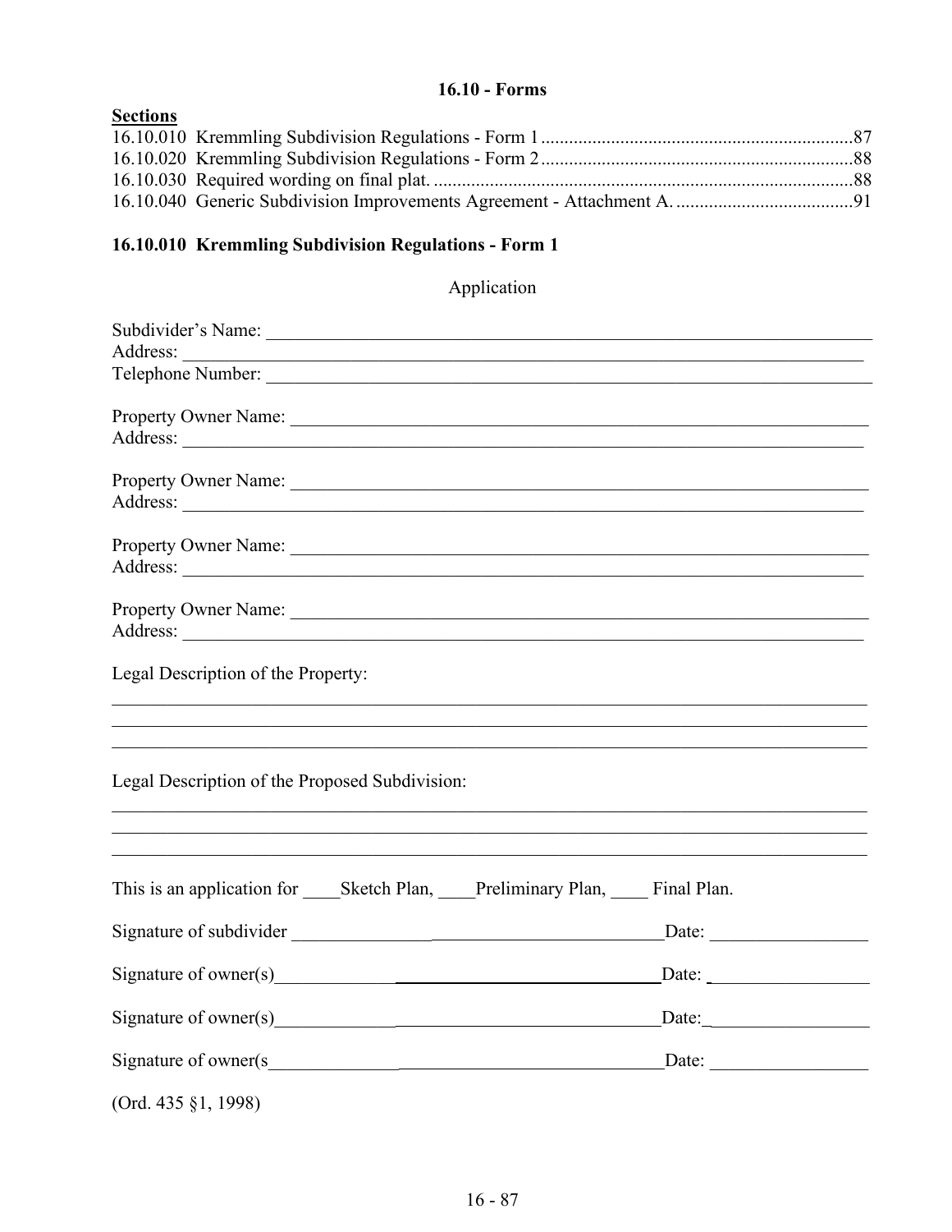# 16.10 - Forms

**Sections**

16.10.010 Kremmling Subdivision Regulations - Form 1 ..... 87
16.10.020 Kremmling Subdivision Regulations - Form 2 ..... 88
16.10.030 Required wording on final plat. ..... 88
16.10.040 Generic Subdivision Improvements Agreement - Attachment A. ..... 91

## 16.10.010 Kremmling Subdivision Regulations - Form 1

Application

Subdivider's Name: ______________________________________________
Address: ______________________________________________
Telephone Number: ______________________________________________

Property Owner Name: ______________________________________________
Address: ______________________________________________

Property Owner Name: ______________________________________________
Address: ______________________________________________

Property Owner Name: ______________________________________________
Address: ______________________________________________

Property Owner Name: ______________________________________________
Address: ______________________________________________

Legal Description of the Property:

______________________________________________
______________________________________________
______________________________________________

Legal Description of the Proposed Subdivision:

______________________________________________
______________________________________________
______________________________________________

This is an application for ____Sketch Plan, ____Preliminary Plan, ____ Final Plan.

Signature of subdivider ________________________________________Date: _________________

Signature of owner(s)__________________________________________Date: _________________

Signature of owner(s)__________________________________________Date:_________________

Signature of owner(s__________________________________________Date: _________________

(Ord. 435 §1, 1998)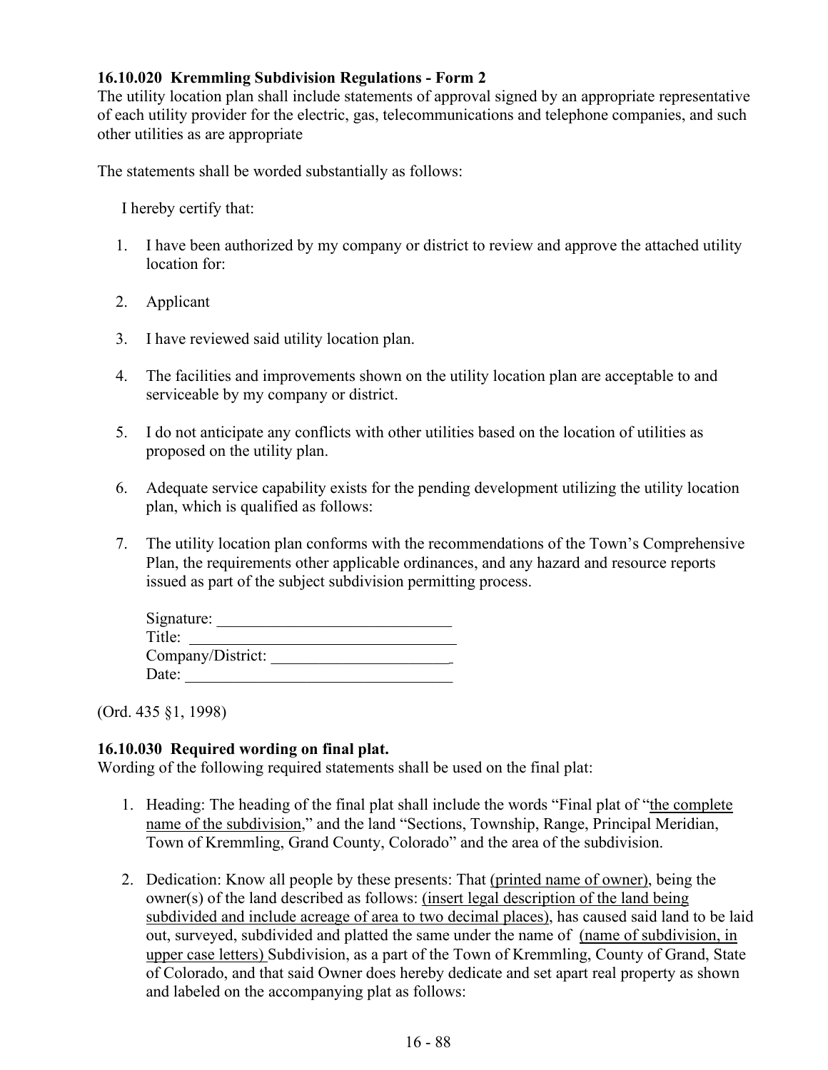**16.10.020 Kremmling Subdivision Regulations - Form 2**

The utility location plan shall include statements of approval signed by an appropriate representative of each utility provider for the electric, gas, telecommunications and telephone companies, and such other utilities as are appropriate

The statements shall be worded substantially as follows:

I hereby certify that:

1. I have been authorized by my company or district to review and approve the attached utility location for:
2. Applicant
3. I have reviewed said utility location plan.
4. The facilities and improvements shown on the utility location plan are acceptable to and serviceable by my company or district.
5. I do not anticipate any conflicts with other utilities based on the location of utilities as proposed on the utility plan.
6. Adequate service capability exists for the pending development utilizing the utility location plan, which is qualified as follows:
7. The utility location plan conforms with the recommendations of the Town's Comprehensive Plan, the requirements other applicable ordinances, and any hazard and resource reports issued as part of the subject subdivision permitting process.

Signature: ______________________________
Title: ________________________________
Company/District: ______________________
Date: ________________________________

(Ord. 435 §1, 1998)

**16.10.030 Required wording on final plat.**

Wording of the following required statements shall be used on the final plat:

1. Heading: The heading of the final plat shall include the words "Final plat of "the complete name of the subdivision," and the land "Sections, Township, Range, Principal Meridian, Town of Kremmling, Grand County, Colorado" and the area of the subdivision.
2. Dedication: Know all people by these presents: That (printed name of owner), being the owner(s) of the land described as follows: (insert legal description of the land being subdivided and include acreage of area to two decimal places), has caused said land to be laid out, surveyed, subdivided and platted the same under the name of (name of subdivision, in upper case letters) Subdivision, as a part of the Town of Kremmling, County of Grand, State of Colorado, and that said Owner does hereby dedicate and set apart real property as shown and labeled on the accompanying plat as follows: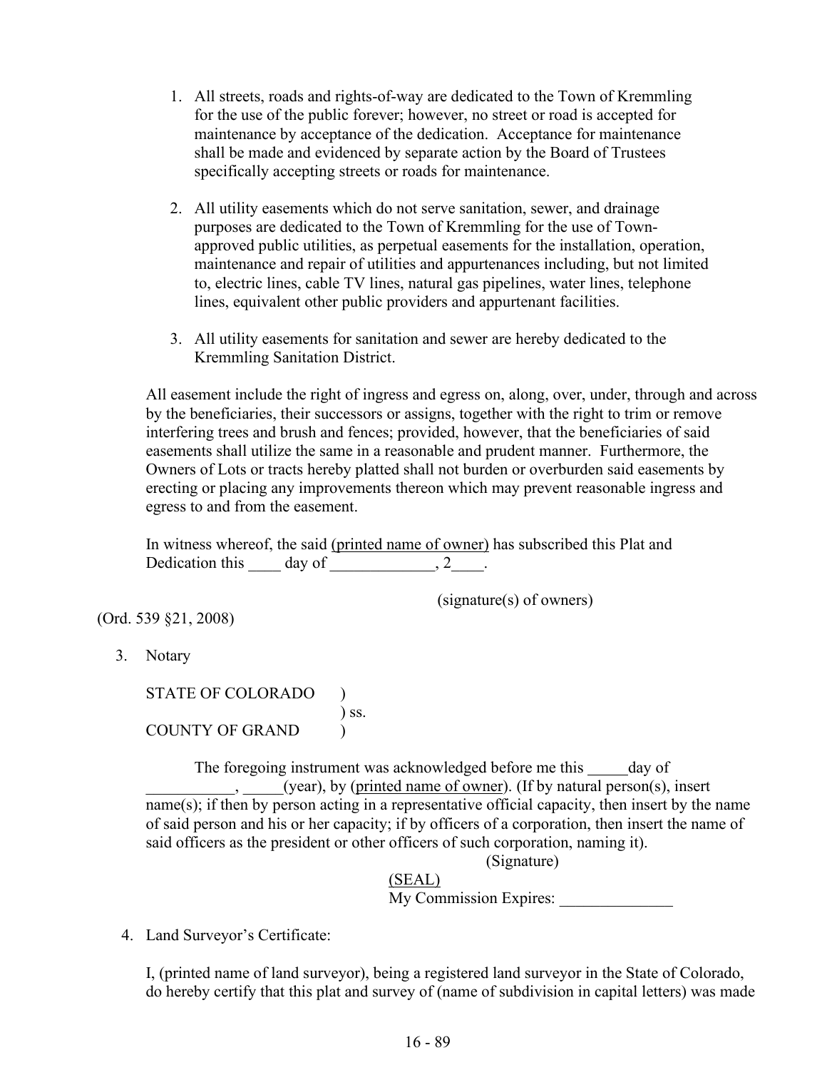1. All streets, roads and rights-of-way are dedicated to the Town of Kremmling for the use of the public forever; however, no street or road is accepted for maintenance by acceptance of the dedication. Acceptance for maintenance shall be made and evidenced by separate action by the Board of Trustees specifically accepting streets or roads for maintenance.

2. All utility easements which do not serve sanitation, sewer, and drainage purposes are dedicated to the Town of Kremmling for the use of Town-approved public utilities, as perpetual easements for the installation, operation, maintenance and repair of utilities and appurtenances including, but not limited to, electric lines, cable TV lines, natural gas pipelines, water lines, telephone lines, equivalent other public providers and appurtenant facilities.

3. All utility easements for sanitation and sewer are hereby dedicated to the Kremmling Sanitation District.

All easement include the right of ingress and egress on, along, over, under, through and across by the beneficiaries, their successors or assigns, together with the right to trim or remove interfering trees and brush and fences; provided, however, that the beneficiaries of said easements shall utilize the same in a reasonable and prudent manner. Furthermore, the Owners of Lots or tracts hereby platted shall not burden or overburden said easements by erecting or placing any improvements thereon which may prevent reasonable ingress and egress to and from the easement.

In witness whereof, the said (printed name of owner) has subscribed this Plat and Dedication this ____ day of _____________, 2____.

(signature(s) of owners)

(Ord. 539 §21, 2008)

3. Notary

STATE OF COLORADO )
) ss.
COUNTY OF GRAND )

The foregoing instrument was acknowledged before me this _____day of ___________, _____(year), by (printed name of owner). (If by natural person(s), insert name(s); if then by person acting in a representative official capacity, then insert by the name of said person and his or her capacity; if by officers of a corporation, then insert the name of said officers as the president or other officers of such corporation, naming it).

(Signature)
(SEAL)
My Commission Expires: ______________

4. Land Surveyor's Certificate:

I, (printed name of land surveyor), being a registered land surveyor in the State of Colorado, do hereby certify that this plat and survey of (name of subdivision in capital letters) was made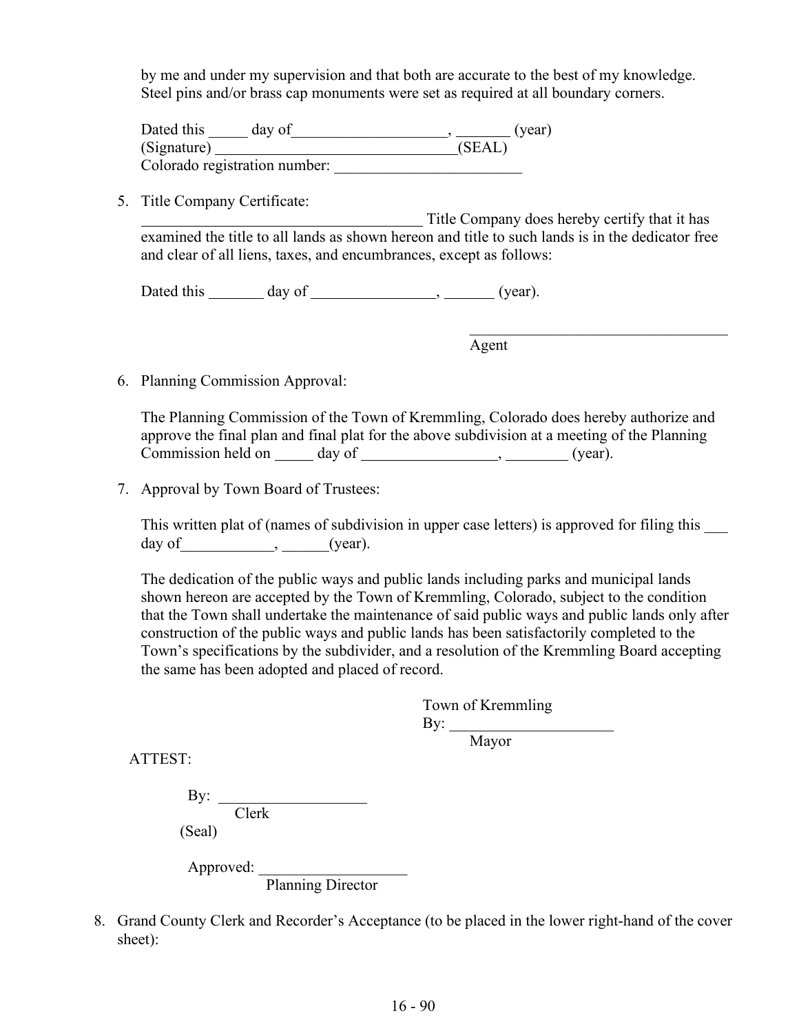by me and under my supervision and that both are accurate to the best of my knowledge. Steel pins and/or brass cap monuments were set as required at all boundary corners.

Dated this _____ day of____________________, _______ (year)
(Signature) ________________________________(SEAL)
Colorado registration number: _________________________

5. Title Company Certificate:
_____________________________________ Title Company does hereby certify that it has examined the title to all lands as shown hereon and title to such lands is in the dedicator free and clear of all liens, taxes, and encumbrances, except as follows:

   Dated this _______ day of ________________, _______ (year).

   ___________________________________
   Agent

6. Planning Commission Approval:

   The Planning Commission of the Town of Kremmling, Colorado does hereby authorize and approve the final plan and final plat for the above subdivision at a meeting of the Planning Commission held on _____ day of _________________, ________ (year).

7. Approval by Town Board of Trustees:

   This written plat of (names of subdivision in upper case letters) is approved for filing this ___ day of____________, ______(year).

   The dedication of the public ways and public lands including parks and municipal lands shown hereon are accepted by the Town of Kremmling, Colorado, subject to the condition that the Town shall undertake the maintenance of said public ways and public lands only after construction of the public ways and public lands has been satisfactorily completed to the Town's specifications by the subdivider, and a resolution of the Kremmling Board accepting the same has been adopted and placed of record.

   Town of Kremmling
   By: _____________________
   Mayor

   ATTEST:

   By: ___________________
   Clerk
   (Seal)

   Approved: ___________________
   Planning Director

8. Grand County Clerk and Recorder's Acceptance (to be placed in the lower right-hand of the cover sheet):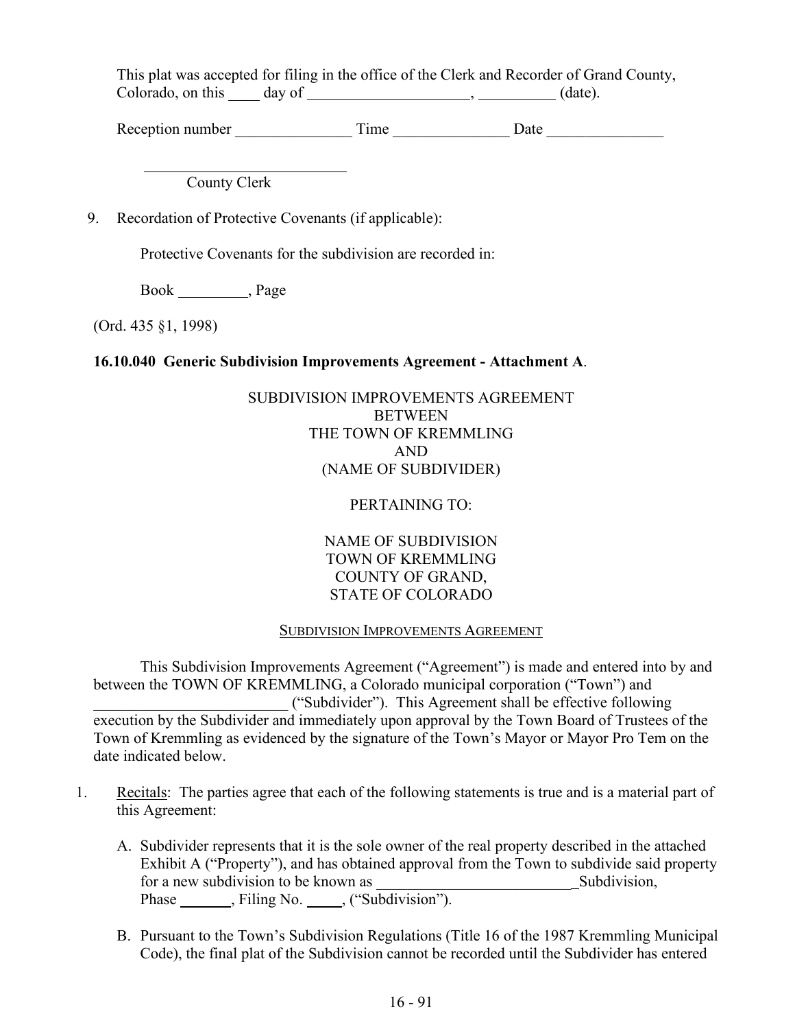This plat was accepted for filing in the office of the Clerk and Recorder of Grand County, Colorado, on this ____ day of _____________________, __________ (date).

Reception number _______________ Time _______________ Date _______________

__________________________
County Clerk

9. Recordation of Protective Covenants (if applicable):

   Protective Covenants for the subdivision are recorded in:

   Book _________, Page

(Ord. 435 §1, 1998)

**16.10.040 Generic Subdivision Improvements Agreement - Attachment A**.

SUBDIVISION IMPROVEMENTS AGREEMENT
BETWEEN
THE TOWN OF KREMMLING
AND
(NAME OF SUBDIVIDER)

PERTAINING TO:

NAME OF SUBDIVISION
TOWN OF KREMMLING
COUNTY OF GRAND,
STATE OF COLORADO

SUBDIVISION IMPROVEMENTS AGREEMENT

This Subdivision Improvements Agreement ("Agreement") is made and entered into by and between the TOWN OF KREMMLING, a Colorado municipal corporation ("Town") and _________________________ ("Subdivider"). This Agreement shall be effective following execution by the Subdivider and immediately upon approval by the Town Board of Trustees of the Town of Kremmling as evidenced by the signature of the Town's Mayor or Mayor Pro Tem on the date indicated below.

1. Recitals: The parties agree that each of the following statements is true and is a material part of this Agreement:

   A. Subdivider represents that it is the sole owner of the real property described in the attached Exhibit A ("Property"), and has obtained approval from the Town to subdivide said property for a new subdivision to be known as __________________________ Subdivision, Phase _______, Filing No. _____, ("Subdivision").

   B. Pursuant to the Town's Subdivision Regulations (Title 16 of the 1987 Kremmling Municipal Code), the final plat of the Subdivision cannot be recorded until the Subdivider has entered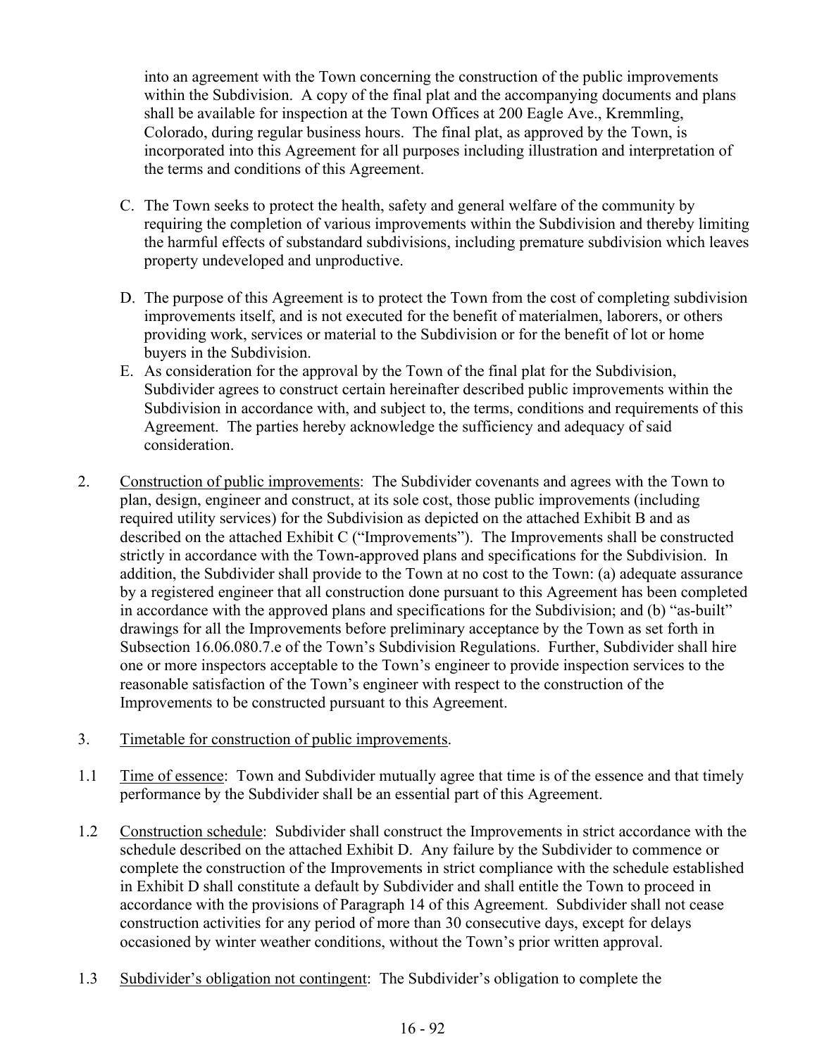into an agreement with the Town concerning the construction of the public improvements within the Subdivision. A copy of the final plat and the accompanying documents and plans shall be available for inspection at the Town Offices at 200 Eagle Ave., Kremmling, Colorado, during regular business hours. The final plat, as approved by the Town, is incorporated into this Agreement for all purposes including illustration and interpretation of the terms and conditions of this Agreement.

C. The Town seeks to protect the health, safety and general welfare of the community by requiring the completion of various improvements within the Subdivision and thereby limiting the harmful effects of substandard subdivisions, including premature subdivision which leaves property undeveloped and unproductive.

D. The purpose of this Agreement is to protect the Town from the cost of completing subdivision improvements itself, and is not executed for the benefit of materialmen, laborers, or others providing work, services or material to the Subdivision or for the benefit of lot or home buyers in the Subdivision.

E. As consideration for the approval by the Town of the final plat for the Subdivision, Subdivider agrees to construct certain hereinafter described public improvements within the Subdivision in accordance with, and subject to, the terms, conditions and requirements of this Agreement. The parties hereby acknowledge the sufficiency and adequacy of said consideration.

2. Construction of public improvements: The Subdivider covenants and agrees with the Town to plan, design, engineer and construct, at its sole cost, those public improvements (including required utility services) for the Subdivision as depicted on the attached Exhibit B and as described on the attached Exhibit C ("Improvements"). The Improvements shall be constructed strictly in accordance with the Town-approved plans and specifications for the Subdivision. In addition, the Subdivider shall provide to the Town at no cost to the Town: (a) adequate assurance by a registered engineer that all construction done pursuant to this Agreement has been completed in accordance with the approved plans and specifications for the Subdivision; and (b) "as-built" drawings for all the Improvements before preliminary acceptance by the Town as set forth in Subsection 16.06.080.7.e of the Town's Subdivision Regulations. Further, Subdivider shall hire one or more inspectors acceptable to the Town's engineer to provide inspection services to the reasonable satisfaction of the Town's engineer with respect to the construction of the Improvements to be constructed pursuant to this Agreement.

3. Timetable for construction of public improvements.

1.1 Time of essence: Town and Subdivider mutually agree that time is of the essence and that timely performance by the Subdivider shall be an essential part of this Agreement.

1.2 Construction schedule: Subdivider shall construct the Improvements in strict accordance with the schedule described on the attached Exhibit D. Any failure by the Subdivider to commence or complete the construction of the Improvements in strict compliance with the schedule established in Exhibit D shall constitute a default by Subdivider and shall entitle the Town to proceed in accordance with the provisions of Paragraph 14 of this Agreement. Subdivider shall not cease construction activities for any period of more than 30 consecutive days, except for delays occasioned by winter weather conditions, without the Town's prior written approval.

1.3 Subdivider's obligation not contingent: The Subdivider's obligation to complete the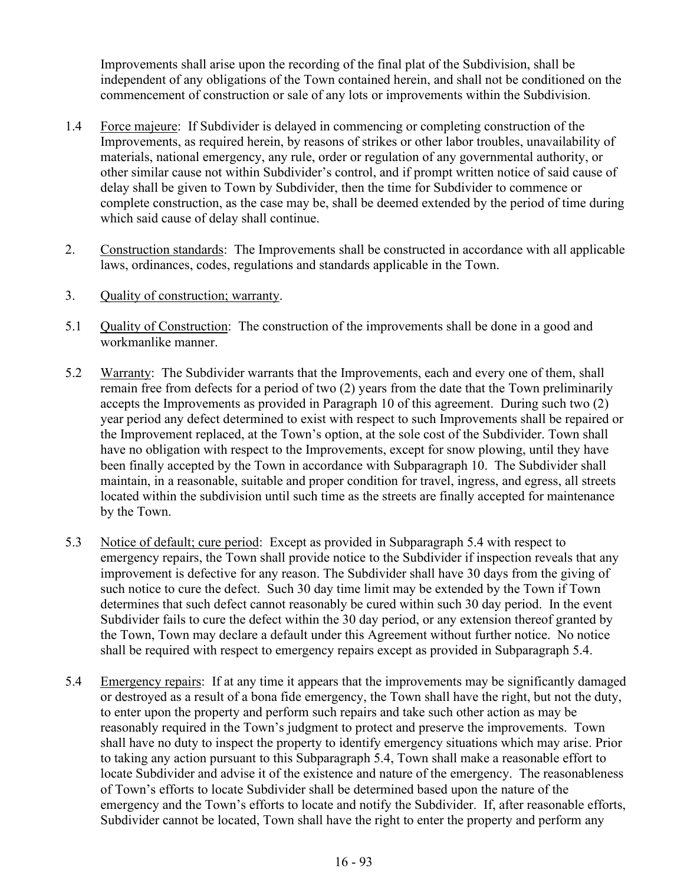Improvements shall arise upon the recording of the final plat of the Subdivision, shall be independent of any obligations of the Town contained herein, and shall not be conditioned on the commencement of construction or sale of any lots or improvements within the Subdivision.

1.4 Force majeure: If Subdivider is delayed in commencing or completing construction of the Improvements, as required herein, by reasons of strikes or other labor troubles, unavailability of materials, national emergency, any rule, order or regulation of any governmental authority, or other similar cause not within Subdivider's control, and if prompt written notice of said cause of delay shall be given to Town by Subdivider, then the time for Subdivider to commence or complete construction, as the case may be, shall be deemed extended by the period of time during which said cause of delay shall continue.

2. Construction standards: The Improvements shall be constructed in accordance with all applicable laws, ordinances, codes, regulations and standards applicable in the Town.

3. Quality of construction; warranty.

5.1 Quality of Construction: The construction of the improvements shall be done in a good and workmanlike manner.

5.2 Warranty: The Subdivider warrants that the Improvements, each and every one of them, shall remain free from defects for a period of two (2) years from the date that the Town preliminarily accepts the Improvements as provided in Paragraph 10 of this agreement. During such two (2) year period any defect determined to exist with respect to such Improvements shall be repaired or the Improvement replaced, at the Town's option, at the sole cost of the Subdivider. Town shall have no obligation with respect to the Improvements, except for snow plowing, until they have been finally accepted by the Town in accordance with Subparagraph 10. The Subdivider shall maintain, in a reasonable, suitable and proper condition for travel, ingress, and egress, all streets located within the subdivision until such time as the streets are finally accepted for maintenance by the Town.

5.3 Notice of default; cure period: Except as provided in Subparagraph 5.4 with respect to emergency repairs, the Town shall provide notice to the Subdivider if inspection reveals that any improvement is defective for any reason. The Subdivider shall have 30 days from the giving of such notice to cure the defect. Such 30 day time limit may be extended by the Town if Town determines that such defect cannot reasonably be cured within such 30 day period. In the event Subdivider fails to cure the defect within the 30 day period, or any extension thereof granted by the Town, Town may declare a default under this Agreement without further notice. No notice shall be required with respect to emergency repairs except as provided in Subparagraph 5.4.

5.4 Emergency repairs: If at any time it appears that the improvements may be significantly damaged or destroyed as a result of a bona fide emergency, the Town shall have the right, but not the duty, to enter upon the property and perform such repairs and take such other action as may be reasonably required in the Town's judgment to protect and preserve the improvements. Town shall have no duty to inspect the property to identify emergency situations which may arise. Prior to taking any action pursuant to this Subparagraph 5.4, Town shall make a reasonable effort to locate Subdivider and advise it of the existence and nature of the emergency. The reasonableness of Town's efforts to locate Subdivider shall be determined based upon the nature of the emergency and the Town's efforts to locate and notify the Subdivider. If, after reasonable efforts, Subdivider cannot be located, Town shall have the right to enter the property and perform any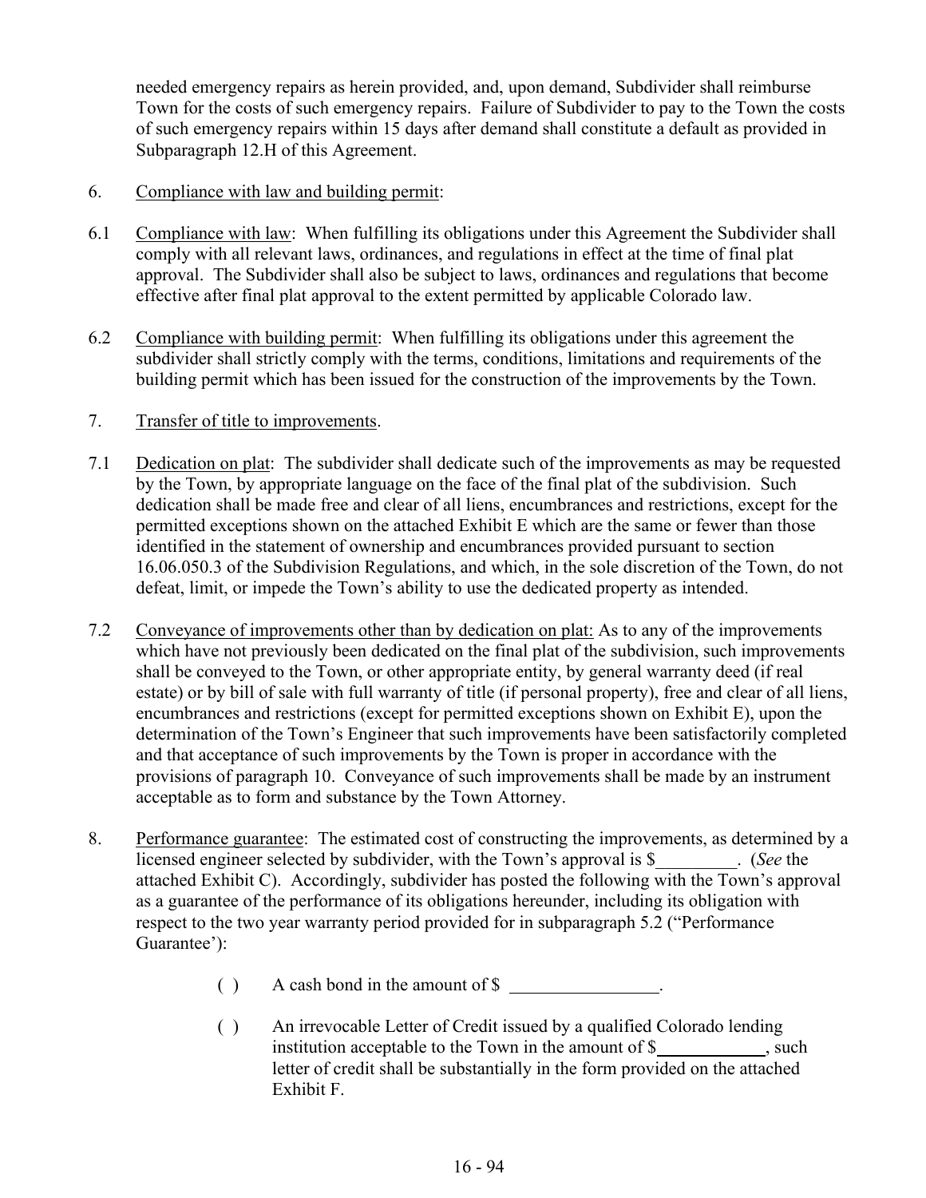needed emergency repairs as herein provided, and, upon demand, Subdivider shall reimburse Town for the costs of such emergency repairs. Failure of Subdivider to pay to the Town the costs of such emergency repairs within 15 days after demand shall constitute a default as provided in Subparagraph 12.H of this Agreement.

6. Compliance with law and building permit:

6.1 Compliance with law: When fulfilling its obligations under this Agreement the Subdivider shall comply with all relevant laws, ordinances, and regulations in effect at the time of final plat approval. The Subdivider shall also be subject to laws, ordinances and regulations that become effective after final plat approval to the extent permitted by applicable Colorado law.

6.2 Compliance with building permit: When fulfilling its obligations under this agreement the subdivider shall strictly comply with the terms, conditions, limitations and requirements of the building permit which has been issued for the construction of the improvements by the Town.

7. Transfer of title to improvements.

7.1 Dedication on plat: The subdivider shall dedicate such of the improvements as may be requested by the Town, by appropriate language on the face of the final plat of the subdivision. Such dedication shall be made free and clear of all liens, encumbrances and restrictions, except for the permitted exceptions shown on the attached Exhibit E which are the same or fewer than those identified in the statement of ownership and encumbrances provided pursuant to section 16.06.050.3 of the Subdivision Regulations, and which, in the sole discretion of the Town, do not defeat, limit, or impede the Town's ability to use the dedicated property as intended.

7.2 Conveyance of improvements other than by dedication on plat: As to any of the improvements which have not previously been dedicated on the final plat of the subdivision, such improvements shall be conveyed to the Town, or other appropriate entity, by general warranty deed (if real estate) or by bill of sale with full warranty of title (if personal property), free and clear of all liens, encumbrances and restrictions (except for permitted exceptions shown on Exhibit E), upon the determination of the Town's Engineer that such improvements have been satisfactorily completed and that acceptance of such improvements by the Town is proper in accordance with the provisions of paragraph 10. Conveyance of such improvements shall be made by an instrument acceptable as to form and substance by the Town Attorney.

8. Performance guarantee: The estimated cost of constructing the improvements, as determined by a licensed engineer selected by subdivider, with the Town's approval is $_________. (*See* the attached Exhibit C). Accordingly, subdivider has posted the following with the Town's approval as a guarantee of the performance of its obligations hereunder, including its obligation with respect to the two year warranty period provided for in subparagraph 5.2 ("Performance Guarantee'):

( ) A cash bond in the amount of $ ________________.

( ) An irrevocable Letter of Credit issued by a qualified Colorado lending institution acceptable to the Town in the amount of $____________, such letter of credit shall be substantially in the form provided on the attached Exhibit F.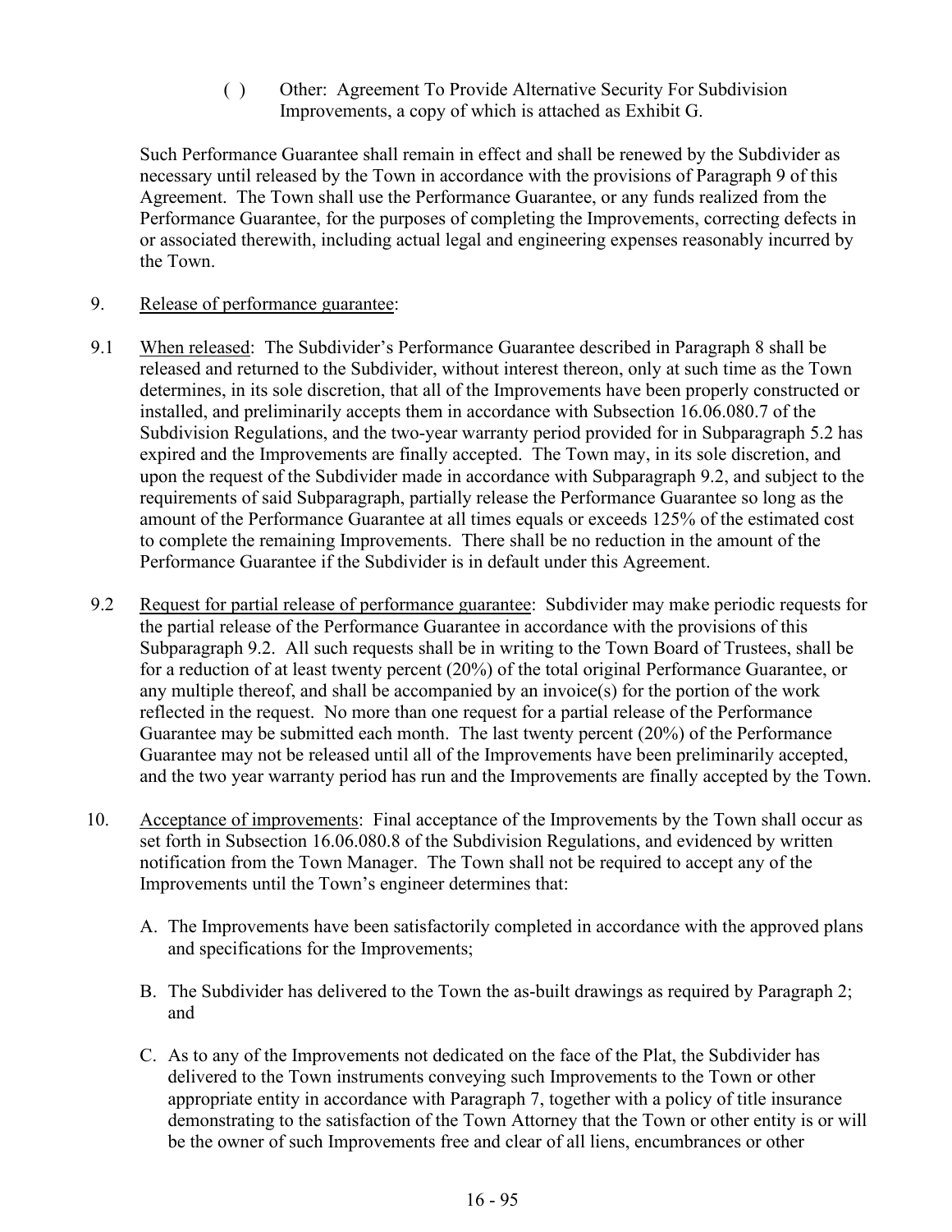( ) Other: Agreement To Provide Alternative Security For Subdivision Improvements, a copy of which is attached as Exhibit G.

Such Performance Guarantee shall remain in effect and shall be renewed by the Subdivider as necessary until released by the Town in accordance with the provisions of Paragraph 9 of this Agreement. The Town shall use the Performance Guarantee, or any funds realized from the Performance Guarantee, for the purposes of completing the Improvements, correcting defects in or associated therewith, including actual legal and engineering expenses reasonably incurred by the Town.

9. Release of performance guarantee:

9.1 When released: The Subdivider's Performance Guarantee described in Paragraph 8 shall be released and returned to the Subdivider, without interest thereon, only at such time as the Town determines, in its sole discretion, that all of the Improvements have been properly constructed or installed, and preliminarily accepts them in accordance with Subsection 16.06.080.7 of the Subdivision Regulations, and the two-year warranty period provided for in Subparagraph 5.2 has expired and the Improvements are finally accepted. The Town may, in its sole discretion, and upon the request of the Subdivider made in accordance with Subparagraph 9.2, and subject to the requirements of said Subparagraph, partially release the Performance Guarantee so long as the amount of the Performance Guarantee at all times equals or exceeds 125% of the estimated cost to complete the remaining Improvements. There shall be no reduction in the amount of the Performance Guarantee if the Subdivider is in default under this Agreement.

9.2 Request for partial release of performance guarantee: Subdivider may make periodic requests for the partial release of the Performance Guarantee in accordance with the provisions of this Subparagraph 9.2. All such requests shall be in writing to the Town Board of Trustees, shall be for a reduction of at least twenty percent (20%) of the total original Performance Guarantee, or any multiple thereof, and shall be accompanied by an invoice(s) for the portion of the work reflected in the request. No more than one request for a partial release of the Performance Guarantee may be submitted each month. The last twenty percent (20%) of the Performance Guarantee may not be released until all of the Improvements have been preliminarily accepted, and the two year warranty period has run and the Improvements are finally accepted by the Town.

10. Acceptance of improvements: Final acceptance of the Improvements by the Town shall occur as set forth in Subsection 16.06.080.8 of the Subdivision Regulations, and evidenced by written notification from the Town Manager. The Town shall not be required to accept any of the Improvements until the Town's engineer determines that:

A. The Improvements have been satisfactorily completed in accordance with the approved plans and specifications for the Improvements;

B. The Subdivider has delivered to the Town the as-built drawings as required by Paragraph 2; and

C. As to any of the Improvements not dedicated on the face of the Plat, the Subdivider has delivered to the Town instruments conveying such Improvements to the Town or other appropriate entity in accordance with Paragraph 7, together with a policy of title insurance demonstrating to the satisfaction of the Town Attorney that the Town or other entity is or will be the owner of such Improvements free and clear of all liens, encumbrances or other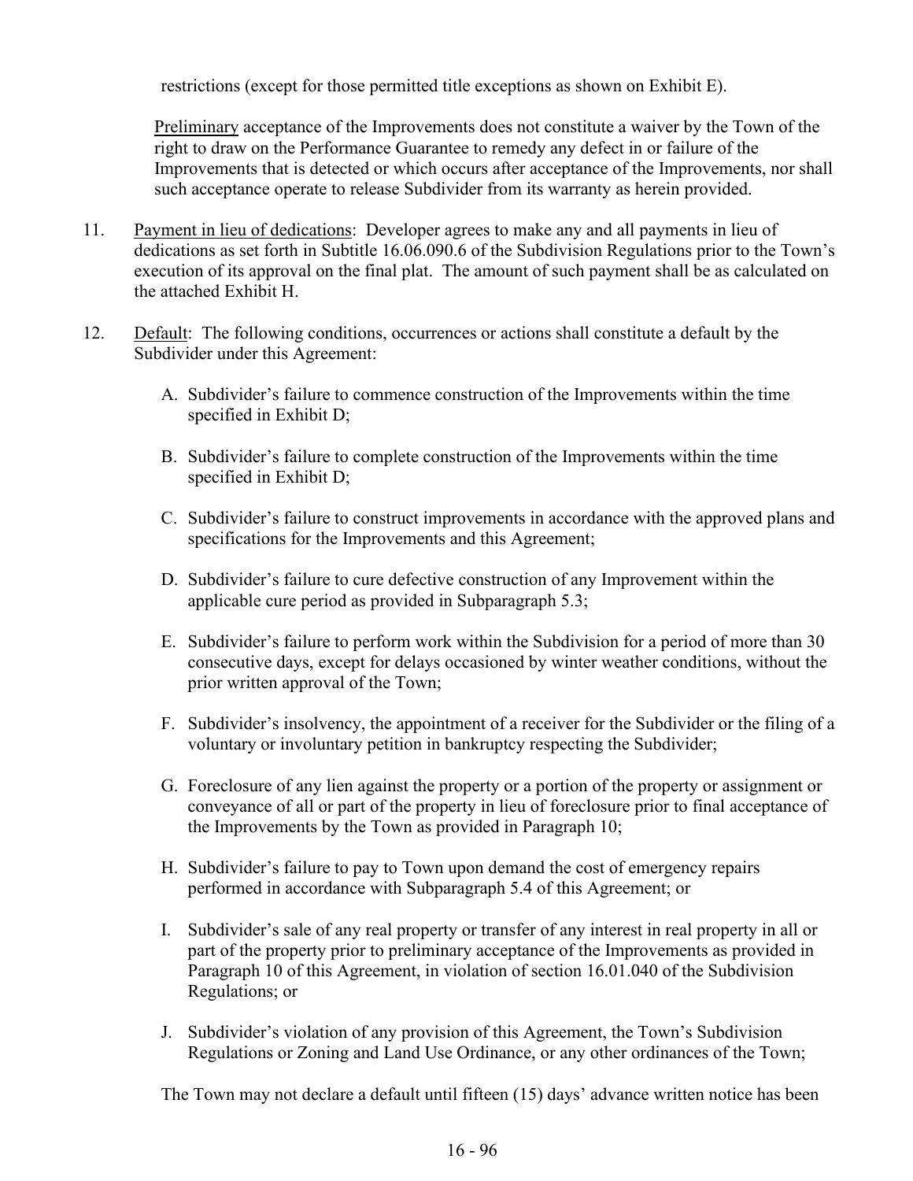restrictions (except for those permitted title exceptions as shown on Exhibit E).

Preliminary acceptance of the Improvements does not constitute a waiver by the Town of the right to draw on the Performance Guarantee to remedy any defect in or failure of the Improvements that is detected or which occurs after acceptance of the Improvements, nor shall such acceptance operate to release Subdivider from its warranty as herein provided.

11. Payment in lieu of dedications: Developer agrees to make any and all payments in lieu of dedications as set forth in Subtitle 16.06.090.6 of the Subdivision Regulations prior to the Town's execution of its approval on the final plat. The amount of such payment shall be as calculated on the attached Exhibit H.

12. Default: The following conditions, occurrences or actions shall constitute a default by the Subdivider under this Agreement:

    A. Subdivider's failure to commence construction of the Improvements within the time specified in Exhibit D;

    B. Subdivider's failure to complete construction of the Improvements within the time specified in Exhibit D;

    C. Subdivider's failure to construct improvements in accordance with the approved plans and specifications for the Improvements and this Agreement;

    D. Subdivider's failure to cure defective construction of any Improvement within the applicable cure period as provided in Subparagraph 5.3;

    E. Subdivider's failure to perform work within the Subdivision for a period of more than 30 consecutive days, except for delays occasioned by winter weather conditions, without the prior written approval of the Town;

    F. Subdivider's insolvency, the appointment of a receiver for the Subdivider or the filing of a voluntary or involuntary petition in bankruptcy respecting the Subdivider;

    G. Foreclosure of any lien against the property or a portion of the property or assignment or conveyance of all or part of the property in lieu of foreclosure prior to final acceptance of the Improvements by the Town as provided in Paragraph 10;

    H. Subdivider's failure to pay to Town upon demand the cost of emergency repairs performed in accordance with Subparagraph 5.4 of this Agreement; or

    I. Subdivider's sale of any real property or transfer of any interest in real property in all or part of the property prior to preliminary acceptance of the Improvements as provided in Paragraph 10 of this Agreement, in violation of section 16.01.040 of the Subdivision Regulations; or

    J. Subdivider's violation of any provision of this Agreement, the Town's Subdivision Regulations or Zoning and Land Use Ordinance, or any other ordinances of the Town;

The Town may not declare a default until fifteen (15) days' advance written notice has been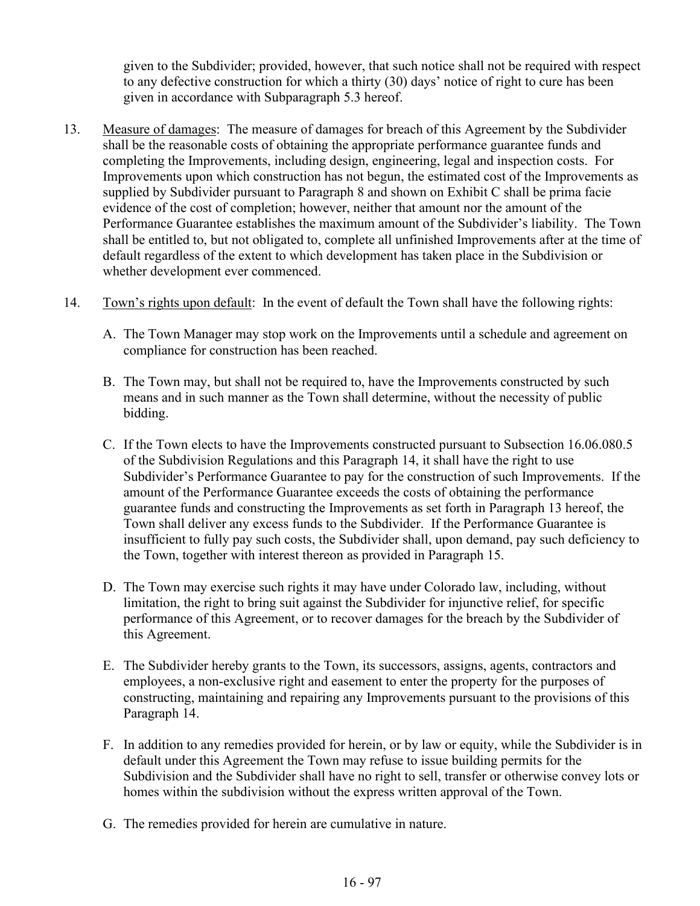given to the Subdivider; provided, however, that such notice shall not be required with respect to any defective construction for which a thirty (30) days' notice of right to cure has been given in accordance with Subparagraph 5.3 hereof.

13. Measure of damages: The measure of damages for breach of this Agreement by the Subdivider shall be the reasonable costs of obtaining the appropriate performance guarantee funds and completing the Improvements, including design, engineering, legal and inspection costs. For Improvements upon which construction has not begun, the estimated cost of the Improvements as supplied by Subdivider pursuant to Paragraph 8 and shown on Exhibit C shall be prima facie evidence of the cost of completion; however, neither that amount nor the amount of the Performance Guarantee establishes the maximum amount of the Subdivider's liability. The Town shall be entitled to, but not obligated to, complete all unfinished Improvements after at the time of default regardless of the extent to which development has taken place in the Subdivision or whether development ever commenced.

14. Town's rights upon default: In the event of default the Town shall have the following rights:

    A. The Town Manager may stop work on the Improvements until a schedule and agreement on compliance for construction has been reached.

    B. The Town may, but shall not be required to, have the Improvements constructed by such means and in such manner as the Town shall determine, without the necessity of public bidding.

    C. If the Town elects to have the Improvements constructed pursuant to Subsection 16.06.080.5 of the Subdivision Regulations and this Paragraph 14, it shall have the right to use Subdivider's Performance Guarantee to pay for the construction of such Improvements. If the amount of the Performance Guarantee exceeds the costs of obtaining the performance guarantee funds and constructing the Improvements as set forth in Paragraph 13 hereof, the Town shall deliver any excess funds to the Subdivider. If the Performance Guarantee is insufficient to fully pay such costs, the Subdivider shall, upon demand, pay such deficiency to the Town, together with interest thereon as provided in Paragraph 15.

    D. The Town may exercise such rights it may have under Colorado law, including, without limitation, the right to bring suit against the Subdivider for injunctive relief, for specific performance of this Agreement, or to recover damages for the breach by the Subdivider of this Agreement.

    E. The Subdivider hereby grants to the Town, its successors, assigns, agents, contractors and employees, a non-exclusive right and easement to enter the property for the purposes of constructing, maintaining and repairing any Improvements pursuant to the provisions of this Paragraph 14.

    F. In addition to any remedies provided for herein, or by law or equity, while the Subdivider is in default under this Agreement the Town may refuse to issue building permits for the Subdivision and the Subdivider shall have no right to sell, transfer or otherwise convey lots or homes within the subdivision without the express written approval of the Town.

    G. The remedies provided for herein are cumulative in nature.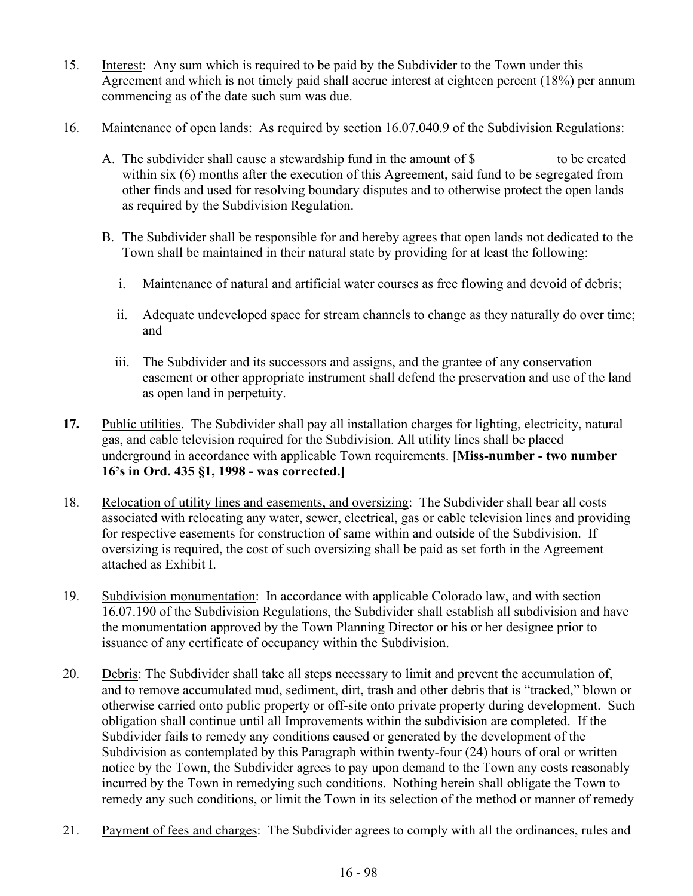15. Interest: Any sum which is required to be paid by the Subdivider to the Town under this Agreement and which is not timely paid shall accrue interest at eighteen percent (18%) per annum commencing as of the date such sum was due.

16. Maintenance of open lands: As required by section 16.07.040.9 of the Subdivision Regulations:

    A. The subdivider shall cause a stewardship fund in the amount of $ ___________ to be created within six (6) months after the execution of this Agreement, said fund to be segregated from other finds and used for resolving boundary disputes and to otherwise protect the open lands as required by the Subdivision Regulation.

    B. The Subdivider shall be responsible for and hereby agrees that open lands not dedicated to the Town shall be maintained in their natural state by providing for at least the following:

        i. Maintenance of natural and artificial water courses as free flowing and devoid of debris;

        ii. Adequate undeveloped space for stream channels to change as they naturally do over time; and

        iii. The Subdivider and its successors and assigns, and the grantee of any conservation easement or other appropriate instrument shall defend the preservation and use of the land as open land in perpetuity.

**17.** Public utilities. The Subdivider shall pay all installation charges for lighting, electricity, natural gas, and cable television required for the Subdivision. All utility lines shall be placed underground in accordance with applicable Town requirements. **[Miss-number - two number 16's in Ord. 435 §1, 1998 - was corrected.]**

18. Relocation of utility lines and easements, and oversizing: The Subdivider shall bear all costs associated with relocating any water, sewer, electrical, gas or cable television lines and providing for respective easements for construction of same within and outside of the Subdivision. If oversizing is required, the cost of such oversizing shall be paid as set forth in the Agreement attached as Exhibit I.

19. Subdivision monumentation: In accordance with applicable Colorado law, and with section 16.07.190 of the Subdivision Regulations, the Subdivider shall establish all subdivision and have the monumentation approved by the Town Planning Director or his or her designee prior to issuance of any certificate of occupancy within the Subdivision.

20. Debris: The Subdivider shall take all steps necessary to limit and prevent the accumulation of, and to remove accumulated mud, sediment, dirt, trash and other debris that is "tracked," blown or otherwise carried onto public property or off-site onto private property during development. Such obligation shall continue until all Improvements within the subdivision are completed. If the Subdivider fails to remedy any conditions caused or generated by the development of the Subdivision as contemplated by this Paragraph within twenty-four (24) hours of oral or written notice by the Town, the Subdivider agrees to pay upon demand to the Town any costs reasonably incurred by the Town in remedying such conditions. Nothing herein shall obligate the Town to remedy any such conditions, or limit the Town in its selection of the method or manner of remedy

21. Payment of fees and charges: The Subdivider agrees to comply with all the ordinances, rules and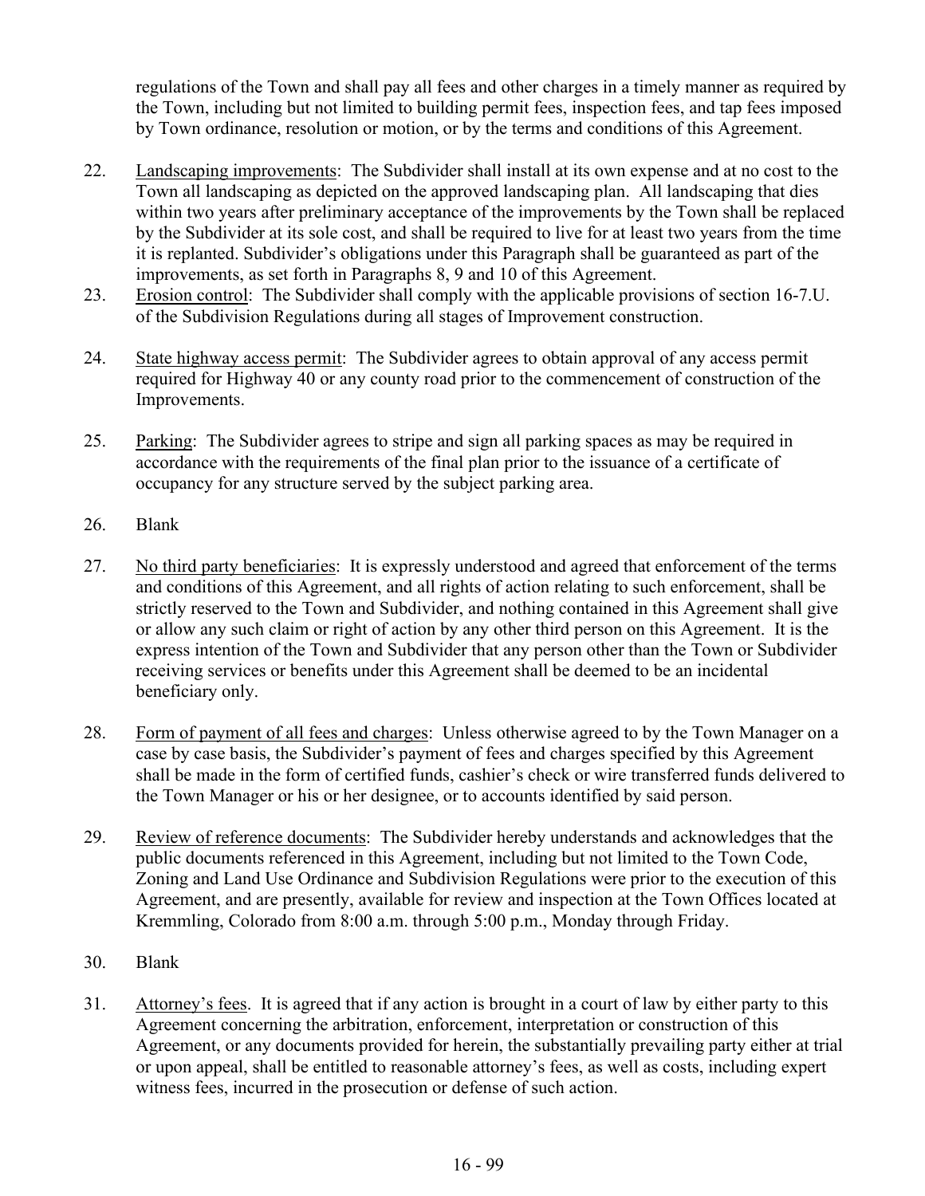regulations of the Town and shall pay all fees and other charges in a timely manner as required by the Town, including but not limited to building permit fees, inspection fees, and tap fees imposed by Town ordinance, resolution or motion, or by the terms and conditions of this Agreement.

22. Landscaping improvements: The Subdivider shall install at its own expense and at no cost to the Town all landscaping as depicted on the approved landscaping plan. All landscaping that dies within two years after preliminary acceptance of the improvements by the Town shall be replaced by the Subdivider at its sole cost, and shall be required to live for at least two years from the time it is replanted. Subdivider's obligations under this Paragraph shall be guaranteed as part of the improvements, as set forth in Paragraphs 8, 9 and 10 of this Agreement.

23. Erosion control: The Subdivider shall comply with the applicable provisions of section 16-7.U. of the Subdivision Regulations during all stages of Improvement construction.

24. State highway access permit: The Subdivider agrees to obtain approval of any access permit required for Highway 40 or any county road prior to the commencement of construction of the Improvements.

25. Parking: The Subdivider agrees to stripe and sign all parking spaces as may be required in accordance with the requirements of the final plan prior to the issuance of a certificate of occupancy for any structure served by the subject parking area.

26. Blank

27. No third party beneficiaries: It is expressly understood and agreed that enforcement of the terms and conditions of this Agreement, and all rights of action relating to such enforcement, shall be strictly reserved to the Town and Subdivider, and nothing contained in this Agreement shall give or allow any such claim or right of action by any other third person on this Agreement. It is the express intention of the Town and Subdivider that any person other than the Town or Subdivider receiving services or benefits under this Agreement shall be deemed to be an incidental beneficiary only.

28. Form of payment of all fees and charges: Unless otherwise agreed to by the Town Manager on a case by case basis, the Subdivider's payment of fees and charges specified by this Agreement shall be made in the form of certified funds, cashier's check or wire transferred funds delivered to the Town Manager or his or her designee, or to accounts identified by said person.

29. Review of reference documents: The Subdivider hereby understands and acknowledges that the public documents referenced in this Agreement, including but not limited to the Town Code, Zoning and Land Use Ordinance and Subdivision Regulations were prior to the execution of this Agreement, and are presently, available for review and inspection at the Town Offices located at Kremmling, Colorado from 8:00 a.m. through 5:00 p.m., Monday through Friday.

30. Blank

31. Attorney's fees. It is agreed that if any action is brought in a court of law by either party to this Agreement concerning the arbitration, enforcement, interpretation or construction of this Agreement, or any documents provided for herein, the substantially prevailing party either at trial or upon appeal, shall be entitled to reasonable attorney's fees, as well as costs, including expert witness fees, incurred in the prosecution or defense of such action.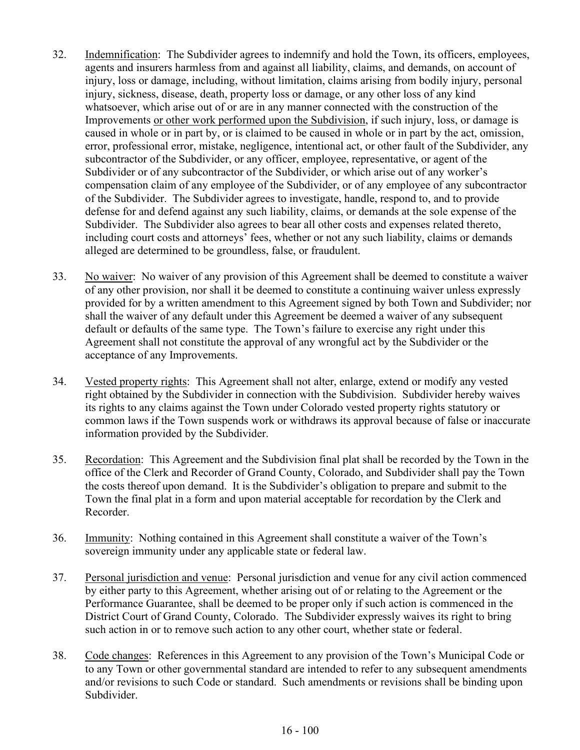32. Indemnification: The Subdivider agrees to indemnify and hold the Town, its officers, employees, agents and insurers harmless from and against all liability, claims, and demands, on account of injury, loss or damage, including, without limitation, claims arising from bodily injury, personal injury, sickness, disease, death, property loss or damage, or any other loss of any kind whatsoever, which arise out of or are in any manner connected with the construction of the Improvements <u>or other work performed upon the Subdivision</u>, if such injury, loss, or damage is caused in whole or in part by, or is claimed to be caused in whole or in part by the act, omission, error, professional error, mistake, negligence, intentional act, or other fault of the Subdivider, any subcontractor of the Subdivider, or any officer, employee, representative, or agent of the Subdivider or of any subcontractor of the Subdivider, or which arise out of any worker's compensation claim of any employee of the Subdivider, or of any employee of any subcontractor of the Subdivider. The Subdivider agrees to investigate, handle, respond to, and to provide defense for and defend against any such liability, claims, or demands at the sole expense of the Subdivider. The Subdivider also agrees to bear all other costs and expenses related thereto, including court costs and attorneys' fees, whether or not any such liability, claims or demands alleged are determined to be groundless, false, or fraudulent.

33. No waiver: No waiver of any provision of this Agreement shall be deemed to constitute a waiver of any other provision, nor shall it be deemed to constitute a continuing waiver unless expressly provided for by a written amendment to this Agreement signed by both Town and Subdivider; nor shall the waiver of any default under this Agreement be deemed a waiver of any subsequent default or defaults of the same type. The Town's failure to exercise any right under this Agreement shall not constitute the approval of any wrongful act by the Subdivider or the acceptance of any Improvements.

34. Vested property rights: This Agreement shall not alter, enlarge, extend or modify any vested right obtained by the Subdivider in connection with the Subdivision. Subdivider hereby waives its rights to any claims against the Town under Colorado vested property rights statutory or common laws if the Town suspends work or withdraws its approval because of false or inaccurate information provided by the Subdivider.

35. Recordation: This Agreement and the Subdivision final plat shall be recorded by the Town in the office of the Clerk and Recorder of Grand County, Colorado, and Subdivider shall pay the Town the costs thereof upon demand. It is the Subdivider's obligation to prepare and submit to the Town the final plat in a form and upon material acceptable for recordation by the Clerk and Recorder.

36. Immunity: Nothing contained in this Agreement shall constitute a waiver of the Town's sovereign immunity under any applicable state or federal law.

37. Personal jurisdiction and venue: Personal jurisdiction and venue for any civil action commenced by either party to this Agreement, whether arising out of or relating to the Agreement or the Performance Guarantee, shall be deemed to be proper only if such action is commenced in the District Court of Grand County, Colorado. The Subdivider expressly waives its right to bring such action in or to remove such action to any other court, whether state or federal.

38. Code changes: References in this Agreement to any provision of the Town's Municipal Code or to any Town or other governmental standard are intended to refer to any subsequent amendments and/or revisions to such Code or standard. Such amendments or revisions shall be binding upon Subdivider.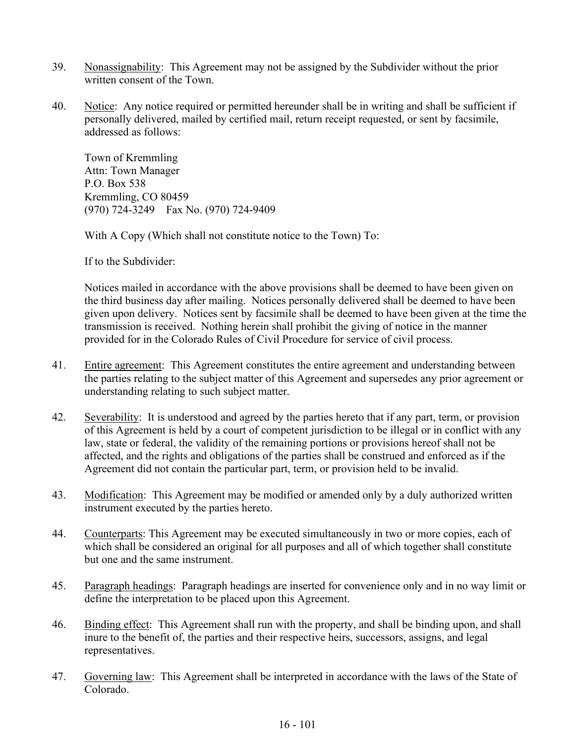39. Nonassignability: This Agreement may not be assigned by the Subdivider without the prior written consent of the Town.

40. Notice: Any notice required or permitted hereunder shall be in writing and shall be sufficient if personally delivered, mailed by certified mail, return receipt requested, or sent by facsimile, addressed as follows:

    Town of Kremmling
    Attn: Town Manager
    P.O. Box 538
    Kremmling, CO 80459
    (970) 724-3249 Fax No. (970) 724-9409

    With A Copy (Which shall not constitute notice to the Town) To:

    If to the Subdivider:

    Notices mailed in accordance with the above provisions shall be deemed to have been given on the third business day after mailing. Notices personally delivered shall be deemed to have been given upon delivery. Notices sent by facsimile shall be deemed to have been given at the time the transmission is received. Nothing herein shall prohibit the giving of notice in the manner provided for in the Colorado Rules of Civil Procedure for service of civil process.

41. Entire agreement: This Agreement constitutes the entire agreement and understanding between the parties relating to the subject matter of this Agreement and supersedes any prior agreement or understanding relating to such subject matter.

42. Severability: It is understood and agreed by the parties hereto that if any part, term, or provision of this Agreement is held by a court of competent jurisdiction to be illegal or in conflict with any law, state or federal, the validity of the remaining portions or provisions hereof shall not be affected, and the rights and obligations of the parties shall be construed and enforced as if the Agreement did not contain the particular part, term, or provision held to be invalid.

43. Modification: This Agreement may be modified or amended only by a duly authorized written instrument executed by the parties hereto.

44. Counterparts: This Agreement may be executed simultaneously in two or more copies, each of which shall be considered an original for all purposes and all of which together shall constitute but one and the same instrument.

45. Paragraph headings: Paragraph headings are inserted for convenience only and in no way limit or define the interpretation to be placed upon this Agreement.

46. Binding effect: This Agreement shall run with the property, and shall be binding upon, and shall inure to the benefit of, the parties and their respective heirs, successors, assigns, and legal representatives.

47. Governing law: This Agreement shall be interpreted in accordance with the laws of the State of Colorado.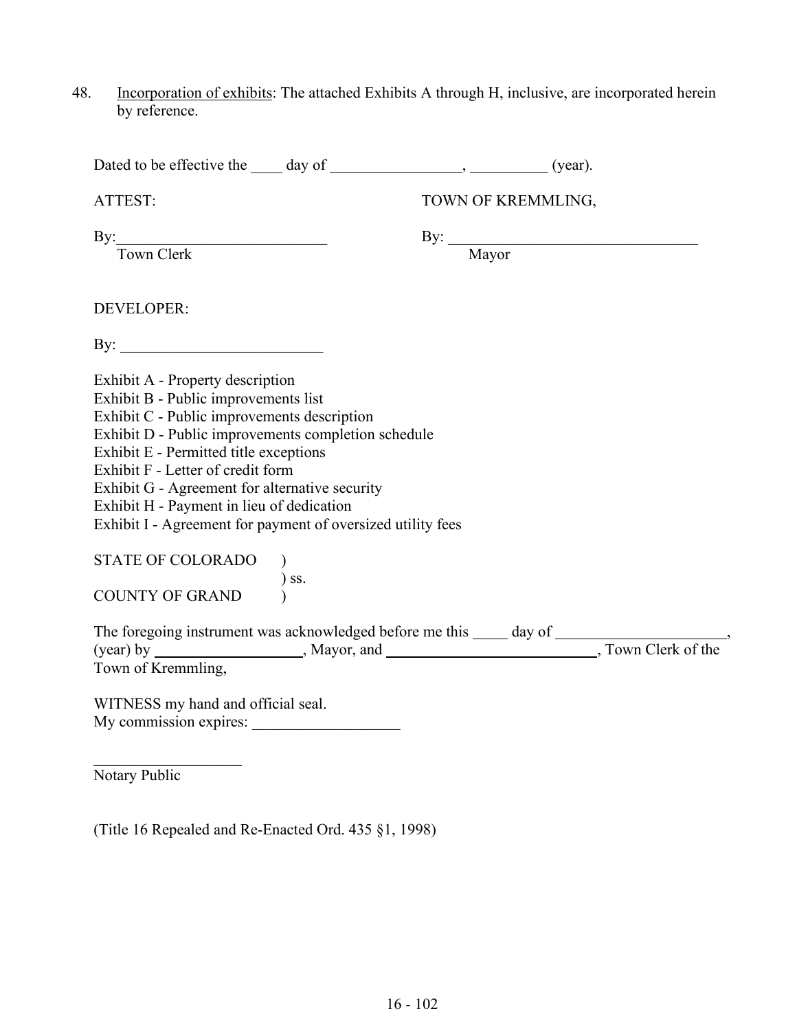48. Incorporation of exhibits: The attached Exhibits A through H, inclusive, are incorporated herein by reference.

Dated to be effective the ____ day of _________________, __________ (year).

ATTEST: TOWN OF KREMMLING,

By:___________________________ By: _________________________________
Town Clerk Mayor

DEVELOPER:

By: __________________________

Exhibit A - Property description
Exhibit B - Public improvements list
Exhibit C - Public improvements description
Exhibit D - Public improvements completion schedule
Exhibit E - Permitted title exceptions
Exhibit F - Letter of credit form
Exhibit G - Agreement for alternative security
Exhibit H - Payment in lieu of dedication
Exhibit I - Agreement for payment of oversized utility fees

STATE OF COLORADO )
) ss.
COUNTY OF GRAND )

The foregoing instrument was acknowledged before me this _____ day of ______________________, (year) by ___________________, Mayor, and ____________________________, Town Clerk of the Town of Kremmling,

WITNESS my hand and official seal.
My commission expires: ___________________

___________________
Notary Public

(Title 16 Repealed and Re-Enacted Ord. 435 §1, 1998)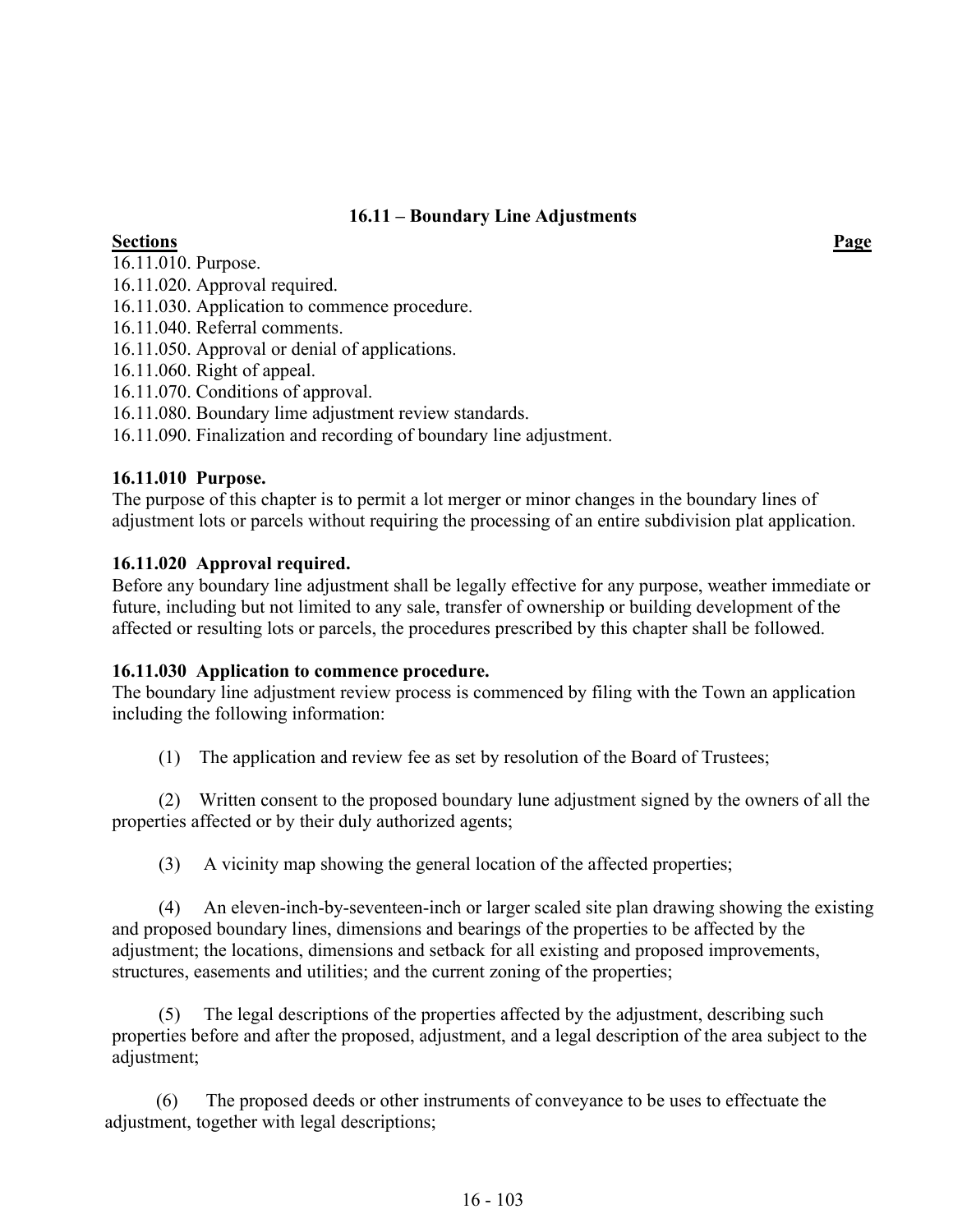## 16.11 – Boundary Line Adjustments

| **Sections** | **Page** |
|---|---|
| 16.11.010. Purpose. | |
| 16.11.020. Approval required. | |
| 16.11.030. Application to commence procedure. | |
| 16.11.040. Referral comments. | |
| 16.11.050. Approval or denial of applications. | |
| 16.11.060. Right of appeal. | |
| 16.11.070. Conditions of approval. | |
| 16.11.080. Boundary lime adjustment review standards. | |
| 16.11.090. Finalization and recording of boundary line adjustment. | |

### 16.11.010 Purpose.

The purpose of this chapter is to permit a lot merger or minor changes in the boundary lines of adjustment lots or parcels without requiring the processing of an entire subdivision plat application.

### 16.11.020 Approval required.

Before any boundary line adjustment shall be legally effective for any purpose, weather immediate or future, including but not limited to any sale, transfer of ownership or building development of the affected or resulting lots or parcels, the procedures prescribed by this chapter shall be followed.

### 16.11.030 Application to commence procedure.

The boundary line adjustment review process is commenced by filing with the Town an application including the following information:

(1) The application and review fee as set by resolution of the Board of Trustees;

(2) Written consent to the proposed boundary lune adjustment signed by the owners of all the properties affected or by their duly authorized agents;

(3) A vicinity map showing the general location of the affected properties;

(4) An eleven-inch-by-seventeen-inch or larger scaled site plan drawing showing the existing and proposed boundary lines, dimensions and bearings of the properties to be affected by the adjustment; the locations, dimensions and setback for all existing and proposed improvements, structures, easements and utilities; and the current zoning of the properties;

(5) The legal descriptions of the properties affected by the adjustment, describing such properties before and after the proposed, adjustment, and a legal description of the area subject to the adjustment;

(6) The proposed deeds or other instruments of conveyance to be uses to effectuate the adjustment, together with legal descriptions;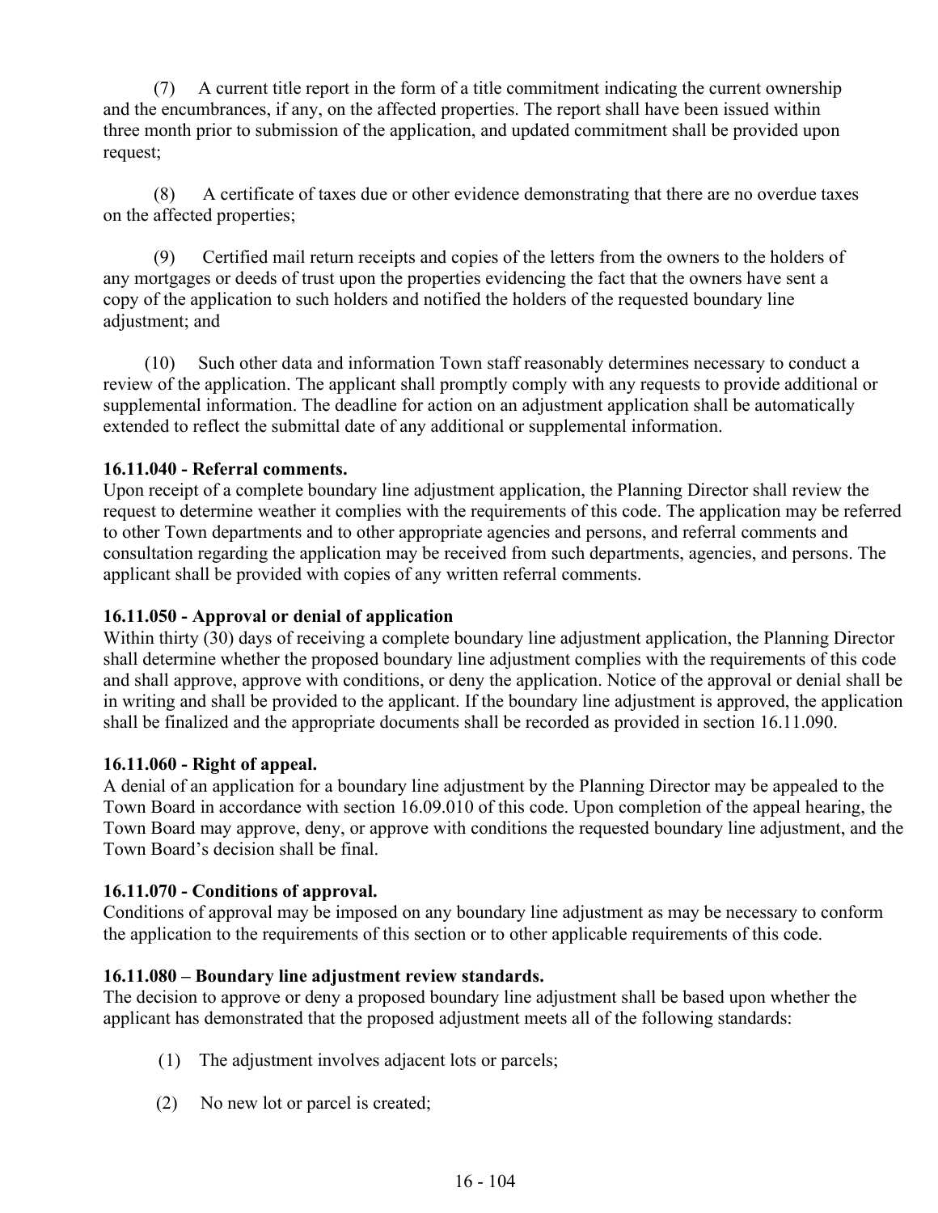(7) A current title report in the form of a title commitment indicating the current ownership and the encumbrances, if any, on the affected properties. The report shall have been issued within three month prior to submission of the application, and updated commitment shall be provided upon request;

(8) A certificate of taxes due or other evidence demonstrating that there are no overdue taxes on the affected properties;

(9) Certified mail return receipts and copies of the letters from the owners to the holders of any mortgages or deeds of trust upon the properties evidencing the fact that the owners have sent a copy of the application to such holders and notified the holders of the requested boundary line adjustment; and

(10) Such other data and information Town staff reasonably determines necessary to conduct a review of the application. The applicant shall promptly comply with any requests to provide additional or supplemental information. The deadline for action on an adjustment application shall be automatically extended to reflect the submittal date of any additional or supplemental information.

**16.11.040 - Referral comments.**

Upon receipt of a complete boundary line adjustment application, the Planning Director shall review the request to determine weather it complies with the requirements of this code. The application may be referred to other Town departments and to other appropriate agencies and persons, and referral comments and consultation regarding the application may be received from such departments, agencies, and persons. The applicant shall be provided with copies of any written referral comments.

**16.11.050 - Approval or denial of application**

Within thirty (30) days of receiving a complete boundary line adjustment application, the Planning Director shall determine whether the proposed boundary line adjustment complies with the requirements of this code and shall approve, approve with conditions, or deny the application. Notice of the approval or denial shall be in writing and shall be provided to the applicant. If the boundary line adjustment is approved, the application shall be finalized and the appropriate documents shall be recorded as provided in section 16.11.090.

**16.11.060 - Right of appeal.**

A denial of an application for a boundary line adjustment by the Planning Director may be appealed to the Town Board in accordance with section 16.09.010 of this code. Upon completion of the appeal hearing, the Town Board may approve, deny, or approve with conditions the requested boundary line adjustment, and the Town Board's decision shall be final.

**16.11.070 - Conditions of approval.**

Conditions of approval may be imposed on any boundary line adjustment as may be necessary to conform the application to the requirements of this section or to other applicable requirements of this code.

**16.11.080 – Boundary line adjustment review standards.**

The decision to approve or deny a proposed boundary line adjustment shall be based upon whether the applicant has demonstrated that the proposed adjustment meets all of the following standards:

(1) The adjustment involves adjacent lots or parcels;

(2) No new lot or parcel is created;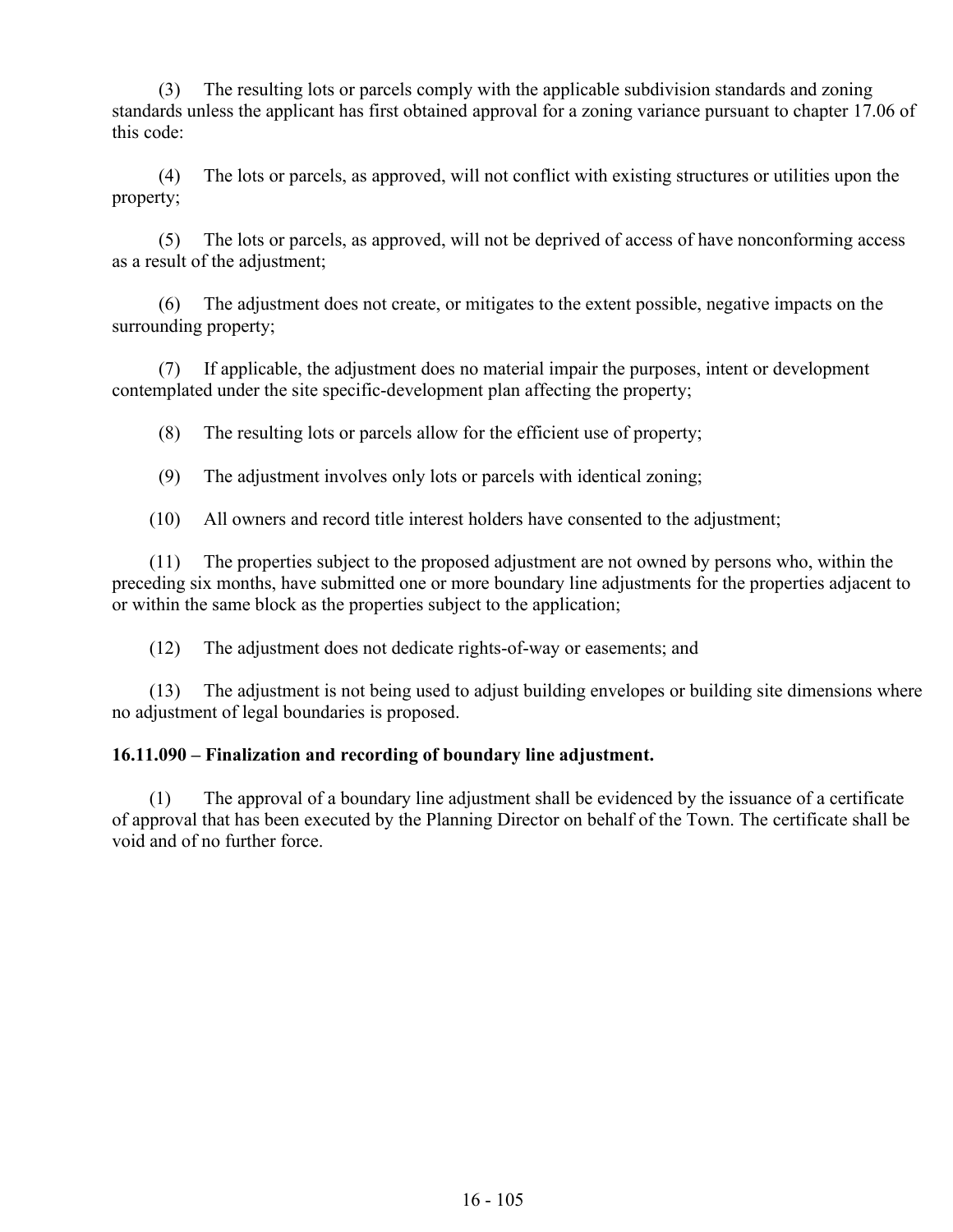(3) The resulting lots or parcels comply with the applicable subdivision standards and zoning standards unless the applicant has first obtained approval for a zoning variance pursuant to chapter 17.06 of this code:

(4) The lots or parcels, as approved, will not conflict with existing structures or utilities upon the property;

(5) The lots or parcels, as approved, will not be deprived of access of have nonconforming access as a result of the adjustment;

(6) The adjustment does not create, or mitigates to the extent possible, negative impacts on the surrounding property;

(7) If applicable, the adjustment does no material impair the purposes, intent or development contemplated under the site specific-development plan affecting the property;

(8) The resulting lots or parcels allow for the efficient use of property;

(9) The adjustment involves only lots or parcels with identical zoning;

(10) All owners and record title interest holders have consented to the adjustment;

(11) The properties subject to the proposed adjustment are not owned by persons who, within the preceding six months, have submitted one or more boundary line adjustments for the properties adjacent to or within the same block as the properties subject to the application;

(12) The adjustment does not dedicate rights-of-way or easements; and

(13) The adjustment is not being used to adjust building envelopes or building site dimensions where no adjustment of legal boundaries is proposed.

**16.11.090 – Finalization and recording of boundary line adjustment.**

(1) The approval of a boundary line adjustment shall be evidenced by the issuance of a certificate of approval that has been executed by the Planning Director on behalf of the Town. The certificate shall be void and of no further force.